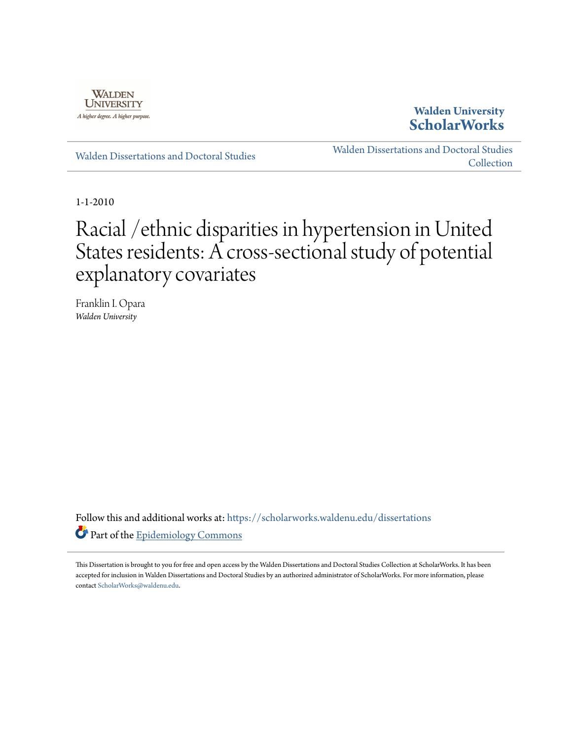Walden University

A higher degree. A higher purpose.

**Walden University ScholarWorks**

Walden Dissertations and Doctoral Studies

Walden Dissertations and Doctoral Studies Collection

1-1-2010

# Racial /ethnic disparities in hypertension in United States residents: A cross-sectional study of potential explanatory covariates

Franklin I. Opara
*Walden University*

Follow this and additional works at: https://scholarworks.waldenu.edu/dissertations

Part of the Epidemiology Commons

This Dissertation is brought to you for free and open access by the Walden Dissertations and Doctoral Studies Collection at ScholarWorks. It has been accepted for inclusion in Walden Dissertations and Doctoral Studies by an authorized administrator of ScholarWorks. For more information, please contact ScholarWorks@waldenu.edu.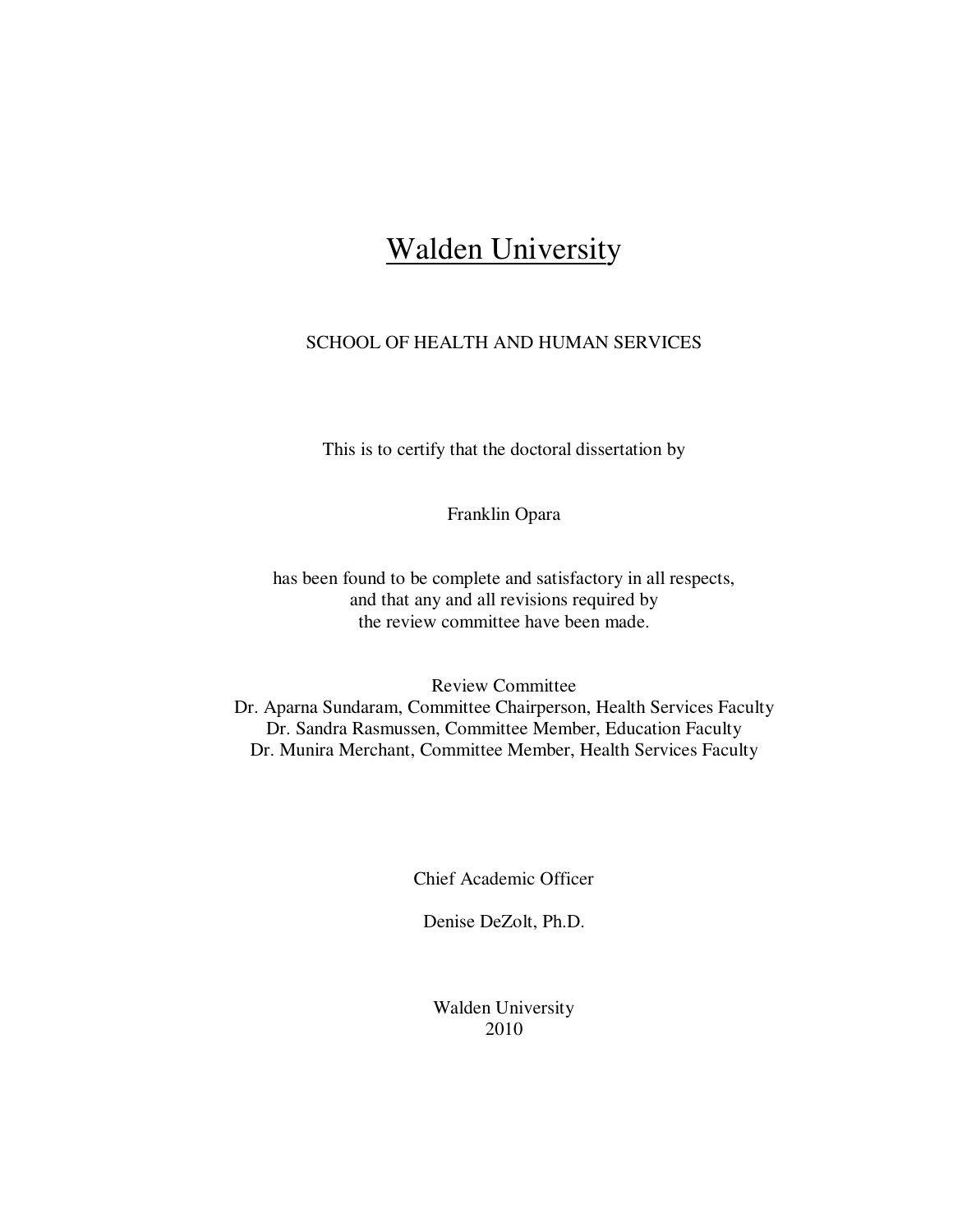# Walden University

SCHOOL OF HEALTH AND HUMAN SERVICES

This is to certify that the doctoral dissertation by

Franklin Opara

has been found to be complete and satisfactory in all respects,
and that any and all revisions required by
the review committee have been made.

Review Committee
Dr. Aparna Sundaram, Committee Chairperson, Health Services Faculty
Dr. Sandra Rasmussen, Committee Member, Education Faculty
Dr. Munira Merchant, Committee Member, Health Services Faculty

Chief Academic Officer

Denise DeZolt, Ph.D.

Walden University
2010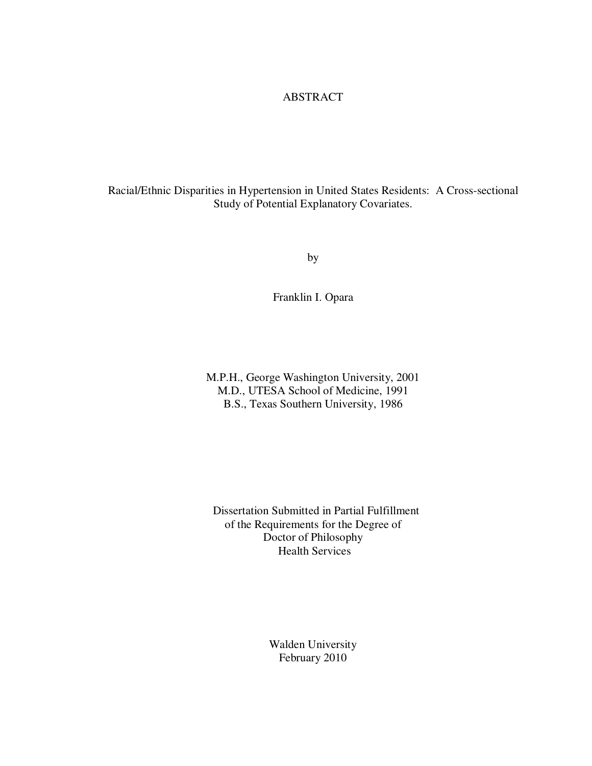# ABSTRACT

Racial/Ethnic Disparities in Hypertension in United States Residents: A Cross-sectional Study of Potential Explanatory Covariates.

by

Franklin I. Opara

M.P.H., George Washington University, 2001
M.D., UTESA School of Medicine, 1991
B.S., Texas Southern University, 1986

Dissertation Submitted in Partial Fulfillment
of the Requirements for the Degree of
Doctor of Philosophy
Health Services

Walden University
February 2010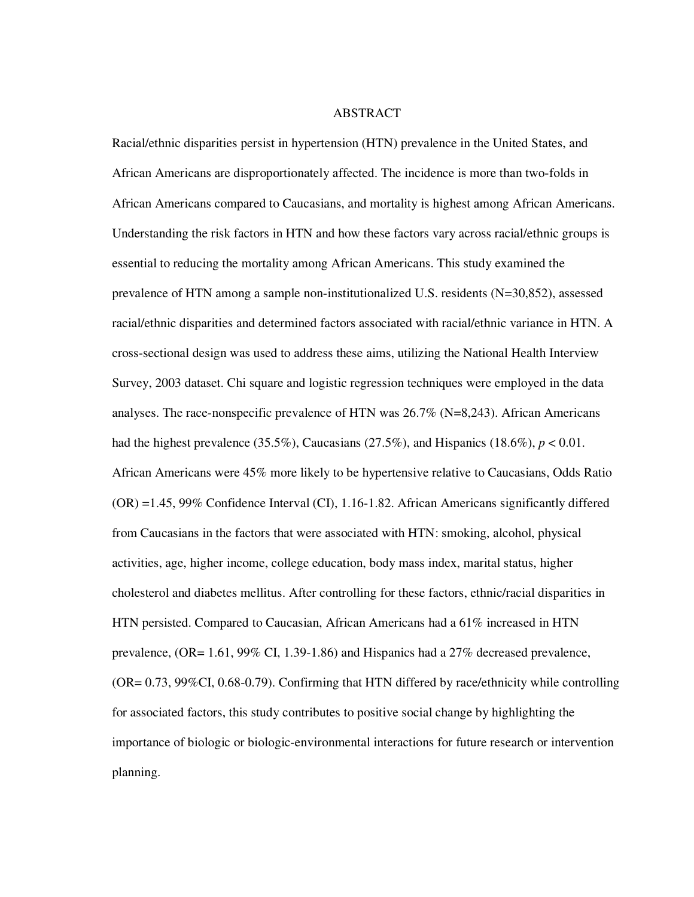# ABSTRACT

Racial/ethnic disparities persist in hypertension (HTN) prevalence in the United States, and African Americans are disproportionately affected. The incidence is more than two-folds in African Americans compared to Caucasians, and mortality is highest among African Americans. Understanding the risk factors in HTN and how these factors vary across racial/ethnic groups is essential to reducing the mortality among African Americans. This study examined the prevalence of HTN among a sample non-institutionalized U.S. residents (N=30,852), assessed racial/ethnic disparities and determined factors associated with racial/ethnic variance in HTN. A cross-sectional design was used to address these aims, utilizing the National Health Interview Survey, 2003 dataset. Chi square and logistic regression techniques were employed in the data analyses. The race-nonspecific prevalence of HTN was 26.7% (N=8,243). African Americans had the highest prevalence (35.5%), Caucasians (27.5%), and Hispanics (18.6%), $p < 0.01$. African Americans were 45% more likely to be hypertensive relative to Caucasians, Odds Ratio (OR) =1.45, 99% Confidence Interval (CI), 1.16-1.82. African Americans significantly differed from Caucasians in the factors that were associated with HTN: smoking, alcohol, physical activities, age, higher income, college education, body mass index, marital status, higher cholesterol and diabetes mellitus. After controlling for these factors, ethnic/racial disparities in HTN persisted. Compared to Caucasian, African Americans had a 61% increased in HTN prevalence, (OR= 1.61, 99% CI, 1.39-1.86) and Hispanics had a 27% decreased prevalence, (OR= 0.73, 99%CI, 0.68-0.79). Confirming that HTN differed by race/ethnicity while controlling for associated factors, this study contributes to positive social change by highlighting the importance of biologic or biologic-environmental interactions for future research or intervention planning.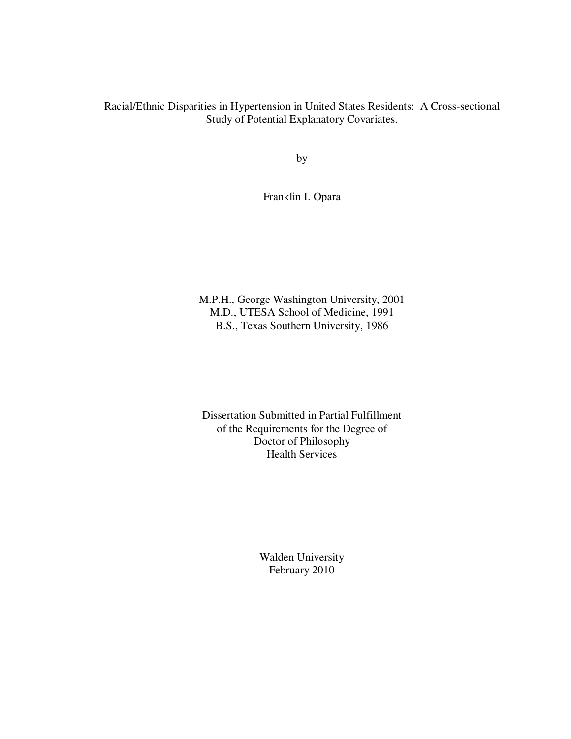# Racial/Ethnic Disparities in Hypertension in United States Residents: A Cross-sectional Study of Potential Explanatory Covariates.

by

Franklin I. Opara

M.P.H., George Washington University, 2001
M.D., UTESA School of Medicine, 1991
B.S., Texas Southern University, 1986

Dissertation Submitted in Partial Fulfillment
of the Requirements for the Degree of
Doctor of Philosophy
Health Services

Walden University
February 2010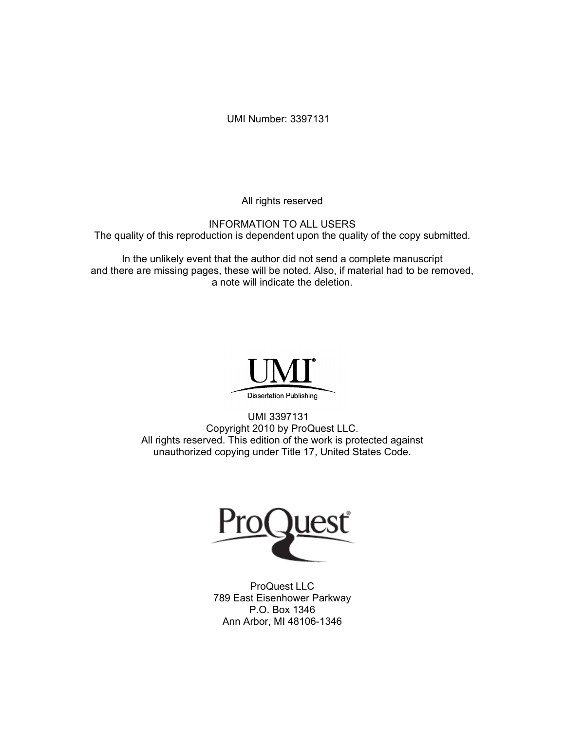UMI Number: 3397131

All rights reserved

INFORMATION TO ALL USERS
The quality of this reproduction is dependent upon the quality of the copy submitted.

In the unlikely event that the author did not send a complete manuscript
and there are missing pages, these will be noted. Also, if material had to be removed,
a note will indicate the deletion.

UMI
Dissertation Publishing

UMI 3397131
Copyright 2010 by ProQuest LLC.
All rights reserved. This edition of the work is protected against
unauthorized copying under Title 17, United States Code.

ProQuest

ProQuest LLC
789 East Eisenhower Parkway
P.O. Box 1346
Ann Arbor, MI 48106-1346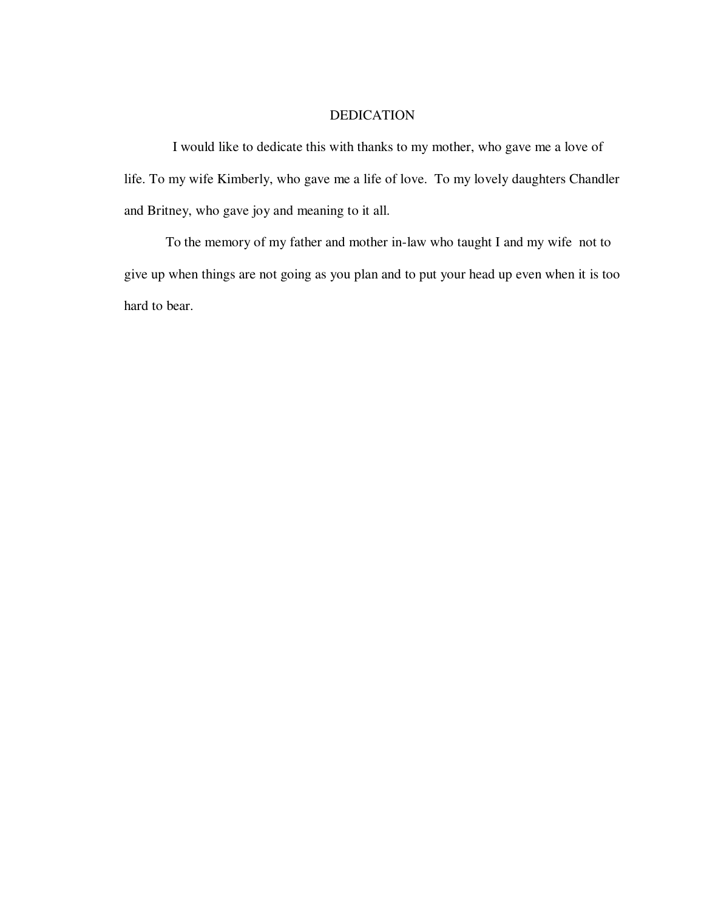# DEDICATION

I would like to dedicate this with thanks to my mother, who gave me a love of life. To my wife Kimberly, who gave me a life of love. To my lovely daughters Chandler and Britney, who gave joy and meaning to it all.

To the memory of my father and mother in-law who taught I and my wife not to give up when things are not going as you plan and to put your head up even when it is too hard to bear.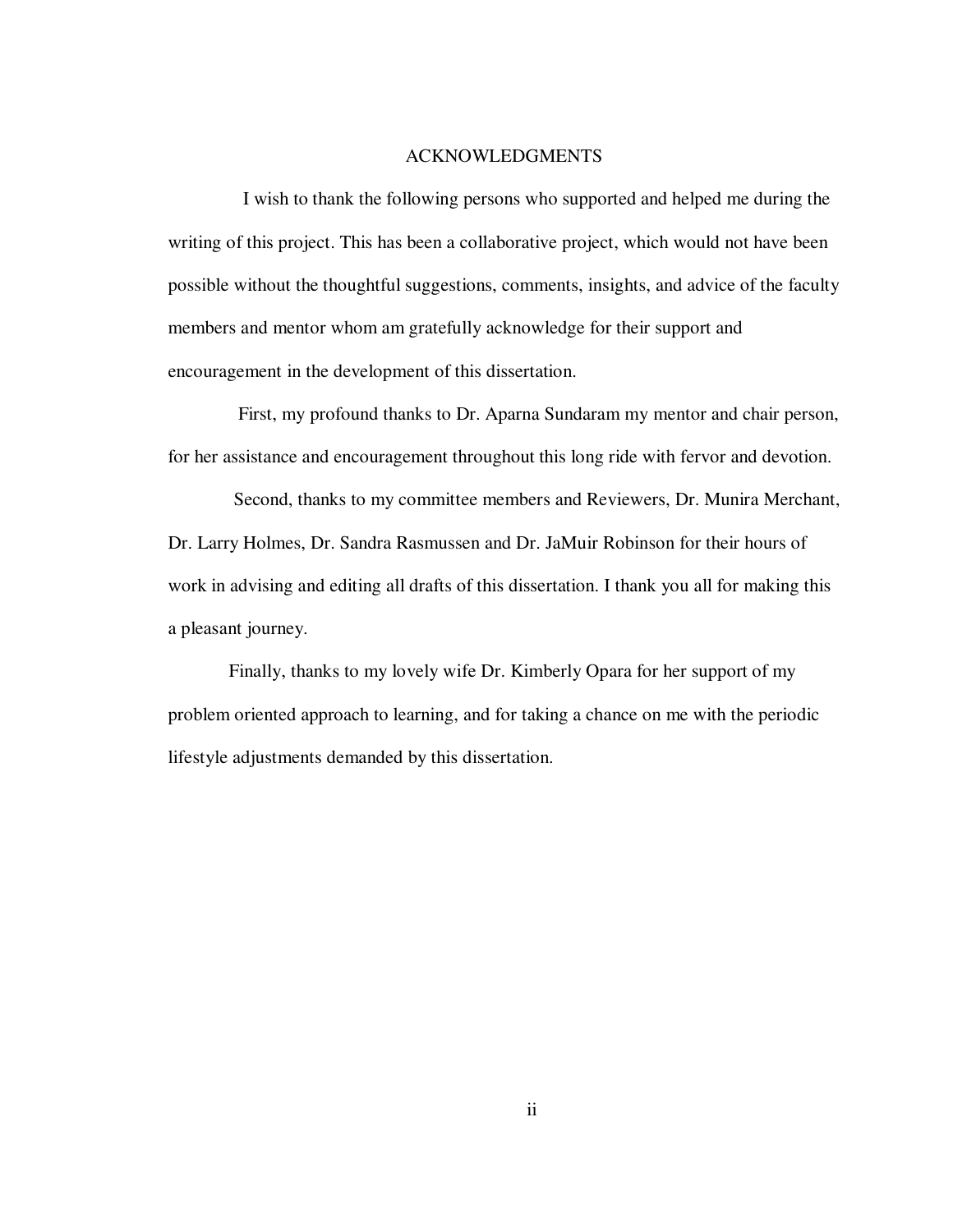# ACKNOWLEDGMENTS

I wish to thank the following persons who supported and helped me during the writing of this project. This has been a collaborative project, which would not have been possible without the thoughtful suggestions, comments, insights, and advice of the faculty members and mentor whom am gratefully acknowledge for their support and encouragement in the development of this dissertation.

First, my profound thanks to Dr. Aparna Sundaram my mentor and chair person, for her assistance and encouragement throughout this long ride with fervor and devotion.

Second, thanks to my committee members and Reviewers, Dr. Munira Merchant, Dr. Larry Holmes, Dr. Sandra Rasmussen and Dr. JaMuir Robinson for their hours of work in advising and editing all drafts of this dissertation. I thank you all for making this a pleasant journey.

Finally, thanks to my lovely wife Dr. Kimberly Opara for her support of my problem oriented approach to learning, and for taking a chance on me with the periodic lifestyle adjustments demanded by this dissertation.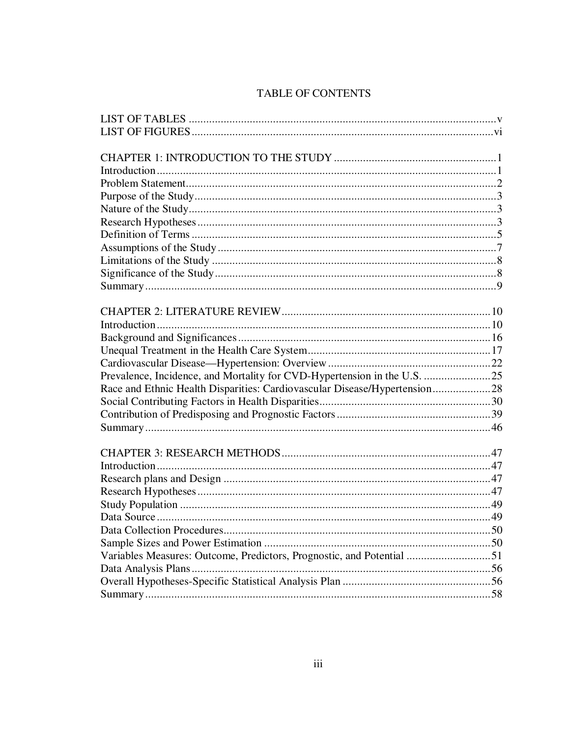# TABLE OF CONTENTS

LIST OF TABLES .......................................................................................................... v
LIST OF FIGURES ........................................................................................................ vi

CHAPTER 1: INTRODUCTION TO THE STUDY ....................................................... 1
Introduction .................................................................................................................... 1
Problem Statement .......................................................................................................... 2
Purpose of the Study ........................................................................................................ 3
Nature of the Study .......................................................................................................... 3
Research Hypotheses ....................................................................................................... 3
Definition of Terms ......................................................................................................... 5
Assumptions of the Study ............................................................................................... 7
Limitations of the Study ................................................................................................. 8
Significance of the Study ................................................................................................. 8
Summary ......................................................................................................................... 9

CHAPTER 2: LITERATURE REVIEW ....................................................................... 10
Introduction .................................................................................................................... 10
Background and Significances ...................................................................................... 16
Unequal Treatment in the Health Care System .............................................................. 17
Cardiovascular Disease—Hypertension: Overview ........................................................ 22
Prevalence, Incidence, and Mortality for CVD-Hypertension in the U.S. ....................... 25
Race and Ethnic Health Disparities: Cardiovascular Disease/Hypertension .................... 28
Social Contributing Factors in Health Disparities ........................................................... 30
Contribution of Predisposing and Prognostic Factors ..................................................... 39
Summary ......................................................................................................................... 46

CHAPTER 3: RESEARCH METHODS ....................................................................... 47
Introduction .................................................................................................................... 47
Research plans and Design ............................................................................................ 47
Research Hypotheses ...................................................................................................... 47
Study Population ............................................................................................................ 49
Data Source .................................................................................................................... 49
Data Collection Procedures ............................................................................................ 50
Sample Sizes and Power Estimation .............................................................................. 50
Variables Measures: Outcome, Predictors, Prognostic, and Potential ............................. 51
Data Analysis Plans ........................................................................................................ 56
Overall Hypotheses-Specific Statistical Analysis Plan ................................................... 56
Summary ......................................................................................................................... 58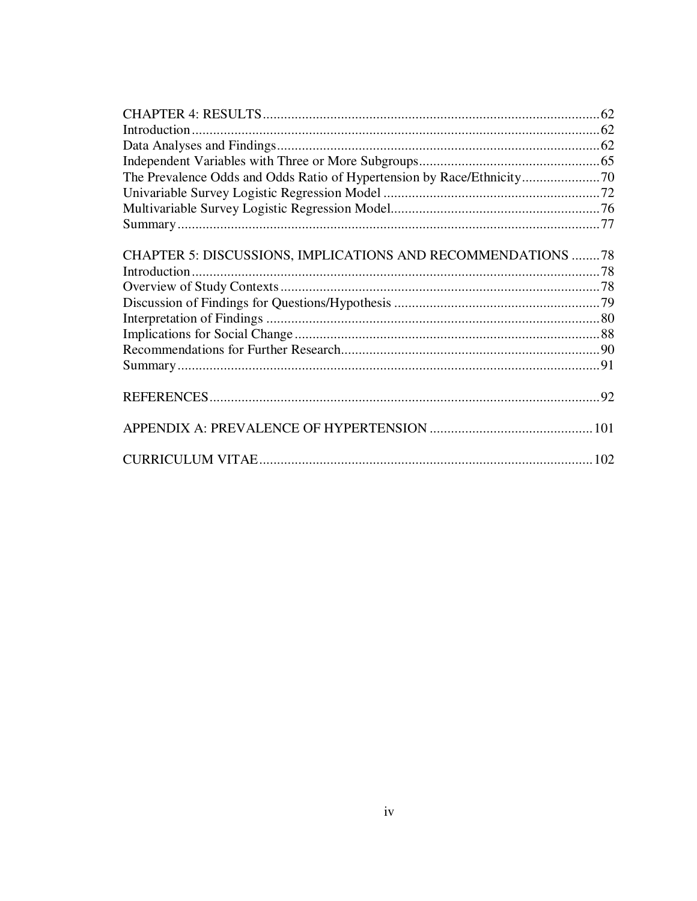CHAPTER 4: RESULTS....................................................................................................62
Introduction....................................................................................................................62
Data Analyses and Findings...........................................................................................62
Independent Variables with Three or More Subgroups...................................................65
The Prevalence Odds and Odds Ratio of Hypertension by Race/Ethnicity......................70
Univariable Survey Logistic Regression Model.............................................................72
Multivariable Survey Logistic Regression Model...........................................................76
Summary.......................................................................................................................77

CHAPTER 5: DISCUSSIONS, IMPLICATIONS AND RECOMMENDATIONS........78
Introduction....................................................................................................................78
Overview of Study Contexts..........................................................................................78
Discussion of Findings for Questions/Hypothesis..........................................................79
Interpretation of Findings..............................................................................................80
Implications for Social Change......................................................................................88
Recommendations for Further Research.........................................................................90
Summary.......................................................................................................................91

REFERENCES.............................................................................................................92

APPENDIX A: PREVALENCE OF HYPERTENSION.............................................101

CURRICULUM VITAE..............................................................................................102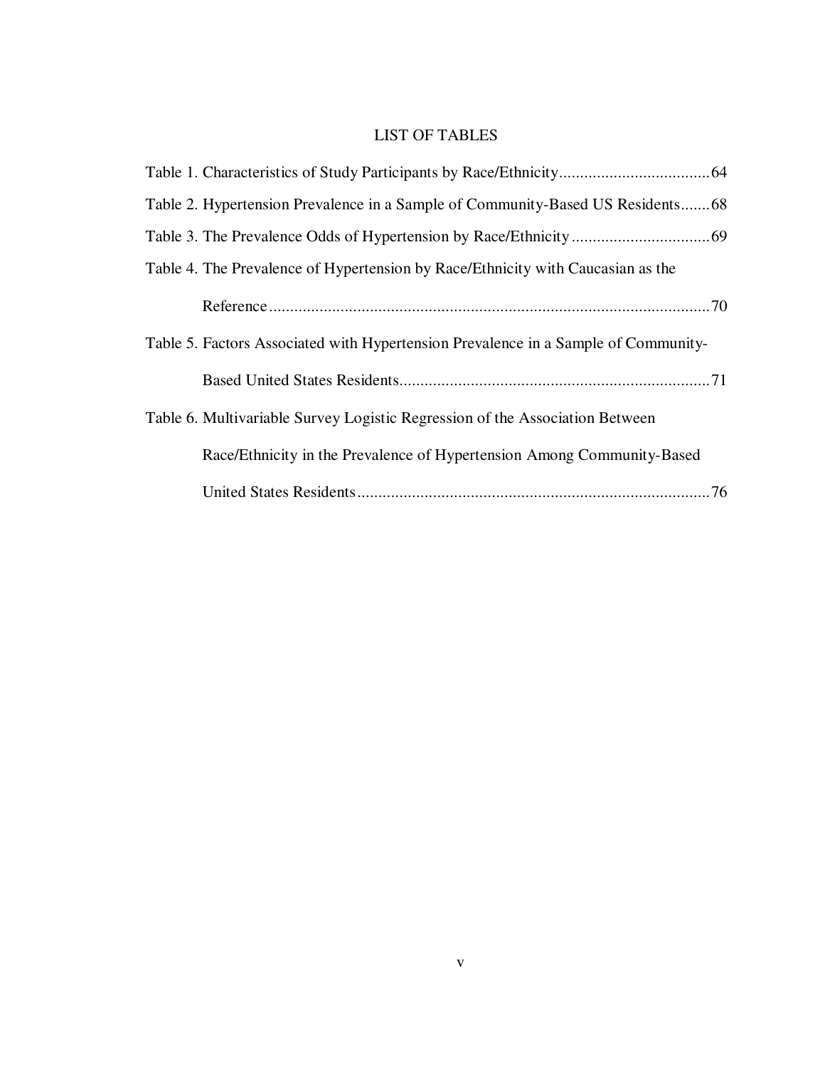# LIST OF TABLES

Table 1. Characteristics of Study Participants by Race/Ethnicity....................................64

Table 2. Hypertension Prevalence in a Sample of Community-Based US Residents.......68

Table 3. The Prevalence Odds of Hypertension by Race/Ethnicity.................................69

Table 4. The Prevalence of Hypertension by Race/Ethnicity with Caucasian as the Reference.........................................................................................................70

Table 5. Factors Associated with Hypertension Prevalence in a Sample of Community-Based United States Residents.........................................................................71

Table 6. Multivariable Survey Logistic Regression of the Association Between Race/Ethnicity in the Prevalence of Hypertension Among Community-Based United States Residents....................................................................................76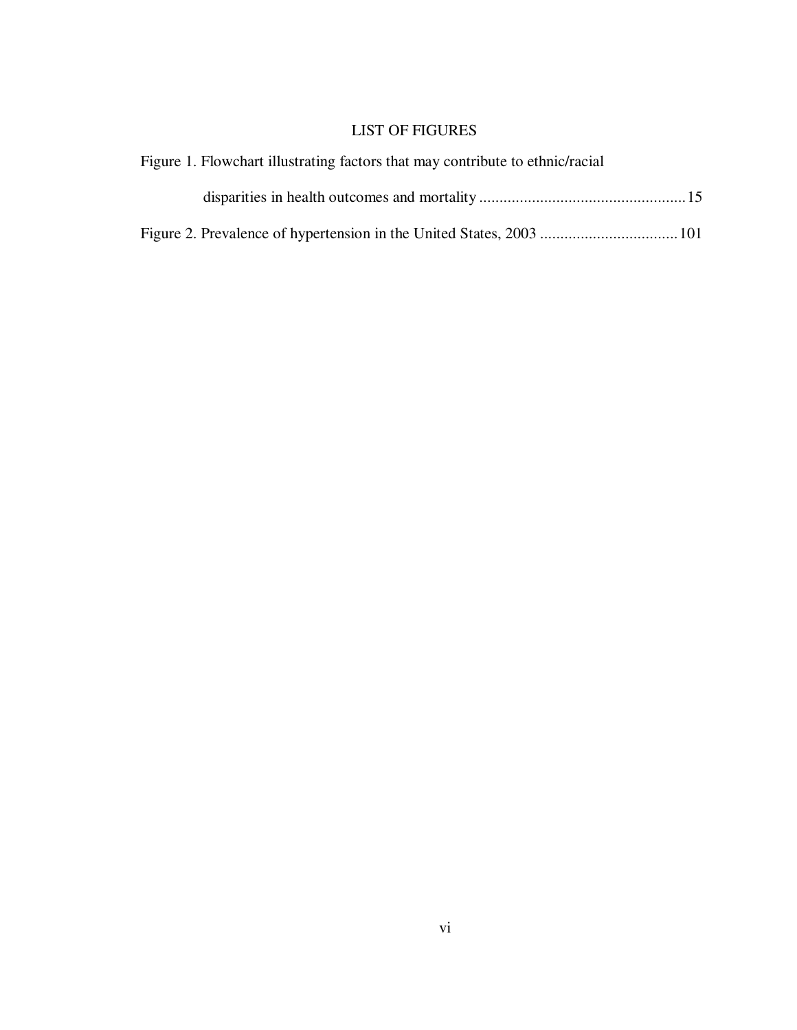## LIST OF FIGURES

Figure 1. Flowchart illustrating factors that may contribute to ethnic/racial disparities in health outcomes and mortality .................................................. 15

Figure 2. Prevalence of hypertension in the United States, 2003 ................................. 101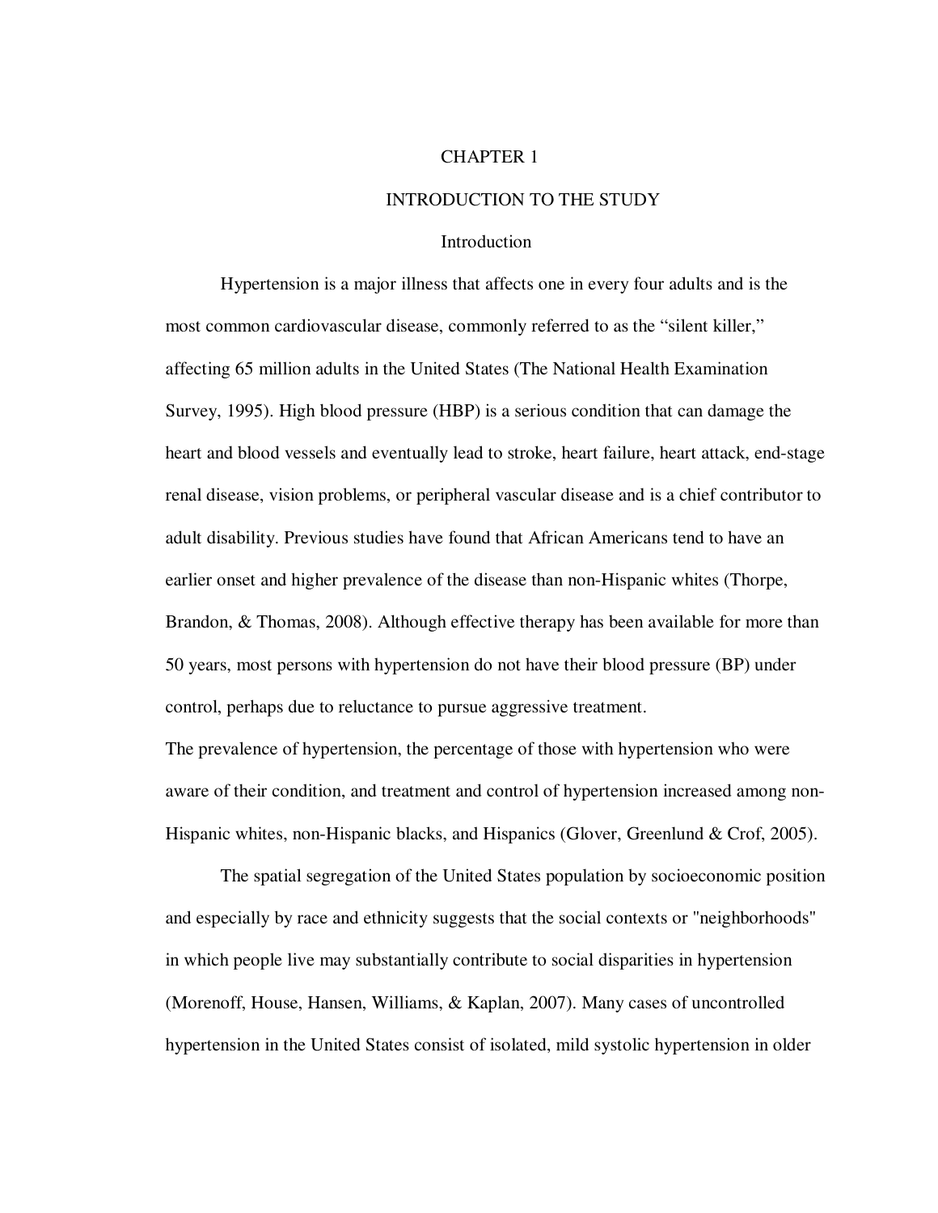# CHAPTER 1

## INTRODUCTION TO THE STUDY

### Introduction

Hypertension is a major illness that affects one in every four adults and is the most common cardiovascular disease, commonly referred to as the "silent killer," affecting 65 million adults in the United States (The National Health Examination Survey, 1995). High blood pressure (HBP) is a serious condition that can damage the heart and blood vessels and eventually lead to stroke, heart failure, heart attack, end-stage renal disease, vision problems, or peripheral vascular disease and is a chief contributor to adult disability. Previous studies have found that African Americans tend to have an earlier onset and higher prevalence of the disease than non-Hispanic whites (Thorpe, Brandon, & Thomas, 2008). Although effective therapy has been available for more than 50 years, most persons with hypertension do not have their blood pressure (BP) under control, perhaps due to reluctance to pursue aggressive treatment.

The prevalence of hypertension, the percentage of those with hypertension who were aware of their condition, and treatment and control of hypertension increased among non-Hispanic whites, non-Hispanic blacks, and Hispanics (Glover, Greenlund & Crof, 2005).

The spatial segregation of the United States population by socioeconomic position and especially by race and ethnicity suggests that the social contexts or "neighborhoods" in which people live may substantially contribute to social disparities in hypertension (Morenoff, House, Hansen, Williams, & Kaplan, 2007). Many cases of uncontrolled hypertension in the United States consist of isolated, mild systolic hypertension in older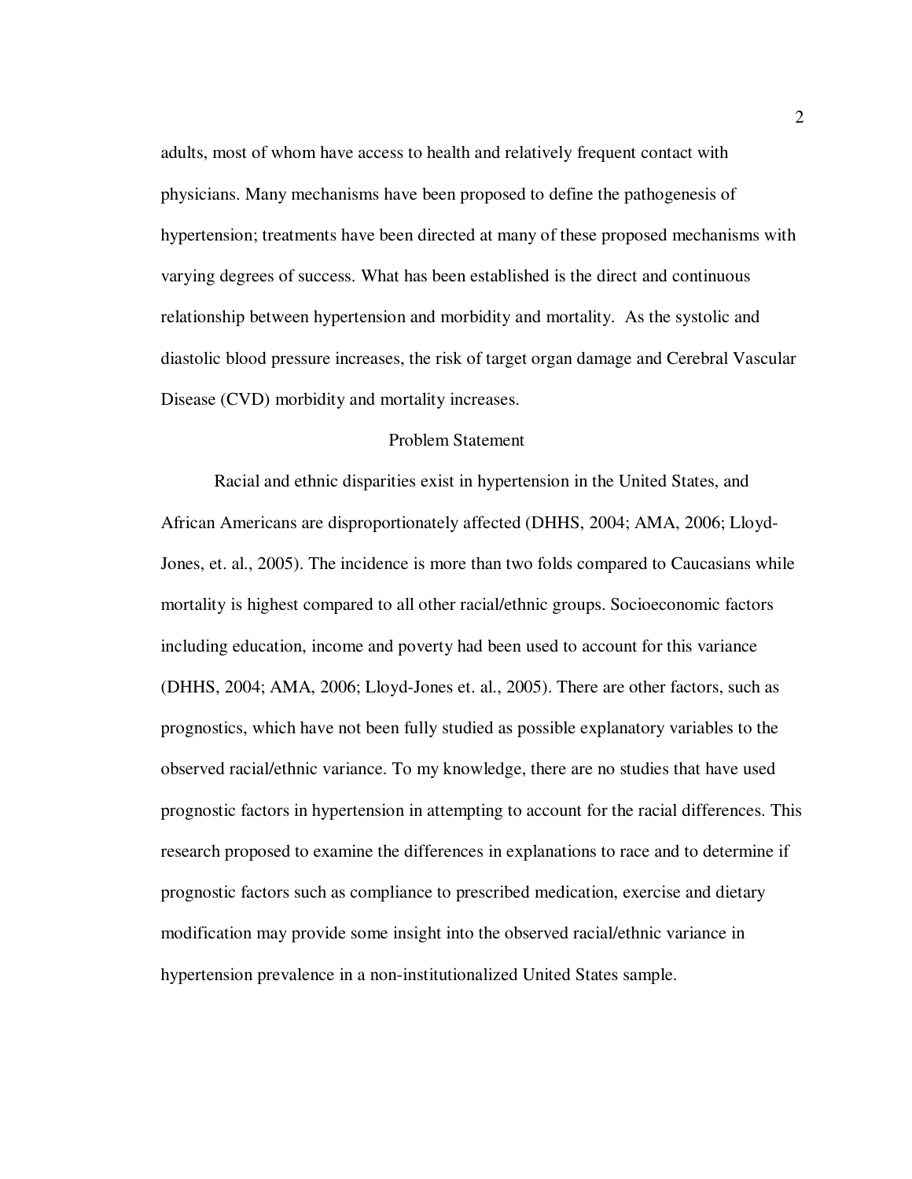adults, most of whom have access to health and relatively frequent contact with physicians. Many mechanisms have been proposed to define the pathogenesis of hypertension; treatments have been directed at many of these proposed mechanisms with varying degrees of success. What has been established is the direct and continuous relationship between hypertension and morbidity and mortality. As the systolic and diastolic blood pressure increases, the risk of target organ damage and Cerebral Vascular Disease (CVD) morbidity and mortality increases.

## Problem Statement

Racial and ethnic disparities exist in hypertension in the United States, and African Americans are disproportionately affected (DHHS, 2004; AMA, 2006; Lloyd-Jones, et. al., 2005). The incidence is more than two folds compared to Caucasians while mortality is highest compared to all other racial/ethnic groups. Socioeconomic factors including education, income and poverty had been used to account for this variance (DHHS, 2004; AMA, 2006; Lloyd-Jones et. al., 2005). There are other factors, such as prognostics, which have not been fully studied as possible explanatory variables to the observed racial/ethnic variance. To my knowledge, there are no studies that have used prognostic factors in hypertension in attempting to account for the racial differences. This research proposed to examine the differences in explanations to race and to determine if prognostic factors such as compliance to prescribed medication, exercise and dietary modification may provide some insight into the observed racial/ethnic variance in hypertension prevalence in a non-institutionalized United States sample.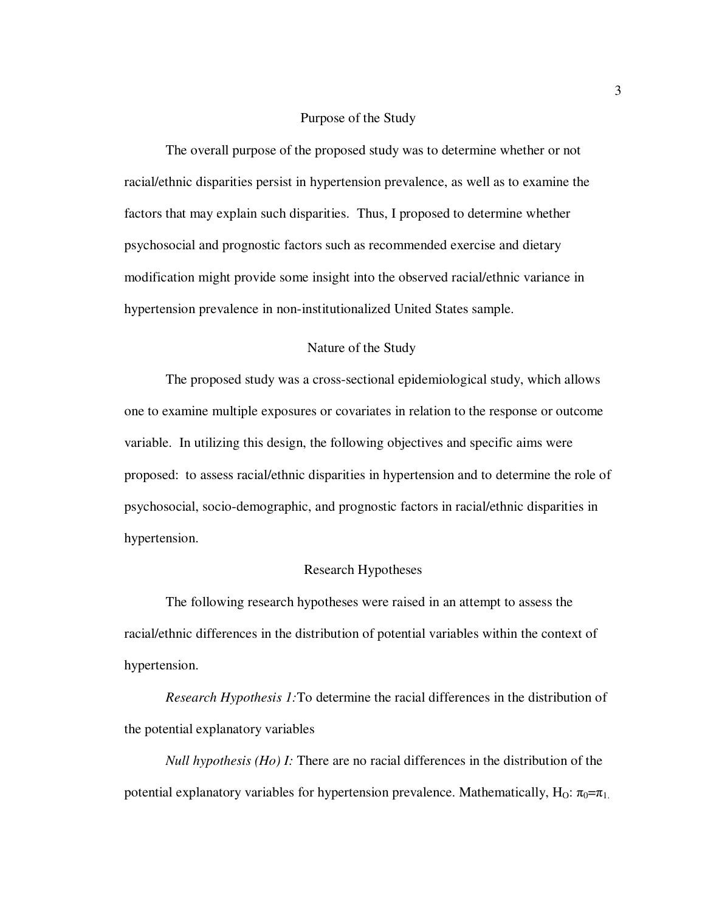## Purpose of the Study

The overall purpose of the proposed study was to determine whether or not racial/ethnic disparities persist in hypertension prevalence, as well as to examine the factors that may explain such disparities. Thus, I proposed to determine whether psychosocial and prognostic factors such as recommended exercise and dietary modification might provide some insight into the observed racial/ethnic variance in hypertension prevalence in non-institutionalized United States sample.

## Nature of the Study

The proposed study was a cross-sectional epidemiological study, which allows one to examine multiple exposures or covariates in relation to the response or outcome variable. In utilizing this design, the following objectives and specific aims were proposed: to assess racial/ethnic disparities in hypertension and to determine the role of psychosocial, socio-demographic, and prognostic factors in racial/ethnic disparities in hypertension.

## Research Hypotheses

The following research hypotheses were raised in an attempt to assess the racial/ethnic differences in the distribution of potential variables within the context of hypertension.

*Research Hypothesis 1:*To determine the racial differences in the distribution of the potential explanatory variables

*Null hypothesis (Ho) I:* There are no racial differences in the distribution of the potential explanatory variables for hypertension prevalence. Mathematically, $H_O$: $\pi_0=\pi_1$.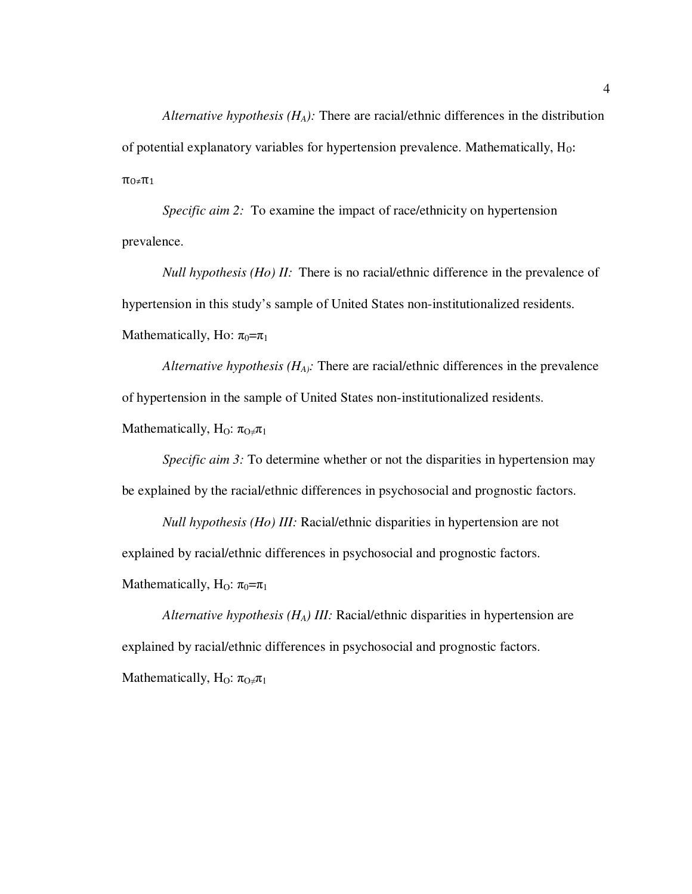*Alternative hypothesis ($H_A$):* There are racial/ethnic differences in the distribution of potential explanatory variables for hypertension prevalence. Mathematically, $H_0$: $\pi_0 \neq \pi_1$

*Specific aim 2:* To examine the impact of race/ethnicity on hypertension prevalence.

*Null hypothesis (Ho) II:* There is no racial/ethnic difference in the prevalence of hypertension in this study's sample of United States non-institutionalized residents. Mathematically, Ho: $\pi_0 = \pi_1$

*Alternative hypothesis ($H_A$):* There are racial/ethnic differences in the prevalence of hypertension in the sample of United States non-institutionalized residents. Mathematically, $H_O$: $\pi_O \neq \pi_1$

*Specific aim 3:* To determine whether or not the disparities in hypertension may be explained by the racial/ethnic differences in psychosocial and prognostic factors.

*Null hypothesis (Ho) III:* Racial/ethnic disparities in hypertension are not explained by racial/ethnic differences in psychosocial and prognostic factors. Mathematically, $H_O$: $\pi_0 = \pi_1$

*Alternative hypothesis ($H_A$) III:* Racial/ethnic disparities in hypertension are explained by racial/ethnic differences in psychosocial and prognostic factors. Mathematically, $H_O$: $\pi_O \neq \pi_1$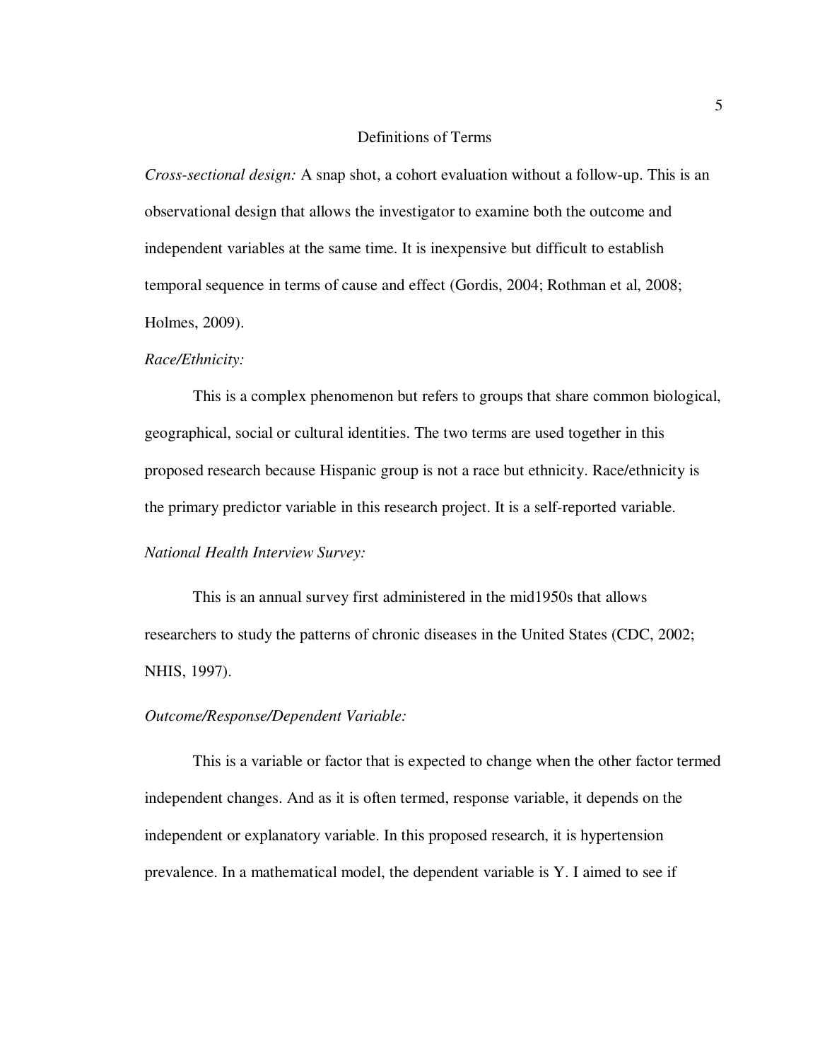## Definitions of Terms

*Cross-sectional design:* A snap shot, a cohort evaluation without a follow-up. This is an observational design that allows the investigator to examine both the outcome and independent variables at the same time. It is inexpensive but difficult to establish temporal sequence in terms of cause and effect (Gordis, 2004; Rothman et al, 2008; Holmes, 2009).

*Race/Ethnicity:*

This is a complex phenomenon but refers to groups that share common biological, geographical, social or cultural identities. The two terms are used together in this proposed research because Hispanic group is not a race but ethnicity. Race/ethnicity is the primary predictor variable in this research project. It is a self-reported variable.

*National Health Interview Survey:*

This is an annual survey first administered in the mid1950s that allows researchers to study the patterns of chronic diseases in the United States (CDC, 2002; NHIS, 1997).

*Outcome/Response/Dependent Variable:*

This is a variable or factor that is expected to change when the other factor termed independent changes. And as it is often termed, response variable, it depends on the independent or explanatory variable. In this proposed research, it is hypertension prevalence. In a mathematical model, the dependent variable is Y. I aimed to see if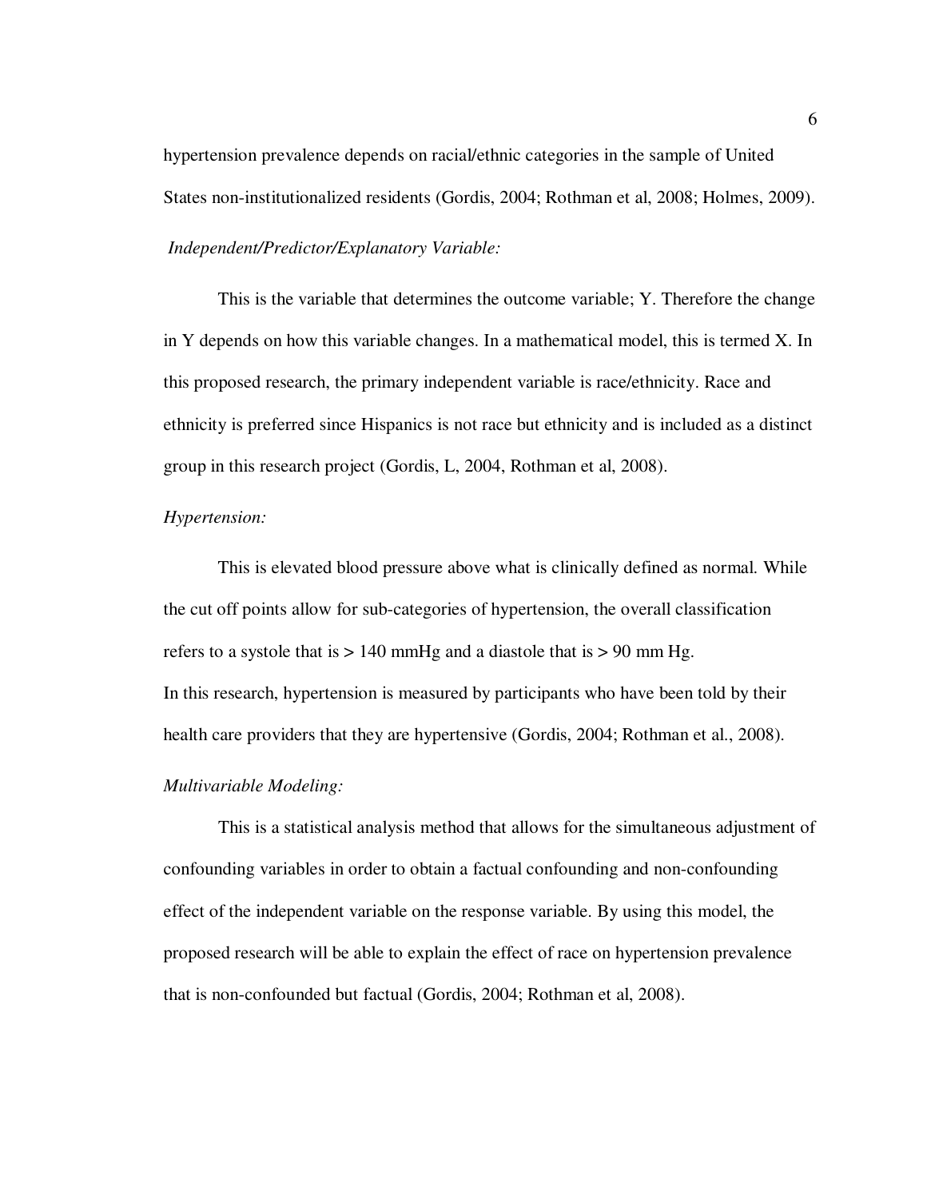hypertension prevalence depends on racial/ethnic categories in the sample of United States non-institutionalized residents (Gordis, 2004; Rothman et al, 2008; Holmes, 2009).

*Independent/Predictor/Explanatory Variable:*

This is the variable that determines the outcome variable; Y. Therefore the change in Y depends on how this variable changes. In a mathematical model, this is termed X. In this proposed research, the primary independent variable is race/ethnicity. Race and ethnicity is preferred since Hispanics is not race but ethnicity and is included as a distinct group in this research project (Gordis, L, 2004, Rothman et al, 2008).

*Hypertension:*

This is elevated blood pressure above what is clinically defined as normal. While the cut off points allow for sub-categories of hypertension, the overall classification refers to a systole that is > 140 mmHg and a diastole that is > 90 mm Hg. In this research, hypertension is measured by participants who have been told by their health care providers that they are hypertensive (Gordis, 2004; Rothman et al., 2008).

*Multivariable Modeling:*

This is a statistical analysis method that allows for the simultaneous adjustment of confounding variables in order to obtain a factual confounding and non-confounding effect of the independent variable on the response variable. By using this model, the proposed research will be able to explain the effect of race on hypertension prevalence that is non-confounded but factual (Gordis, 2004; Rothman et al, 2008).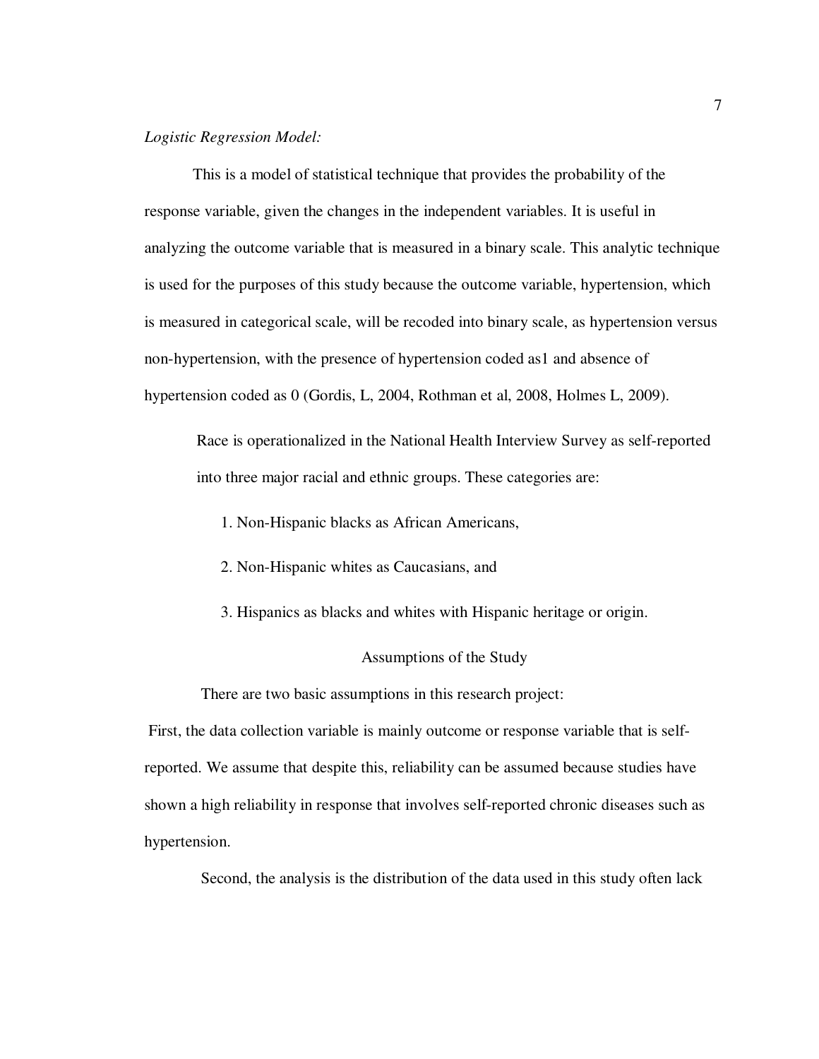*Logistic Regression Model:*

This is a model of statistical technique that provides the probability of the response variable, given the changes in the independent variables. It is useful in analyzing the outcome variable that is measured in a binary scale. This analytic technique is used for the purposes of this study because the outcome variable, hypertension, which is measured in categorical scale, will be recoded into binary scale, as hypertension versus non-hypertension, with the presence of hypertension coded as1 and absence of hypertension coded as 0 (Gordis, L, 2004, Rothman et al, 2008, Holmes L, 2009).

Race is operationalized in the National Health Interview Survey as self-reported into three major racial and ethnic groups. These categories are:

1. Non-Hispanic blacks as African Americans,
2. Non-Hispanic whites as Caucasians, and
3. Hispanics as blacks and whites with Hispanic heritage or origin.

## Assumptions of the Study

There are two basic assumptions in this research project:

First, the data collection variable is mainly outcome or response variable that is self-reported. We assume that despite this, reliability can be assumed because studies have shown a high reliability in response that involves self-reported chronic diseases such as hypertension.

Second, the analysis is the distribution of the data used in this study often lack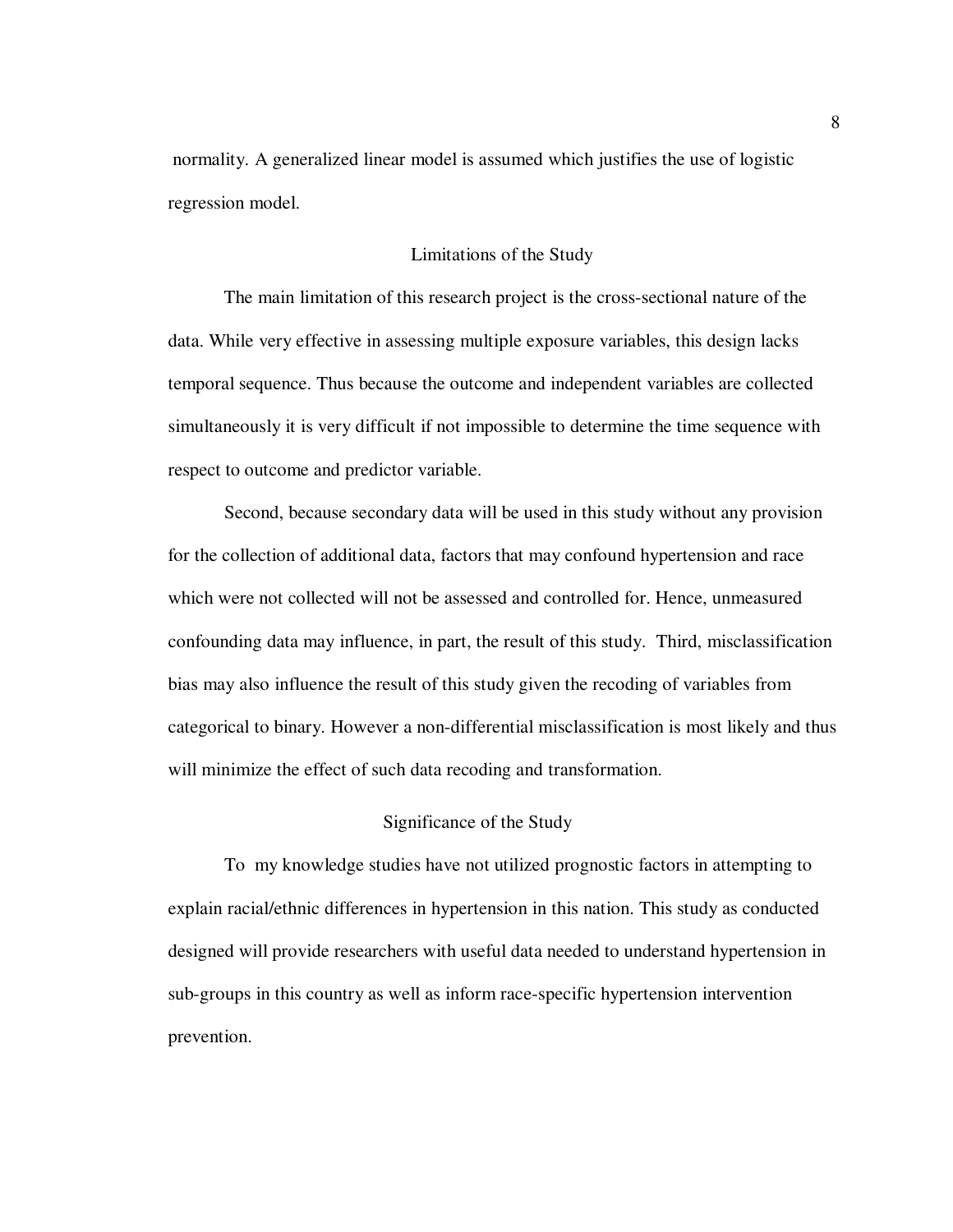normality. A generalized linear model is assumed which justifies the use of logistic regression model.

## Limitations of the Study

The main limitation of this research project is the cross-sectional nature of the data. While very effective in assessing multiple exposure variables, this design lacks temporal sequence. Thus because the outcome and independent variables are collected simultaneously it is very difficult if not impossible to determine the time sequence with respect to outcome and predictor variable.

Second, because secondary data will be used in this study without any provision for the collection of additional data, factors that may confound hypertension and race which were not collected will not be assessed and controlled for. Hence, unmeasured confounding data may influence, in part, the result of this study. Third, misclassification bias may also influence the result of this study given the recoding of variables from categorical to binary. However a non-differential misclassification is most likely and thus will minimize the effect of such data recoding and transformation.

## Significance of the Study

To my knowledge studies have not utilized prognostic factors in attempting to explain racial/ethnic differences in hypertension in this nation. This study as conducted designed will provide researchers with useful data needed to understand hypertension in sub-groups in this country as well as inform race-specific hypertension intervention prevention.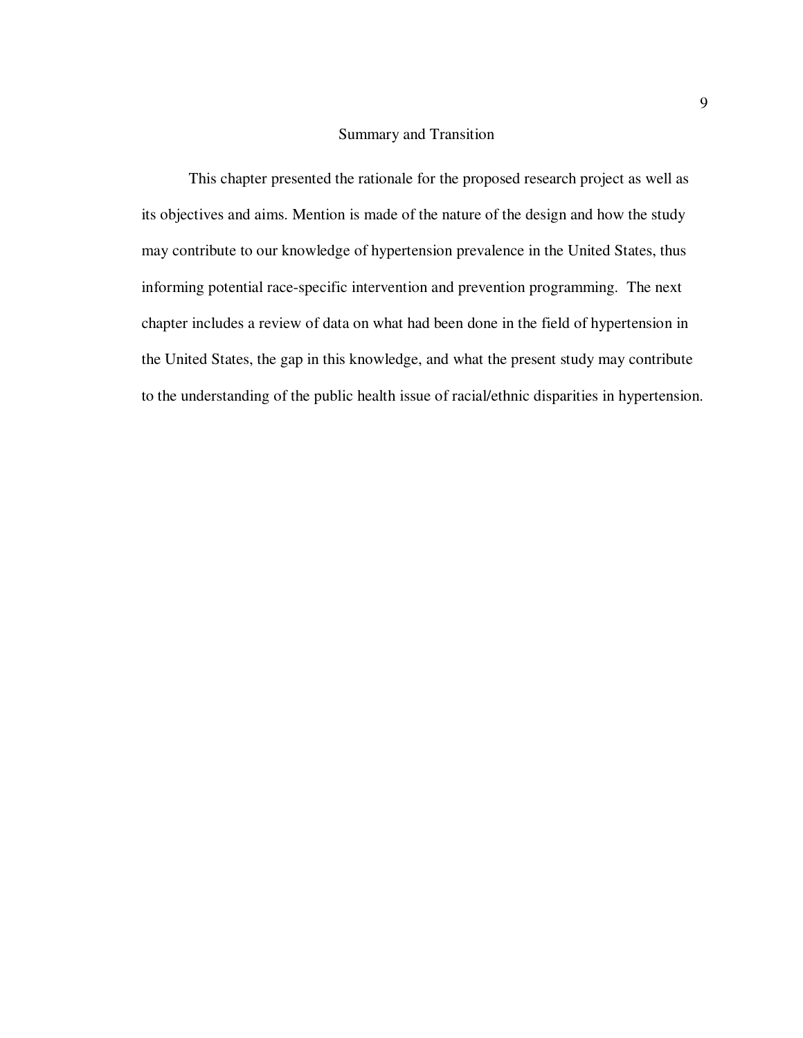## Summary and Transition

This chapter presented the rationale for the proposed research project as well as its objectives and aims. Mention is made of the nature of the design and how the study may contribute to our knowledge of hypertension prevalence in the United States, thus informing potential race-specific intervention and prevention programming. The next chapter includes a review of data on what had been done in the field of hypertension in the United States, the gap in this knowledge, and what the present study may contribute to the understanding of the public health issue of racial/ethnic disparities in hypertension.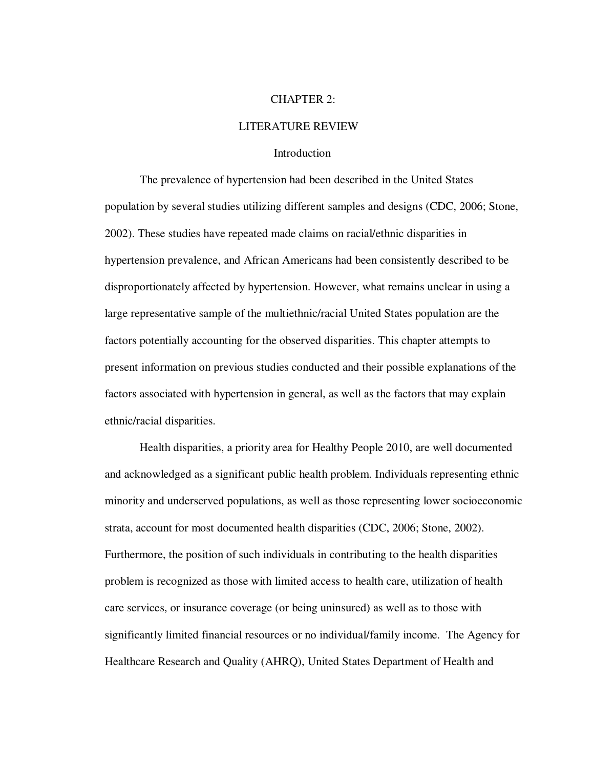# CHAPTER 2:

## LITERATURE REVIEW

### Introduction

The prevalence of hypertension had been described in the United States population by several studies utilizing different samples and designs (CDC, 2006; Stone, 2002). These studies have repeated made claims on racial/ethnic disparities in hypertension prevalence, and African Americans had been consistently described to be disproportionately affected by hypertension. However, what remains unclear in using a large representative sample of the multiethnic/racial United States population are the factors potentially accounting for the observed disparities. This chapter attempts to present information on previous studies conducted and their possible explanations of the factors associated with hypertension in general, as well as the factors that may explain ethnic/racial disparities.

Health disparities, a priority area for Healthy People 2010, are well documented and acknowledged as a significant public health problem. Individuals representing ethnic minority and underserved populations, as well as those representing lower socioeconomic strata, account for most documented health disparities (CDC, 2006; Stone, 2002). Furthermore, the position of such individuals in contributing to the health disparities problem is recognized as those with limited access to health care, utilization of health care services, or insurance coverage (or being uninsured) as well as to those with significantly limited financial resources or no individual/family income. The Agency for Healthcare Research and Quality (AHRQ), United States Department of Health and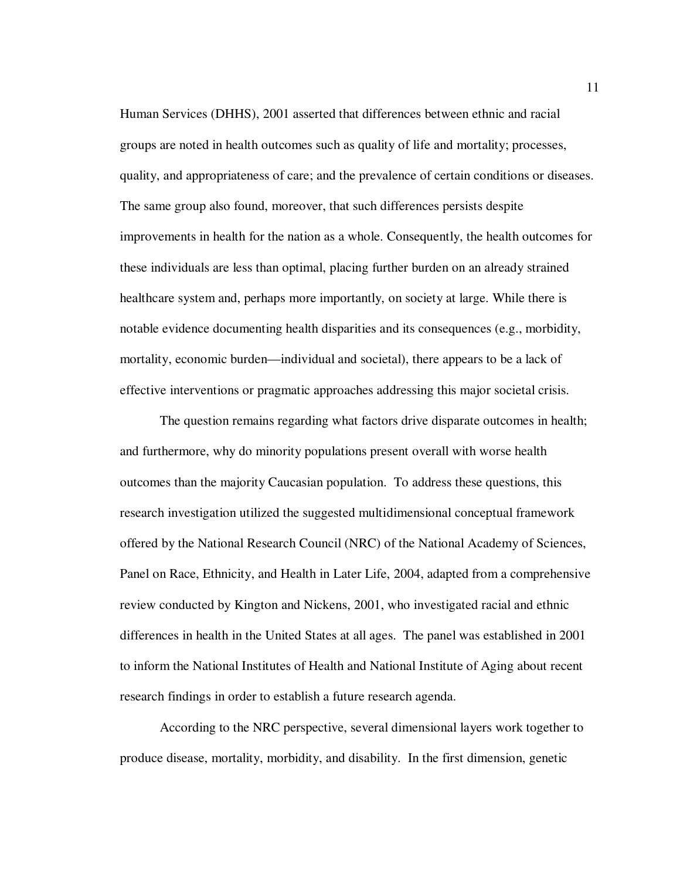Human Services (DHHS), 2001 asserted that differences between ethnic and racial groups are noted in health outcomes such as quality of life and mortality; processes, quality, and appropriateness of care; and the prevalence of certain conditions or diseases. The same group also found, moreover, that such differences persists despite improvements in health for the nation as a whole. Consequently, the health outcomes for these individuals are less than optimal, placing further burden on an already strained healthcare system and, perhaps more importantly, on society at large. While there is notable evidence documenting health disparities and its consequences (e.g., morbidity, mortality, economic burden—individual and societal), there appears to be a lack of effective interventions or pragmatic approaches addressing this major societal crisis.

The question remains regarding what factors drive disparate outcomes in health; and furthermore, why do minority populations present overall with worse health outcomes than the majority Caucasian population. To address these questions, this research investigation utilized the suggested multidimensional conceptual framework offered by the National Research Council (NRC) of the National Academy of Sciences, Panel on Race, Ethnicity, and Health in Later Life, 2004, adapted from a comprehensive review conducted by Kington and Nickens, 2001, who investigated racial and ethnic differences in health in the United States at all ages. The panel was established in 2001 to inform the National Institutes of Health and National Institute of Aging about recent research findings in order to establish a future research agenda.

According to the NRC perspective, several dimensional layers work together to produce disease, mortality, morbidity, and disability. In the first dimension, genetic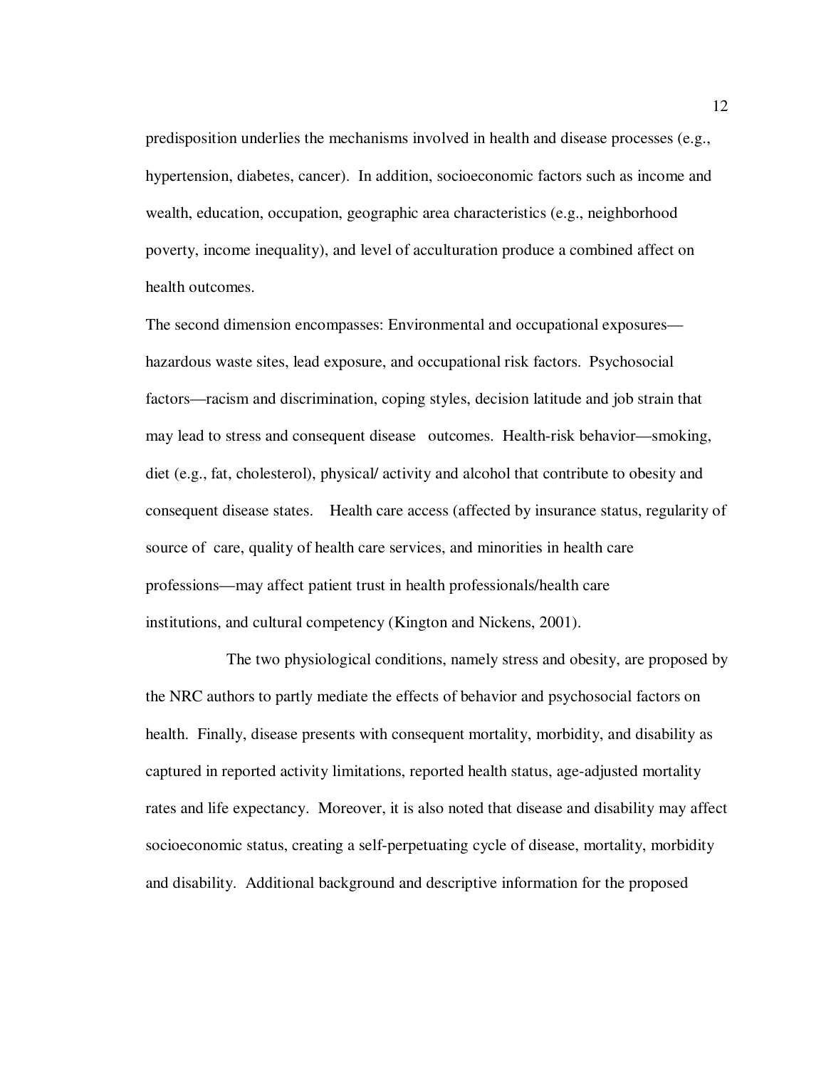predisposition underlies the mechanisms involved in health and disease processes (e.g., hypertension, diabetes, cancer). In addition, socioeconomic factors such as income and wealth, education, occupation, geographic area characteristics (e.g., neighborhood poverty, income inequality), and level of acculturation produce a combined affect on health outcomes.

The second dimension encompasses: Environmental and occupational exposures—hazardous waste sites, lead exposure, and occupational risk factors. Psychosocial factors—racism and discrimination, coping styles, decision latitude and job strain that may lead to stress and consequent disease outcomes. Health-risk behavior—smoking, diet (e.g., fat, cholesterol), physical/ activity and alcohol that contribute to obesity and consequent disease states. Health care access (affected by insurance status, regularity of source of care, quality of health care services, and minorities in health care professions—may affect patient trust in health professionals/health care institutions, and cultural competency (Kington and Nickens, 2001).

The two physiological conditions, namely stress and obesity, are proposed by the NRC authors to partly mediate the effects of behavior and psychosocial factors on health. Finally, disease presents with consequent mortality, morbidity, and disability as captured in reported activity limitations, reported health status, age-adjusted mortality rates and life expectancy. Moreover, it is also noted that disease and disability may affect socioeconomic status, creating a self-perpetuating cycle of disease, mortality, morbidity and disability. Additional background and descriptive information for the proposed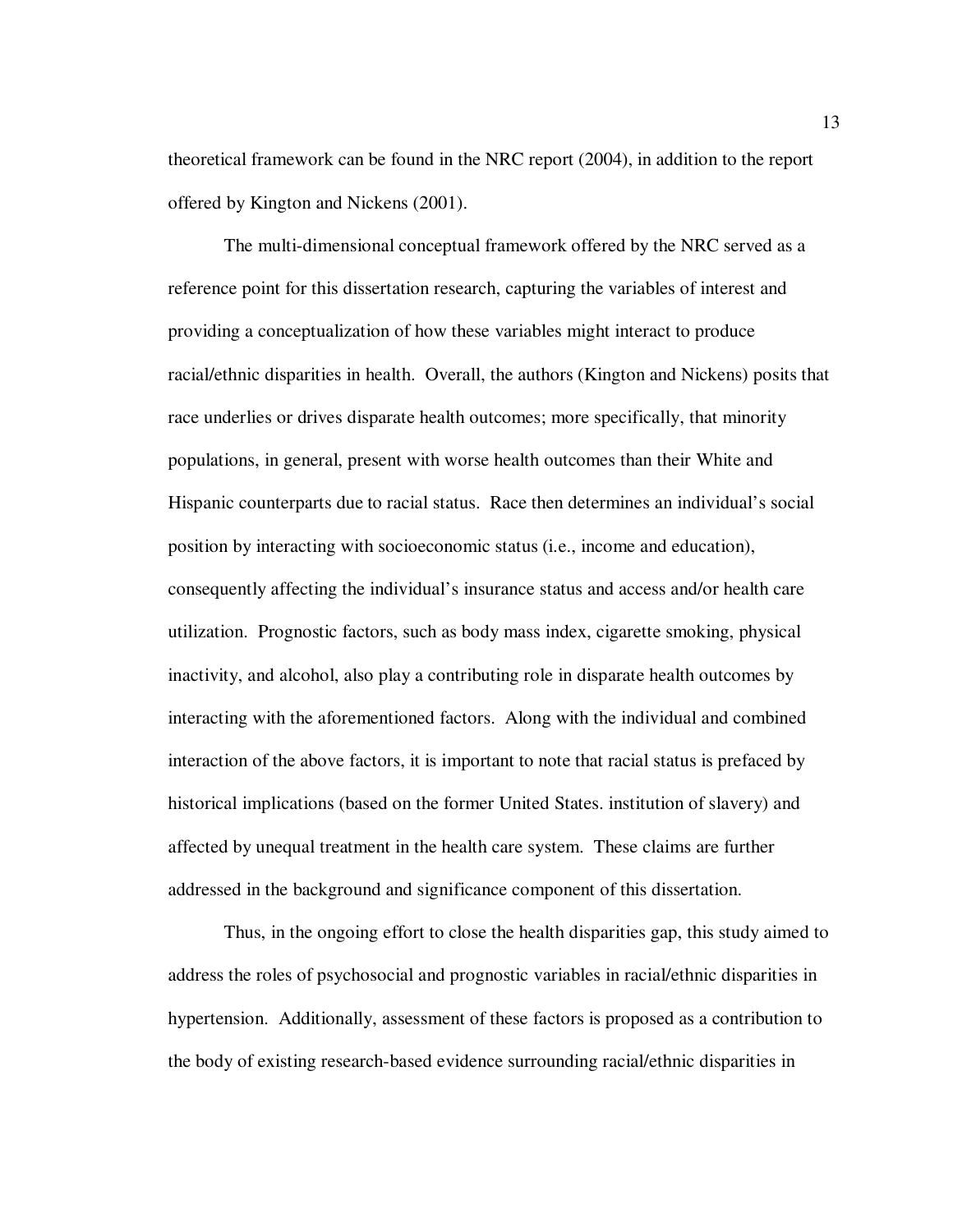theoretical framework can be found in the NRC report (2004), in addition to the report offered by Kington and Nickens (2001).

The multi-dimensional conceptual framework offered by the NRC served as a reference point for this dissertation research, capturing the variables of interest and providing a conceptualization of how these variables might interact to produce racial/ethnic disparities in health. Overall, the authors (Kington and Nickens) posits that race underlies or drives disparate health outcomes; more specifically, that minority populations, in general, present with worse health outcomes than their White and Hispanic counterparts due to racial status. Race then determines an individual's social position by interacting with socioeconomic status (i.e., income and education), consequently affecting the individual's insurance status and access and/or health care utilization. Prognostic factors, such as body mass index, cigarette smoking, physical inactivity, and alcohol, also play a contributing role in disparate health outcomes by interacting with the aforementioned factors. Along with the individual and combined interaction of the above factors, it is important to note that racial status is prefaced by historical implications (based on the former United States. institution of slavery) and affected by unequal treatment in the health care system. These claims are further addressed in the background and significance component of this dissertation.

Thus, in the ongoing effort to close the health disparities gap, this study aimed to address the roles of psychosocial and prognostic variables in racial/ethnic disparities in hypertension. Additionally, assessment of these factors is proposed as a contribution to the body of existing research-based evidence surrounding racial/ethnic disparities in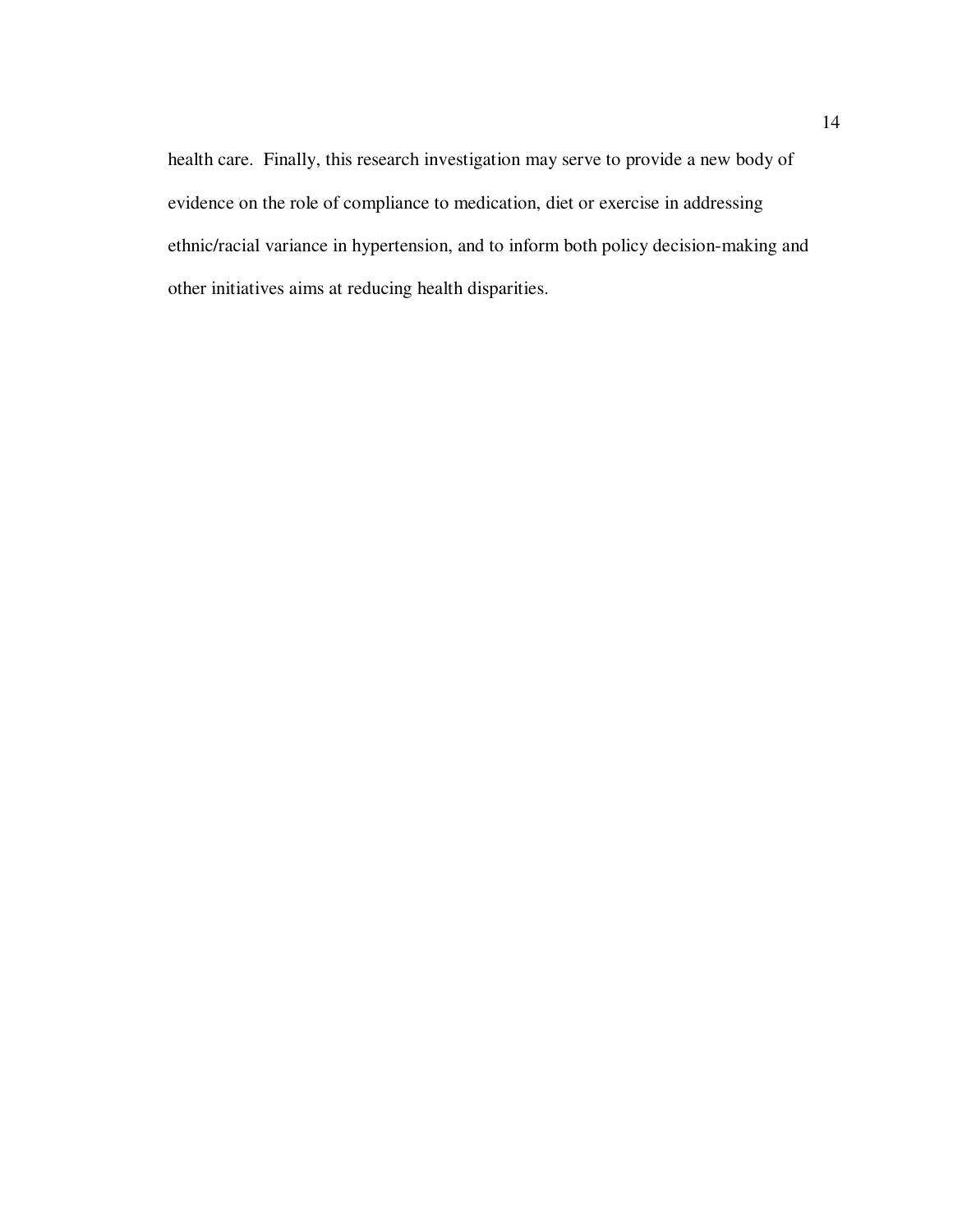health care. Finally, this research investigation may serve to provide a new body of evidence on the role of compliance to medication, diet or exercise in addressing ethnic/racial variance in hypertension, and to inform both policy decision-making and other initiatives aims at reducing health disparities.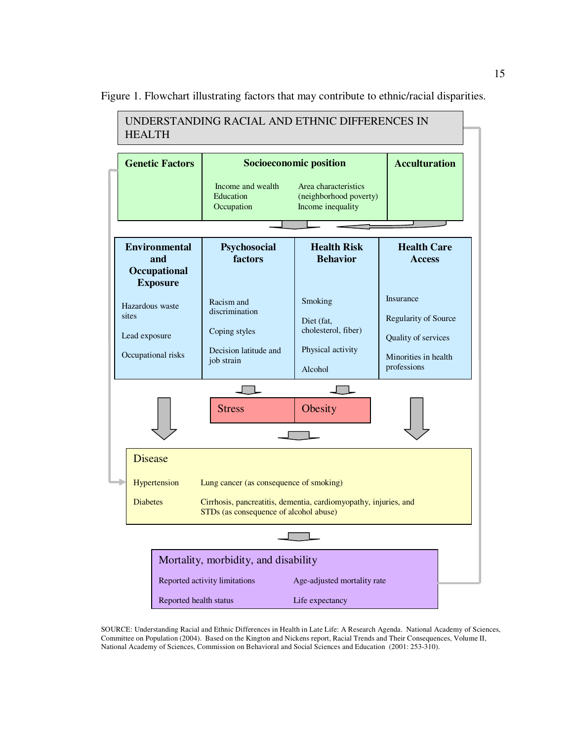Figure 1. Flowchart illustrating factors that may contribute to ethnic/racial disparities.

UNDERSTANDING RACIAL AND ETHNIC DIFFERENCES IN HEALTH

**Genetic Factors**

**Socioeconomic position**

Income and wealth
Education
Occupation

Area characteristics (neighborhood poverty)
Income inequality

**Acculturation**

**Environmental and Occupational Exposure**

Hazardous waste sites

Lead exposure

Occupational risks

**Psychosocial factors**

Racism and discrimination

Coping styles

Decision latitude and job strain

**Health Risk Behavior**

Smoking

Diet (fat, cholesterol, fiber)

Physical activity

Alcohol

**Health Care Access**

Insurance

Regularity of Source

Quality of services

Minorities in health professions

Stress

Obesity

Disease

Hypertension

Diabetes

Lung cancer (as consequence of smoking)

Cirrhosis, pancreatitis, dementia, cardiomyopathy, injuries, and STDs (as consequence of alcohol abuse)

Mortality, morbidity, and disability

Reported activity limitations

Reported health status

Age-adjusted mortality rate

Life expectancy

SOURCE: Understanding Racial and Ethnic Differences in Health in Late Life: A Research Agenda. National Academy of Sciences, Committee on Population (2004). Based on the Kington and Nickens report, Racial Trends and Their Consequences, Volume II, National Academy of Sciences, Commission on Behavioral and Social Sciences and Education (2001: 253-310).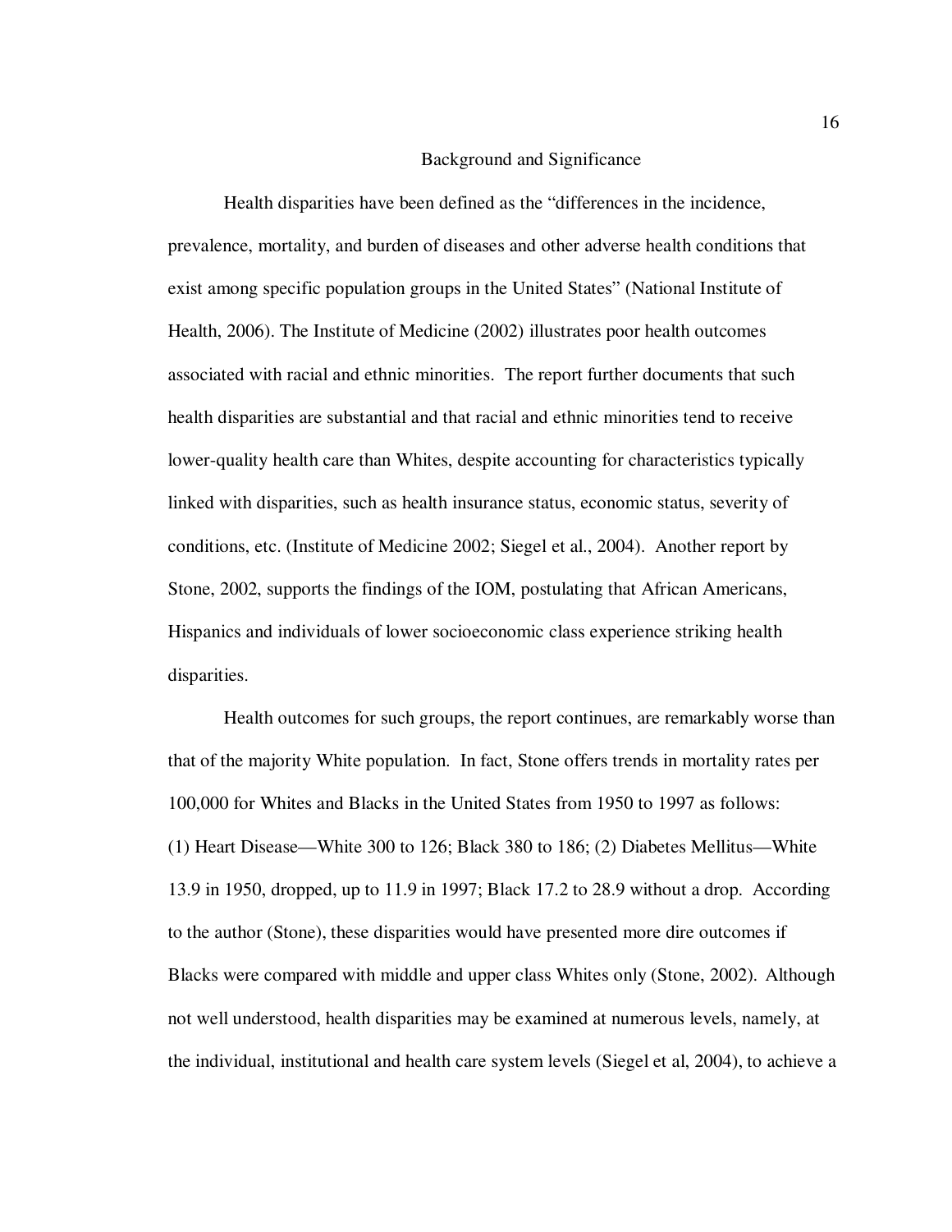## Background and Significance

Health disparities have been defined as the "differences in the incidence, prevalence, mortality, and burden of diseases and other adverse health conditions that exist among specific population groups in the United States" (National Institute of Health, 2006). The Institute of Medicine (2002) illustrates poor health outcomes associated with racial and ethnic minorities. The report further documents that such health disparities are substantial and that racial and ethnic minorities tend to receive lower-quality health care than Whites, despite accounting for characteristics typically linked with disparities, such as health insurance status, economic status, severity of conditions, etc. (Institute of Medicine 2002; Siegel et al., 2004). Another report by Stone, 2002, supports the findings of the IOM, postulating that African Americans, Hispanics and individuals of lower socioeconomic class experience striking health disparities.

Health outcomes for such groups, the report continues, are remarkably worse than that of the majority White population. In fact, Stone offers trends in mortality rates per 100,000 for Whites and Blacks in the United States from 1950 to 1997 as follows: (1) Heart Disease—White 300 to 126; Black 380 to 186; (2) Diabetes Mellitus—White 13.9 in 1950, dropped, up to 11.9 in 1997; Black 17.2 to 28.9 without a drop. According to the author (Stone), these disparities would have presented more dire outcomes if Blacks were compared with middle and upper class Whites only (Stone, 2002). Although not well understood, health disparities may be examined at numerous levels, namely, at the individual, institutional and health care system levels (Siegel et al, 2004), to achieve a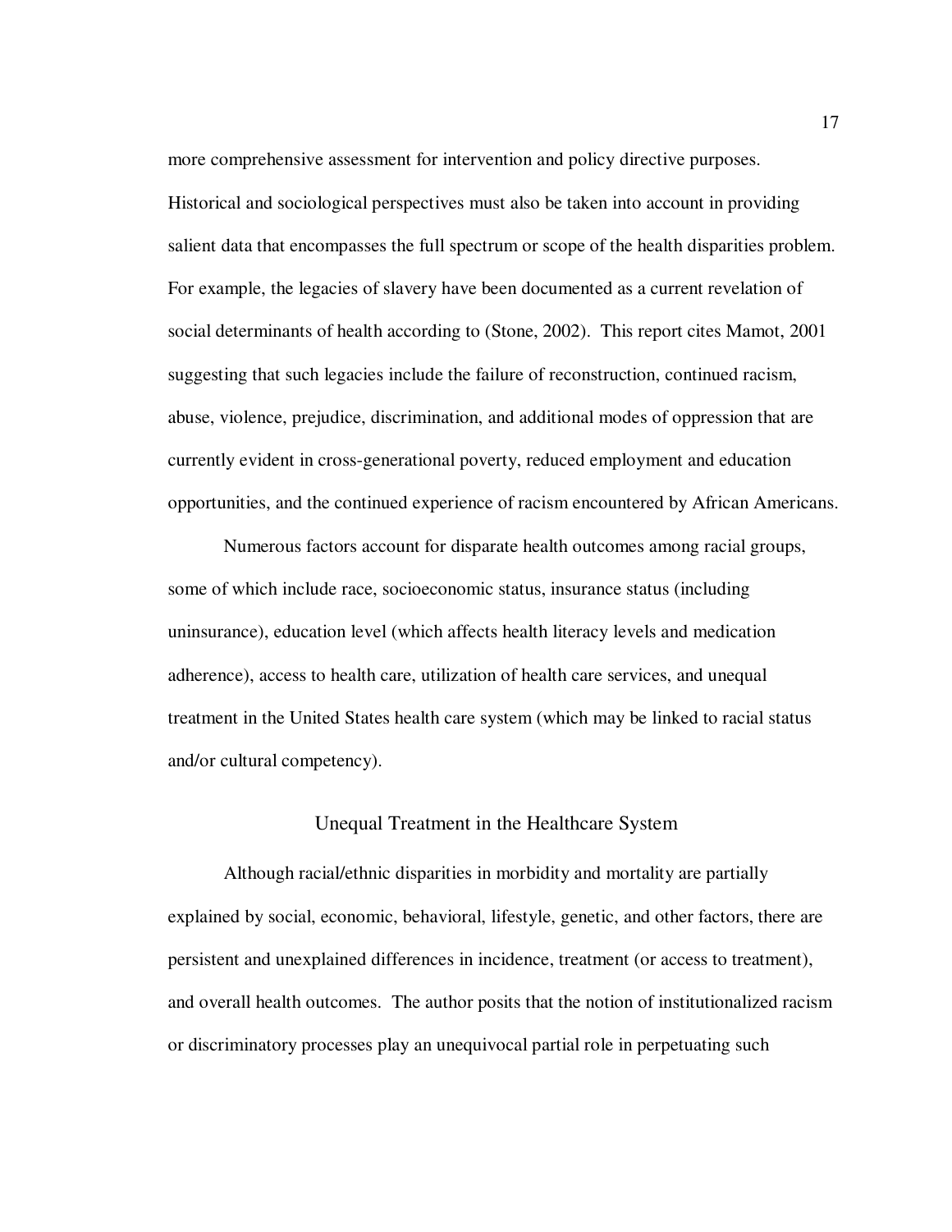more comprehensive assessment for intervention and policy directive purposes. Historical and sociological perspectives must also be taken into account in providing salient data that encompasses the full spectrum or scope of the health disparities problem. For example, the legacies of slavery have been documented as a current revelation of social determinants of health according to (Stone, 2002). This report cites Mamot, 2001 suggesting that such legacies include the failure of reconstruction, continued racism, abuse, violence, prejudice, discrimination, and additional modes of oppression that are currently evident in cross-generational poverty, reduced employment and education opportunities, and the continued experience of racism encountered by African Americans.

Numerous factors account for disparate health outcomes among racial groups, some of which include race, socioeconomic status, insurance status (including uninsurance), education level (which affects health literacy levels and medication adherence), access to health care, utilization of health care services, and unequal treatment in the United States health care system (which may be linked to racial status and/or cultural competency).

## Unequal Treatment in the Healthcare System

Although racial/ethnic disparities in morbidity and mortality are partially explained by social, economic, behavioral, lifestyle, genetic, and other factors, there are persistent and unexplained differences in incidence, treatment (or access to treatment), and overall health outcomes. The author posits that the notion of institutionalized racism or discriminatory processes play an unequivocal partial role in perpetuating such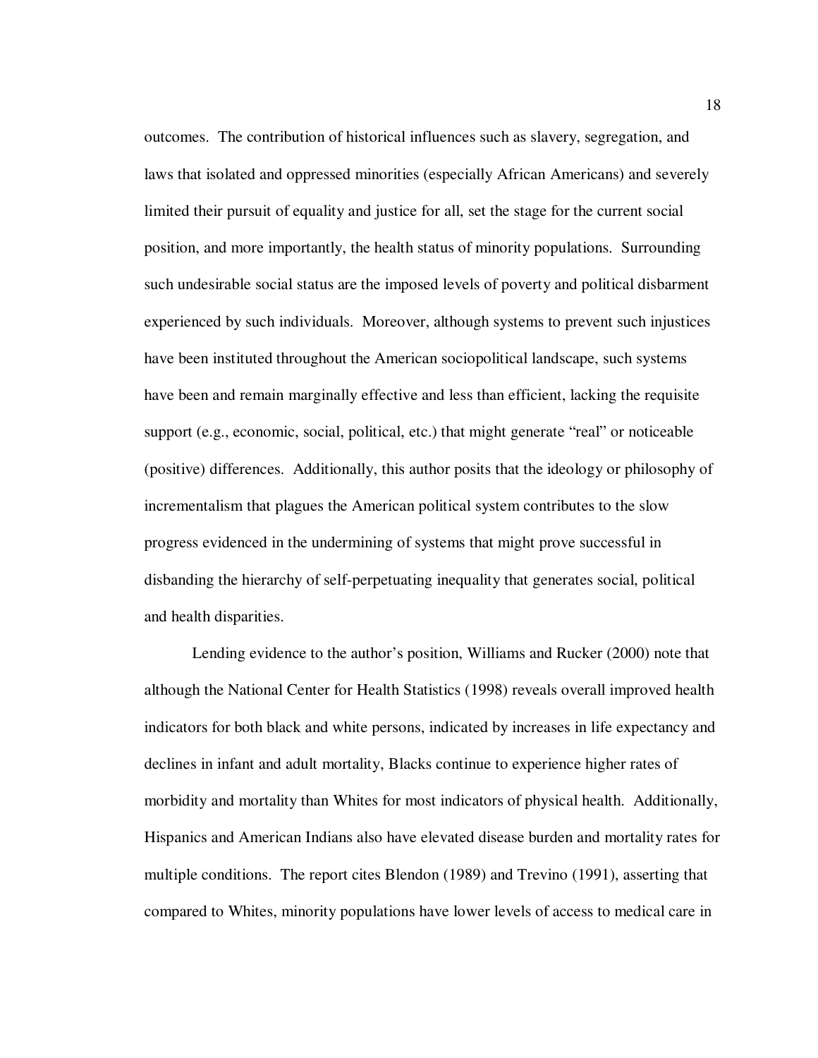outcomes. The contribution of historical influences such as slavery, segregation, and laws that isolated and oppressed minorities (especially African Americans) and severely limited their pursuit of equality and justice for all, set the stage for the current social position, and more importantly, the health status of minority populations. Surrounding such undesirable social status are the imposed levels of poverty and political disbarment experienced by such individuals. Moreover, although systems to prevent such injustices have been instituted throughout the American sociopolitical landscape, such systems have been and remain marginally effective and less than efficient, lacking the requisite support (e.g., economic, social, political, etc.) that might generate "real" or noticeable (positive) differences. Additionally, this author posits that the ideology or philosophy of incrementalism that plagues the American political system contributes to the slow progress evidenced in the undermining of systems that might prove successful in disbanding the hierarchy of self-perpetuating inequality that generates social, political and health disparities.

Lending evidence to the author's position, Williams and Rucker (2000) note that although the National Center for Health Statistics (1998) reveals overall improved health indicators for both black and white persons, indicated by increases in life expectancy and declines in infant and adult mortality, Blacks continue to experience higher rates of morbidity and mortality than Whites for most indicators of physical health. Additionally, Hispanics and American Indians also have elevated disease burden and mortality rates for multiple conditions. The report cites Blendon (1989) and Trevino (1991), asserting that compared to Whites, minority populations have lower levels of access to medical care in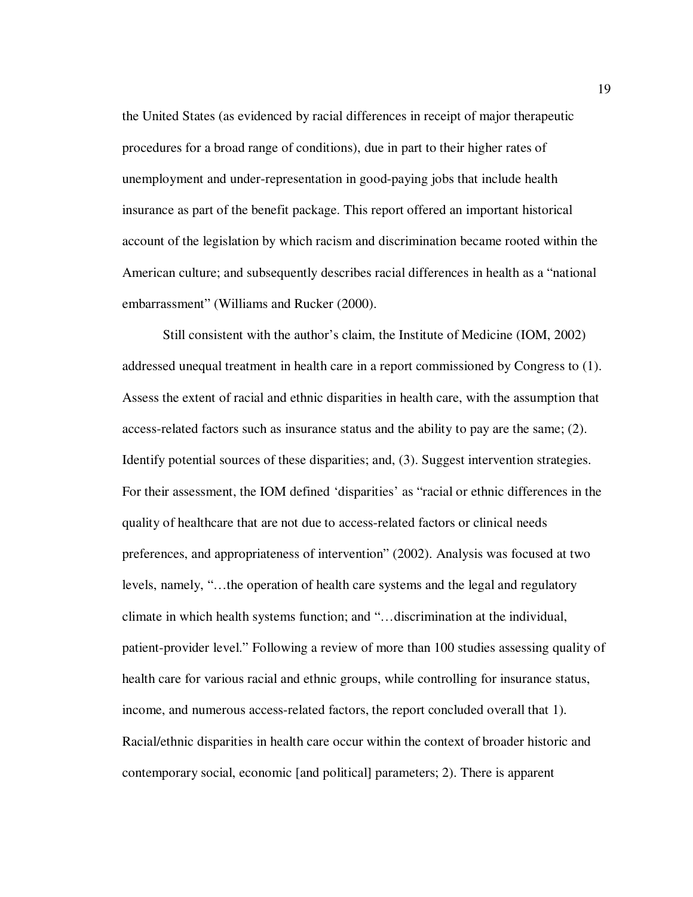the United States (as evidenced by racial differences in receipt of major therapeutic procedures for a broad range of conditions), due in part to their higher rates of unemployment and under-representation in good-paying jobs that include health insurance as part of the benefit package. This report offered an important historical account of the legislation by which racism and discrimination became rooted within the American culture; and subsequently describes racial differences in health as a "national embarrassment" (Williams and Rucker (2000).

Still consistent with the author's claim, the Institute of Medicine (IOM, 2002) addressed unequal treatment in health care in a report commissioned by Congress to (1). Assess the extent of racial and ethnic disparities in health care, with the assumption that access-related factors such as insurance status and the ability to pay are the same; (2). Identify potential sources of these disparities; and, (3). Suggest intervention strategies. For their assessment, the IOM defined 'disparities' as "racial or ethnic differences in the quality of healthcare that are not due to access-related factors or clinical needs preferences, and appropriateness of intervention" (2002). Analysis was focused at two levels, namely, "…the operation of health care systems and the legal and regulatory climate in which health systems function; and "…discrimination at the individual, patient-provider level." Following a review of more than 100 studies assessing quality of health care for various racial and ethnic groups, while controlling for insurance status, income, and numerous access-related factors, the report concluded overall that 1). Racial/ethnic disparities in health care occur within the context of broader historic and contemporary social, economic [and political] parameters; 2). There is apparent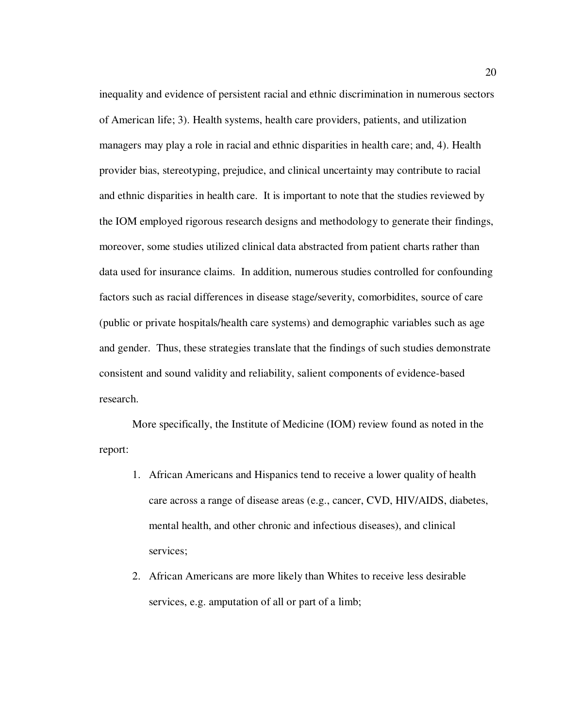inequality and evidence of persistent racial and ethnic discrimination in numerous sectors of American life; 3). Health systems, health care providers, patients, and utilization managers may play a role in racial and ethnic disparities in health care; and, 4). Health provider bias, stereotyping, prejudice, and clinical uncertainty may contribute to racial and ethnic disparities in health care. It is important to note that the studies reviewed by the IOM employed rigorous research designs and methodology to generate their findings, moreover, some studies utilized clinical data abstracted from patient charts rather than data used for insurance claims. In addition, numerous studies controlled for confounding factors such as racial differences in disease stage/severity, comorbidites, source of care (public or private hospitals/health care systems) and demographic variables such as age and gender. Thus, these strategies translate that the findings of such studies demonstrate consistent and sound validity and reliability, salient components of evidence-based research.

More specifically, the Institute of Medicine (IOM) review found as noted in the report:

1. African Americans and Hispanics tend to receive a lower quality of health care across a range of disease areas (e.g., cancer, CVD, HIV/AIDS, diabetes, mental health, and other chronic and infectious diseases), and clinical services;
2. African Americans are more likely than Whites to receive less desirable services, e.g. amputation of all or part of a limb;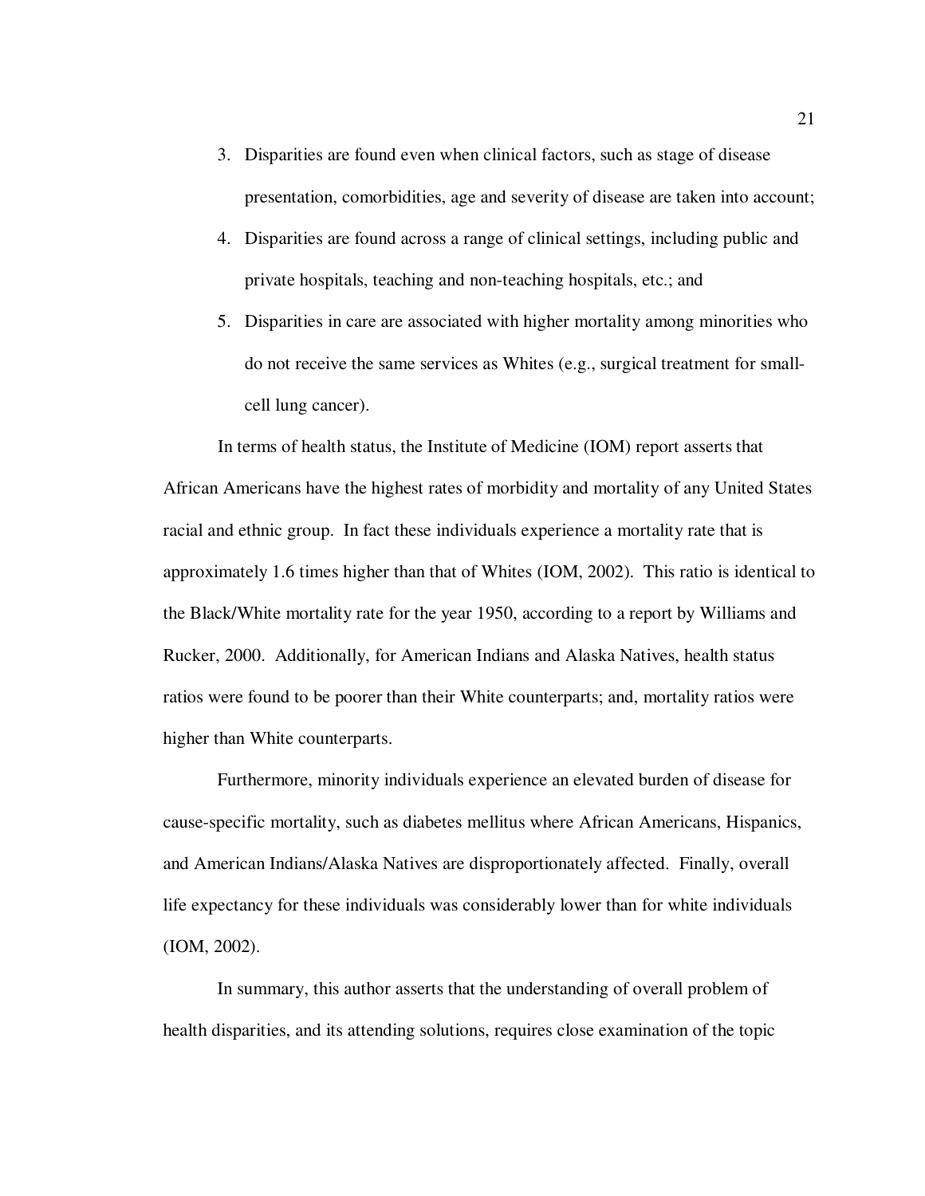3. Disparities are found even when clinical factors, such as stage of disease presentation, comorbidities, age and severity of disease are taken into account;
4. Disparities are found across a range of clinical settings, including public and private hospitals, teaching and non-teaching hospitals, etc.; and
5. Disparities in care are associated with higher mortality among minorities who do not receive the same services as Whites (e.g., surgical treatment for small-cell lung cancer).

In terms of health status, the Institute of Medicine (IOM) report asserts that African Americans have the highest rates of morbidity and mortality of any United States racial and ethnic group. In fact these individuals experience a mortality rate that is approximately 1.6 times higher than that of Whites (IOM, 2002). This ratio is identical to the Black/White mortality rate for the year 1950, according to a report by Williams and Rucker, 2000. Additionally, for American Indians and Alaska Natives, health status ratios were found to be poorer than their White counterparts; and, mortality ratios were higher than White counterparts.

Furthermore, minority individuals experience an elevated burden of disease for cause-specific mortality, such as diabetes mellitus where African Americans, Hispanics, and American Indians/Alaska Natives are disproportionately affected. Finally, overall life expectancy for these individuals was considerably lower than for white individuals (IOM, 2002).

In summary, this author asserts that the understanding of overall problem of health disparities, and its attending solutions, requires close examination of the topic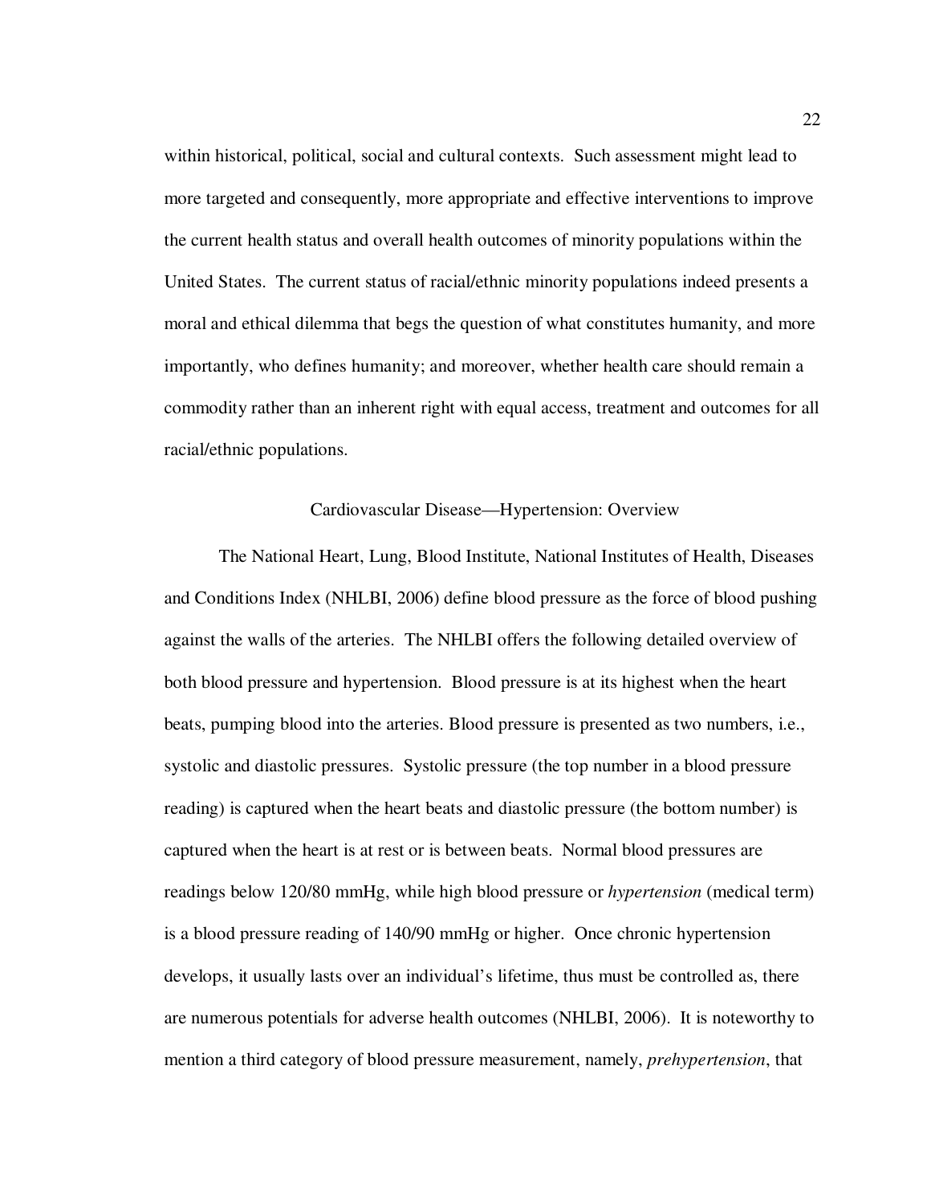within historical, political, social and cultural contexts. Such assessment might lead to more targeted and consequently, more appropriate and effective interventions to improve the current health status and overall health outcomes of minority populations within the United States. The current status of racial/ethnic minority populations indeed presents a moral and ethical dilemma that begs the question of what constitutes humanity, and more importantly, who defines humanity; and moreover, whether health care should remain a commodity rather than an inherent right with equal access, treatment and outcomes for all racial/ethnic populations.

## Cardiovascular Disease—Hypertension: Overview

The National Heart, Lung, Blood Institute, National Institutes of Health, Diseases and Conditions Index (NHLBI, 2006) define blood pressure as the force of blood pushing against the walls of the arteries. The NHLBI offers the following detailed overview of both blood pressure and hypertension. Blood pressure is at its highest when the heart beats, pumping blood into the arteries. Blood pressure is presented as two numbers, i.e., systolic and diastolic pressures. Systolic pressure (the top number in a blood pressure reading) is captured when the heart beats and diastolic pressure (the bottom number) is captured when the heart is at rest or is between beats. Normal blood pressures are readings below 120/80 mmHg, while high blood pressure or *hypertension* (medical term) is a blood pressure reading of 140/90 mmHg or higher. Once chronic hypertension develops, it usually lasts over an individual's lifetime, thus must be controlled as, there are numerous potentials for adverse health outcomes (NHLBI, 2006). It is noteworthy to mention a third category of blood pressure measurement, namely, *prehypertension*, that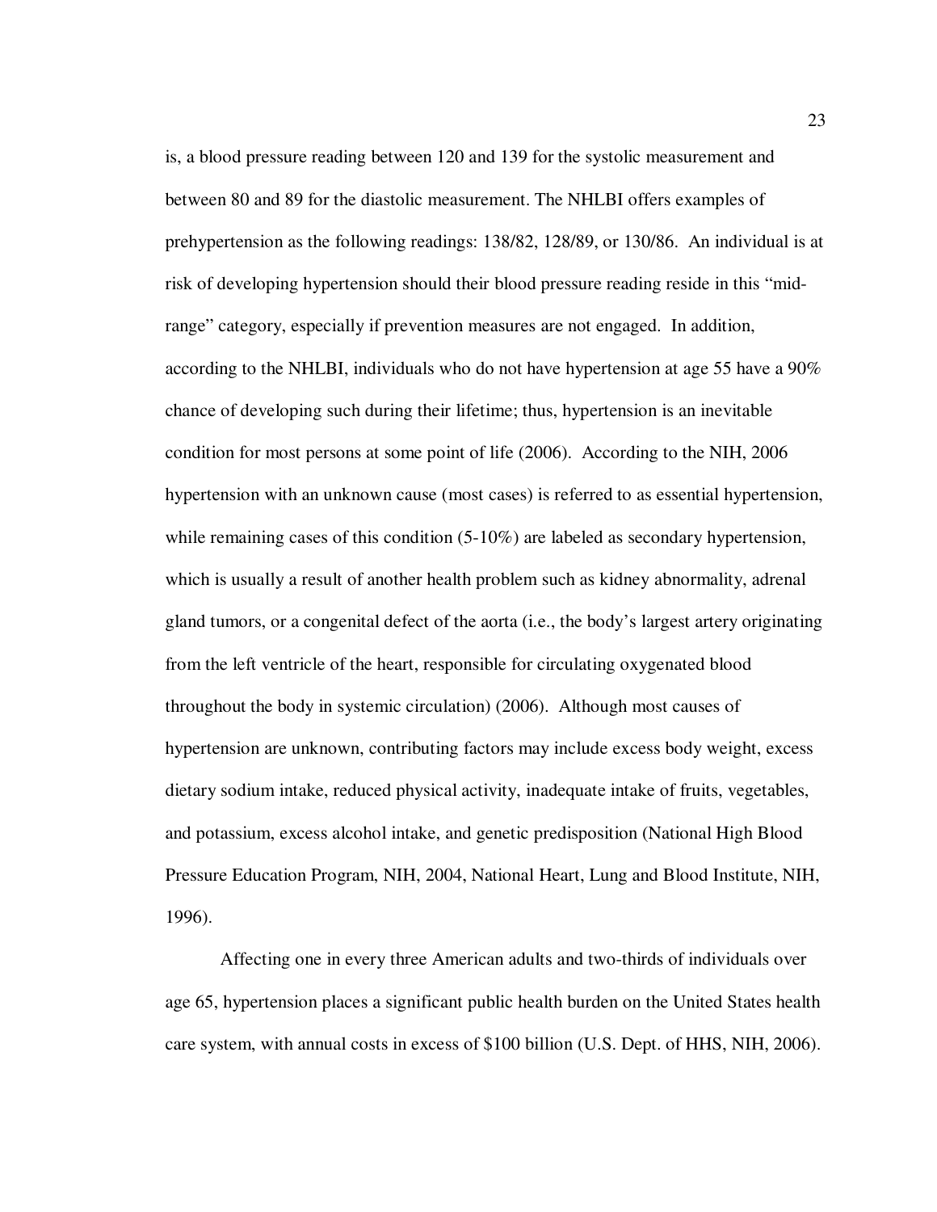is, a blood pressure reading between 120 and 139 for the systolic measurement and between 80 and 89 for the diastolic measurement. The NHLBI offers examples of prehypertension as the following readings: 138/82, 128/89, or 130/86. An individual is at risk of developing hypertension should their blood pressure reading reside in this "mid-range" category, especially if prevention measures are not engaged. In addition, according to the NHLBI, individuals who do not have hypertension at age 55 have a 90% chance of developing such during their lifetime; thus, hypertension is an inevitable condition for most persons at some point of life (2006). According to the NIH, 2006 hypertension with an unknown cause (most cases) is referred to as essential hypertension, while remaining cases of this condition (5-10%) are labeled as secondary hypertension, which is usually a result of another health problem such as kidney abnormality, adrenal gland tumors, or a congenital defect of the aorta (i.e., the body's largest artery originating from the left ventricle of the heart, responsible for circulating oxygenated blood throughout the body in systemic circulation) (2006). Although most causes of hypertension are unknown, contributing factors may include excess body weight, excess dietary sodium intake, reduced physical activity, inadequate intake of fruits, vegetables, and potassium, excess alcohol intake, and genetic predisposition (National High Blood Pressure Education Program, NIH, 2004, National Heart, Lung and Blood Institute, NIH, 1996).

Affecting one in every three American adults and two-thirds of individuals over age 65, hypertension places a significant public health burden on the United States health care system, with annual costs in excess of $100 billion (U.S. Dept. of HHS, NIH, 2006).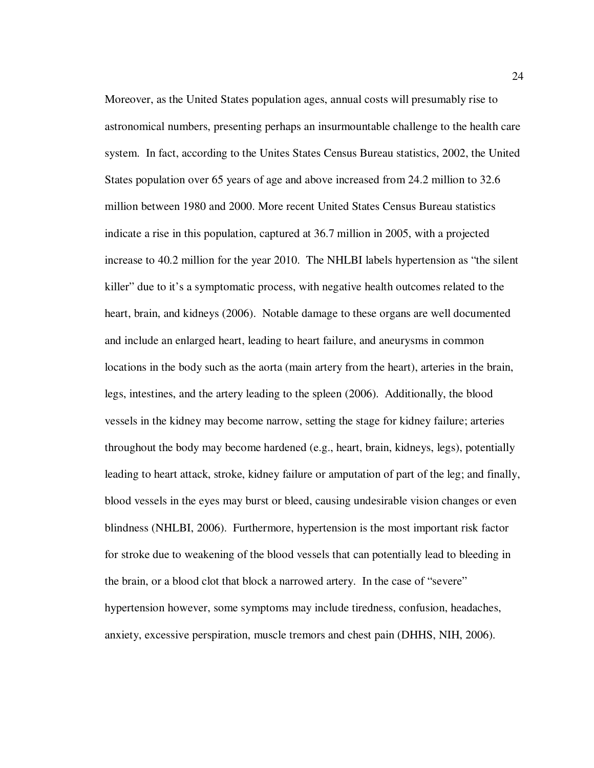Moreover, as the United States population ages, annual costs will presumably rise to astronomical numbers, presenting perhaps an insurmountable challenge to the health care system. In fact, according to the Unites States Census Bureau statistics, 2002, the United States population over 65 years of age and above increased from 24.2 million to 32.6 million between 1980 and 2000. More recent United States Census Bureau statistics indicate a rise in this population, captured at 36.7 million in 2005, with a projected increase to 40.2 million for the year 2010. The NHLBI labels hypertension as "the silent killer" due to it's a symptomatic process, with negative health outcomes related to the heart, brain, and kidneys (2006). Notable damage to these organs are well documented and include an enlarged heart, leading to heart failure, and aneurysms in common locations in the body such as the aorta (main artery from the heart), arteries in the brain, legs, intestines, and the artery leading to the spleen (2006). Additionally, the blood vessels in the kidney may become narrow, setting the stage for kidney failure; arteries throughout the body may become hardened (e.g., heart, brain, kidneys, legs), potentially leading to heart attack, stroke, kidney failure or amputation of part of the leg; and finally, blood vessels in the eyes may burst or bleed, causing undesirable vision changes or even blindness (NHLBI, 2006). Furthermore, hypertension is the most important risk factor for stroke due to weakening of the blood vessels that can potentially lead to bleeding in the brain, or a blood clot that block a narrowed artery. In the case of "severe" hypertension however, some symptoms may include tiredness, confusion, headaches, anxiety, excessive perspiration, muscle tremors and chest pain (DHHS, NIH, 2006).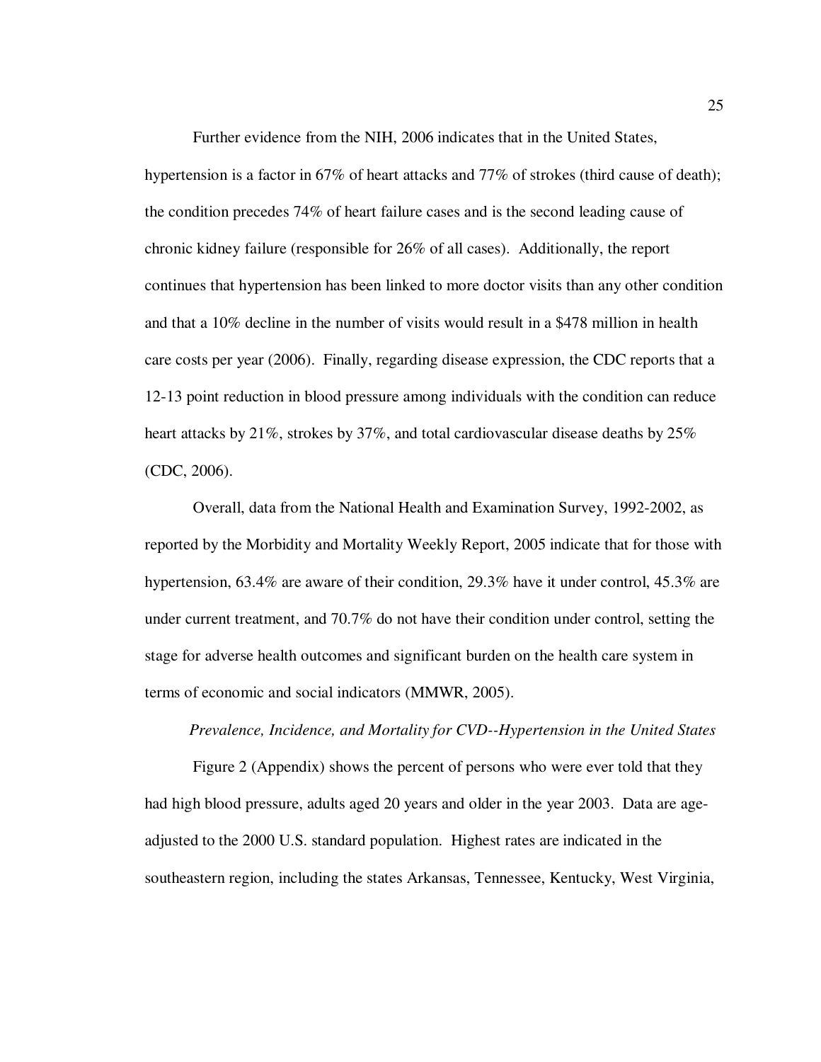Further evidence from the NIH, 2006 indicates that in the United States, hypertension is a factor in 67% of heart attacks and 77% of strokes (third cause of death); the condition precedes 74% of heart failure cases and is the second leading cause of chronic kidney failure (responsible for 26% of all cases). Additionally, the report continues that hypertension has been linked to more doctor visits than any other condition and that a 10% decline in the number of visits would result in a $478 million in health care costs per year (2006). Finally, regarding disease expression, the CDC reports that a 12-13 point reduction in blood pressure among individuals with the condition can reduce heart attacks by 21%, strokes by 37%, and total cardiovascular disease deaths by 25% (CDC, 2006).

Overall, data from the National Health and Examination Survey, 1992-2002, as reported by the Morbidity and Mortality Weekly Report, 2005 indicate that for those with hypertension, 63.4% are aware of their condition, 29.3% have it under control, 45.3% are under current treatment, and 70.7% do not have their condition under control, setting the stage for adverse health outcomes and significant burden on the health care system in terms of economic and social indicators (MMWR, 2005).

*Prevalence, Incidence, and Mortality for CVD--Hypertension in the United States*

Figure 2 (Appendix) shows the percent of persons who were ever told that they had high blood pressure, adults aged 20 years and older in the year 2003. Data are age-adjusted to the 2000 U.S. standard population. Highest rates are indicated in the southeastern region, including the states Arkansas, Tennessee, Kentucky, West Virginia,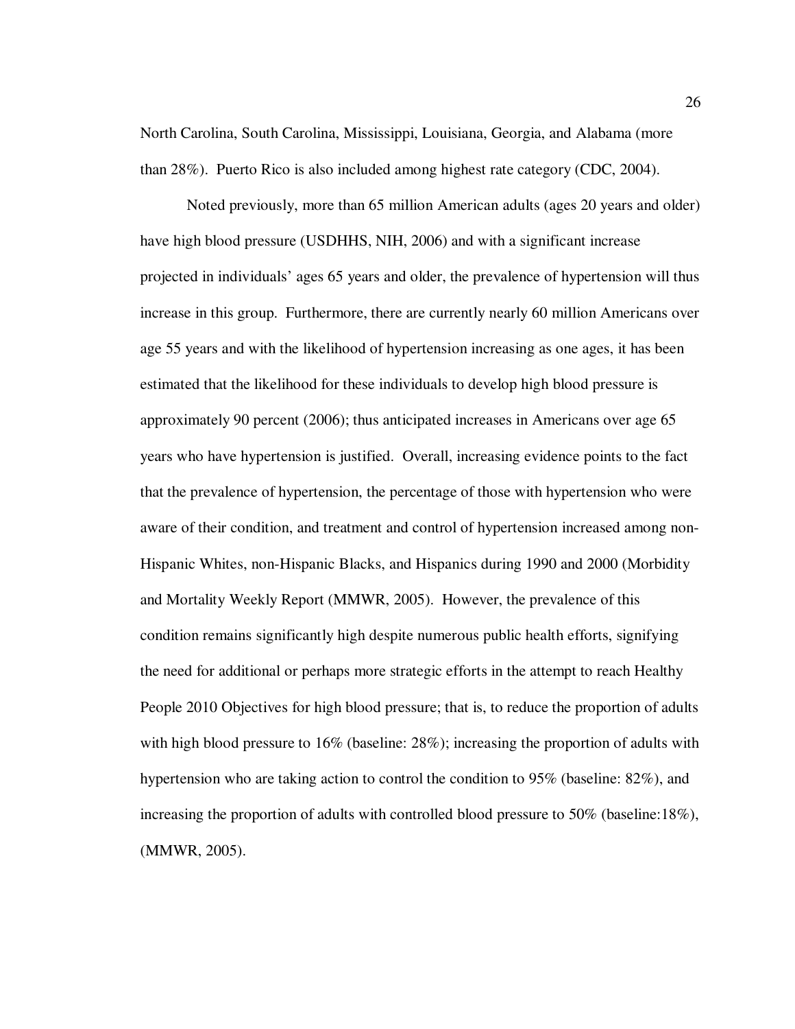North Carolina, South Carolina, Mississippi, Louisiana, Georgia, and Alabama (more than 28%). Puerto Rico is also included among highest rate category (CDC, 2004).

Noted previously, more than 65 million American adults (ages 20 years and older) have high blood pressure (USDHHS, NIH, 2006) and with a significant increase projected in individuals' ages 65 years and older, the prevalence of hypertension will thus increase in this group. Furthermore, there are currently nearly 60 million Americans over age 55 years and with the likelihood of hypertension increasing as one ages, it has been estimated that the likelihood for these individuals to develop high blood pressure is approximately 90 percent (2006); thus anticipated increases in Americans over age 65 years who have hypertension is justified. Overall, increasing evidence points to the fact that the prevalence of hypertension, the percentage of those with hypertension who were aware of their condition, and treatment and control of hypertension increased among non-Hispanic Whites, non-Hispanic Blacks, and Hispanics during 1990 and 2000 (Morbidity and Mortality Weekly Report (MMWR, 2005). However, the prevalence of this condition remains significantly high despite numerous public health efforts, signifying the need for additional or perhaps more strategic efforts in the attempt to reach Healthy People 2010 Objectives for high blood pressure; that is, to reduce the proportion of adults with high blood pressure to 16% (baseline: 28%); increasing the proportion of adults with hypertension who are taking action to control the condition to 95% (baseline: 82%), and increasing the proportion of adults with controlled blood pressure to 50% (baseline:18%), (MMWR, 2005).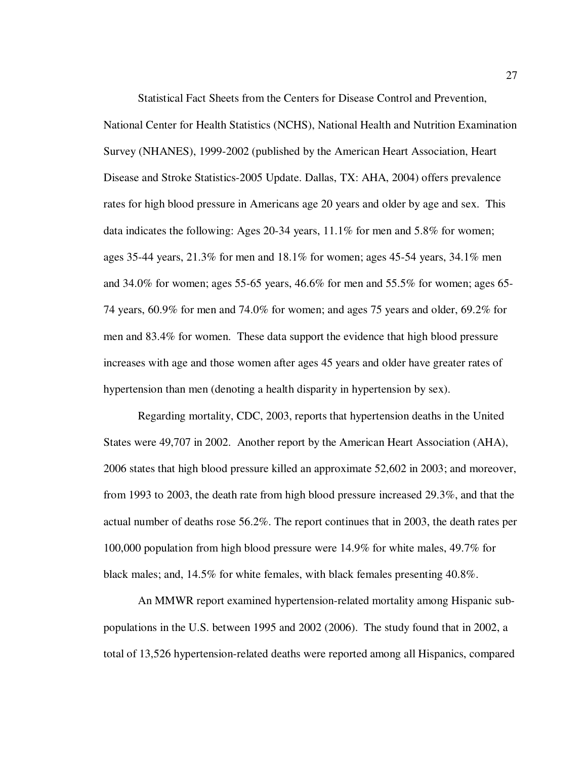Statistical Fact Sheets from the Centers for Disease Control and Prevention, National Center for Health Statistics (NCHS), National Health and Nutrition Examination Survey (NHANES), 1999-2002 (published by the American Heart Association, Heart Disease and Stroke Statistics-2005 Update. Dallas, TX: AHA, 2004) offers prevalence rates for high blood pressure in Americans age 20 years and older by age and sex. This data indicates the following: Ages 20-34 years, 11.1% for men and 5.8% for women; ages 35-44 years, 21.3% for men and 18.1% for women; ages 45-54 years, 34.1% men and 34.0% for women; ages 55-65 years, 46.6% for men and 55.5% for women; ages 65-74 years, 60.9% for men and 74.0% for women; and ages 75 years and older, 69.2% for men and 83.4% for women. These data support the evidence that high blood pressure increases with age and those women after ages 45 years and older have greater rates of hypertension than men (denoting a health disparity in hypertension by sex).

Regarding mortality, CDC, 2003, reports that hypertension deaths in the United States were 49,707 in 2002. Another report by the American Heart Association (AHA), 2006 states that high blood pressure killed an approximate 52,602 in 2003; and moreover, from 1993 to 2003, the death rate from high blood pressure increased 29.3%, and that the actual number of deaths rose 56.2%. The report continues that in 2003, the death rates per 100,000 population from high blood pressure were 14.9% for white males, 49.7% for black males; and, 14.5% for white females, with black females presenting 40.8%.

An MMWR report examined hypertension-related mortality among Hispanic sub-populations in the U.S. between 1995 and 2002 (2006). The study found that in 2002, a total of 13,526 hypertension-related deaths were reported among all Hispanics, compared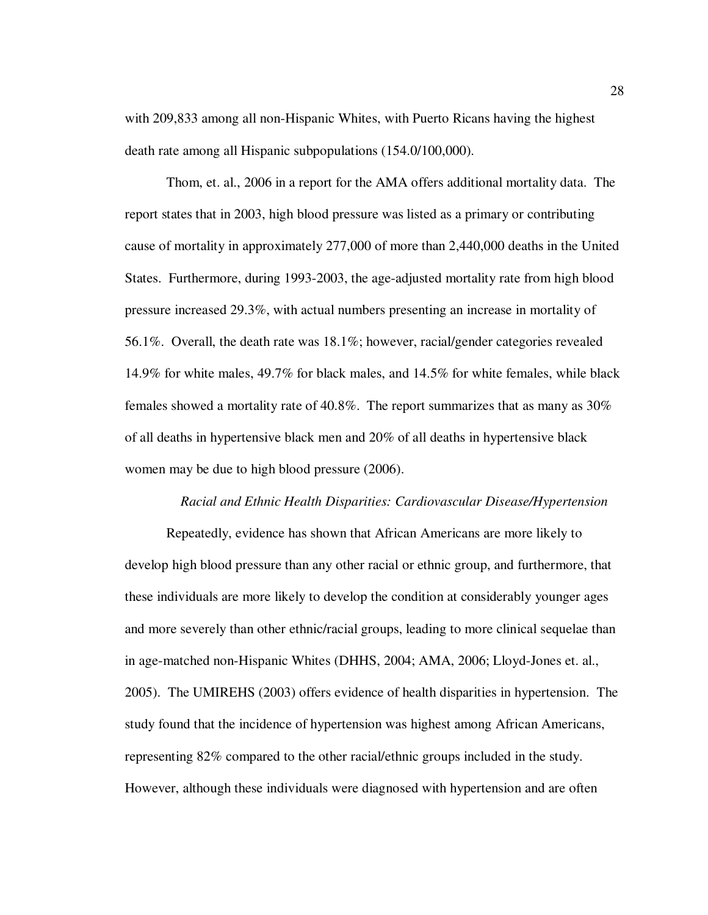with 209,833 among all non-Hispanic Whites, with Puerto Ricans having the highest death rate among all Hispanic subpopulations (154.0/100,000).

Thom, et. al., 2006 in a report for the AMA offers additional mortality data. The report states that in 2003, high blood pressure was listed as a primary or contributing cause of mortality in approximately 277,000 of more than 2,440,000 deaths in the United States. Furthermore, during 1993-2003, the age-adjusted mortality rate from high blood pressure increased 29.3%, with actual numbers presenting an increase in mortality of 56.1%. Overall, the death rate was 18.1%; however, racial/gender categories revealed 14.9% for white males, 49.7% for black males, and 14.5% for white females, while black females showed a mortality rate of 40.8%. The report summarizes that as many as 30% of all deaths in hypertensive black men and 20% of all deaths in hypertensive black women may be due to high blood pressure (2006).

### *Racial and Ethnic Health Disparities: Cardiovascular Disease/Hypertension*

Repeatedly, evidence has shown that African Americans are more likely to develop high blood pressure than any other racial or ethnic group, and furthermore, that these individuals are more likely to develop the condition at considerably younger ages and more severely than other ethnic/racial groups, leading to more clinical sequelae than in age-matched non-Hispanic Whites (DHHS, 2004; AMA, 2006; Lloyd-Jones et. al., 2005). The UMIREHS (2003) offers evidence of health disparities in hypertension. The study found that the incidence of hypertension was highest among African Americans, representing 82% compared to the other racial/ethnic groups included in the study. However, although these individuals were diagnosed with hypertension and are often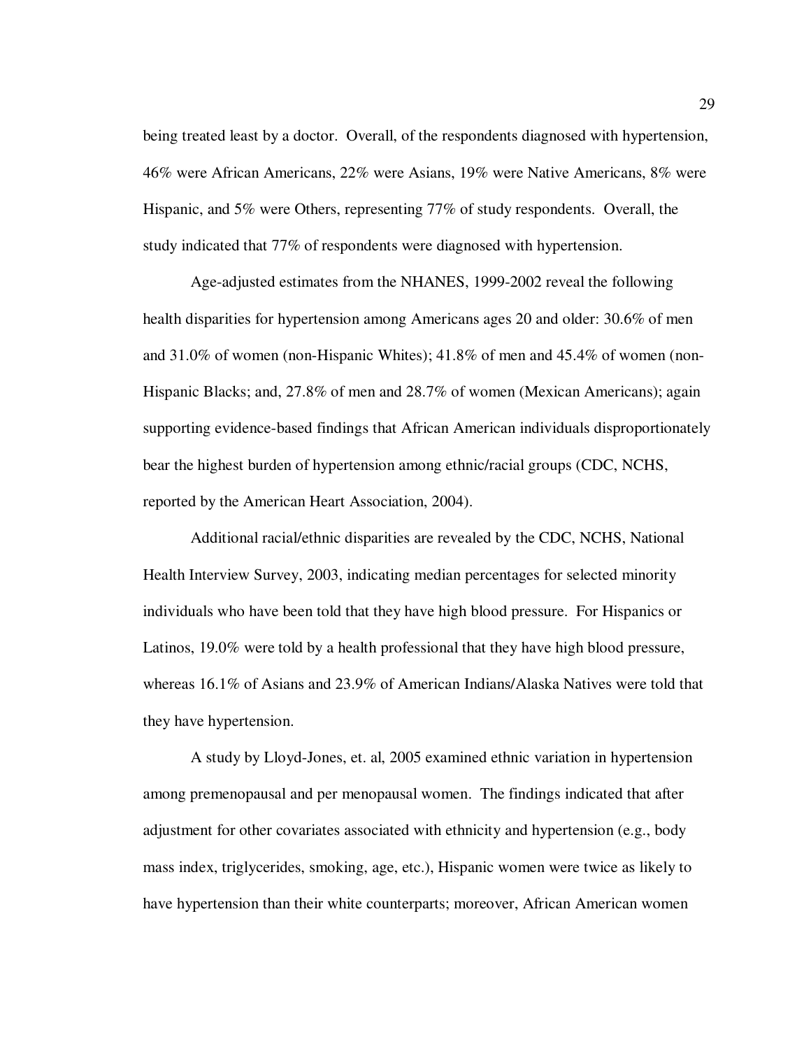being treated least by a doctor. Overall, of the respondents diagnosed with hypertension, 46% were African Americans, 22% were Asians, 19% were Native Americans, 8% were Hispanic, and 5% were Others, representing 77% of study respondents. Overall, the study indicated that 77% of respondents were diagnosed with hypertension.

Age-adjusted estimates from the NHANES, 1999-2002 reveal the following health disparities for hypertension among Americans ages 20 and older: 30.6% of men and 31.0% of women (non-Hispanic Whites); 41.8% of men and 45.4% of women (non-Hispanic Blacks; and, 27.8% of men and 28.7% of women (Mexican Americans); again supporting evidence-based findings that African American individuals disproportionately bear the highest burden of hypertension among ethnic/racial groups (CDC, NCHS, reported by the American Heart Association, 2004).

Additional racial/ethnic disparities are revealed by the CDC, NCHS, National Health Interview Survey, 2003, indicating median percentages for selected minority individuals who have been told that they have high blood pressure. For Hispanics or Latinos, 19.0% were told by a health professional that they have high blood pressure, whereas 16.1% of Asians and 23.9% of American Indians/Alaska Natives were told that they have hypertension.

A study by Lloyd-Jones, et. al, 2005 examined ethnic variation in hypertension among premenopausal and per menopausal women. The findings indicated that after adjustment for other covariates associated with ethnicity and hypertension (e.g., body mass index, triglycerides, smoking, age, etc.), Hispanic women were twice as likely to have hypertension than their white counterparts; moreover, African American women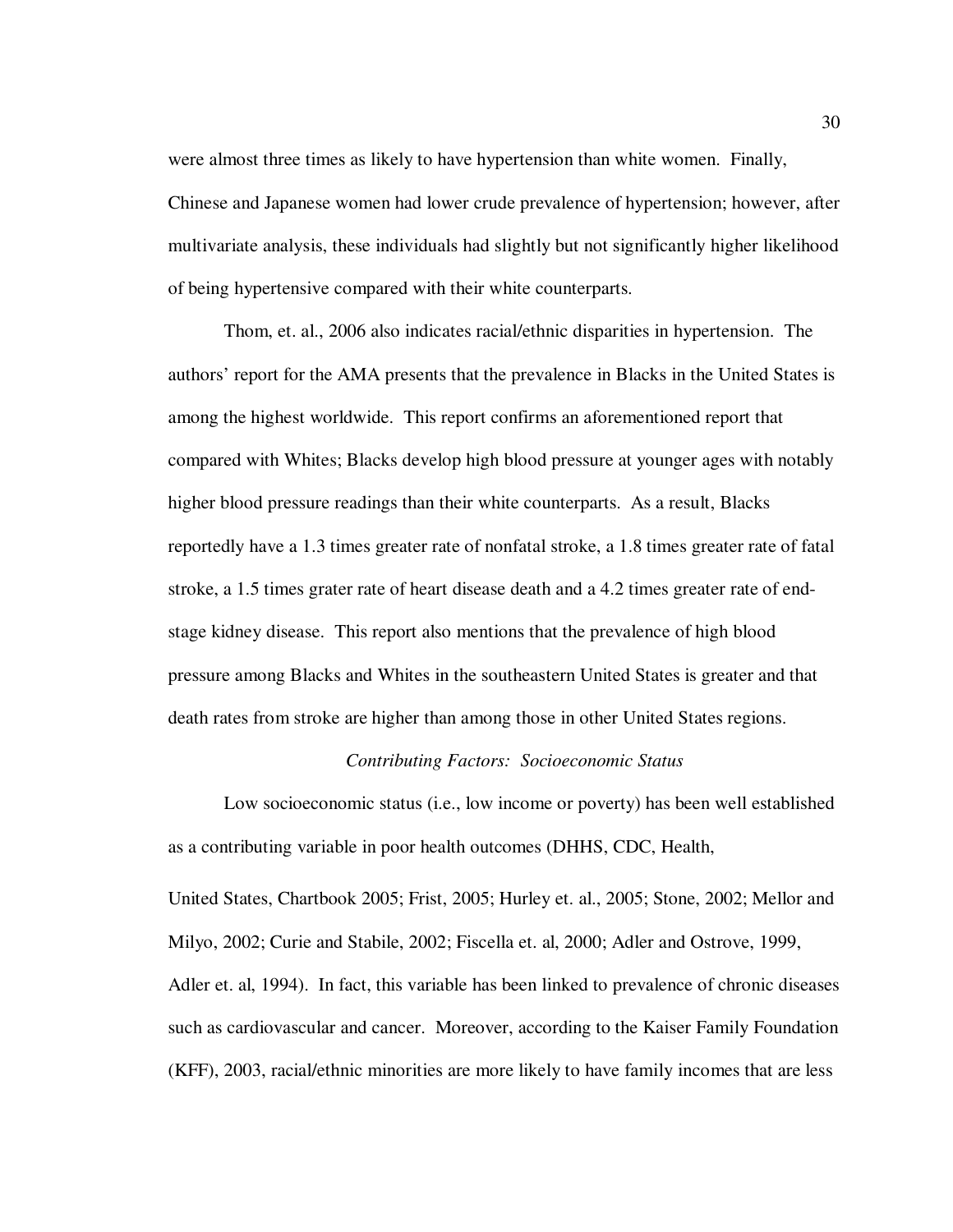were almost three times as likely to have hypertension than white women. Finally, Chinese and Japanese women had lower crude prevalence of hypertension; however, after multivariate analysis, these individuals had slightly but not significantly higher likelihood of being hypertensive compared with their white counterparts.

Thom, et. al., 2006 also indicates racial/ethnic disparities in hypertension. The authors' report for the AMA presents that the prevalence in Blacks in the United States is among the highest worldwide. This report confirms an aforementioned report that compared with Whites; Blacks develop high blood pressure at younger ages with notably higher blood pressure readings than their white counterparts. As a result, Blacks reportedly have a 1.3 times greater rate of nonfatal stroke, a 1.8 times greater rate of fatal stroke, a 1.5 times grater rate of heart disease death and a 4.2 times greater rate of end-stage kidney disease. This report also mentions that the prevalence of high blood pressure among Blacks and Whites in the southeastern United States is greater and that death rates from stroke are higher than among those in other United States regions.

*Contributing Factors: Socioeconomic Status*

Low socioeconomic status (i.e., low income or poverty) has been well established as a contributing variable in poor health outcomes (DHHS, CDC, Health, United States, Chartbook 2005; Frist, 2005; Hurley et. al., 2005; Stone, 2002; Mellor and Milyo, 2002; Curie and Stabile, 2002; Fiscella et. al, 2000; Adler and Ostrove, 1999, Adler et. al, 1994). In fact, this variable has been linked to prevalence of chronic diseases such as cardiovascular and cancer. Moreover, according to the Kaiser Family Foundation (KFF), 2003, racial/ethnic minorities are more likely to have family incomes that are less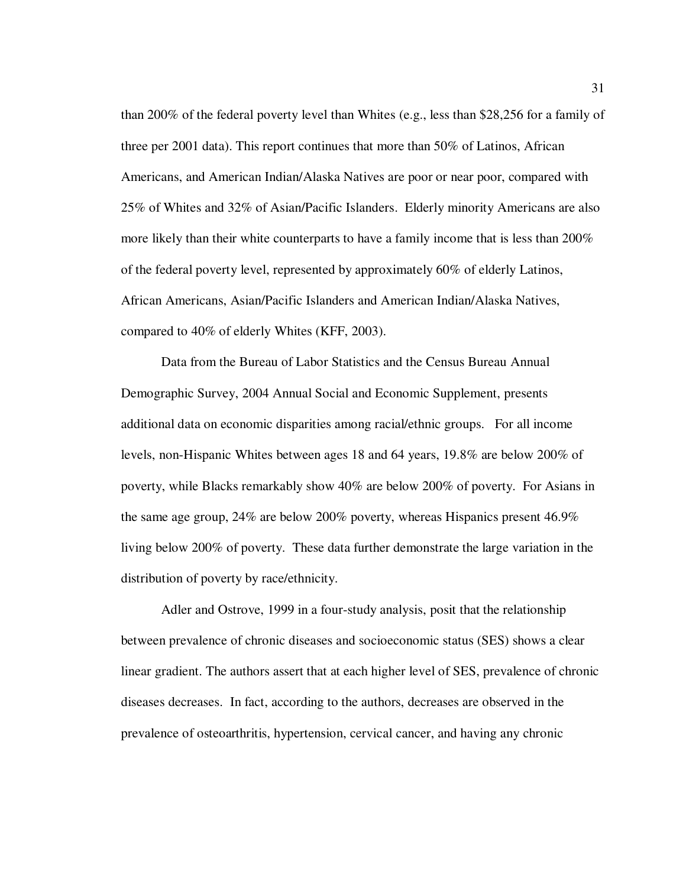than 200% of the federal poverty level than Whites (e.g., less than $28,256 for a family of three per 2001 data). This report continues that more than 50% of Latinos, African Americans, and American Indian/Alaska Natives are poor or near poor, compared with 25% of Whites and 32% of Asian/Pacific Islanders. Elderly minority Americans are also more likely than their white counterparts to have a family income that is less than 200% of the federal poverty level, represented by approximately 60% of elderly Latinos, African Americans, Asian/Pacific Islanders and American Indian/Alaska Natives, compared to 40% of elderly Whites (KFF, 2003).

Data from the Bureau of Labor Statistics and the Census Bureau Annual Demographic Survey, 2004 Annual Social and Economic Supplement, presents additional data on economic disparities among racial/ethnic groups. For all income levels, non-Hispanic Whites between ages 18 and 64 years, 19.8% are below 200% of poverty, while Blacks remarkably show 40% are below 200% of poverty. For Asians in the same age group, 24% are below 200% poverty, whereas Hispanics present 46.9% living below 200% of poverty. These data further demonstrate the large variation in the distribution of poverty by race/ethnicity.

Adler and Ostrove, 1999 in a four-study analysis, posit that the relationship between prevalence of chronic diseases and socioeconomic status (SES) shows a clear linear gradient. The authors assert that at each higher level of SES, prevalence of chronic diseases decreases. In fact, according to the authors, decreases are observed in the prevalence of osteoarthritis, hypertension, cervical cancer, and having any chronic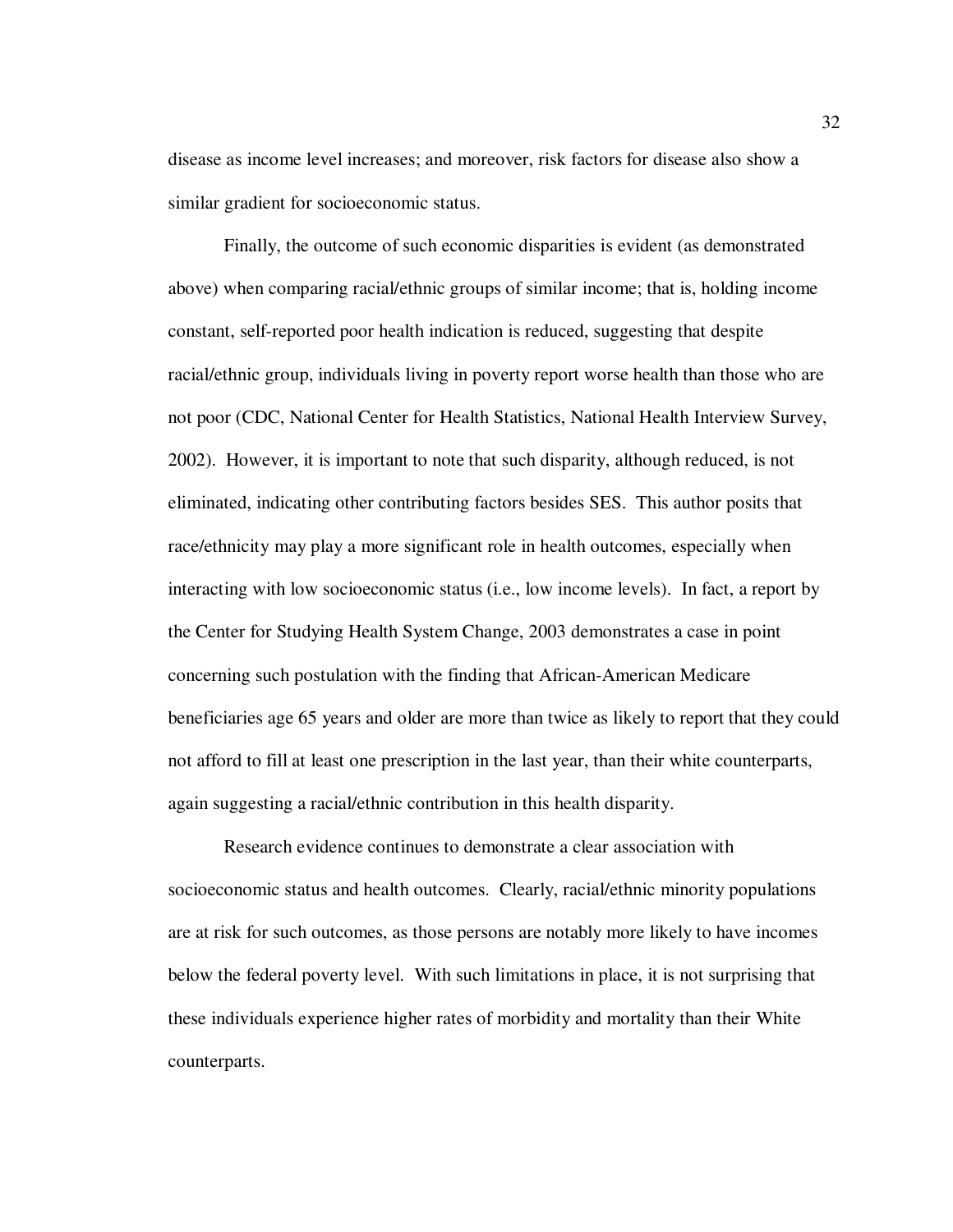disease as income level increases; and moreover, risk factors for disease also show a similar gradient for socioeconomic status.

Finally, the outcome of such economic disparities is evident (as demonstrated above) when comparing racial/ethnic groups of similar income; that is, holding income constant, self-reported poor health indication is reduced, suggesting that despite racial/ethnic group, individuals living in poverty report worse health than those who are not poor (CDC, National Center for Health Statistics, National Health Interview Survey, 2002). However, it is important to note that such disparity, although reduced, is not eliminated, indicating other contributing factors besides SES. This author posits that race/ethnicity may play a more significant role in health outcomes, especially when interacting with low socioeconomic status (i.e., low income levels). In fact, a report by the Center for Studying Health System Change, 2003 demonstrates a case in point concerning such postulation with the finding that African-American Medicare beneficiaries age 65 years and older are more than twice as likely to report that they could not afford to fill at least one prescription in the last year, than their white counterparts, again suggesting a racial/ethnic contribution in this health disparity.

Research evidence continues to demonstrate a clear association with socioeconomic status and health outcomes. Clearly, racial/ethnic minority populations are at risk for such outcomes, as those persons are notably more likely to have incomes below the federal poverty level. With such limitations in place, it is not surprising that these individuals experience higher rates of morbidity and mortality than their White counterparts.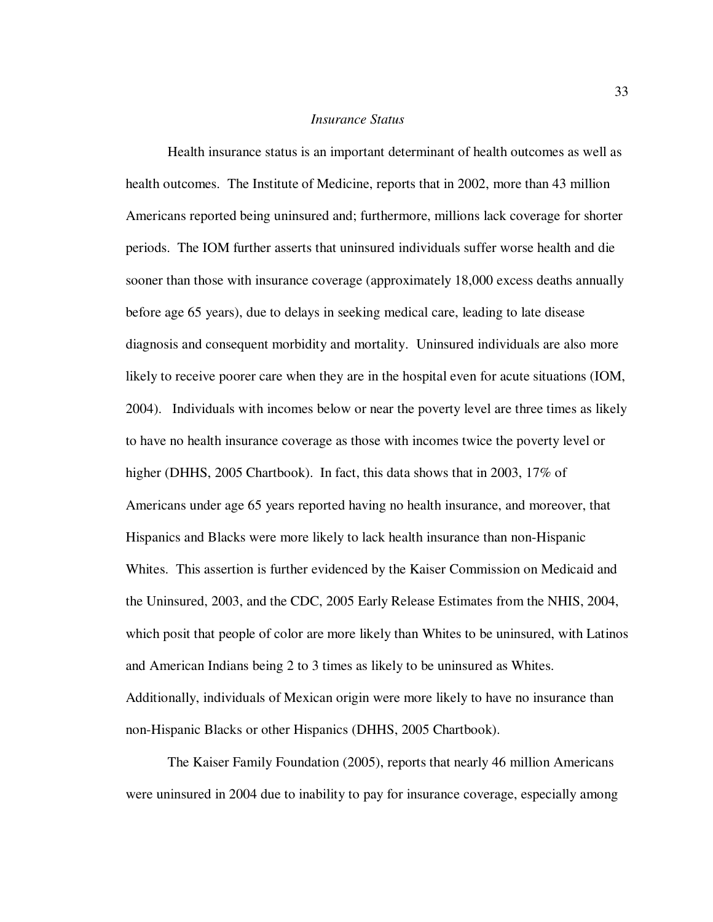### *Insurance Status*

Health insurance status is an important determinant of health outcomes as well as health outcomes. The Institute of Medicine, reports that in 2002, more than 43 million Americans reported being uninsured and; furthermore, millions lack coverage for shorter periods. The IOM further asserts that uninsured individuals suffer worse health and die sooner than those with insurance coverage (approximately 18,000 excess deaths annually before age 65 years), due to delays in seeking medical care, leading to late disease diagnosis and consequent morbidity and mortality. Uninsured individuals are also more likely to receive poorer care when they are in the hospital even for acute situations (IOM, 2004). Individuals with incomes below or near the poverty level are three times as likely to have no health insurance coverage as those with incomes twice the poverty level or higher (DHHS, 2005 Chartbook). In fact, this data shows that in 2003, 17% of Americans under age 65 years reported having no health insurance, and moreover, that Hispanics and Blacks were more likely to lack health insurance than non-Hispanic Whites. This assertion is further evidenced by the Kaiser Commission on Medicaid and the Uninsured, 2003, and the CDC, 2005 Early Release Estimates from the NHIS, 2004, which posit that people of color are more likely than Whites to be uninsured, with Latinos and American Indians being 2 to 3 times as likely to be uninsured as Whites. Additionally, individuals of Mexican origin were more likely to have no insurance than non-Hispanic Blacks or other Hispanics (DHHS, 2005 Chartbook).

The Kaiser Family Foundation (2005), reports that nearly 46 million Americans were uninsured in 2004 due to inability to pay for insurance coverage, especially among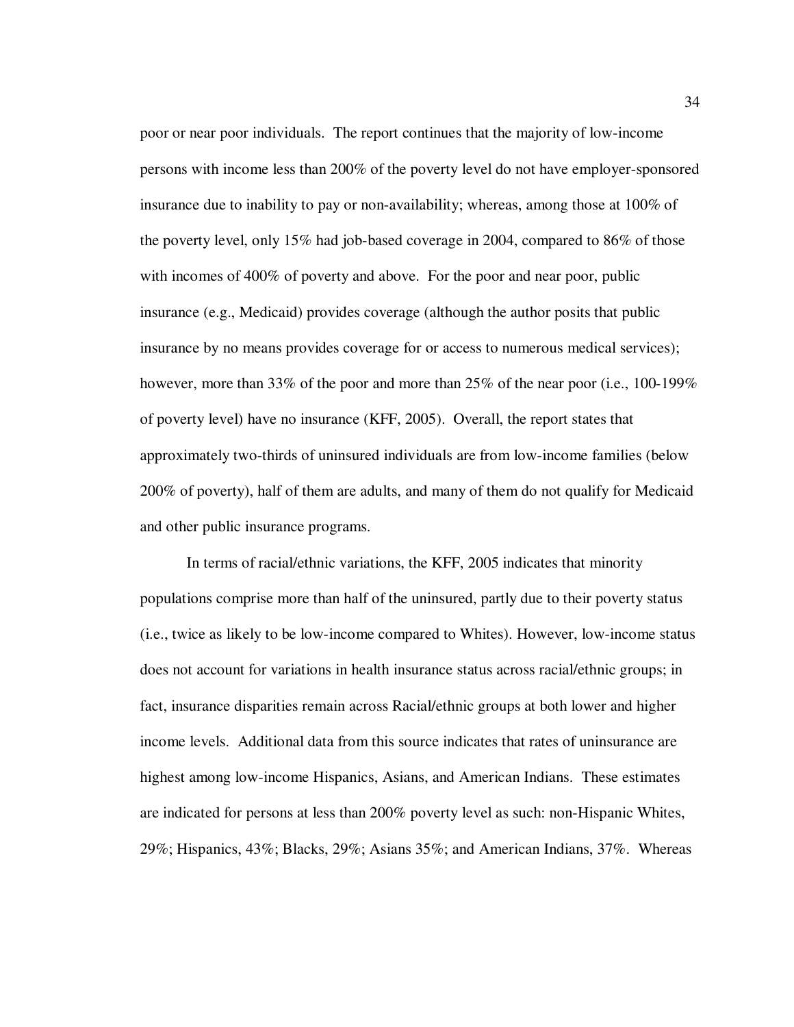poor or near poor individuals. The report continues that the majority of low-income persons with income less than 200% of the poverty level do not have employer-sponsored insurance due to inability to pay or non-availability; whereas, among those at 100% of the poverty level, only 15% had job-based coverage in 2004, compared to 86% of those with incomes of 400% of poverty and above. For the poor and near poor, public insurance (e.g., Medicaid) provides coverage (although the author posits that public insurance by no means provides coverage for or access to numerous medical services); however, more than 33% of the poor and more than 25% of the near poor (i.e., 100-199% of poverty level) have no insurance (KFF, 2005). Overall, the report states that approximately two-thirds of uninsured individuals are from low-income families (below 200% of poverty), half of them are adults, and many of them do not qualify for Medicaid and other public insurance programs.

In terms of racial/ethnic variations, the KFF, 2005 indicates that minority populations comprise more than half of the uninsured, partly due to their poverty status (i.e., twice as likely to be low-income compared to Whites). However, low-income status does not account for variations in health insurance status across racial/ethnic groups; in fact, insurance disparities remain across Racial/ethnic groups at both lower and higher income levels. Additional data from this source indicates that rates of uninsurance are highest among low-income Hispanics, Asians, and American Indians. These estimates are indicated for persons at less than 200% poverty level as such: non-Hispanic Whites, 29%; Hispanics, 43%; Blacks, 29%; Asians 35%; and American Indians, 37%. Whereas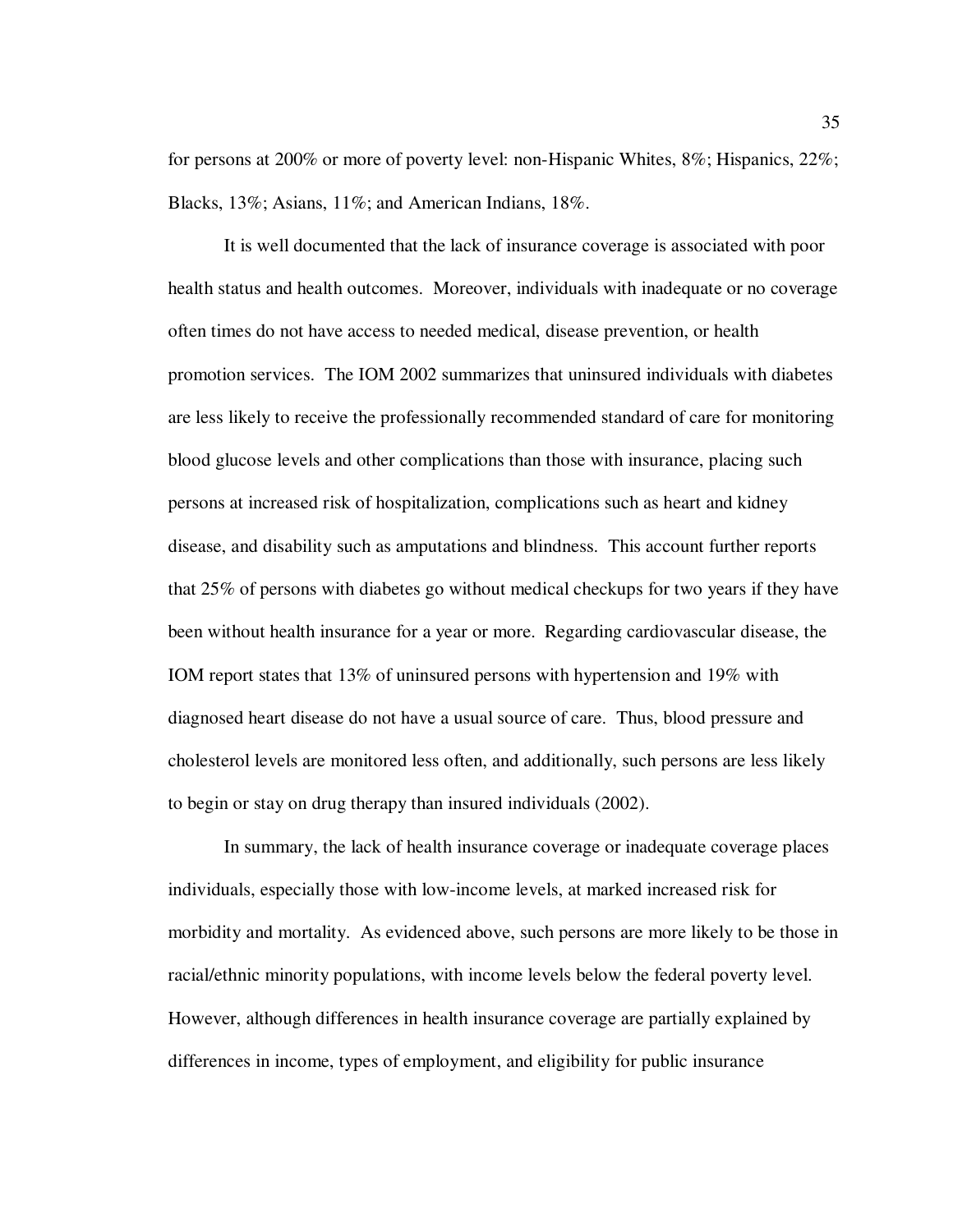for persons at 200% or more of poverty level: non-Hispanic Whites, 8%; Hispanics, 22%; Blacks, 13%; Asians, 11%; and American Indians, 18%.

It is well documented that the lack of insurance coverage is associated with poor health status and health outcomes. Moreover, individuals with inadequate or no coverage often times do not have access to needed medical, disease prevention, or health promotion services. The IOM 2002 summarizes that uninsured individuals with diabetes are less likely to receive the professionally recommended standard of care for monitoring blood glucose levels and other complications than those with insurance, placing such persons at increased risk of hospitalization, complications such as heart and kidney disease, and disability such as amputations and blindness. This account further reports that 25% of persons with diabetes go without medical checkups for two years if they have been without health insurance for a year or more. Regarding cardiovascular disease, the IOM report states that 13% of uninsured persons with hypertension and 19% with diagnosed heart disease do not have a usual source of care. Thus, blood pressure and cholesterol levels are monitored less often, and additionally, such persons are less likely to begin or stay on drug therapy than insured individuals (2002).

In summary, the lack of health insurance coverage or inadequate coverage places individuals, especially those with low-income levels, at marked increased risk for morbidity and mortality. As evidenced above, such persons are more likely to be those in racial/ethnic minority populations, with income levels below the federal poverty level. However, although differences in health insurance coverage are partially explained by differences in income, types of employment, and eligibility for public insurance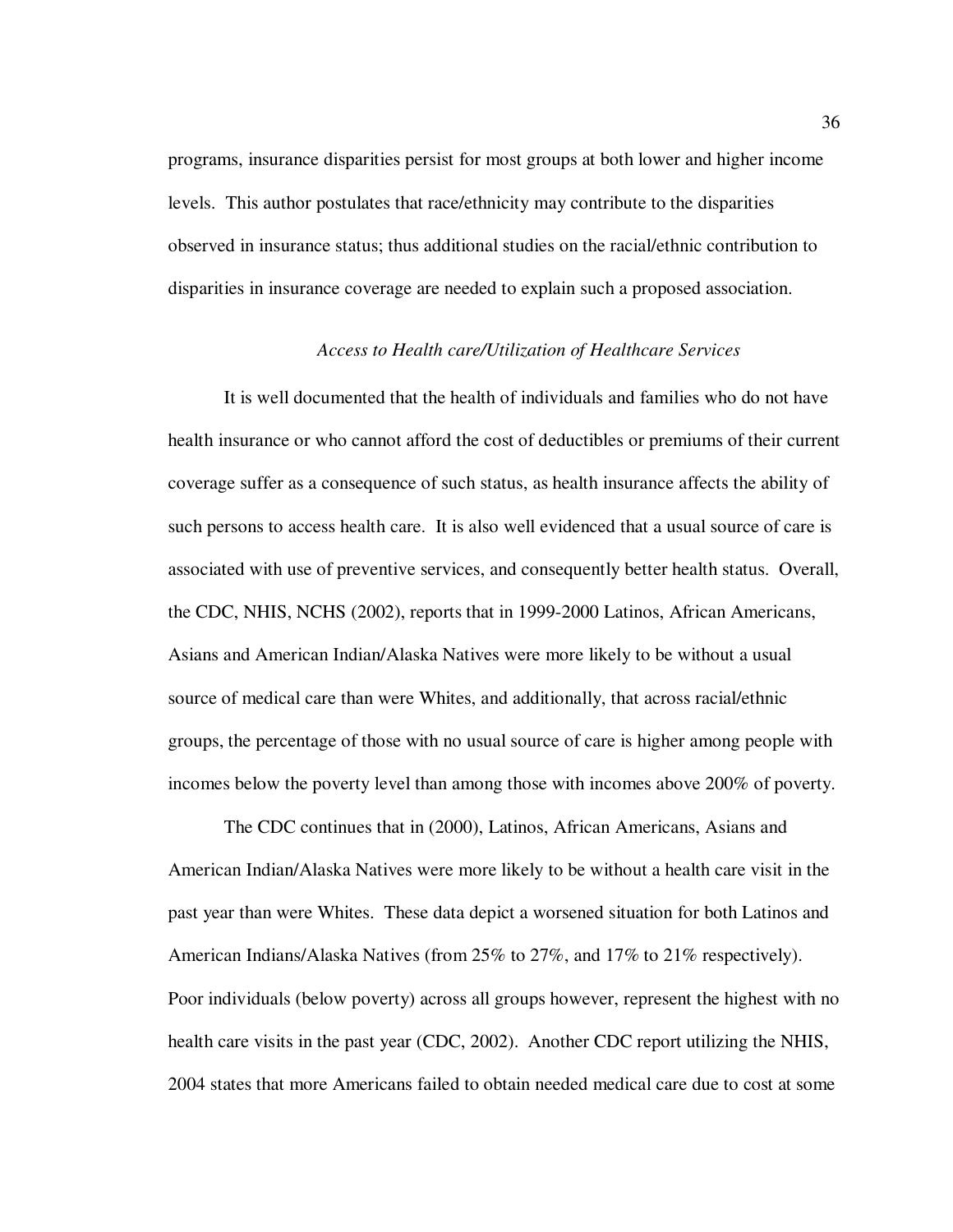programs, insurance disparities persist for most groups at both lower and higher income levels. This author postulates that race/ethnicity may contribute to the disparities observed in insurance status; thus additional studies on the racial/ethnic contribution to disparities in insurance coverage are needed to explain such a proposed association.

### *Access to Health care/Utilization of Healthcare Services*

It is well documented that the health of individuals and families who do not have health insurance or who cannot afford the cost of deductibles or premiums of their current coverage suffer as a consequence of such status, as health insurance affects the ability of such persons to access health care. It is also well evidenced that a usual source of care is associated with use of preventive services, and consequently better health status. Overall, the CDC, NHIS, NCHS (2002), reports that in 1999-2000 Latinos, African Americans, Asians and American Indian/Alaska Natives were more likely to be without a usual source of medical care than were Whites, and additionally, that across racial/ethnic groups, the percentage of those with no usual source of care is higher among people with incomes below the poverty level than among those with incomes above 200% of poverty.

The CDC continues that in (2000), Latinos, African Americans, Asians and American Indian/Alaska Natives were more likely to be without a health care visit in the past year than were Whites. These data depict a worsened situation for both Latinos and American Indians/Alaska Natives (from 25% to 27%, and 17% to 21% respectively). Poor individuals (below poverty) across all groups however, represent the highest with no health care visits in the past year (CDC, 2002). Another CDC report utilizing the NHIS, 2004 states that more Americans failed to obtain needed medical care due to cost at some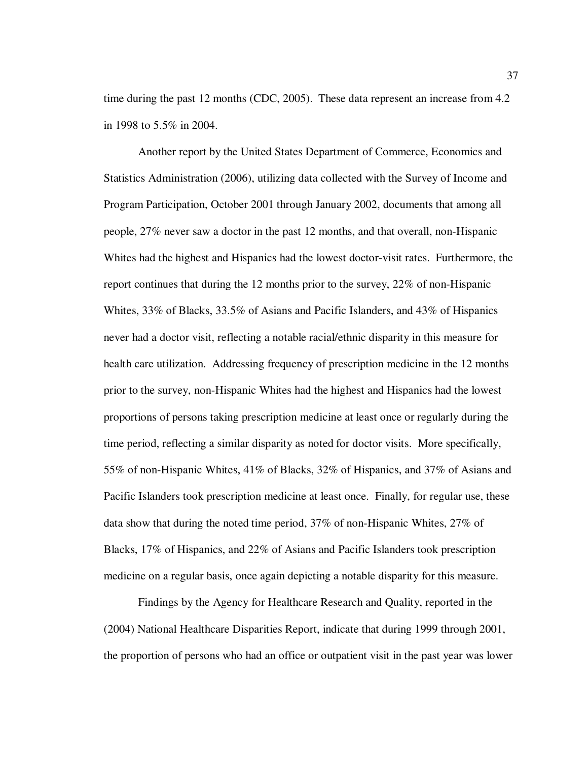time during the past 12 months (CDC, 2005). These data represent an increase from 4.2 in 1998 to 5.5% in 2004.

Another report by the United States Department of Commerce, Economics and Statistics Administration (2006), utilizing data collected with the Survey of Income and Program Participation, October 2001 through January 2002, documents that among all people, 27% never saw a doctor in the past 12 months, and that overall, non-Hispanic Whites had the highest and Hispanics had the lowest doctor-visit rates. Furthermore, the report continues that during the 12 months prior to the survey, 22% of non-Hispanic Whites, 33% of Blacks, 33.5% of Asians and Pacific Islanders, and 43% of Hispanics never had a doctor visit, reflecting a notable racial/ethnic disparity in this measure for health care utilization. Addressing frequency of prescription medicine in the 12 months prior to the survey, non-Hispanic Whites had the highest and Hispanics had the lowest proportions of persons taking prescription medicine at least once or regularly during the time period, reflecting a similar disparity as noted for doctor visits. More specifically, 55% of non-Hispanic Whites, 41% of Blacks, 32% of Hispanics, and 37% of Asians and Pacific Islanders took prescription medicine at least once. Finally, for regular use, these data show that during the noted time period, 37% of non-Hispanic Whites, 27% of Blacks, 17% of Hispanics, and 22% of Asians and Pacific Islanders took prescription medicine on a regular basis, once again depicting a notable disparity for this measure.

Findings by the Agency for Healthcare Research and Quality, reported in the (2004) National Healthcare Disparities Report, indicate that during 1999 through 2001, the proportion of persons who had an office or outpatient visit in the past year was lower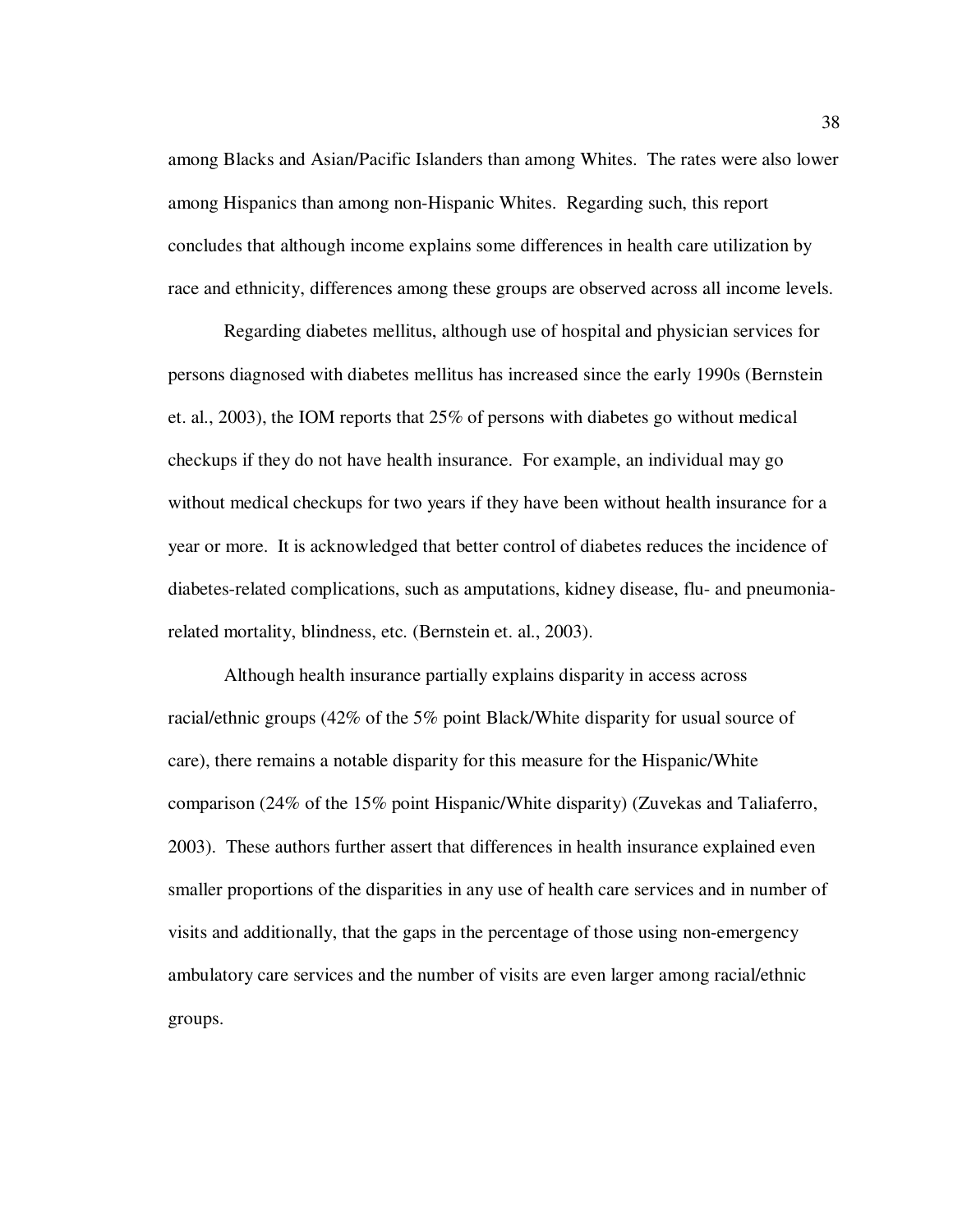among Blacks and Asian/Pacific Islanders than among Whites. The rates were also lower among Hispanics than among non-Hispanic Whites. Regarding such, this report concludes that although income explains some differences in health care utilization by race and ethnicity, differences among these groups are observed across all income levels.

Regarding diabetes mellitus, although use of hospital and physician services for persons diagnosed with diabetes mellitus has increased since the early 1990s (Bernstein et. al., 2003), the IOM reports that 25% of persons with diabetes go without medical checkups if they do not have health insurance. For example, an individual may go without medical checkups for two years if they have been without health insurance for a year or more. It is acknowledged that better control of diabetes reduces the incidence of diabetes-related complications, such as amputations, kidney disease, flu- and pneumonia-related mortality, blindness, etc. (Bernstein et. al., 2003).

Although health insurance partially explains disparity in access across racial/ethnic groups (42% of the 5% point Black/White disparity for usual source of care), there remains a notable disparity for this measure for the Hispanic/White comparison (24% of the 15% point Hispanic/White disparity) (Zuvekas and Taliaferro, 2003). These authors further assert that differences in health insurance explained even smaller proportions of the disparities in any use of health care services and in number of visits and additionally, that the gaps in the percentage of those using non-emergency ambulatory care services and the number of visits are even larger among racial/ethnic groups.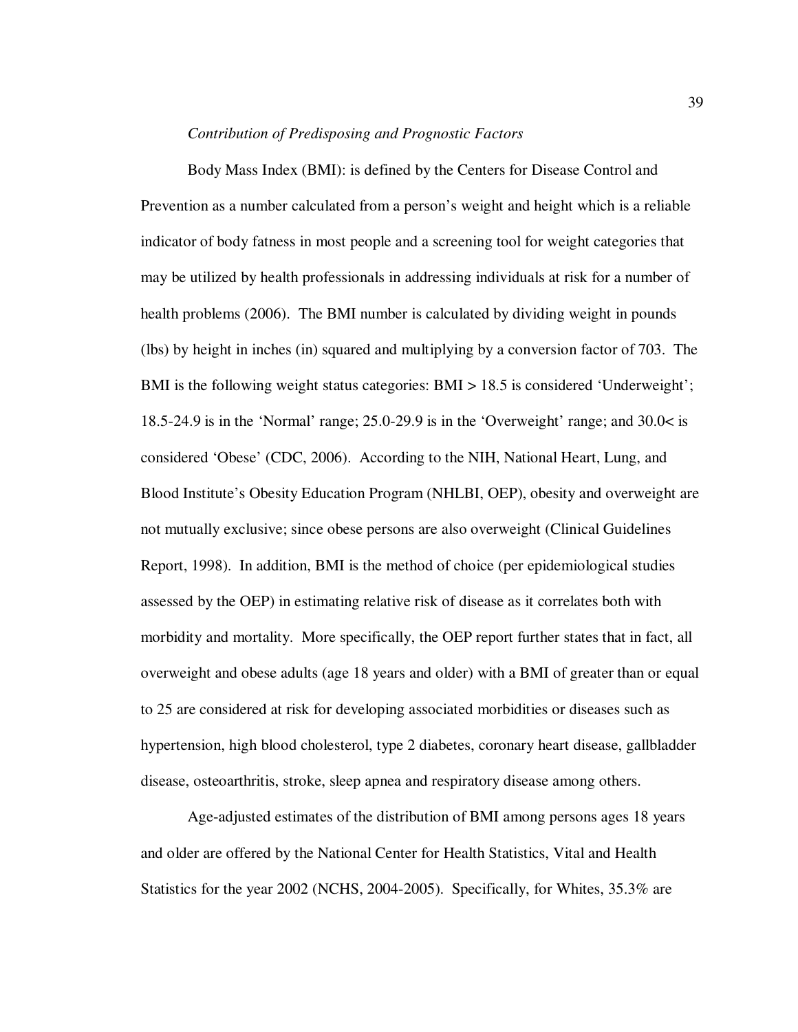*Contribution of Predisposing and Prognostic Factors*

Body Mass Index (BMI): is defined by the Centers for Disease Control and Prevention as a number calculated from a person's weight and height which is a reliable indicator of body fatness in most people and a screening tool for weight categories that may be utilized by health professionals in addressing individuals at risk for a number of health problems (2006). The BMI number is calculated by dividing weight in pounds (lbs) by height in inches (in) squared and multiplying by a conversion factor of 703. The BMI is the following weight status categories: BMI > 18.5 is considered 'Underweight'; 18.5-24.9 is in the 'Normal' range; 25.0-29.9 is in the 'Overweight' range; and 30.0< is considered 'Obese' (CDC, 2006). According to the NIH, National Heart, Lung, and Blood Institute's Obesity Education Program (NHLBI, OEP), obesity and overweight are not mutually exclusive; since obese persons are also overweight (Clinical Guidelines Report, 1998). In addition, BMI is the method of choice (per epidemiological studies assessed by the OEP) in estimating relative risk of disease as it correlates both with morbidity and mortality. More specifically, the OEP report further states that in fact, all overweight and obese adults (age 18 years and older) with a BMI of greater than or equal to 25 are considered at risk for developing associated morbidities or diseases such as hypertension, high blood cholesterol, type 2 diabetes, coronary heart disease, gallbladder disease, osteoarthritis, stroke, sleep apnea and respiratory disease among others.

Age-adjusted estimates of the distribution of BMI among persons ages 18 years and older are offered by the National Center for Health Statistics, Vital and Health Statistics for the year 2002 (NCHS, 2004-2005). Specifically, for Whites, 35.3% are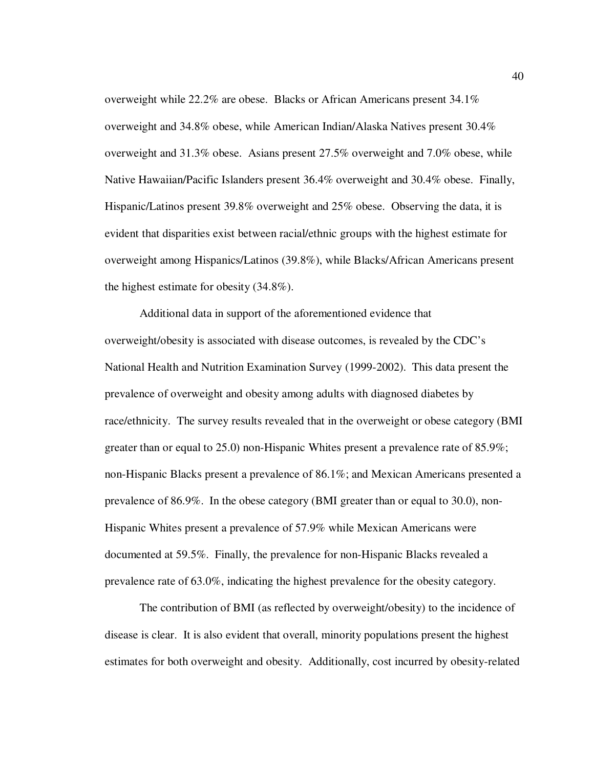overweight while 22.2% are obese. Blacks or African Americans present 34.1% overweight and 34.8% obese, while American Indian/Alaska Natives present 30.4% overweight and 31.3% obese. Asians present 27.5% overweight and 7.0% obese, while Native Hawaiian/Pacific Islanders present 36.4% overweight and 30.4% obese. Finally, Hispanic/Latinos present 39.8% overweight and 25% obese. Observing the data, it is evident that disparities exist between racial/ethnic groups with the highest estimate for overweight among Hispanics/Latinos (39.8%), while Blacks/African Americans present the highest estimate for obesity (34.8%).

Additional data in support of the aforementioned evidence that overweight/obesity is associated with disease outcomes, is revealed by the CDC's National Health and Nutrition Examination Survey (1999-2002). This data present the prevalence of overweight and obesity among adults with diagnosed diabetes by race/ethnicity. The survey results revealed that in the overweight or obese category (BMI greater than or equal to 25.0) non-Hispanic Whites present a prevalence rate of 85.9%; non-Hispanic Blacks present a prevalence of 86.1%; and Mexican Americans presented a prevalence of 86.9%. In the obese category (BMI greater than or equal to 30.0), non-Hispanic Whites present a prevalence of 57.9% while Mexican Americans were documented at 59.5%. Finally, the prevalence for non-Hispanic Blacks revealed a prevalence rate of 63.0%, indicating the highest prevalence for the obesity category.

The contribution of BMI (as reflected by overweight/obesity) to the incidence of disease is clear. It is also evident that overall, minority populations present the highest estimates for both overweight and obesity. Additionally, cost incurred by obesity-related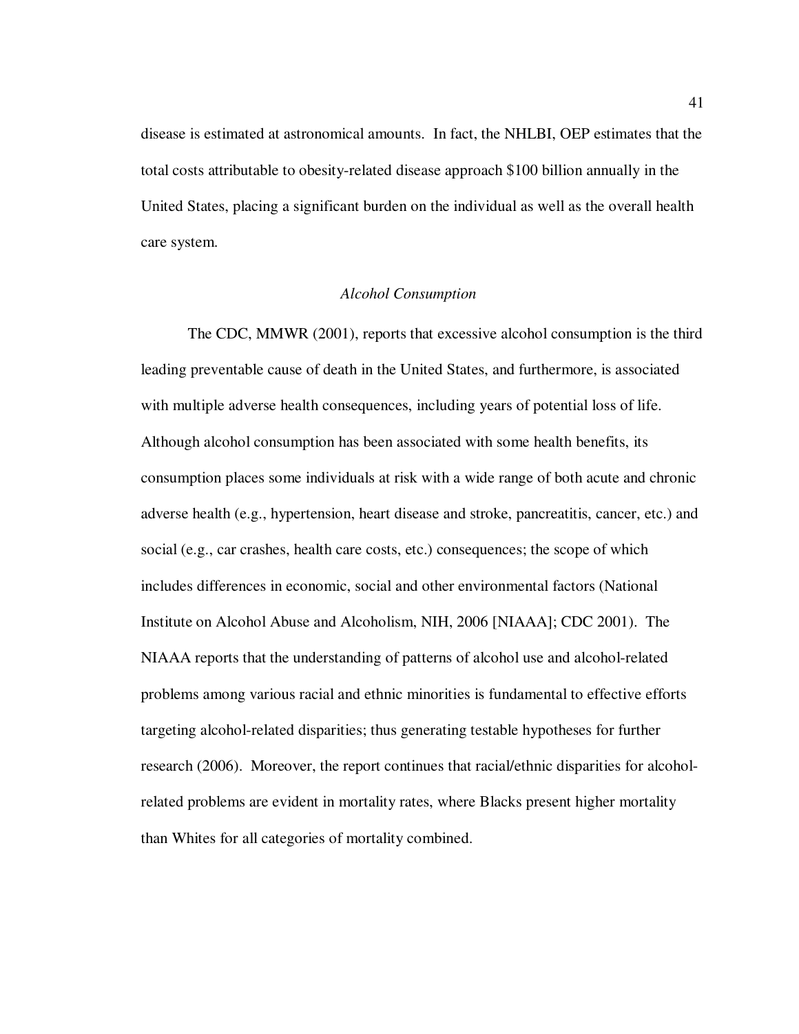disease is estimated at astronomical amounts. In fact, the NHLBI, OEP estimates that the total costs attributable to obesity-related disease approach $100 billion annually in the United States, placing a significant burden on the individual as well as the overall health care system.

### *Alcohol Consumption*

The CDC, MMWR (2001), reports that excessive alcohol consumption is the third leading preventable cause of death in the United States, and furthermore, is associated with multiple adverse health consequences, including years of potential loss of life. Although alcohol consumption has been associated with some health benefits, its consumption places some individuals at risk with a wide range of both acute and chronic adverse health (e.g., hypertension, heart disease and stroke, pancreatitis, cancer, etc.) and social (e.g., car crashes, health care costs, etc.) consequences; the scope of which includes differences in economic, social and other environmental factors (National Institute on Alcohol Abuse and Alcoholism, NIH, 2006 [NIAAA]; CDC 2001). The NIAAA reports that the understanding of patterns of alcohol use and alcohol-related problems among various racial and ethnic minorities is fundamental to effective efforts targeting alcohol-related disparities; thus generating testable hypotheses for further research (2006). Moreover, the report continues that racial/ethnic disparities for alcohol-related problems are evident in mortality rates, where Blacks present higher mortality than Whites for all categories of mortality combined.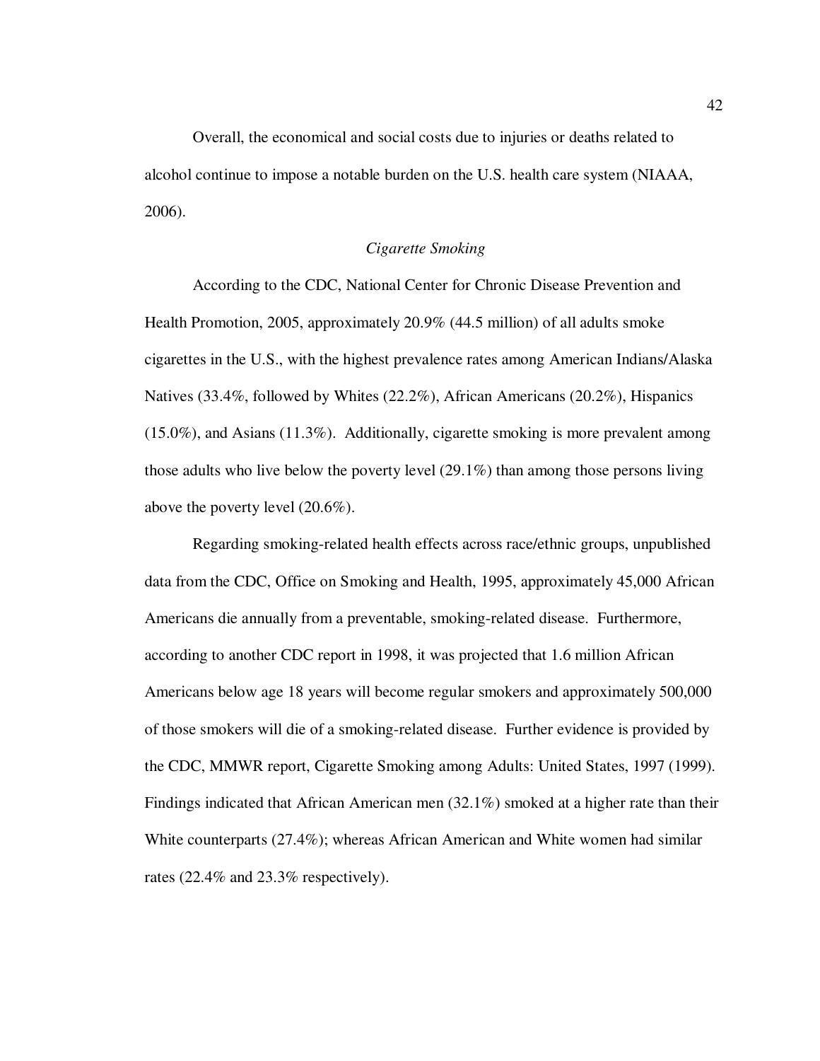Overall, the economical and social costs due to injuries or deaths related to alcohol continue to impose a notable burden on the U.S. health care system (NIAAA, 2006).

### *Cigarette Smoking*

According to the CDC, National Center for Chronic Disease Prevention and Health Promotion, 2005, approximately 20.9% (44.5 million) of all adults smoke cigarettes in the U.S., with the highest prevalence rates among American Indians/Alaska Natives (33.4%, followed by Whites (22.2%), African Americans (20.2%), Hispanics (15.0%), and Asians (11.3%). Additionally, cigarette smoking is more prevalent among those adults who live below the poverty level (29.1%) than among those persons living above the poverty level (20.6%).

Regarding smoking-related health effects across race/ethnic groups, unpublished data from the CDC, Office on Smoking and Health, 1995, approximately 45,000 African Americans die annually from a preventable, smoking-related disease. Furthermore, according to another CDC report in 1998, it was projected that 1.6 million African Americans below age 18 years will become regular smokers and approximately 500,000 of those smokers will die of a smoking-related disease. Further evidence is provided by the CDC, MMWR report, Cigarette Smoking among Adults: United States, 1997 (1999). Findings indicated that African American men (32.1%) smoked at a higher rate than their White counterparts (27.4%); whereas African American and White women had similar rates (22.4% and 23.3% respectively).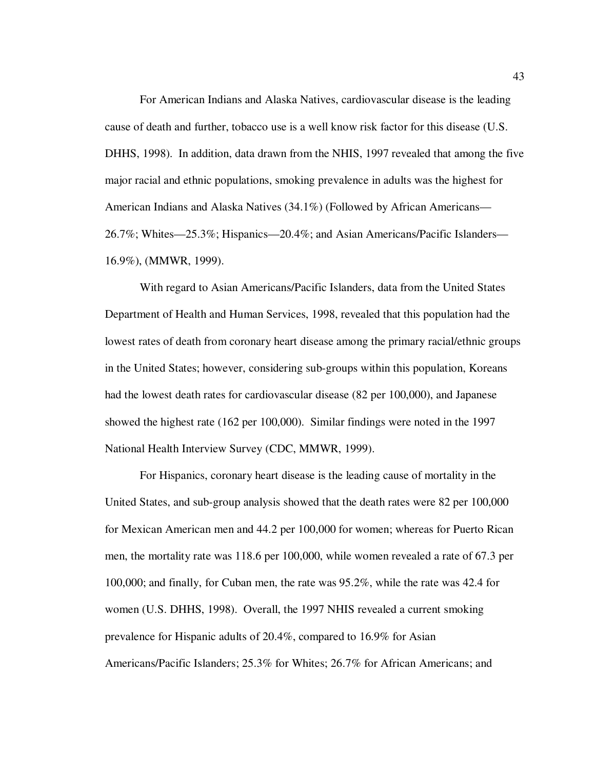For American Indians and Alaska Natives, cardiovascular disease is the leading cause of death and further, tobacco use is a well know risk factor for this disease (U.S. DHHS, 1998). In addition, data drawn from the NHIS, 1997 revealed that among the five major racial and ethnic populations, smoking prevalence in adults was the highest for American Indians and Alaska Natives (34.1%) (Followed by African Americans—26.7%; Whites—25.3%; Hispanics—20.4%; and Asian Americans/Pacific Islanders—16.9%), (MMWR, 1999).

With regard to Asian Americans/Pacific Islanders, data from the United States Department of Health and Human Services, 1998, revealed that this population had the lowest rates of death from coronary heart disease among the primary racial/ethnic groups in the United States; however, considering sub-groups within this population, Koreans had the lowest death rates for cardiovascular disease (82 per 100,000), and Japanese showed the highest rate (162 per 100,000). Similar findings were noted in the 1997 National Health Interview Survey (CDC, MMWR, 1999).

For Hispanics, coronary heart disease is the leading cause of mortality in the United States, and sub-group analysis showed that the death rates were 82 per 100,000 for Mexican American men and 44.2 per 100,000 for women; whereas for Puerto Rican men, the mortality rate was 118.6 per 100,000, while women revealed a rate of 67.3 per 100,000; and finally, for Cuban men, the rate was 95.2%, while the rate was 42.4 for women (U.S. DHHS, 1998). Overall, the 1997 NHIS revealed a current smoking prevalence for Hispanic adults of 20.4%, compared to 16.9% for Asian Americans/Pacific Islanders; 25.3% for Whites; 26.7% for African Americans; and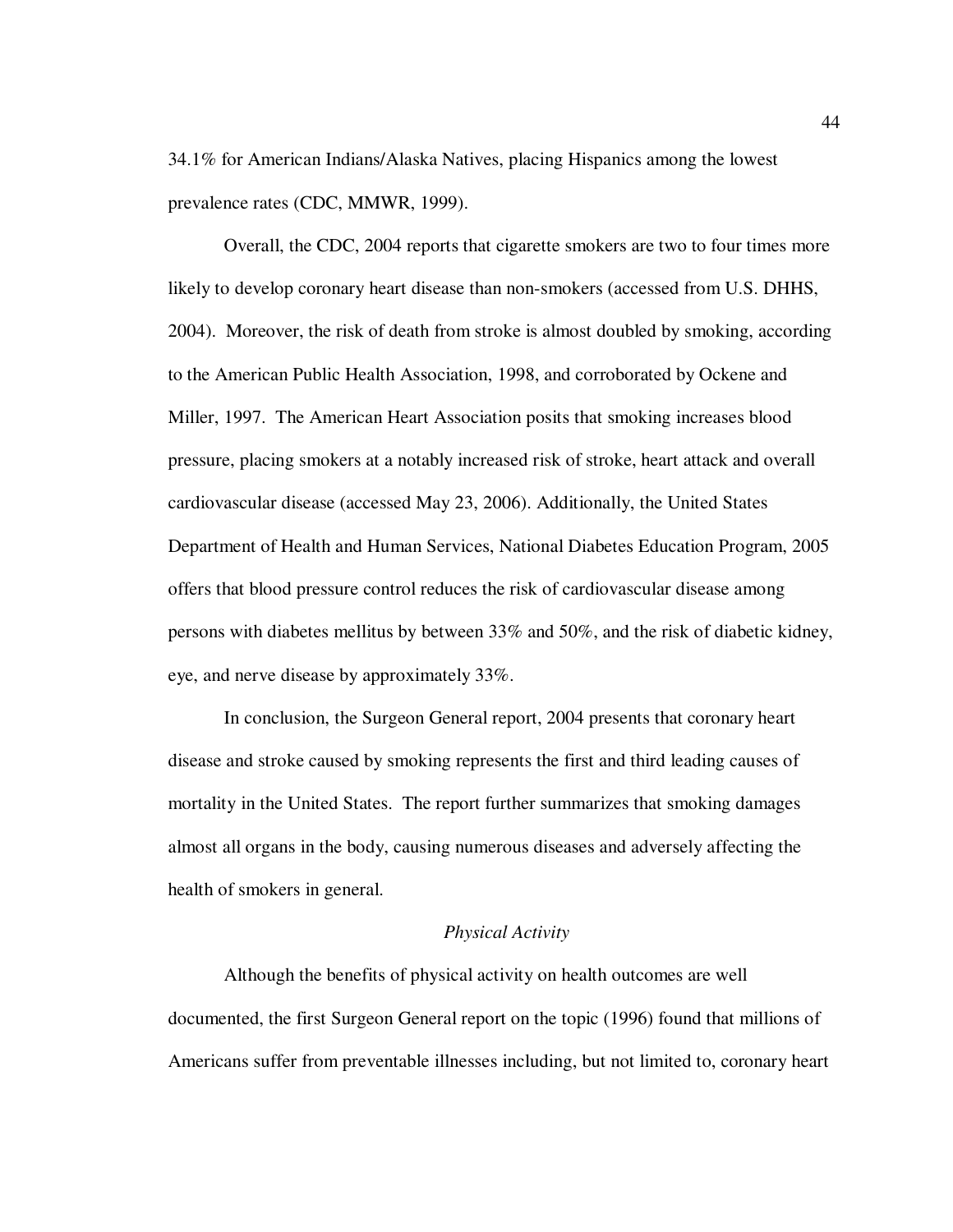34.1% for American Indians/Alaska Natives, placing Hispanics among the lowest prevalence rates (CDC, MMWR, 1999).

Overall, the CDC, 2004 reports that cigarette smokers are two to four times more likely to develop coronary heart disease than non-smokers (accessed from U.S. DHHS, 2004). Moreover, the risk of death from stroke is almost doubled by smoking, according to the American Public Health Association, 1998, and corroborated by Ockene and Miller, 1997. The American Heart Association posits that smoking increases blood pressure, placing smokers at a notably increased risk of stroke, heart attack and overall cardiovascular disease (accessed May 23, 2006). Additionally, the United States Department of Health and Human Services, National Diabetes Education Program, 2005 offers that blood pressure control reduces the risk of cardiovascular disease among persons with diabetes mellitus by between 33% and 50%, and the risk of diabetic kidney, eye, and nerve disease by approximately 33%.

In conclusion, the Surgeon General report, 2004 presents that coronary heart disease and stroke caused by smoking represents the first and third leading causes of mortality in the United States. The report further summarizes that smoking damages almost all organs in the body, causing numerous diseases and adversely affecting the health of smokers in general.

### *Physical Activity*

Although the benefits of physical activity on health outcomes are well documented, the first Surgeon General report on the topic (1996) found that millions of Americans suffer from preventable illnesses including, but not limited to, coronary heart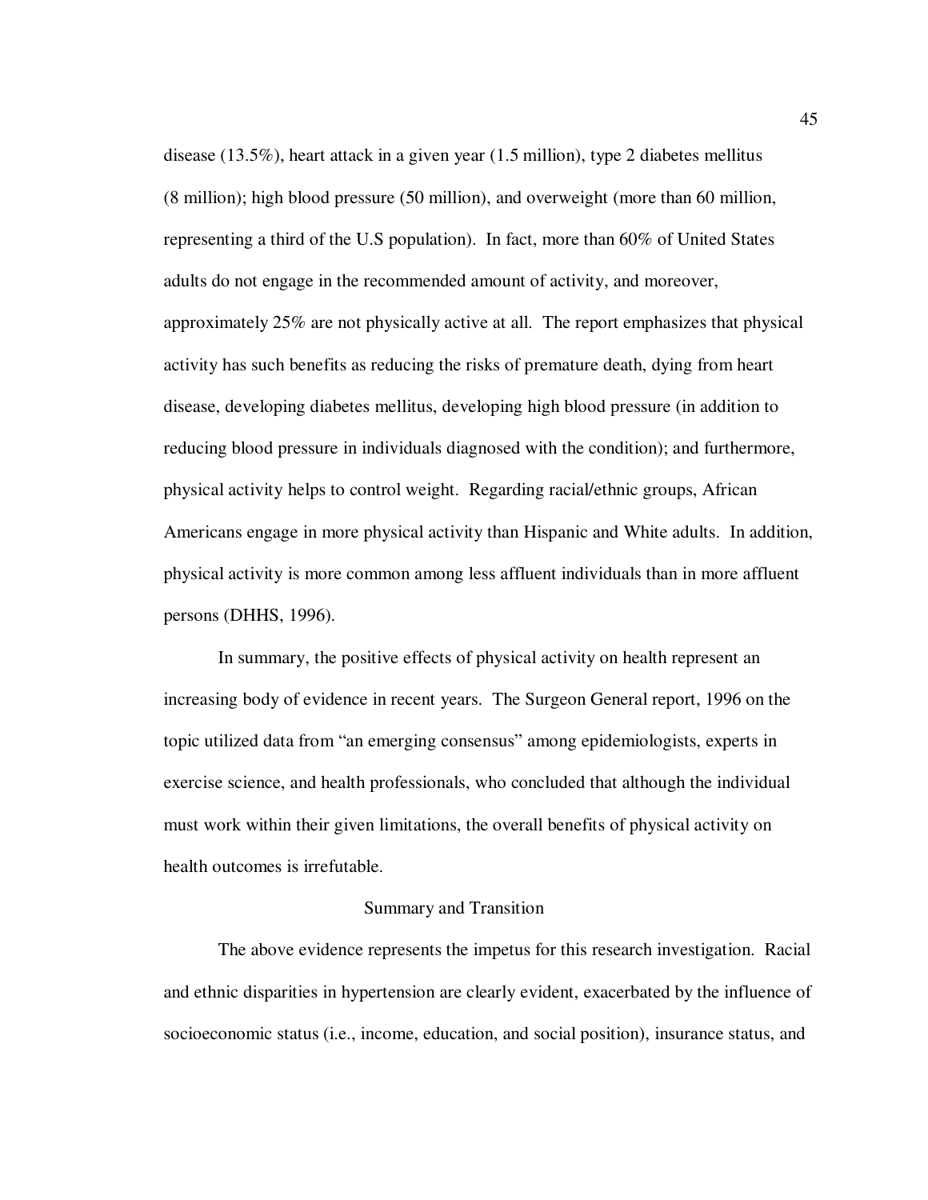disease (13.5%), heart attack in a given year (1.5 million), type 2 diabetes mellitus (8 million); high blood pressure (50 million), and overweight (more than 60 million, representing a third of the U.S population). In fact, more than 60% of United States adults do not engage in the recommended amount of activity, and moreover, approximately 25% are not physically active at all. The report emphasizes that physical activity has such benefits as reducing the risks of premature death, dying from heart disease, developing diabetes mellitus, developing high blood pressure (in addition to reducing blood pressure in individuals diagnosed with the condition); and furthermore, physical activity helps to control weight. Regarding racial/ethnic groups, African Americans engage in more physical activity than Hispanic and White adults. In addition, physical activity is more common among less affluent individuals than in more affluent persons (DHHS, 1996).

In summary, the positive effects of physical activity on health represent an increasing body of evidence in recent years. The Surgeon General report, 1996 on the topic utilized data from "an emerging consensus" among epidemiologists, experts in exercise science, and health professionals, who concluded that although the individual must work within their given limitations, the overall benefits of physical activity on health outcomes is irrefutable.

## Summary and Transition

The above evidence represents the impetus for this research investigation. Racial and ethnic disparities in hypertension are clearly evident, exacerbated by the influence of socioeconomic status (i.e., income, education, and social position), insurance status, and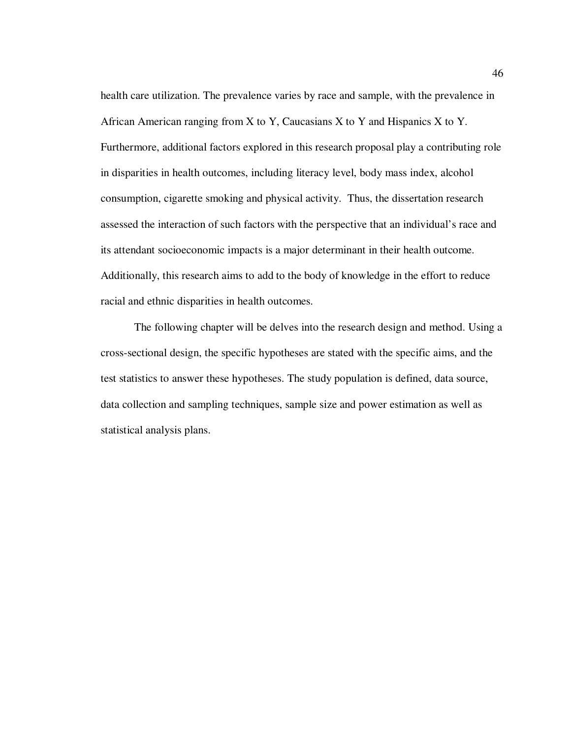health care utilization. The prevalence varies by race and sample, with the prevalence in African American ranging from X to Y, Caucasians X to Y and Hispanics X to Y. Furthermore, additional factors explored in this research proposal play a contributing role in disparities in health outcomes, including literacy level, body mass index, alcohol consumption, cigarette smoking and physical activity.  Thus, the dissertation research assessed the interaction of such factors with the perspective that an individual's race and its attendant socioeconomic impacts is a major determinant in their health outcome. Additionally, this research aims to add to the body of knowledge in the effort to reduce racial and ethnic disparities in health outcomes.

The following chapter will be delves into the research design and method. Using a cross-sectional design, the specific hypotheses are stated with the specific aims, and the test statistics to answer these hypotheses. The study population is defined, data source, data collection and sampling techniques, sample size and power estimation as well as statistical analysis plans.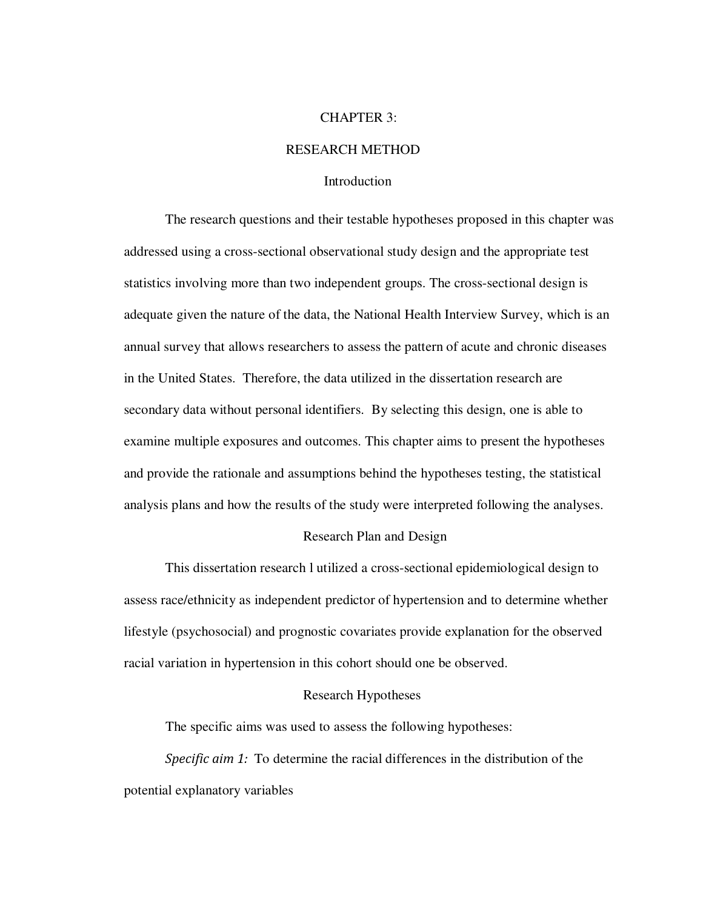# CHAPTER 3:

# RESEARCH METHOD

## Introduction

The research questions and their testable hypotheses proposed in this chapter was addressed using a cross-sectional observational study design and the appropriate test statistics involving more than two independent groups. The cross-sectional design is adequate given the nature of the data, the National Health Interview Survey, which is an annual survey that allows researchers to assess the pattern of acute and chronic diseases in the United States. Therefore, the data utilized in the dissertation research are secondary data without personal identifiers. By selecting this design, one is able to examine multiple exposures and outcomes. This chapter aims to present the hypotheses and provide the rationale and assumptions behind the hypotheses testing, the statistical analysis plans and how the results of the study were interpreted following the analyses.

## Research Plan and Design

This dissertation research l utilized a cross-sectional epidemiological design to assess race/ethnicity as independent predictor of hypertension and to determine whether lifestyle (psychosocial) and prognostic covariates provide explanation for the observed racial variation in hypertension in this cohort should one be observed.

## Research Hypotheses

The specific aims was used to assess the following hypotheses:

*Specific aim 1:* To determine the racial differences in the distribution of the potential explanatory variables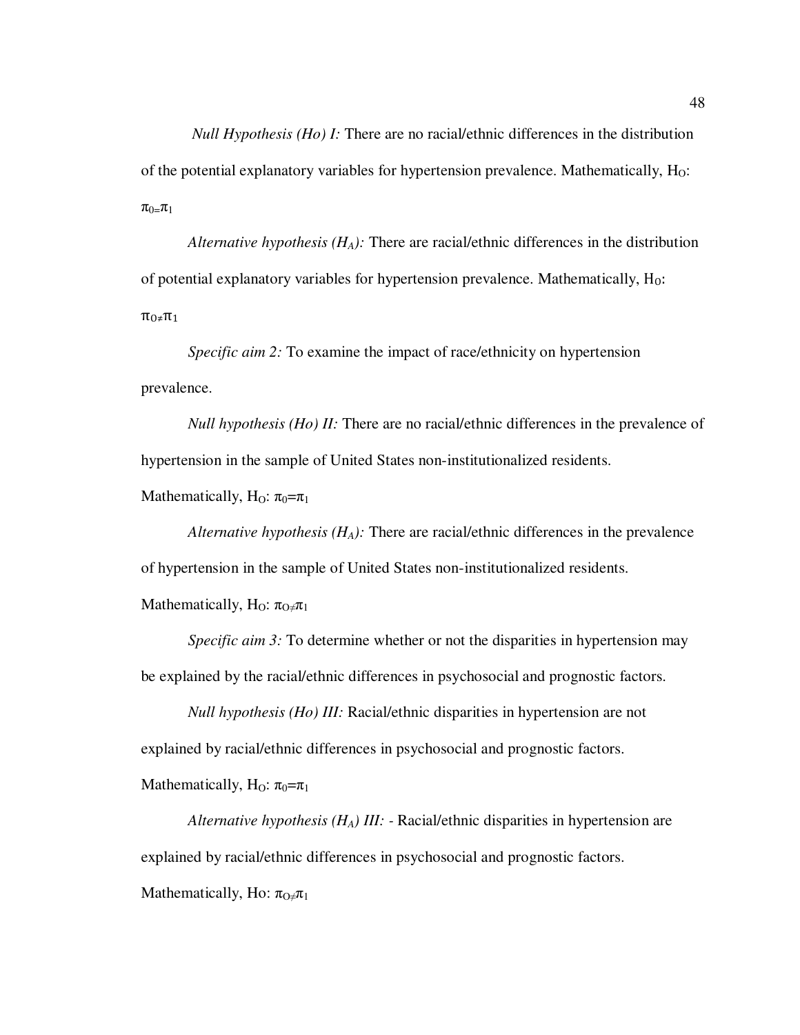*Null Hypothesis (Ho) I:* There are no racial/ethnic differences in the distribution of the potential explanatory variables for hypertension prevalence. Mathematically, $H_O$: $\pi_0 = \pi_1$

*Alternative hypothesis ($H_A$):* There are racial/ethnic differences in the distribution of potential explanatory variables for hypertension prevalence. Mathematically, $H_0$: $\pi_0 \neq \pi_1$

*Specific aim 2:* To examine the impact of race/ethnicity on hypertension prevalence.

*Null hypothesis (Ho) II:* There are no racial/ethnic differences in the prevalence of hypertension in the sample of United States non-institutionalized residents. Mathematically, $H_O$: $\pi_0 = \pi_1$

*Alternative hypothesis ($H_A$):* There are racial/ethnic differences in the prevalence of hypertension in the sample of United States non-institutionalized residents. Mathematically, $H_O$: $\pi_O \neq \pi_1$

*Specific aim 3:* To determine whether or not the disparities in hypertension may be explained by the racial/ethnic differences in psychosocial and prognostic factors.

*Null hypothesis (Ho) III:* Racial/ethnic disparities in hypertension are not explained by racial/ethnic differences in psychosocial and prognostic factors. Mathematically, $H_O$: $\pi_0 = \pi_1$

*Alternative hypothesis ($H_A$) III:* - Racial/ethnic disparities in hypertension are explained by racial/ethnic differences in psychosocial and prognostic factors. Mathematically, Ho: $\pi_O \neq \pi_1$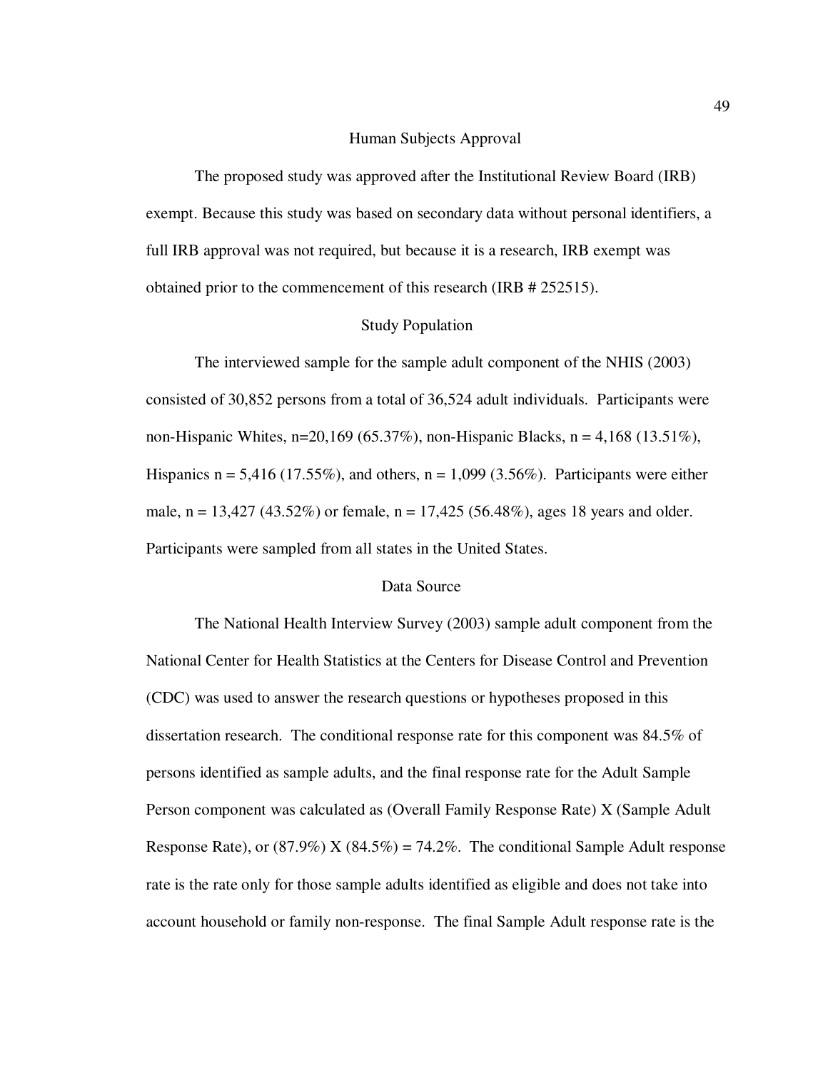## Human Subjects Approval

The proposed study was approved after the Institutional Review Board (IRB) exempt. Because this study was based on secondary data without personal identifiers, a full IRB approval was not required, but because it is a research, IRB exempt was obtained prior to the commencement of this research (IRB # 252515).

## Study Population

The interviewed sample for the sample adult component of the NHIS (2003) consisted of 30,852 persons from a total of 36,524 adult individuals. Participants were non-Hispanic Whites, n=20,169 (65.37%), non-Hispanic Blacks, n = 4,168 (13.51%), Hispanics n = 5,416 (17.55%), and others, n = 1,099 (3.56%). Participants were either male, n = 13,427 (43.52%) or female, n = 17,425 (56.48%), ages 18 years and older. Participants were sampled from all states in the United States.

## Data Source

The National Health Interview Survey (2003) sample adult component from the National Center for Health Statistics at the Centers for Disease Control and Prevention (CDC) was used to answer the research questions or hypotheses proposed in this dissertation research. The conditional response rate for this component was 84.5% of persons identified as sample adults, and the final response rate for the Adult Sample Person component was calculated as (Overall Family Response Rate) X (Sample Adult Response Rate), or (87.9%) X (84.5%) = 74.2%. The conditional Sample Adult response rate is the rate only for those sample adults identified as eligible and does not take into account household or family non-response. The final Sample Adult response rate is the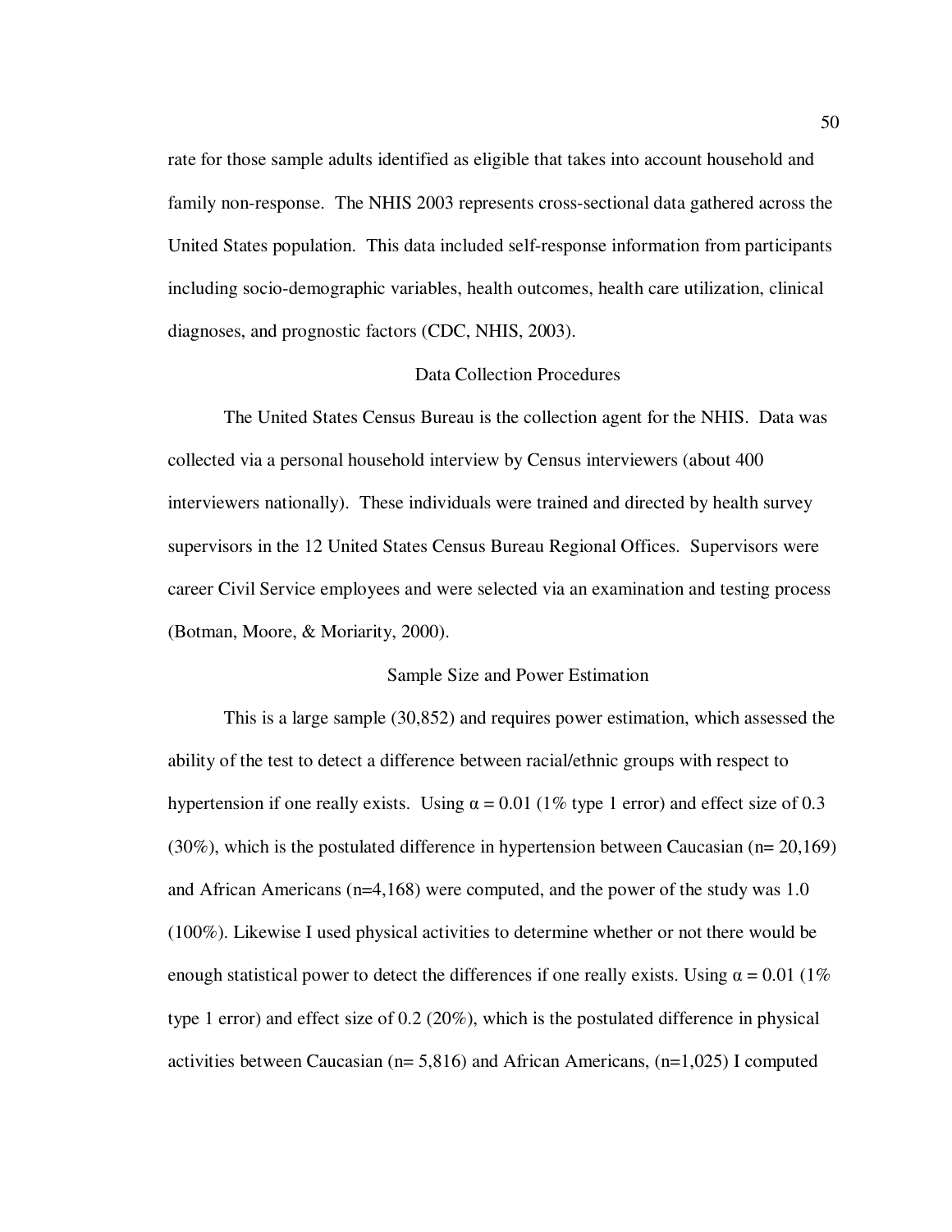rate for those sample adults identified as eligible that takes into account household and family non-response. The NHIS 2003 represents cross-sectional data gathered across the United States population. This data included self-response information from participants including socio-demographic variables, health outcomes, health care utilization, clinical diagnoses, and prognostic factors (CDC, NHIS, 2003).

## Data Collection Procedures

The United States Census Bureau is the collection agent for the NHIS. Data was collected via a personal household interview by Census interviewers (about 400 interviewers nationally). These individuals were trained and directed by health survey supervisors in the 12 United States Census Bureau Regional Offices. Supervisors were career Civil Service employees and were selected via an examination and testing process (Botman, Moore, & Moriarity, 2000).

## Sample Size and Power Estimation

This is a large sample (30,852) and requires power estimation, which assessed the ability of the test to detect a difference between racial/ethnic groups with respect to hypertension if one really exists. Using $\alpha = 0.01$ (1% type 1 error) and effect size of 0.3 (30%), which is the postulated difference in hypertension between Caucasian (n= 20,169) and African Americans (n=4,168) were computed, and the power of the study was 1.0 (100%). Likewise I used physical activities to determine whether or not there would be enough statistical power to detect the differences if one really exists. Using $\alpha = 0.01$ (1% type 1 error) and effect size of 0.2 (20%), which is the postulated difference in physical activities between Caucasian (n= 5,816) and African Americans, (n=1,025) I computed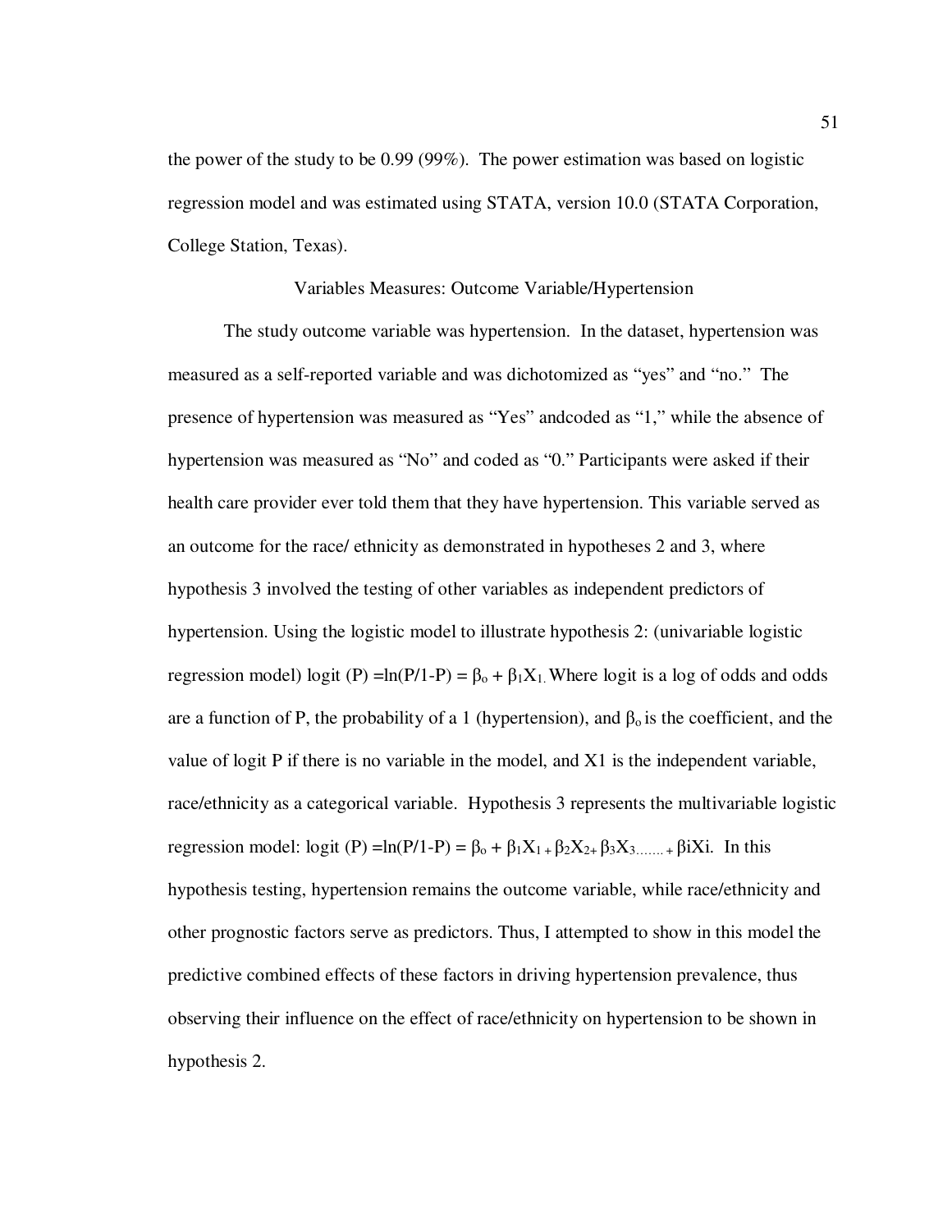the power of the study to be 0.99 (99%). The power estimation was based on logistic regression model and was estimated using STATA, version 10.0 (STATA Corporation, College Station, Texas).

## Variables Measures: Outcome Variable/Hypertension

The study outcome variable was hypertension. In the dataset, hypertension was measured as a self-reported variable and was dichotomized as "yes" and "no." The presence of hypertension was measured as "Yes" andcoded as "1," while the absence of hypertension was measured as "No" and coded as "0." Participants were asked if their health care provider ever told them that they have hypertension. This variable served as an outcome for the race/ ethnicity as demonstrated in hypotheses 2 and 3, where hypothesis 3 involved the testing of other variables as independent predictors of hypertension. Using the logistic model to illustrate hypothesis 2: (univariable logistic regression model) logit (P) $=\ln(P/1\text{-}P) = \beta_o + \beta_1 X_1$. Where logit is a log of odds and odds are a function of P, the probability of a 1 (hypertension), and $\beta_o$ is the coefficient, and the value of logit P if there is no variable in the model, and X1 is the independent variable, race/ethnicity as a categorical variable. Hypothesis 3 represents the multivariable logistic regression model: logit (P) $=\ln(P/1\text{-}P) = \beta_o + \beta_1 X_1 + \beta_2 X_2 + \beta_3 X_3 \ldots\ldots + \beta i Xi$. In this hypothesis testing, hypertension remains the outcome variable, while race/ethnicity and other prognostic factors serve as predictors. Thus, I attempted to show in this model the predictive combined effects of these factors in driving hypertension prevalence, thus observing their influence on the effect of race/ethnicity on hypertension to be shown in hypothesis 2.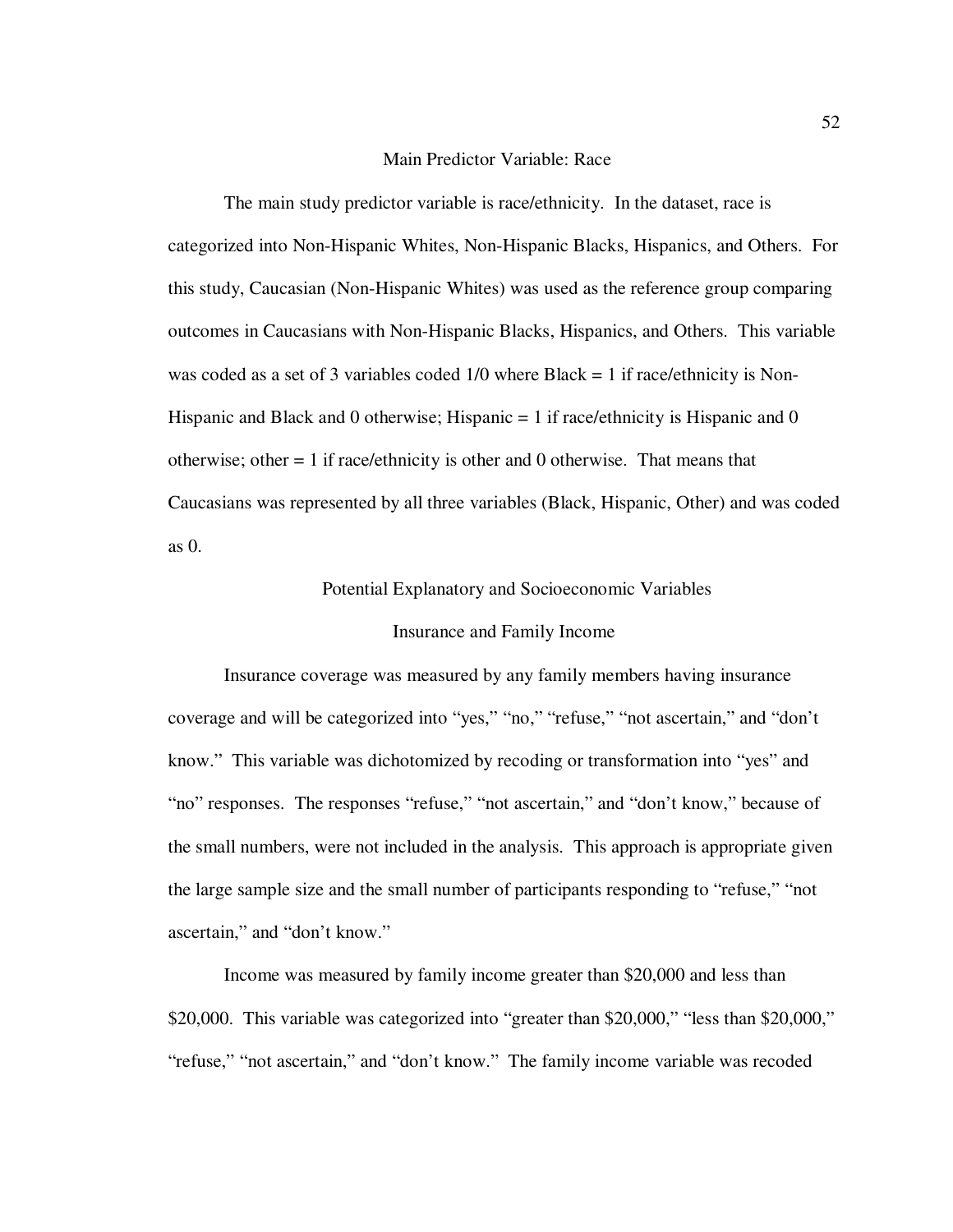## Main Predictor Variable: Race

The main study predictor variable is race/ethnicity. In the dataset, race is categorized into Non-Hispanic Whites, Non-Hispanic Blacks, Hispanics, and Others. For this study, Caucasian (Non-Hispanic Whites) was used as the reference group comparing outcomes in Caucasians with Non-Hispanic Blacks, Hispanics, and Others. This variable was coded as a set of 3 variables coded 1/0 where Black = 1 if race/ethnicity is Non-Hispanic and Black and 0 otherwise; Hispanic = 1 if race/ethnicity is Hispanic and 0 otherwise; other = 1 if race/ethnicity is other and 0 otherwise. That means that Caucasians was represented by all three variables (Black, Hispanic, Other) and was coded as 0.

## Potential Explanatory and Socioeconomic Variables

### Insurance and Family Income

Insurance coverage was measured by any family members having insurance coverage and will be categorized into "yes," "no," "refuse," "not ascertain," and "don't know." This variable was dichotomized by recoding or transformation into "yes" and "no" responses. The responses "refuse," "not ascertain," and "don't know," because of the small numbers, were not included in the analysis. This approach is appropriate given the large sample size and the small number of participants responding to "refuse," "not ascertain," and "don't know."

Income was measured by family income greater than $20,000 and less than $20,000. This variable was categorized into "greater than $20,000," "less than $20,000," "refuse," "not ascertain," and "don't know." The family income variable was recoded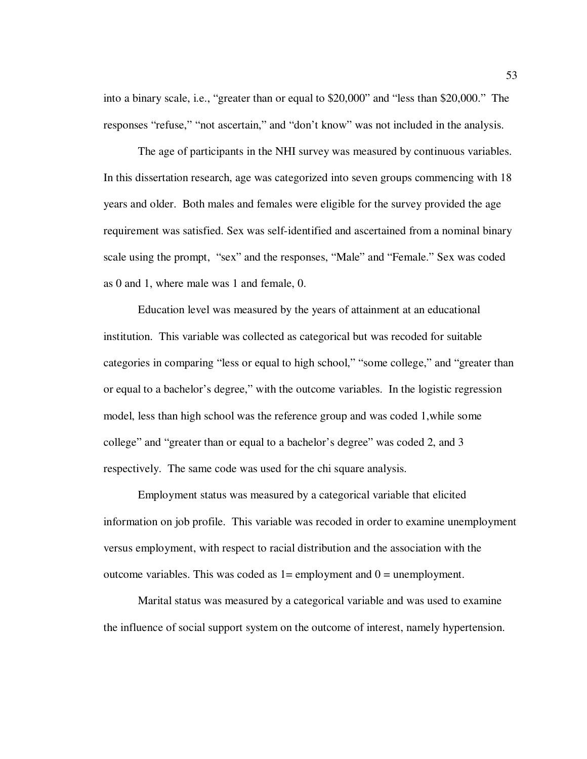into a binary scale, i.e., "greater than or equal to $20,000" and "less than $20,000." The responses "refuse," "not ascertain," and "don't know" was not included in the analysis.

The age of participants in the NHI survey was measured by continuous variables. In this dissertation research, age was categorized into seven groups commencing with 18 years and older. Both males and females were eligible for the survey provided the age requirement was satisfied. Sex was self-identified and ascertained from a nominal binary scale using the prompt, "sex" and the responses, "Male" and "Female." Sex was coded as 0 and 1, where male was 1 and female, 0.

Education level was measured by the years of attainment at an educational institution. This variable was collected as categorical but was recoded for suitable categories in comparing "less or equal to high school," "some college," and "greater than or equal to a bachelor's degree," with the outcome variables. In the logistic regression model, less than high school was the reference group and was coded 1,while some college" and "greater than or equal to a bachelor's degree" was coded 2, and 3 respectively. The same code was used for the chi square analysis.

Employment status was measured by a categorical variable that elicited information on job profile. This variable was recoded in order to examine unemployment versus employment, with respect to racial distribution and the association with the outcome variables. This was coded as 1= employment and 0 = unemployment.

Marital status was measured by a categorical variable and was used to examine the influence of social support system on the outcome of interest, namely hypertension.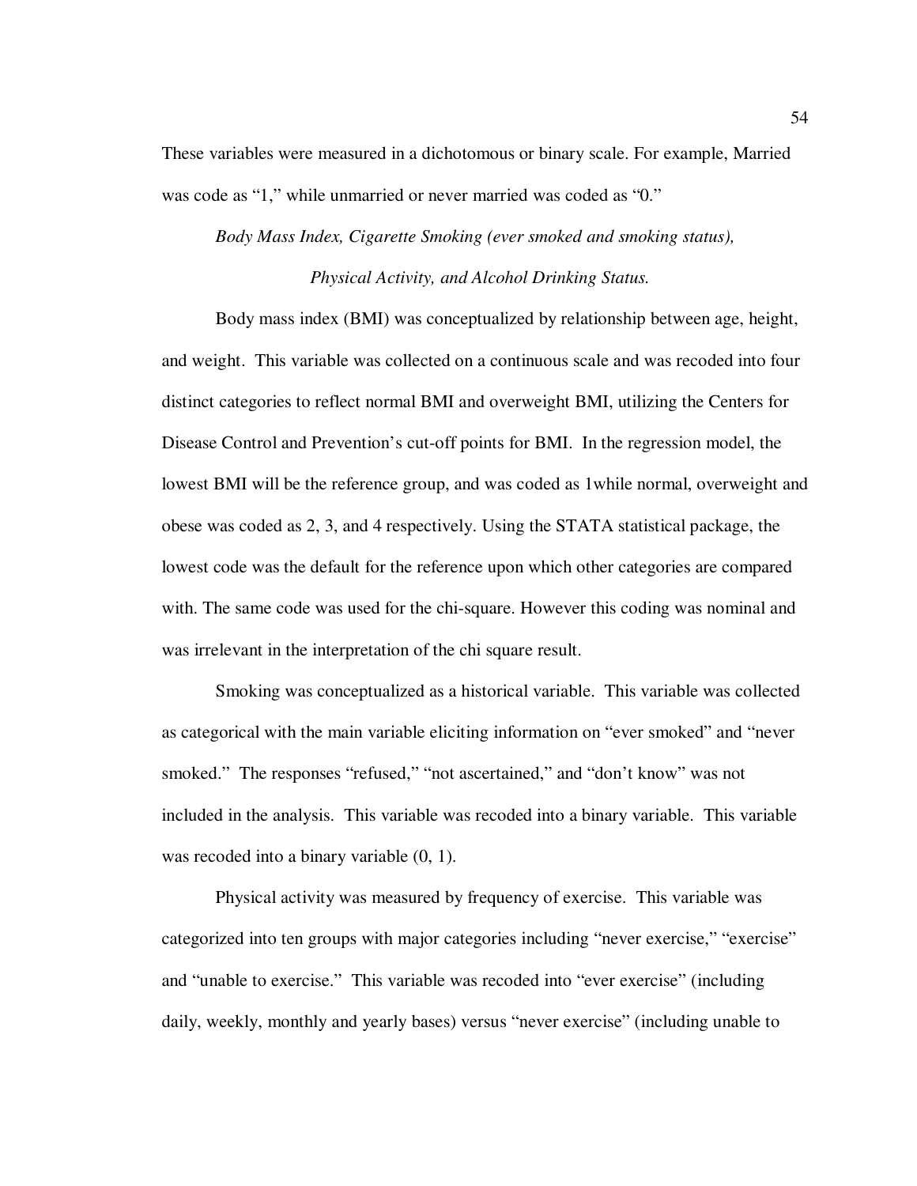These variables were measured in a dichotomous or binary scale. For example, Married was code as "1," while unmarried or never married was coded as "0."

*Body Mass Index, Cigarette Smoking (ever smoked and smoking status), Physical Activity, and Alcohol Drinking Status.*

Body mass index (BMI) was conceptualized by relationship between age, height, and weight. This variable was collected on a continuous scale and was recoded into four distinct categories to reflect normal BMI and overweight BMI, utilizing the Centers for Disease Control and Prevention's cut-off points for BMI. In the regression model, the lowest BMI will be the reference group, and was coded as 1while normal, overweight and obese was coded as 2, 3, and 4 respectively. Using the STATA statistical package, the lowest code was the default for the reference upon which other categories are compared with. The same code was used for the chi-square. However this coding was nominal and was irrelevant in the interpretation of the chi square result.

Smoking was conceptualized as a historical variable. This variable was collected as categorical with the main variable eliciting information on "ever smoked" and "never smoked." The responses "refused," "not ascertained," and "don't know" was not included in the analysis. This variable was recoded into a binary variable. This variable was recoded into a binary variable (0, 1).

Physical activity was measured by frequency of exercise. This variable was categorized into ten groups with major categories including "never exercise," "exercise" and "unable to exercise." This variable was recoded into "ever exercise" (including daily, weekly, monthly and yearly bases) versus "never exercise" (including unable to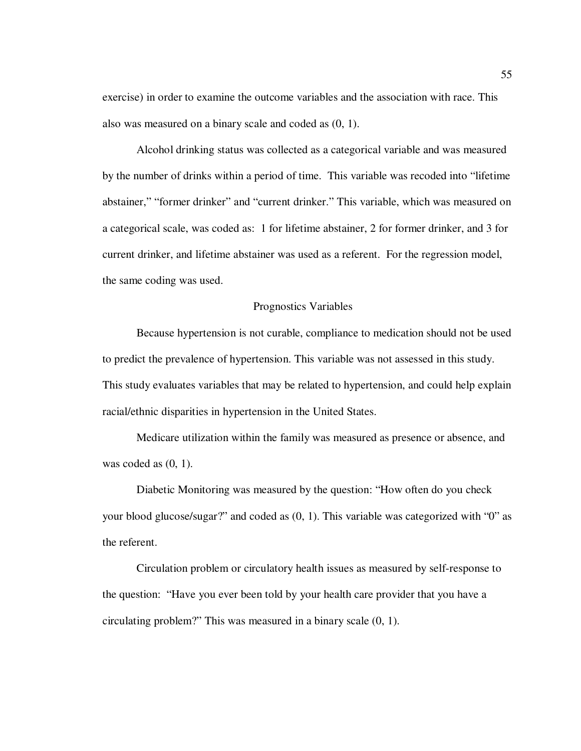exercise) in order to examine the outcome variables and the association with race. This also was measured on a binary scale and coded as (0, 1).

Alcohol drinking status was collected as a categorical variable and was measured by the number of drinks within a period of time. This variable was recoded into "lifetime abstainer," "former drinker" and "current drinker." This variable, which was measured on a categorical scale, was coded as: 1 for lifetime abstainer, 2 for former drinker, and 3 for current drinker, and lifetime abstainer was used as a referent. For the regression model, the same coding was used.

## Prognostics Variables

Because hypertension is not curable, compliance to medication should not be used to predict the prevalence of hypertension. This variable was not assessed in this study. This study evaluates variables that may be related to hypertension, and could help explain racial/ethnic disparities in hypertension in the United States.

Medicare utilization within the family was measured as presence or absence, and was coded as (0, 1).

Diabetic Monitoring was measured by the question: "How often do you check your blood glucose/sugar?" and coded as (0, 1). This variable was categorized with "0" as the referent.

Circulation problem or circulatory health issues as measured by self-response to the question: "Have you ever been told by your health care provider that you have a circulating problem?" This was measured in a binary scale (0, 1).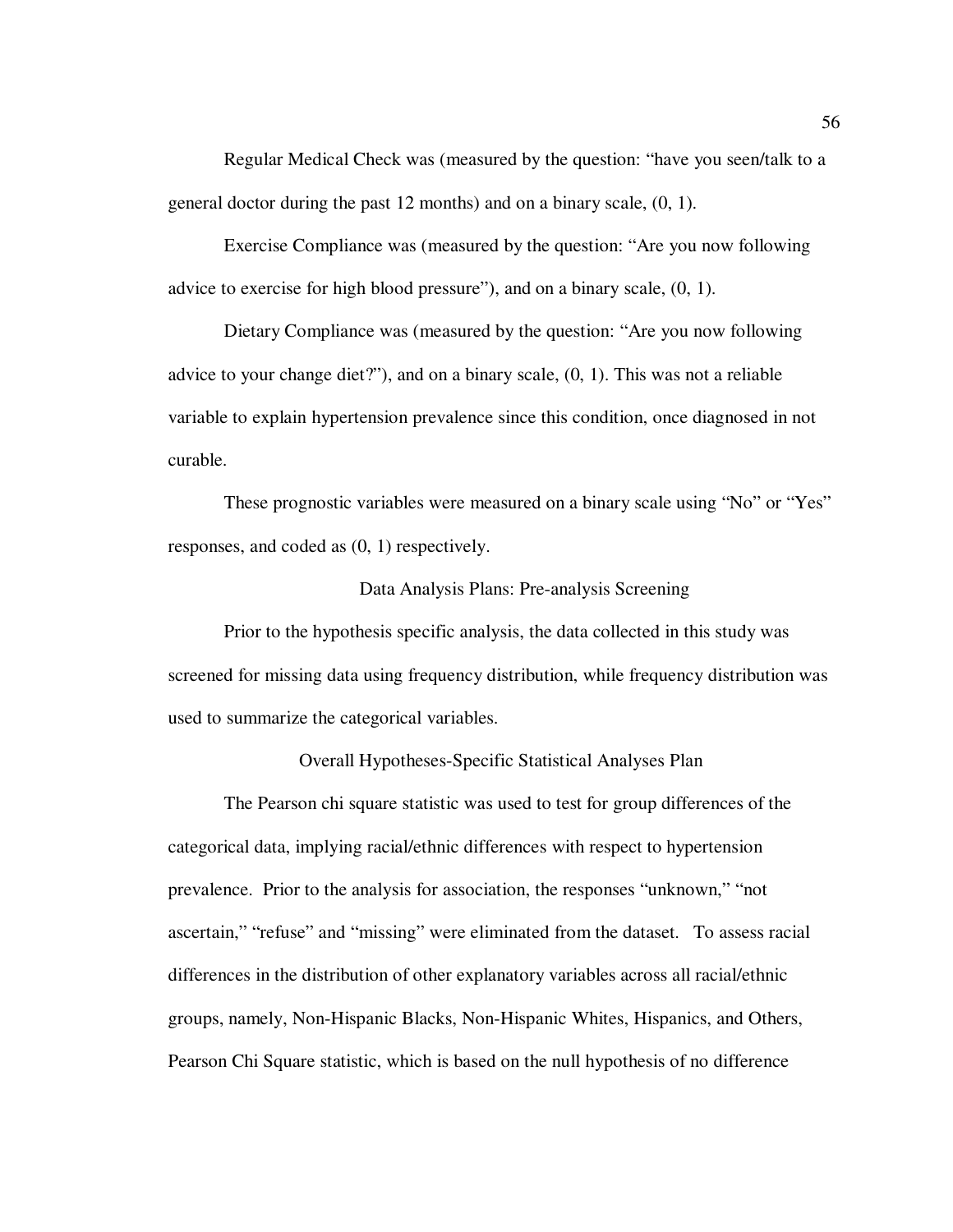Regular Medical Check was (measured by the question: "have you seen/talk to a general doctor during the past 12 months) and on a binary scale, (0, 1).

Exercise Compliance was (measured by the question: "Are you now following advice to exercise for high blood pressure"), and on a binary scale, (0, 1).

Dietary Compliance was (measured by the question: "Are you now following advice to your change diet?"), and on a binary scale, (0, 1). This was not a reliable variable to explain hypertension prevalence since this condition, once diagnosed in not curable.

These prognostic variables were measured on a binary scale using "No" or "Yes" responses, and coded as (0, 1) respectively.

## Data Analysis Plans: Pre-analysis Screening

Prior to the hypothesis specific analysis, the data collected in this study was screened for missing data using frequency distribution, while frequency distribution was used to summarize the categorical variables.

## Overall Hypotheses-Specific Statistical Analyses Plan

The Pearson chi square statistic was used to test for group differences of the categorical data, implying racial/ethnic differences with respect to hypertension prevalence. Prior to the analysis for association, the responses "unknown," "not ascertain," "refuse" and "missing" were eliminated from the dataset. To assess racial differences in the distribution of other explanatory variables across all racial/ethnic groups, namely, Non-Hispanic Blacks, Non-Hispanic Whites, Hispanics, and Others, Pearson Chi Square statistic, which is based on the null hypothesis of no difference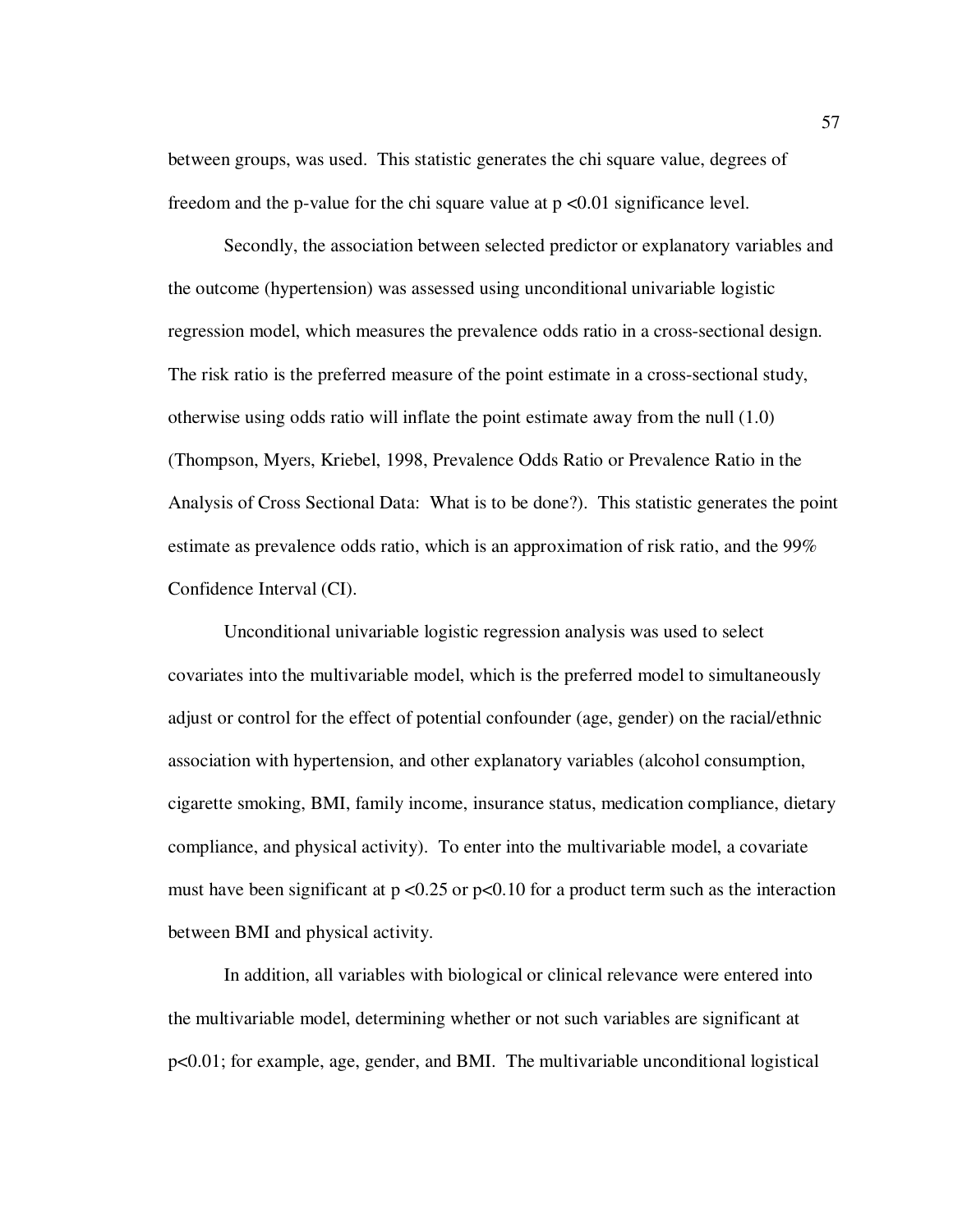between groups, was used. This statistic generates the chi square value, degrees of freedom and the p-value for the chi square value at $p < 0.01$ significance level.

Secondly, the association between selected predictor or explanatory variables and the outcome (hypertension) was assessed using unconditional univariable logistic regression model, which measures the prevalence odds ratio in a cross-sectional design. The risk ratio is the preferred measure of the point estimate in a cross-sectional study, otherwise using odds ratio will inflate the point estimate away from the null (1.0) (Thompson, Myers, Kriebel, 1998, Prevalence Odds Ratio or Prevalence Ratio in the Analysis of Cross Sectional Data: What is to be done?). This statistic generates the point estimate as prevalence odds ratio, which is an approximation of risk ratio, and the 99% Confidence Interval (CI).

Unconditional univariable logistic regression analysis was used to select covariates into the multivariable model, which is the preferred model to simultaneously adjust or control for the effect of potential confounder (age, gender) on the racial/ethnic association with hypertension, and other explanatory variables (alcohol consumption, cigarette smoking, BMI, family income, insurance status, medication compliance, dietary compliance, and physical activity). To enter into the multivariable model, a covariate must have been significant at $p < 0.25$ or $p < 0.10$ for a product term such as the interaction between BMI and physical activity.

In addition, all variables with biological or clinical relevance were entered into the multivariable model, determining whether or not such variables are significant at $p < 0.01$; for example, age, gender, and BMI. The multivariable unconditional logistical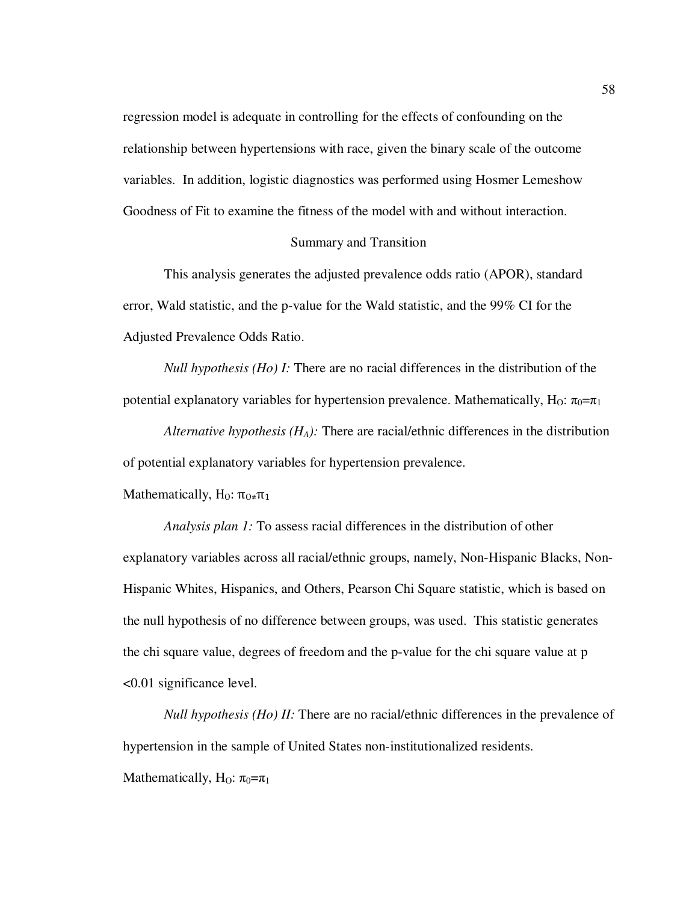regression model is adequate in controlling for the effects of confounding on the relationship between hypertensions with race, given the binary scale of the outcome variables. In addition, logistic diagnostics was performed using Hosmer Lemeshow Goodness of Fit to examine the fitness of the model with and without interaction.

## Summary and Transition

This analysis generates the adjusted prevalence odds ratio (APOR), standard error, Wald statistic, and the p-value for the Wald statistic, and the 99% CI for the Adjusted Prevalence Odds Ratio.

*Null hypothesis (Ho) I:* There are no racial differences in the distribution of the potential explanatory variables for hypertension prevalence. Mathematically, $H_O$: $\pi_0 = \pi_1$

*Alternative hypothesis ($H_A$):* There are racial/ethnic differences in the distribution of potential explanatory variables for hypertension prevalence.

Mathematically, $H_0$: $\pi_0 \neq \pi_1$

*Analysis plan 1:* To assess racial differences in the distribution of other explanatory variables across all racial/ethnic groups, namely, Non-Hispanic Blacks, Non-Hispanic Whites, Hispanics, and Others, Pearson Chi Square statistic, which is based on the null hypothesis of no difference between groups, was used. This statistic generates the chi square value, degrees of freedom and the p-value for the chi square value at $p < 0.01$ significance level.

*Null hypothesis (Ho) II:* There are no racial/ethnic differences in the prevalence of hypertension in the sample of United States non-institutionalized residents.

Mathematically, $H_O$: $\pi_0 = \pi_1$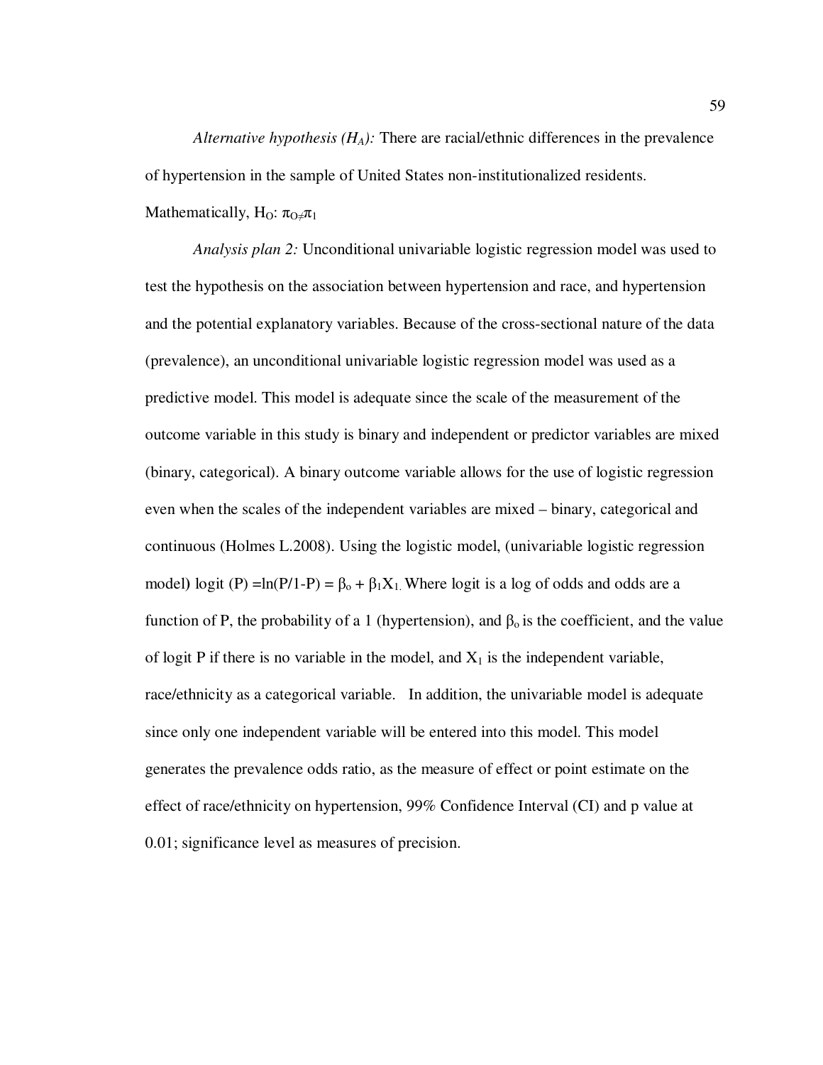*Alternative hypothesis ($H_A$):* There are racial/ethnic differences in the prevalence of hypertension in the sample of United States non-institutionalized residents. Mathematically, $H_O$: $\pi_O \neq \pi_1$

*Analysis plan 2:* Unconditional univariable logistic regression model was used to test the hypothesis on the association between hypertension and race, and hypertension and the potential explanatory variables. Because of the cross-sectional nature of the data (prevalence), an unconditional univariable logistic regression model was used as a predictive model. This model is adequate since the scale of the measurement of the outcome variable in this study is binary and independent or predictor variables are mixed (binary, categorical). A binary outcome variable allows for the use of logistic regression even when the scales of the independent variables are mixed – binary, categorical and continuous (Holmes L.2008). Using the logistic model, (univariable logistic regression model) logit (P) =ln(P/1-P) = $\beta_o + \beta_1 X_1$. Where logit is a log of odds and odds are a function of P, the probability of a 1 (hypertension), and $\beta_o$ is the coefficient, and the value of logit P if there is no variable in the model, and $X_1$ is the independent variable, race/ethnicity as a categorical variable. In addition, the univariable model is adequate since only one independent variable will be entered into this model. This model generates the prevalence odds ratio, as the measure of effect or point estimate on the effect of race/ethnicity on hypertension, 99% Confidence Interval (CI) and p value at 0.01; significance level as measures of precision.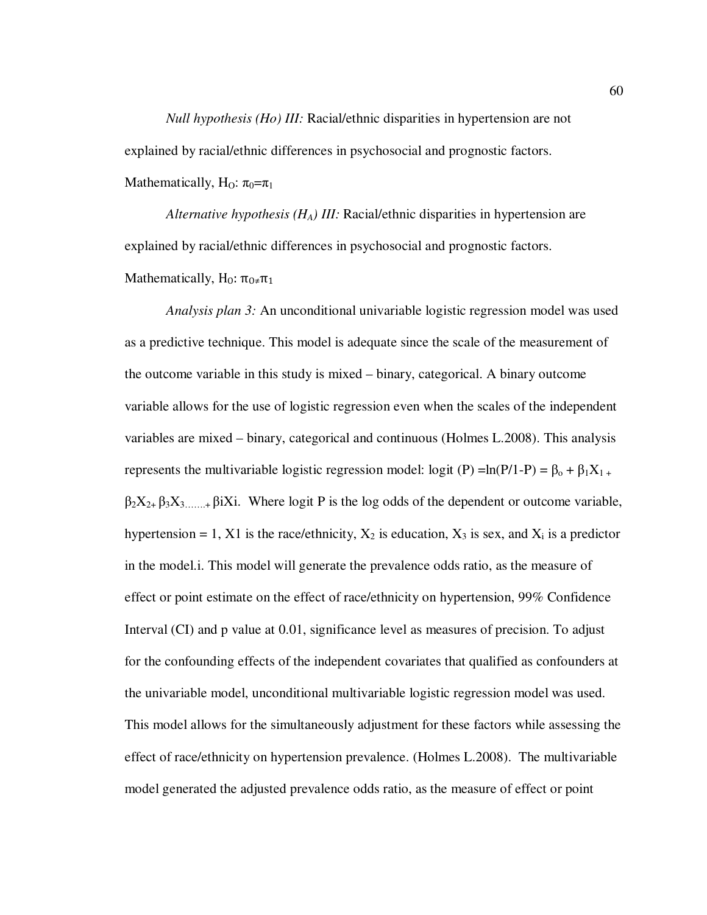*Null hypothesis (Ho) III:* Racial/ethnic disparities in hypertension are not explained by racial/ethnic differences in psychosocial and prognostic factors. Mathematically, $H_O$: $\pi_0 = \pi_1$

*Alternative hypothesis ($H_A$) III:* Racial/ethnic disparities in hypertension are explained by racial/ethnic differences in psychosocial and prognostic factors. Mathematically, $H_0$: $\pi_0 \neq \pi_1$

*Analysis plan 3:* An unconditional univariable logistic regression model was used as a predictive technique. This model is adequate since the scale of the measurement of the outcome variable in this study is mixed – binary, categorical. A binary outcome variable allows for the use of logistic regression even when the scales of the independent variables are mixed – binary, categorical and continuous (Holmes L.2008). This analysis represents the multivariable logistic regression model: logit (P) =ln(P/1-P) = $\beta_o + \beta_1 X_1 + \beta_2 X_2 + \beta_3 X_3 ....... + \beta i X i$. Where logit P is the log odds of the dependent or outcome variable, hypertension = 1, X1 is the race/ethnicity, $X_2$ is education, $X_3$ is sex, and $X_i$ is a predictor in the model.i. This model will generate the prevalence odds ratio, as the measure of effect or point estimate on the effect of race/ethnicity on hypertension, 99% Confidence Interval (CI) and p value at 0.01, significance level as measures of precision. To adjust for the confounding effects of the independent covariates that qualified as confounders at the univariable model, unconditional multivariable logistic regression model was used. This model allows for the simultaneously adjustment for these factors while assessing the effect of race/ethnicity on hypertension prevalence. (Holmes L.2008). The multivariable model generated the adjusted prevalence odds ratio, as the measure of effect or point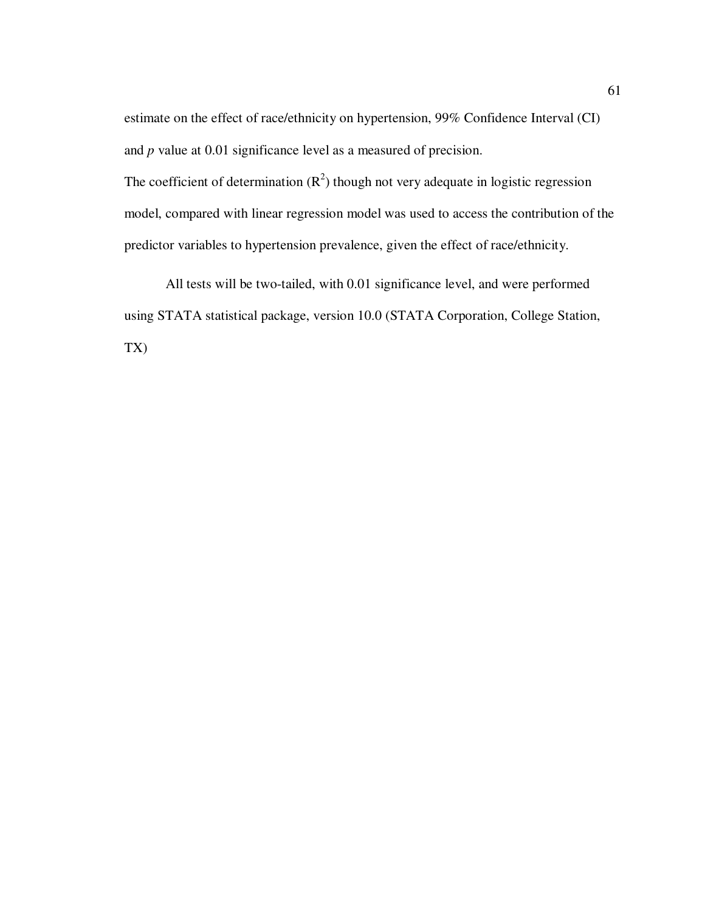estimate on the effect of race/ethnicity on hypertension, 99% Confidence Interval (CI) and *p* value at 0.01 significance level as a measured of precision.

The coefficient of determination ($R^2$) though not very adequate in logistic regression model, compared with linear regression model was used to access the contribution of the predictor variables to hypertension prevalence, given the effect of race/ethnicity.

All tests will be two-tailed, with 0.01 significance level, and were performed using STATA statistical package, version 10.0 (STATA Corporation, College Station, TX)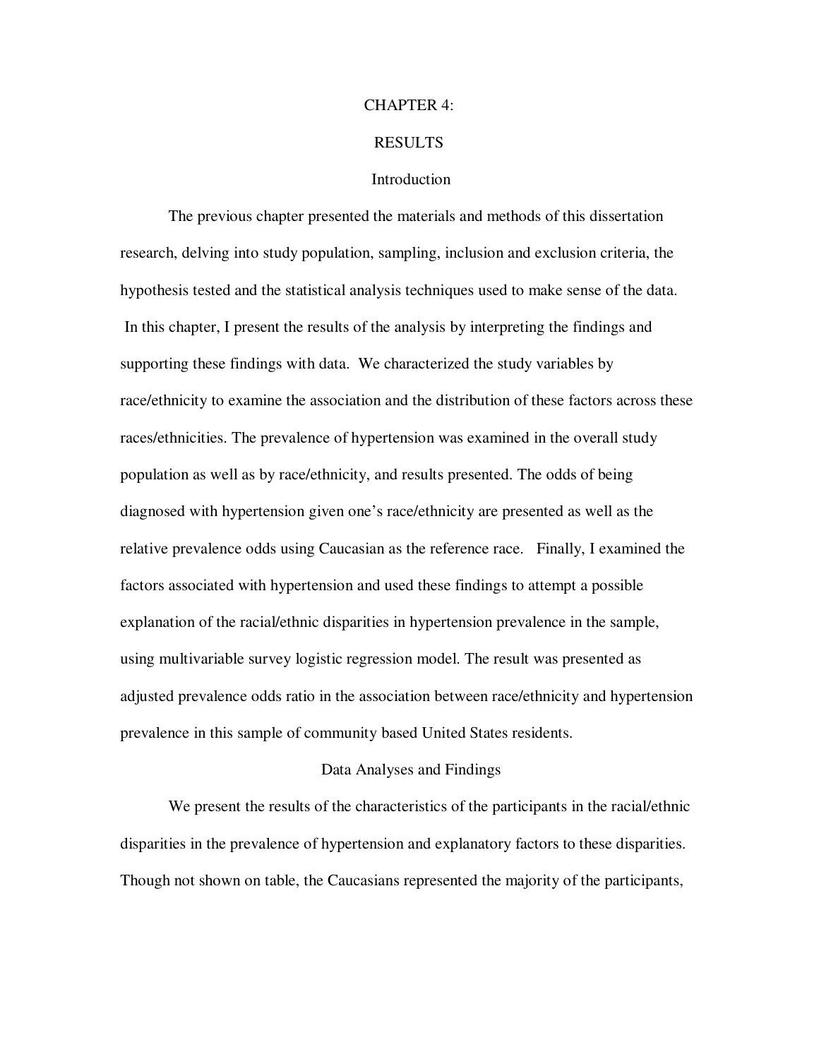# CHAPTER 4:

# RESULTS

## Introduction

The previous chapter presented the materials and methods of this dissertation research, delving into study population, sampling, inclusion and exclusion criteria, the hypothesis tested and the statistical analysis techniques used to make sense of the data. In this chapter, I present the results of the analysis by interpreting the findings and supporting these findings with data. We characterized the study variables by race/ethnicity to examine the association and the distribution of these factors across these races/ethnicities. The prevalence of hypertension was examined in the overall study population as well as by race/ethnicity, and results presented. The odds of being diagnosed with hypertension given one's race/ethnicity are presented as well as the relative prevalence odds using Caucasian as the reference race. Finally, I examined the factors associated with hypertension and used these findings to attempt a possible explanation of the racial/ethnic disparities in hypertension prevalence in the sample, using multivariable survey logistic regression model. The result was presented as adjusted prevalence odds ratio in the association between race/ethnicity and hypertension prevalence in this sample of community based United States residents.

## Data Analyses and Findings

We present the results of the characteristics of the participants in the racial/ethnic disparities in the prevalence of hypertension and explanatory factors to these disparities. Though not shown on table, the Caucasians represented the majority of the participants,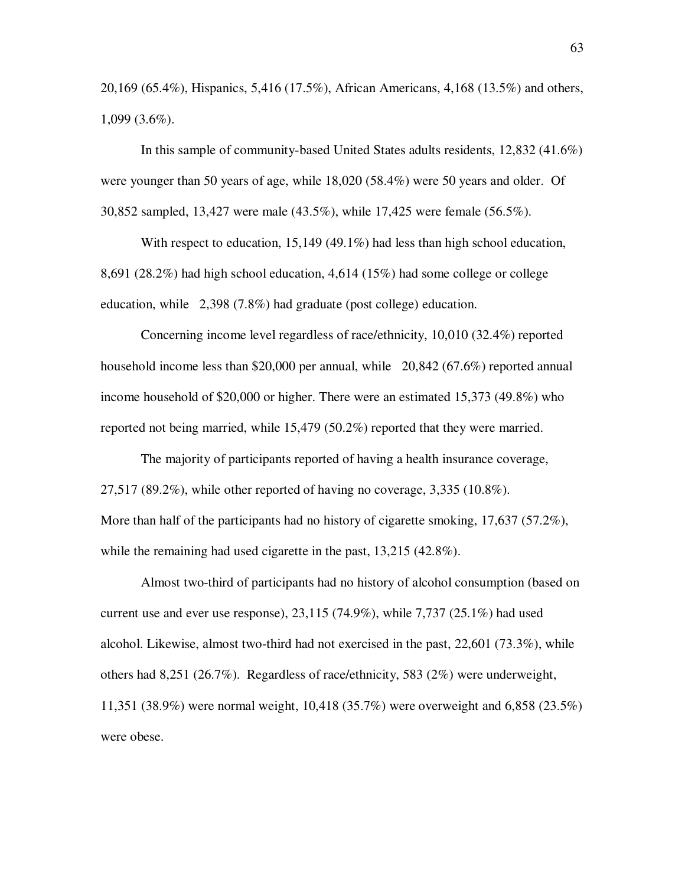20,169 (65.4%), Hispanics, 5,416 (17.5%), African Americans, 4,168 (13.5%) and others, 1,099 (3.6%).

In this sample of community-based United States adults residents, 12,832 (41.6%) were younger than 50 years of age, while 18,020 (58.4%) were 50 years and older. Of 30,852 sampled, 13,427 were male (43.5%), while 17,425 were female (56.5%).

With respect to education, 15,149 (49.1%) had less than high school education, 8,691 (28.2%) had high school education, 4,614 (15%) had some college or college education, while 2,398 (7.8%) had graduate (post college) education.

Concerning income level regardless of race/ethnicity, 10,010 (32.4%) reported household income less than $20,000 per annual, while 20,842 (67.6%) reported annual income household of $20,000 or higher. There were an estimated 15,373 (49.8%) who reported not being married, while 15,479 (50.2%) reported that they were married.

The majority of participants reported of having a health insurance coverage, 27,517 (89.2%), while other reported of having no coverage, 3,335 (10.8%). More than half of the participants had no history of cigarette smoking, 17,637 (57.2%), while the remaining had used cigarette in the past, 13,215 (42.8%).

Almost two-third of participants had no history of alcohol consumption (based on current use and ever use response), 23,115 (74.9%), while 7,737 (25.1%) had used alcohol. Likewise, almost two-third had not exercised in the past, 22,601 (73.3%), while others had 8,251 (26.7%). Regardless of race/ethnicity, 583 (2%) were underweight, 11,351 (38.9%) were normal weight, 10,418 (35.7%) were overweight and 6,858 (23.5%) were obese.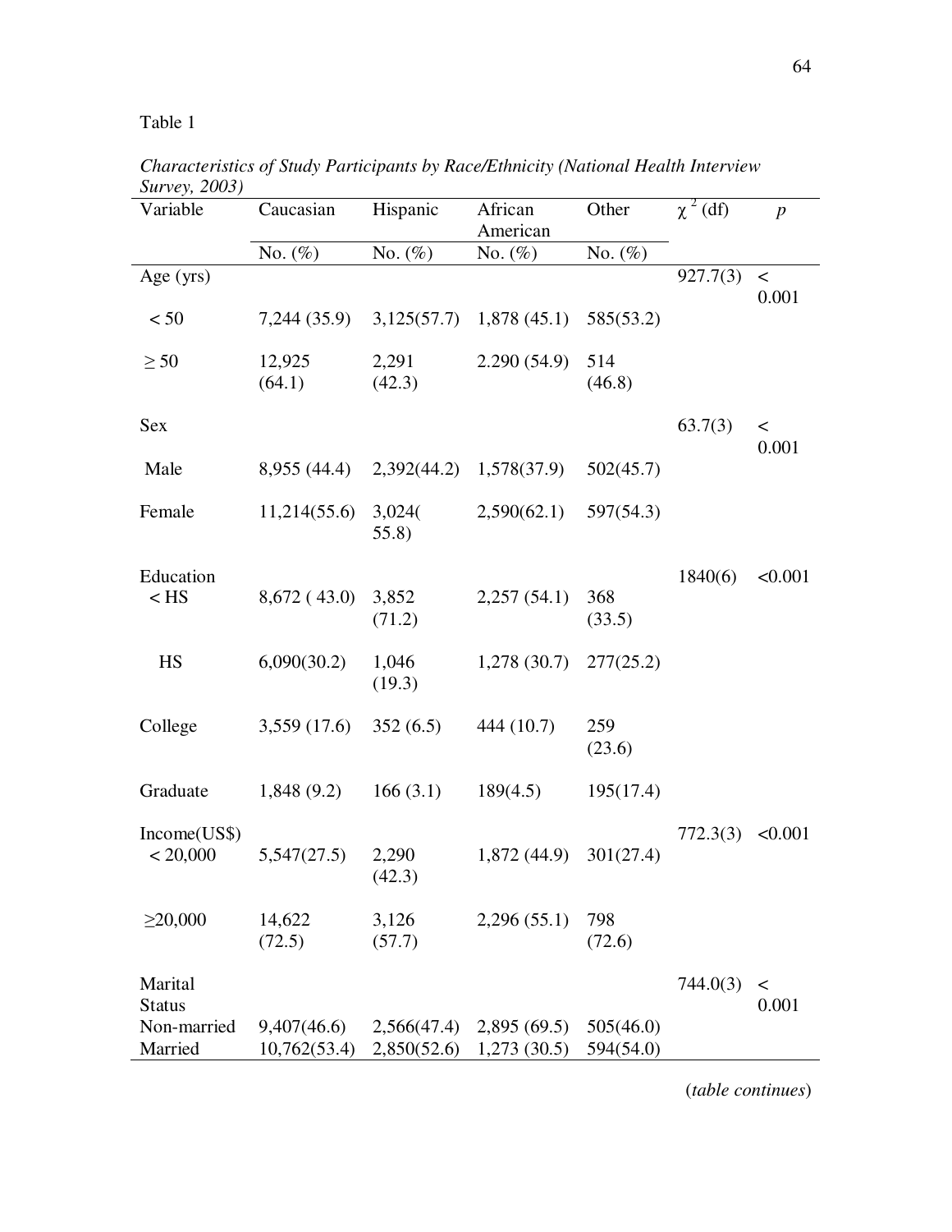Table 1

*Characteristics of Study Participants by Race/Ethnicity (National Health Interview Survey, 2003)*

| Variable | Caucasian | Hispanic | African American | Other | $\chi^2$ (df) | *p* |
|---|---|---|---|---|---|---|
| | No. (%) | No. (%) | No. (%) | No. (%) | | |
| Age (yrs) | | | | | 927.7(3) | < 0.001 |
| < 50 | 7,244 (35.9) | 3,125(57.7) | 1,878 (45.1) | 585(53.2) | | |
| ≥ 50 | 12,925 (64.1) | 2,291 (42.3) | 2.290 (54.9) | 514 (46.8) | | |
| Sex | | | | | 63.7(3) | < 0.001 |
| Male | 8,955 (44.4) | 2,392(44.2) | 1,578(37.9) | 502(45.7) | | |
| Female | 11,214(55.6) | 3,024( 55.8) | 2,590(62.1) | 597(54.3) | | |
| Education | | | | | 1840(6) | <0.001 |
| < HS | 8,672 ( 43.0) | 3,852 (71.2) | 2,257 (54.1) | 368 (33.5) | | |
| HS | 6,090(30.2) | 1,046 (19.3) | 1,278 (30.7) | 277(25.2) | | |
| College | 3,559 (17.6) | 352 (6.5) | 444 (10.7) | 259 (23.6) | | |
| Graduate | 1,848 (9.2) | 166 (3.1) | 189(4.5) | 195(17.4) | | |
| Income(US$) | | | | | 772.3(3) | <0.001 |
| < 20,000 | 5,547(27.5) | 2,290 (42.3) | 1,872 (44.9) | 301(27.4) | | |
| ≥20,000 | 14,622 (72.5) | 3,126 (57.7) | 2,296 (55.1) | 798 (72.6) | | |
| Marital Status | | | | | 744.0(3) | < 0.001 |
| Non-married | 9,407(46.6) | 2,566(47.4) | 2,895 (69.5) | 505(46.0) | | |
| Married | 10,762(53.4) | 2,850(52.6) | 1,273 (30.5) | 594(54.0) | | |

(*table continues*)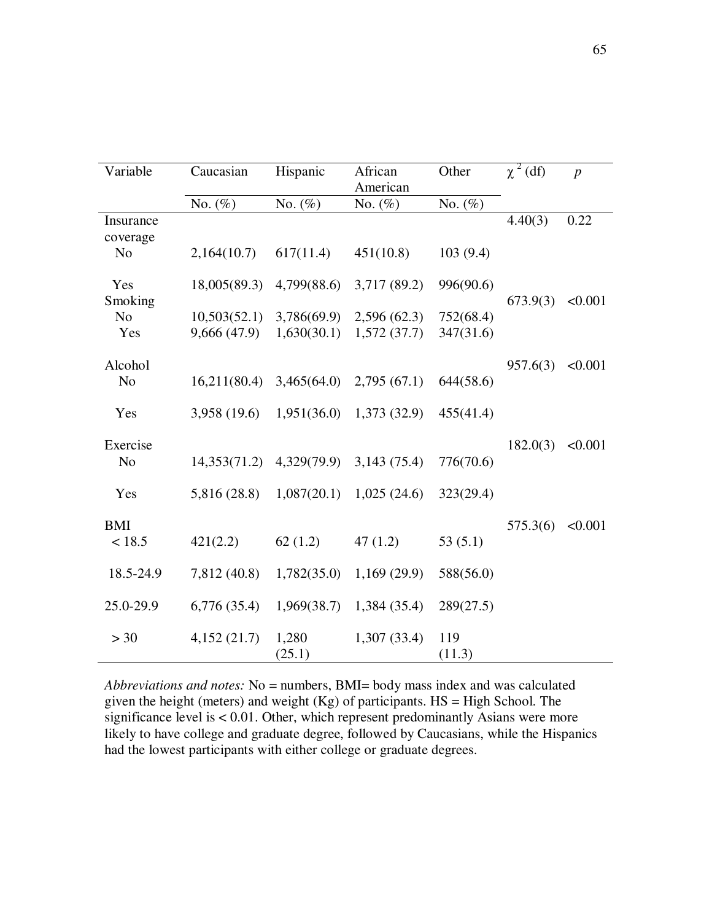| Variable | Caucasian | Hispanic | African American | Other | $\chi^2$ (df) | *p* |
|---|---|---|---|---|---|---|
| | No. (%) | No. (%) | No. (%) | No. (%) | | |
| Insurance coverage | | | | | 4.40(3) | 0.22 |
| No | 2,164(10.7) | 617(11.4) | 451(10.8) | 103 (9.4) | | |
| Yes | 18,005(89.3) | 4,799(88.6) | 3,717 (89.2) | 996(90.6) | | |
| Smoking | | | | | 673.9(3) | <0.001 |
| No | 10,503(52.1) | 3,786(69.9) | 2,596 (62.3) | 752(68.4) | | |
| Yes | 9,666 (47.9) | 1,630(30.1) | 1,572 (37.7) | 347(31.6) | | |
| Alcohol | | | | | 957.6(3) | <0.001 |
| No | 16,211(80.4) | 3,465(64.0) | 2,795 (67.1) | 644(58.6) | | |
| Yes | 3,958 (19.6) | 1,951(36.0) | 1,373 (32.9) | 455(41.4) | | |
| Exercise | | | | | 182.0(3) | <0.001 |
| No | 14,353(71.2) | 4,329(79.9) | 3,143 (75.4) | 776(70.6) | | |
| Yes | 5,816 (28.8) | 1,087(20.1) | 1,025 (24.6) | 323(29.4) | | |
| BMI | | | | | 575.3(6) | <0.001 |
| < 18.5 | 421(2.2) | 62 (1.2) | 47 (1.2) | 53 (5.1) | | |
| 18.5-24.9 | 7,812 (40.8) | 1,782(35.0) | 1,169 (29.9) | 588(56.0) | | |
| 25.0-29.9 | 6,776 (35.4) | 1,969(38.7) | 1,384 (35.4) | 289(27.5) | | |
| > 30 | 4,152 (21.7) | 1,280 (25.1) | 1,307 (33.4) | 119 (11.3) | | |

*Abbreviations and notes:* No = numbers, BMI= body mass index and was calculated given the height (meters) and weight (Kg) of participants. HS = High School. The significance level is < 0.01. Other, which represent predominantly Asians were more likely to have college and graduate degree, followed by Caucasians, while the Hispanics had the lowest participants with either college or graduate degrees.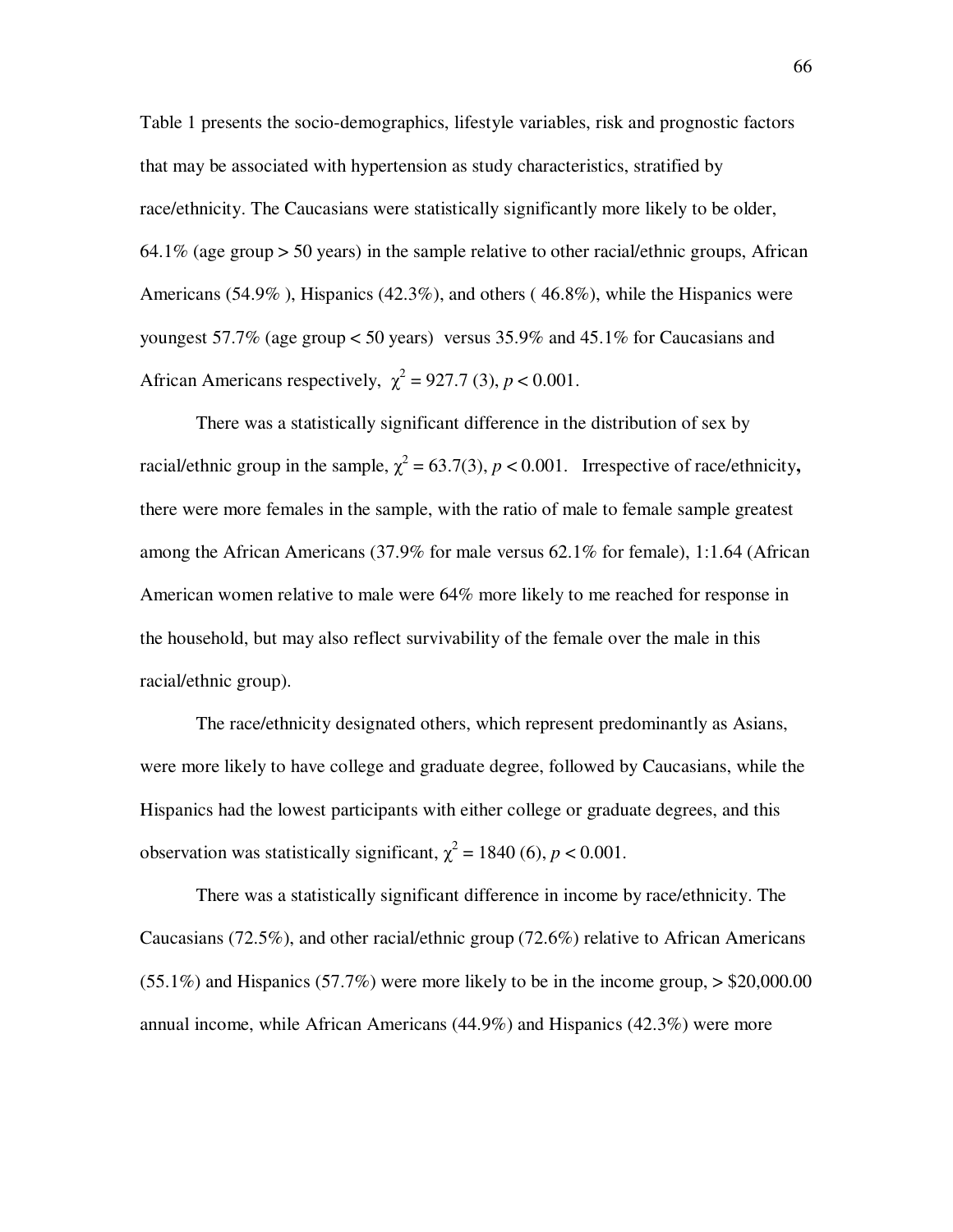Table 1 presents the socio-demographics, lifestyle variables, risk and prognostic factors that may be associated with hypertension as study characteristics, stratified by race/ethnicity. The Caucasians were statistically significantly more likely to be older, 64.1% (age group > 50 years) in the sample relative to other racial/ethnic groups, African Americans (54.9% ), Hispanics (42.3%), and others ( 46.8%), while the Hispanics were youngest 57.7% (age group < 50 years) versus 35.9% and 45.1% for Caucasians and African Americans respectively, $\chi^2 = 927.7$ (3), $p < 0.001$.

There was a statistically significant difference in the distribution of sex by racial/ethnic group in the sample, $\chi^2 = 63.7(3)$, $p < 0.001$. Irrespective of race/ethnicity**,** there were more females in the sample, with the ratio of male to female sample greatest among the African Americans (37.9% for male versus 62.1% for female), 1:1.64 (African American women relative to male were 64% more likely to me reached for response in the household, but may also reflect survivability of the female over the male in this racial/ethnic group).

The race/ethnicity designated others, which represent predominantly as Asians, were more likely to have college and graduate degree, followed by Caucasians, while the Hispanics had the lowest participants with either college or graduate degrees, and this observation was statistically significant, $\chi^2 = 1840$ (6), $p < 0.001$.

There was a statistically significant difference in income by race/ethnicity. The Caucasians (72.5%), and other racial/ethnic group (72.6%) relative to African Americans (55.1%) and Hispanics (57.7%) were more likely to be in the income group, > $20,000.00 annual income, while African Americans (44.9%) and Hispanics (42.3%) were more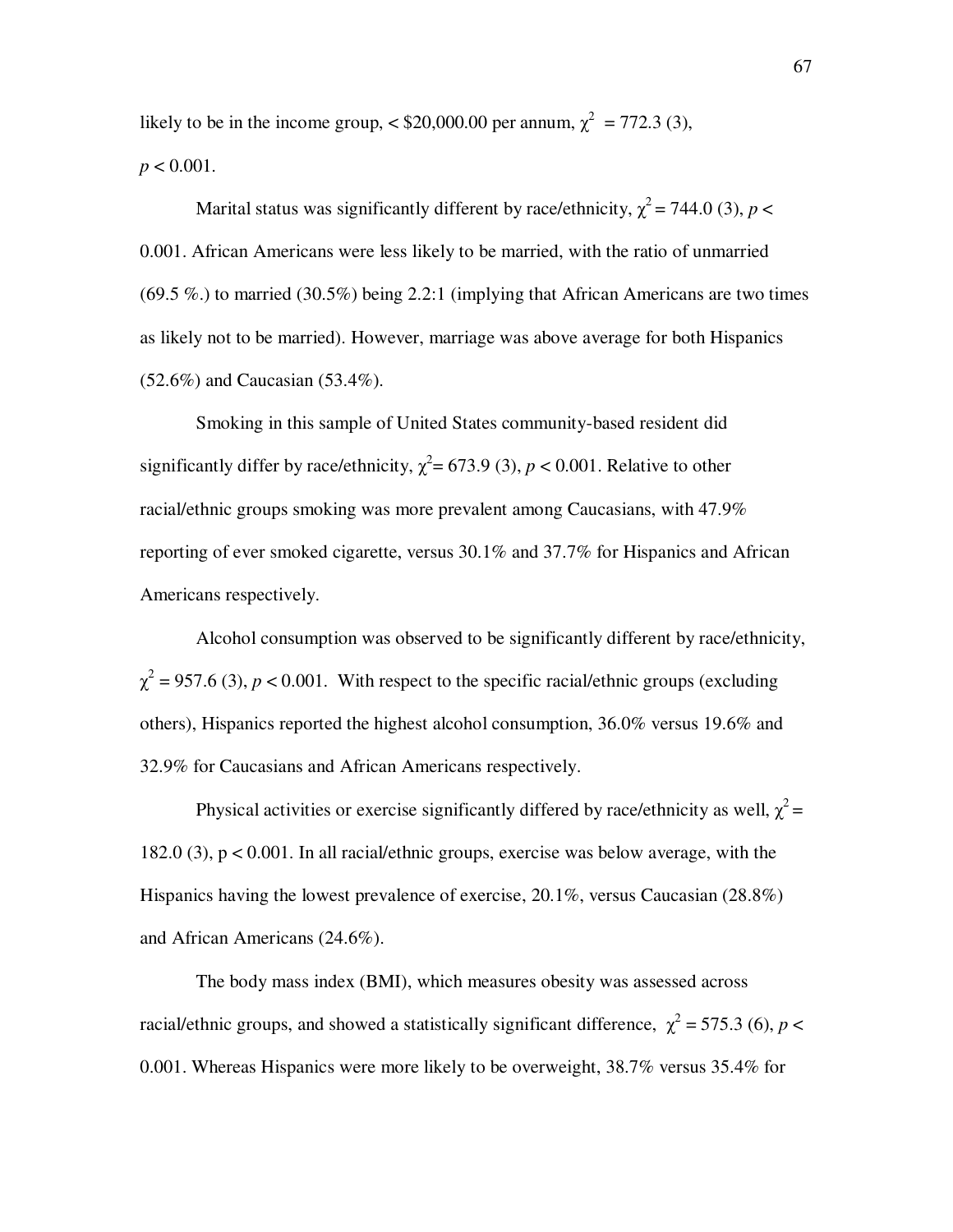likely to be in the income group, < \$20,000.00 per annum, $\chi^2 = 772.3$ (3), $p < 0.001$.

Marital status was significantly different by race/ethnicity, $\chi^2 = 744.0$ (3), $p < 0.001$. African Americans were less likely to be married, with the ratio of unmarried (69.5 %.) to married (30.5%) being 2.2:1 (implying that African Americans are two times as likely not to be married). However, marriage was above average for both Hispanics (52.6%) and Caucasian (53.4%).

Smoking in this sample of United States community-based resident did significantly differ by race/ethnicity, $\chi^2 = 673.9$ (3), $p < 0.001$. Relative to other racial/ethnic groups smoking was more prevalent among Caucasians, with 47.9% reporting of ever smoked cigarette, versus 30.1% and 37.7% for Hispanics and African Americans respectively.

Alcohol consumption was observed to be significantly different by race/ethnicity, $\chi^2 = 957.6$ (3), $p < 0.001$. With respect to the specific racial/ethnic groups (excluding others), Hispanics reported the highest alcohol consumption, 36.0% versus 19.6% and 32.9% for Caucasians and African Americans respectively.

Physical activities or exercise significantly differed by race/ethnicity as well, $\chi^2 = 182.0$ (3), $p < 0.001$. In all racial/ethnic groups, exercise was below average, with the Hispanics having the lowest prevalence of exercise, 20.1%, versus Caucasian (28.8%) and African Americans (24.6%).

The body mass index (BMI), which measures obesity was assessed across racial/ethnic groups, and showed a statistically significant difference, $\chi^2 = 575.3$ (6), $p < 0.001$. Whereas Hispanics were more likely to be overweight, 38.7% versus 35.4% for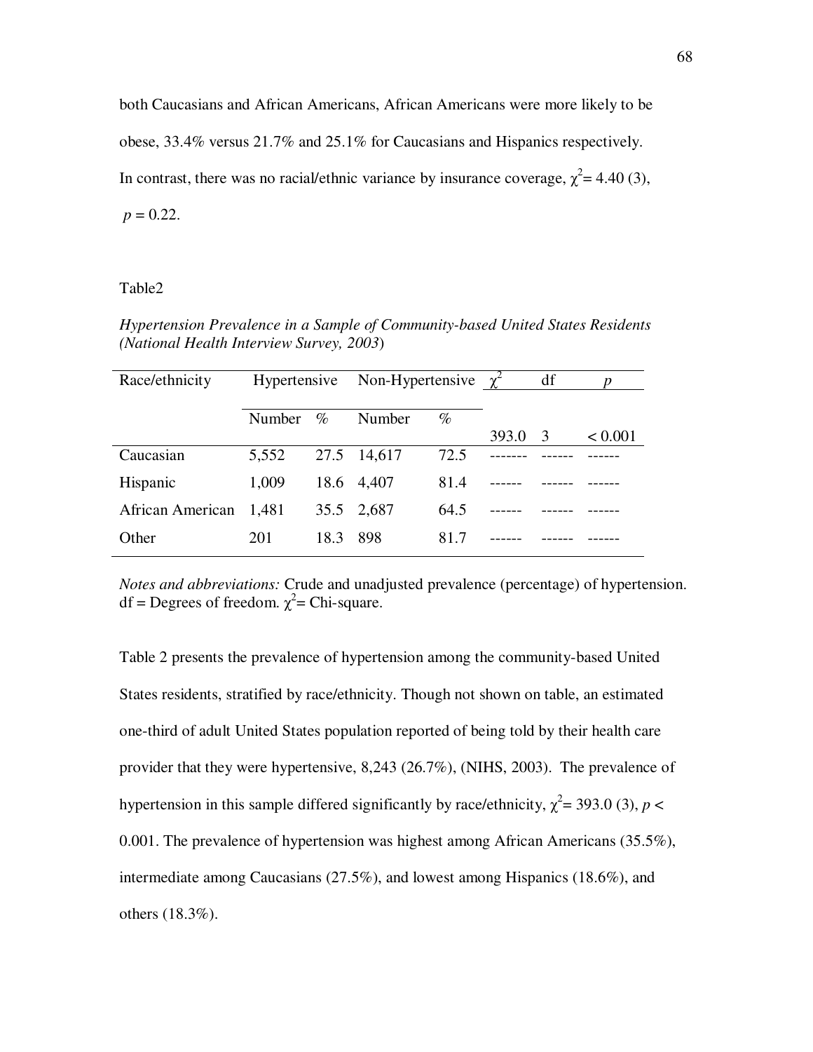both Caucasians and African Americans, African Americans were more likely to be obese, 33.4% versus 21.7% and 25.1% for Caucasians and Hispanics respectively. In contrast, there was no racial/ethnic variance by insurance coverage, $\chi^2 = 4.40$ (3), $p = 0.22$.

Table2

*Hypertension Prevalence in a Sample of Community-based United States Residents (National Health Interview Survey, 2003*)

| Race/ethnicity | Hypertensive | | Non-Hypertensive | | $\chi^2$ | df | $p$ |
|---|---|---|---|---|---|---|---|
| | Number | % | Number | % | 393.0 | 3 | < 0.001 |
| Caucasian | 5,552 | 27.5 | 14,617 | 72.5 | ------- | ------ | ------ |
| Hispanic | 1,009 | 18.6 | 4,407 | 81.4 | ------ | ------ | ------ |
| African American | 1,481 | 35.5 | 2,687 | 64.5 | ------ | ------ | ------ |
| Other | 201 | 18.3 | 898 | 81.7 | ------ | ------ | ------ |

*Notes and abbreviations:* Crude and unadjusted prevalence (percentage) of hypertension. df = Degrees of freedom. $\chi^2$= Chi-square.

Table 2 presents the prevalence of hypertension among the community-based United States residents, stratified by race/ethnicity. Though not shown on table, an estimated one-third of adult United States population reported of being told by their health care provider that they were hypertensive, 8,243 (26.7%), (NIHS, 2003). The prevalence of hypertension in this sample differed significantly by race/ethnicity, $\chi^2 = 393.0$ (3), $p < 0.001$. The prevalence of hypertension was highest among African Americans (35.5%), intermediate among Caucasians (27.5%), and lowest among Hispanics (18.6%), and others (18.3%).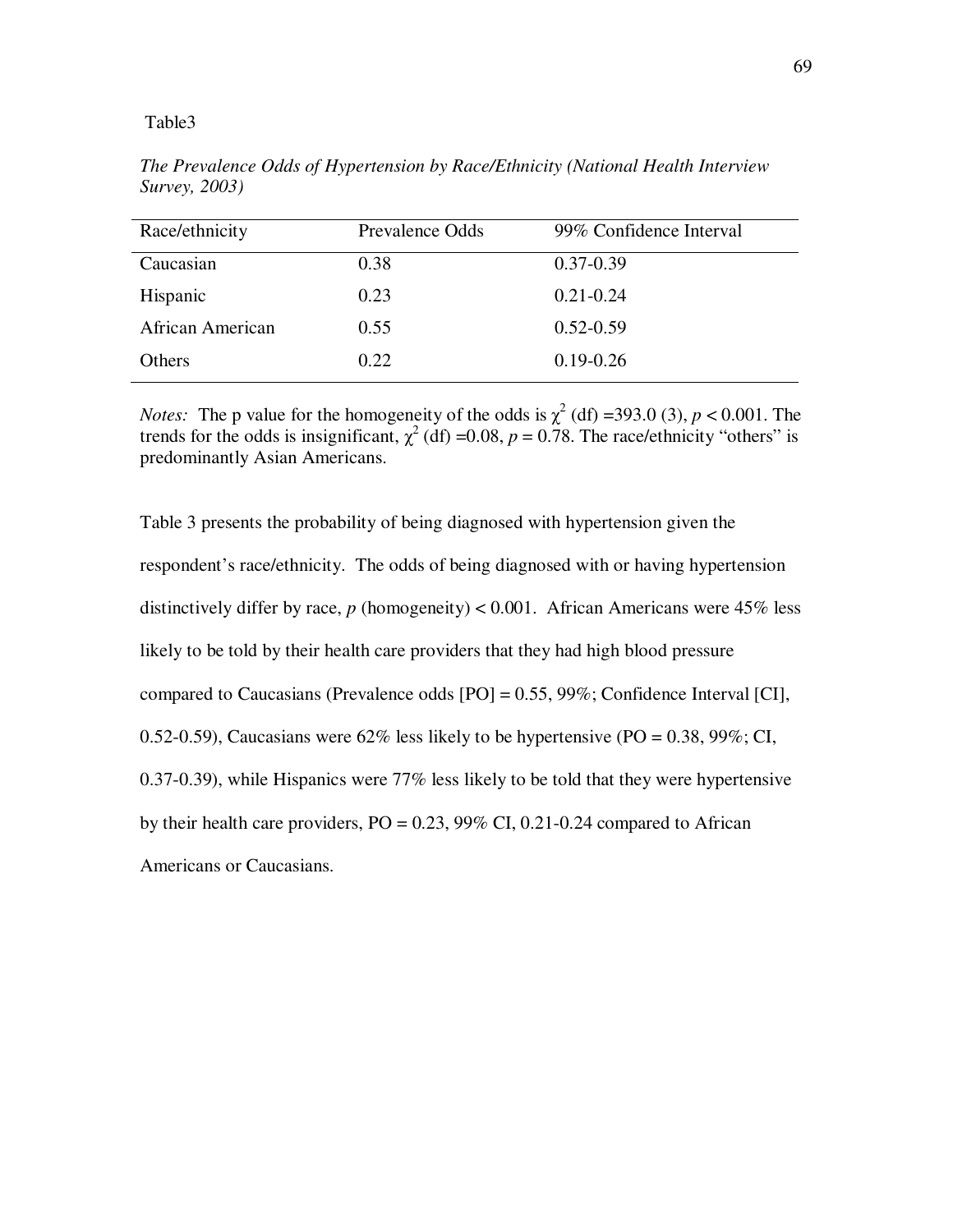Table3

*The Prevalence Odds of Hypertension by Race/Ethnicity (National Health Interview Survey, 2003)*

| Race/ethnicity | Prevalence Odds | 99% Confidence Interval |
|---|---|---|
| Caucasian | 0.38 | 0.37-0.39 |
| Hispanic | 0.23 | 0.21-0.24 |
| African American | 0.55 | 0.52-0.59 |
| Others | 0.22 | 0.19-0.26 |

*Notes:* The p value for the homogeneity of the odds is $\chi^2$ (df) =393.0 (3), $p < 0.001$. The trends for the odds is insignificant, $\chi^2$ (df) =0.08, $p = 0.78$. The race/ethnicity "others" is predominantly Asian Americans.

Table 3 presents the probability of being diagnosed with hypertension given the respondent's race/ethnicity. The odds of being diagnosed with or having hypertension distinctively differ by race, *p* (homogeneity) < 0.001. African Americans were 45% less likely to be told by their health care providers that they had high blood pressure compared to Caucasians (Prevalence odds [PO] = 0.55, 99%; Confidence Interval [CI], 0.52-0.59), Caucasians were 62% less likely to be hypertensive (PO = 0.38, 99%; CI, 0.37-0.39), while Hispanics were 77% less likely to be told that they were hypertensive by their health care providers, PO = 0.23, 99% CI, 0.21-0.24 compared to African Americans or Caucasians.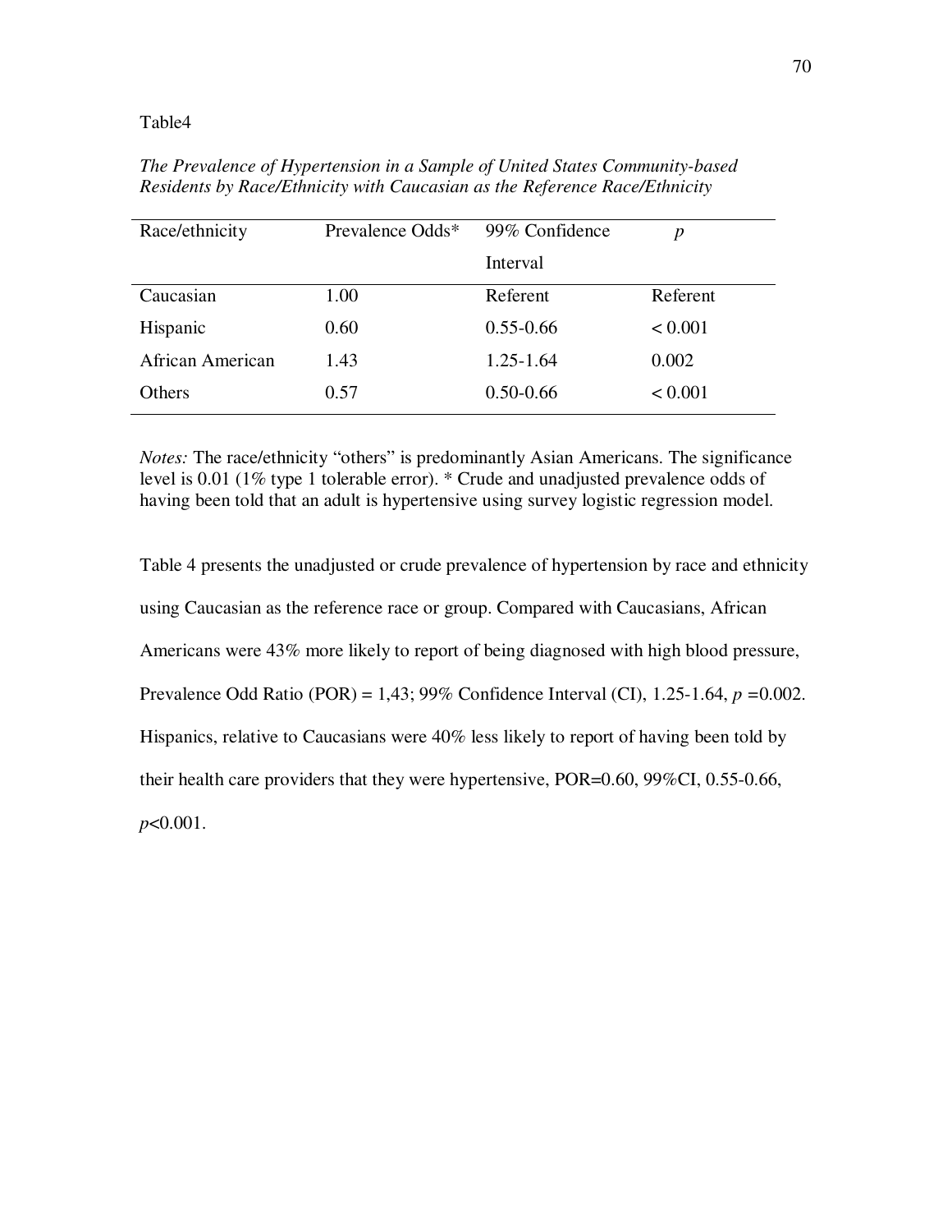Table4

*The Prevalence of Hypertension in a Sample of United States Community-based Residents by Race/Ethnicity with Caucasian as the Reference Race/Ethnicity*

| Race/ethnicity | Prevalence Odds* | 99% Confidence Interval | *p* |
|---|---|---|---|
| Caucasian | 1.00 | Referent | Referent |
| Hispanic | 0.60 | 0.55-0.66 | < 0.001 |
| African American | 1.43 | 1.25-1.64 | 0.002 |
| Others | 0.57 | 0.50-0.66 | < 0.001 |

*Notes:* The race/ethnicity "others" is predominantly Asian Americans. The significance level is 0.01 (1% type 1 tolerable error). * Crude and unadjusted prevalence odds of having been told that an adult is hypertensive using survey logistic regression model.

Table 4 presents the unadjusted or crude prevalence of hypertension by race and ethnicity using Caucasian as the reference race or group. Compared with Caucasians, African Americans were 43% more likely to report of being diagnosed with high blood pressure, Prevalence Odd Ratio (POR) = 1,43; 99% Confidence Interval (CI), 1.25-1.64, $p$ =0.002. Hispanics, relative to Caucasians were 40% less likely to report of having been told by their health care providers that they were hypertensive, POR=0.60, 99%CI, 0.55-0.66, $p$<0.001.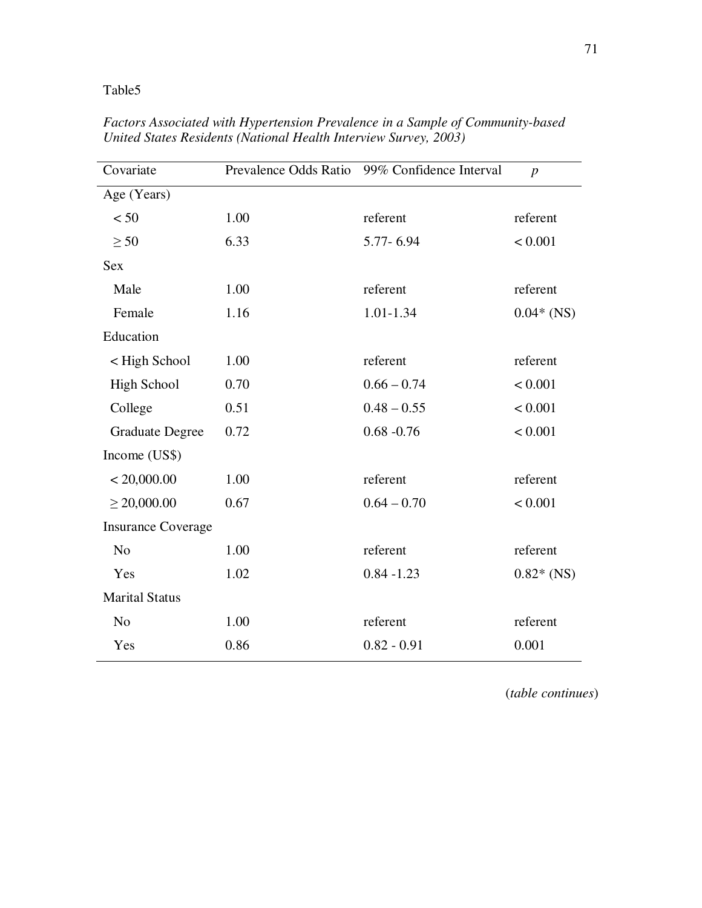Table5

*Factors Associated with Hypertension Prevalence in a Sample of Community-based United States Residents (National Health Interview Survey, 2003)*

| Covariate | Prevalence Odds Ratio | 99% Confidence Interval | *p* |
|---|---|---|---|
| Age (Years) | | | |
| < 50 | 1.00 | referent | referent |
| ≥ 50 | 6.33 | 5.77- 6.94 | < 0.001 |
| Sex | | | |
| Male | 1.00 | referent | referent |
| Female | 1.16 | 1.01-1.34 | 0.04* (NS) |
| Education | | | |
| < High School | 1.00 | referent | referent |
| High School | 0.70 | 0.66 – 0.74 | < 0.001 |
| College | 0.51 | 0.48 – 0.55 | < 0.001 |
| Graduate Degree | 0.72 | 0.68 -0.76 | < 0.001 |
| Income (US$) | | | |
| < 20,000.00 | 1.00 | referent | referent |
| ≥ 20,000.00 | 0.67 | 0.64 – 0.70 | < 0.001 |
| Insurance Coverage | | | |
| No | 1.00 | referent | referent |
| Yes | 1.02 | 0.84 -1.23 | 0.82* (NS) |
| Marital Status | | | |
| No | 1.00 | referent | referent |
| Yes | 0.86 | 0.82 - 0.91 | 0.001 |

(*table continues*)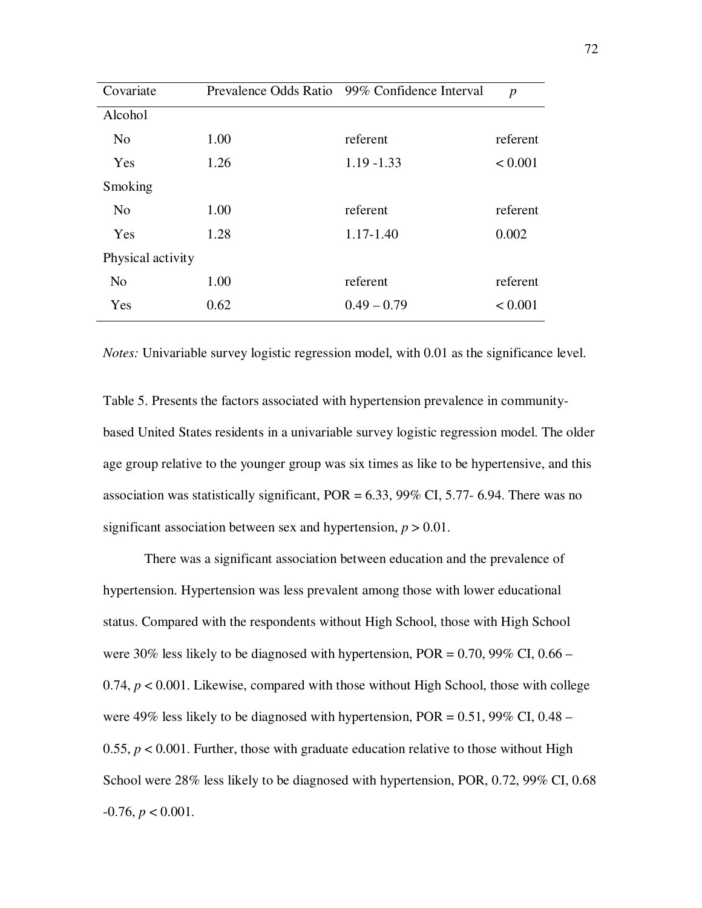| Covariate | Prevalence Odds Ratio | 99% Confidence Interval | *p* |
|---|---|---|---|
| Alcohol | | | |
| No | 1.00 | referent | referent |
| Yes | 1.26 | 1.19 -1.33 | < 0.001 |
| Smoking | | | |
| No | 1.00 | referent | referent |
| Yes | 1.28 | 1.17-1.40 | 0.002 |
| Physical activity | | | |
| No | 1.00 | referent | referent |
| Yes | 0.62 | 0.49 – 0.79 | < 0.001 |

*Notes:* Univariable survey logistic regression model, with 0.01 as the significance level.

Table 5. Presents the factors associated with hypertension prevalence in community-based United States residents in a univariable survey logistic regression model. The older age group relative to the younger group was six times as like to be hypertensive, and this association was statistically significant, POR = 6.33, 99% CI, 5.77- 6.94. There was no significant association between sex and hypertension, $p > 0.01$.

There was a significant association between education and the prevalence of hypertension. Hypertension was less prevalent among those with lower educational status. Compared with the respondents without High School, those with High School were 30% less likely to be diagnosed with hypertension, POR = 0.70, 99% CI, 0.66 – 0.74, $p < 0.001$. Likewise, compared with those without High School, those with college were 49% less likely to be diagnosed with hypertension, POR = 0.51, 99% CI, 0.48 – 0.55, $p < 0.001$. Further, those with graduate education relative to those without High School were 28% less likely to be diagnosed with hypertension, POR, 0.72, 99% CI, 0.68 -0.76, $p < 0.001$.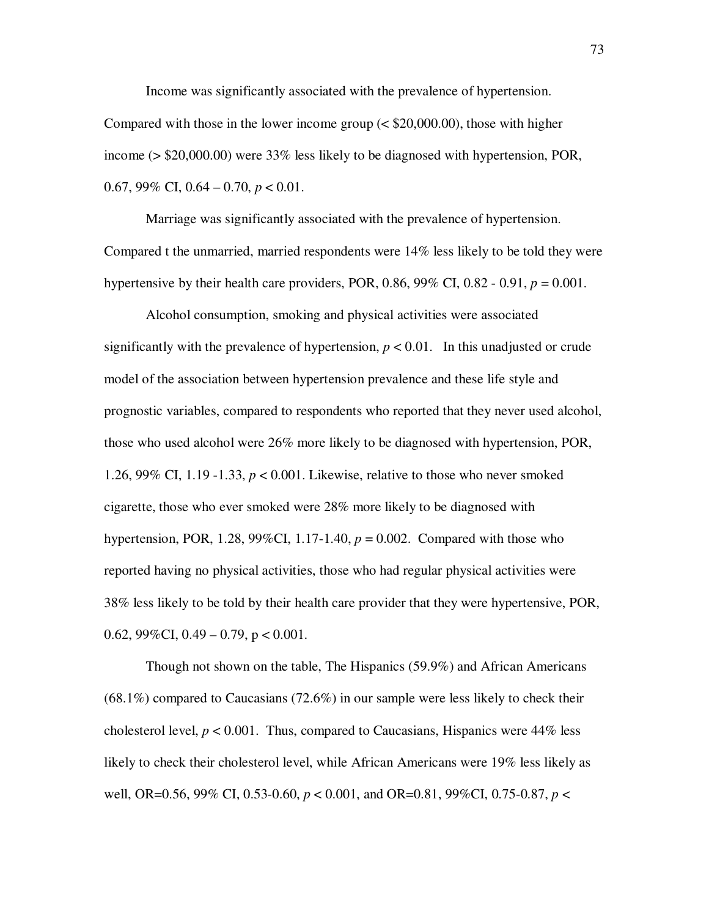Income was significantly associated with the prevalence of hypertension. Compared with those in the lower income group (< $20,000.00), those with higher income (> $20,000.00) were 33% less likely to be diagnosed with hypertension, POR, 0.67, 99% CI, 0.64 – 0.70, $p < 0.01$.

Marriage was significantly associated with the prevalence of hypertension. Compared t the unmarried, married respondents were 14% less likely to be told they were hypertensive by their health care providers, POR, 0.86, 99% CI, 0.82 - 0.91, $p = 0.001$.

Alcohol consumption, smoking and physical activities were associated significantly with the prevalence of hypertension, $p < 0.01$. In this unadjusted or crude model of the association between hypertension prevalence and these life style and prognostic variables, compared to respondents who reported that they never used alcohol, those who used alcohol were 26% more likely to be diagnosed with hypertension, POR, 1.26, 99% CI, 1.19 -1.33, $p < 0.001$. Likewise, relative to those who never smoked cigarette, those who ever smoked were 28% more likely to be diagnosed with hypertension, POR, 1.28, 99%CI, 1.17-1.40, $p = 0.002$. Compared with those who reported having no physical activities, those who had regular physical activities were 38% less likely to be told by their health care provider that they were hypertensive, POR, 0.62, 99%CI, 0.49 – 0.79, $p < 0.001$.

Though not shown on the table, The Hispanics (59.9%) and African Americans (68.1%) compared to Caucasians (72.6%) in our sample were less likely to check their cholesterol level, $p < 0.001$. Thus, compared to Caucasians, Hispanics were 44% less likely to check their cholesterol level, while African Americans were 19% less likely as well, OR=0.56, 99% CI, 0.53-0.60, $p < 0.001$, and OR=0.81, 99%CI, 0.75-0.87, $p <$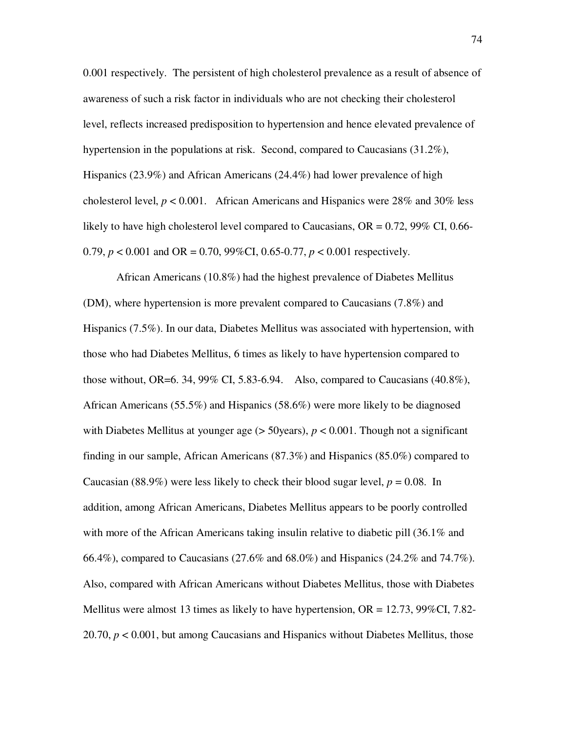0.001 respectively. The persistent of high cholesterol prevalence as a result of absence of awareness of such a risk factor in individuals who are not checking their cholesterol level, reflects increased predisposition to hypertension and hence elevated prevalence of hypertension in the populations at risk. Second, compared to Caucasians (31.2%), Hispanics (23.9%) and African Americans (24.4%) had lower prevalence of high cholesterol level, $p < 0.001$. African Americans and Hispanics were 28% and 30% less likely to have high cholesterol level compared to Caucasians, OR = 0.72, 99% CI, 0.66-0.79, $p < 0.001$ and OR = 0.70, 99%CI, 0.65-0.77, $p < 0.001$ respectively.

African Americans (10.8%) had the highest prevalence of Diabetes Mellitus (DM), where hypertension is more prevalent compared to Caucasians (7.8%) and Hispanics (7.5%). In our data, Diabetes Mellitus was associated with hypertension, with those who had Diabetes Mellitus, 6 times as likely to have hypertension compared to those without, OR=6. 34, 99% CI, 5.83-6.94. Also, compared to Caucasians (40.8%), African Americans (55.5%) and Hispanics (58.6%) were more likely to be diagnosed with Diabetes Mellitus at younger age (> 50years), $p < 0.001$. Though not a significant finding in our sample, African Americans (87.3%) and Hispanics (85.0%) compared to Caucasian (88.9%) were less likely to check their blood sugar level, $p = 0.08$. In addition, among African Americans, Diabetes Mellitus appears to be poorly controlled with more of the African Americans taking insulin relative to diabetic pill (36.1% and 66.4%), compared to Caucasians (27.6% and 68.0%) and Hispanics (24.2% and 74.7%). Also, compared with African Americans without Diabetes Mellitus, those with Diabetes Mellitus were almost 13 times as likely to have hypertension, OR = 12.73, 99%CI, 7.82-20.70, $p < 0.001$, but among Caucasians and Hispanics without Diabetes Mellitus, those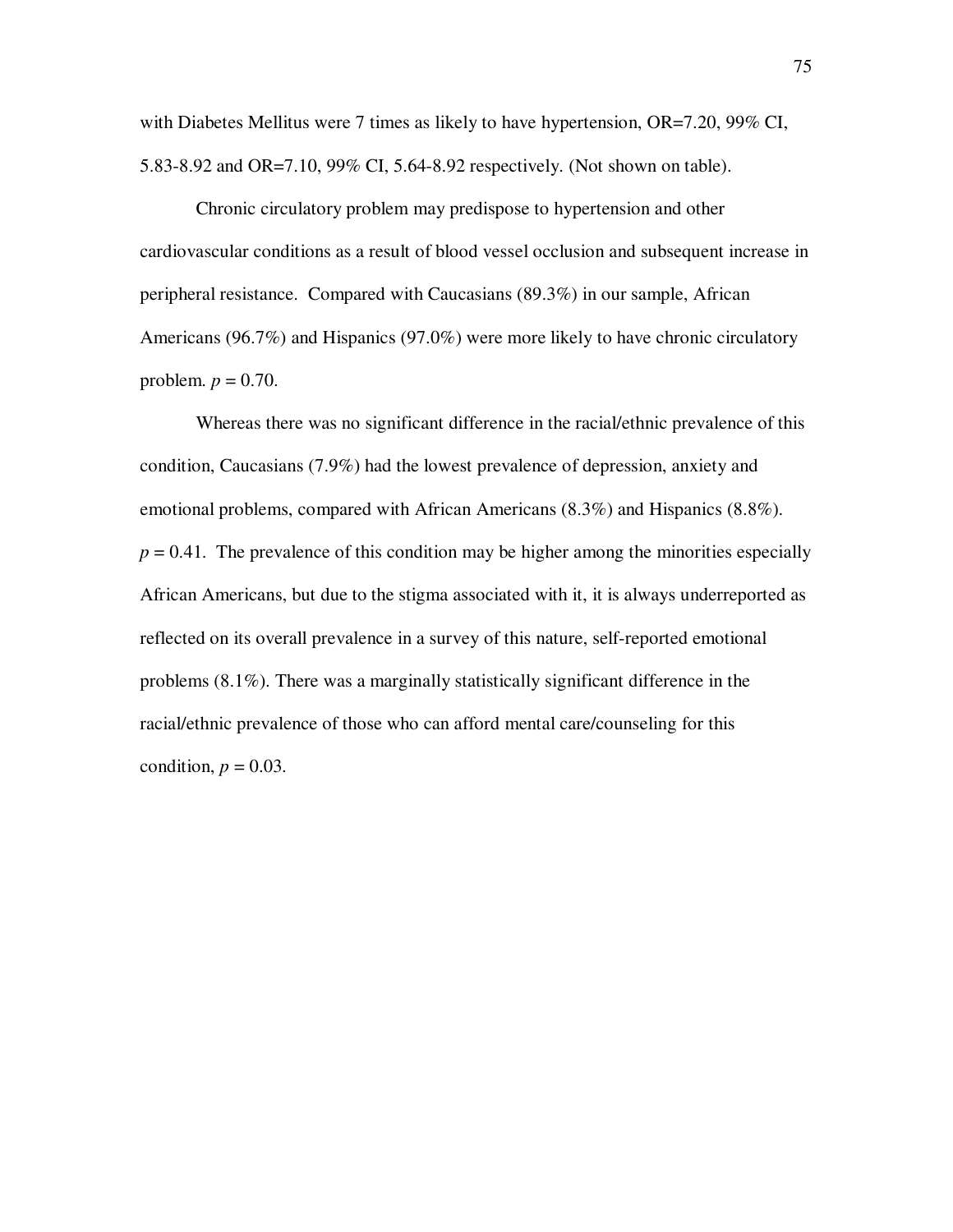with Diabetes Mellitus were 7 times as likely to have hypertension, OR=7.20, 99% CI, 5.83-8.92 and OR=7.10, 99% CI, 5.64-8.92 respectively. (Not shown on table).

Chronic circulatory problem may predispose to hypertension and other cardiovascular conditions as a result of blood vessel occlusion and subsequent increase in peripheral resistance. Compared with Caucasians (89.3%) in our sample, African Americans (96.7%) and Hispanics (97.0%) were more likely to have chronic circulatory problem. $p = 0.70$.

Whereas there was no significant difference in the racial/ethnic prevalence of this condition, Caucasians (7.9%) had the lowest prevalence of depression, anxiety and emotional problems, compared with African Americans (8.3%) and Hispanics (8.8%). $p = 0.41$. The prevalence of this condition may be higher among the minorities especially African Americans, but due to the stigma associated with it, it is always underreported as reflected on its overall prevalence in a survey of this nature, self-reported emotional problems (8.1%). There was a marginally statistically significant difference in the racial/ethnic prevalence of those who can afford mental care/counseling for this condition, $p = 0.03$.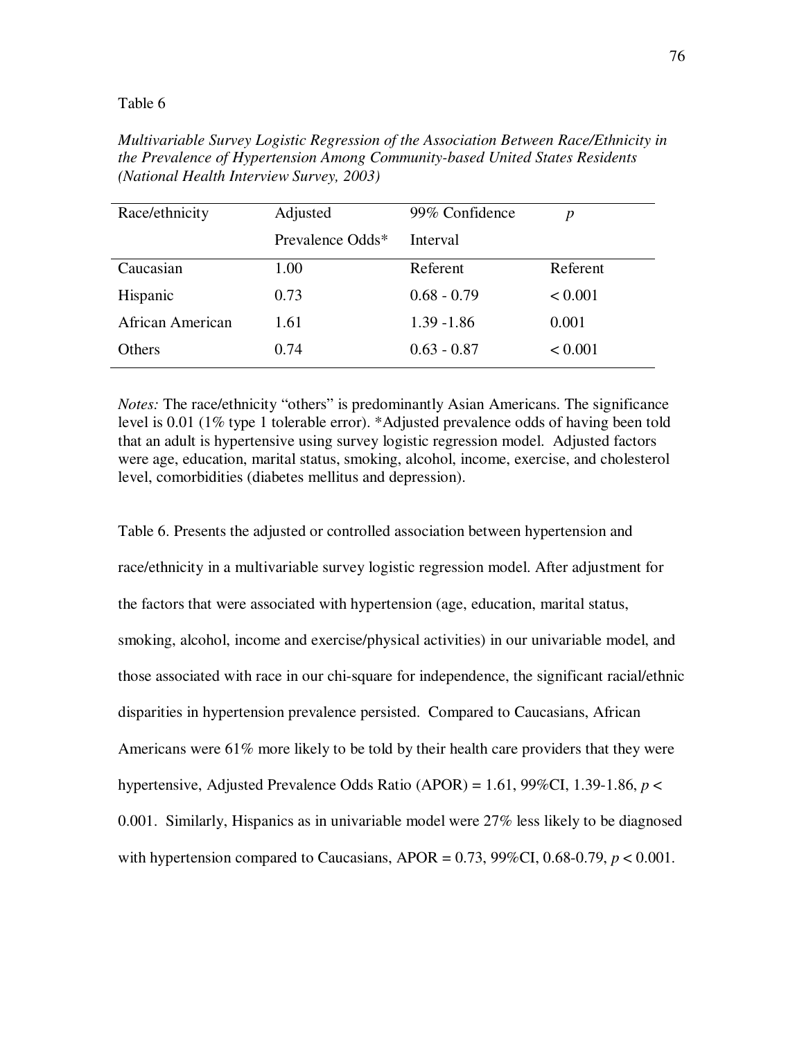Table 6

*Multivariable Survey Logistic Regression of the Association Between Race/Ethnicity in the Prevalence of Hypertension Among Community-based United States Residents (National Health Interview Survey, 2003)*

| Race/ethnicity | Adjusted Prevalence Odds* | 99% Confidence Interval | *p* |
|---|---|---|---|
| Caucasian | 1.00 | Referent | Referent |
| Hispanic | 0.73 | 0.68 - 0.79 | < 0.001 |
| African American | 1.61 | 1.39 -1.86 | 0.001 |
| Others | 0.74 | 0.63 - 0.87 | < 0.001 |

*Notes:* The race/ethnicity "others" is predominantly Asian Americans. The significance level is 0.01 (1% type 1 tolerable error). *Adjusted prevalence odds of having been told that an adult is hypertensive using survey logistic regression model. Adjusted factors were age, education, marital status, smoking, alcohol, income, exercise, and cholesterol level, comorbidities (diabetes mellitus and depression).

Table 6. Presents the adjusted or controlled association between hypertension and race/ethnicity in a multivariable survey logistic regression model. After adjustment for the factors that were associated with hypertension (age, education, marital status, smoking, alcohol, income and exercise/physical activities) in our univariable model, and those associated with race in our chi-square for independence, the significant racial/ethnic disparities in hypertension prevalence persisted. Compared to Caucasians, African Americans were 61% more likely to be told by their health care providers that they were hypertensive, Adjusted Prevalence Odds Ratio (APOR) = 1.61, 99%CI, 1.39-1.86, $p < 0.001$. Similarly, Hispanics as in univariable model were 27% less likely to be diagnosed with hypertension compared to Caucasians, APOR = 0.73, 99%CI, 0.68-0.79, $p < 0.001$.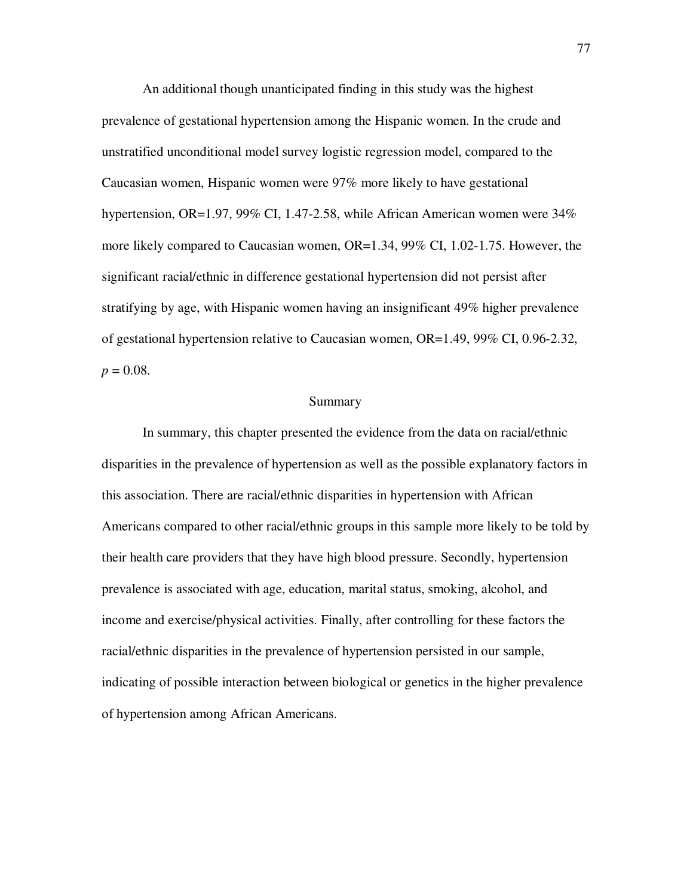An additional though unanticipated finding in this study was the highest prevalence of gestational hypertension among the Hispanic women. In the crude and unstratified unconditional model survey logistic regression model, compared to the Caucasian women, Hispanic women were 97% more likely to have gestational hypertension, OR=1.97, 99% CI, 1.47-2.58, while African American women were 34% more likely compared to Caucasian women, OR=1.34, 99% CI, 1.02-1.75. However, the significant racial/ethnic in difference gestational hypertension did not persist after stratifying by age, with Hispanic women having an insignificant 49% higher prevalence of gestational hypertension relative to Caucasian women, OR=1.49, 99% CI, 0.96-2.32, $p = 0.08$.

## Summary

In summary, this chapter presented the evidence from the data on racial/ethnic disparities in the prevalence of hypertension as well as the possible explanatory factors in this association. There are racial/ethnic disparities in hypertension with African Americans compared to other racial/ethnic groups in this sample more likely to be told by their health care providers that they have high blood pressure. Secondly, hypertension prevalence is associated with age, education, marital status, smoking, alcohol, and income and exercise/physical activities. Finally, after controlling for these factors the racial/ethnic disparities in the prevalence of hypertension persisted in our sample, indicating of possible interaction between biological or genetics in the higher prevalence of hypertension among African Americans.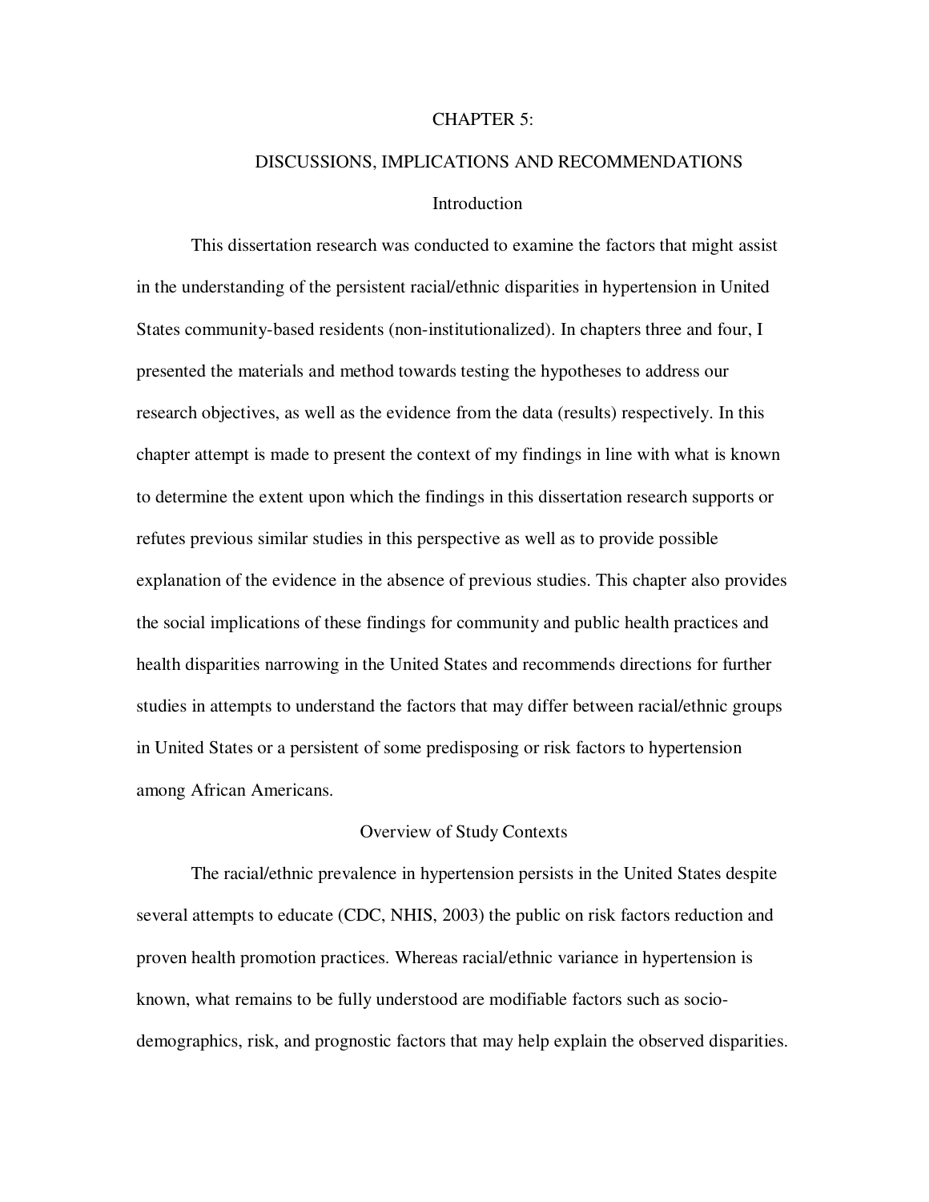# CHAPTER 5:

# DISCUSSIONS, IMPLICATIONS AND RECOMMENDATIONS

## Introduction

This dissertation research was conducted to examine the factors that might assist in the understanding of the persistent racial/ethnic disparities in hypertension in United States community-based residents (non-institutionalized). In chapters three and four, I presented the materials and method towards testing the hypotheses to address our research objectives, as well as the evidence from the data (results) respectively. In this chapter attempt is made to present the context of my findings in line with what is known to determine the extent upon which the findings in this dissertation research supports or refutes previous similar studies in this perspective as well as to provide possible explanation of the evidence in the absence of previous studies. This chapter also provides the social implications of these findings for community and public health practices and health disparities narrowing in the United States and recommends directions for further studies in attempts to understand the factors that may differ between racial/ethnic groups in United States or a persistent of some predisposing or risk factors to hypertension among African Americans.

## Overview of Study Contexts

The racial/ethnic prevalence in hypertension persists in the United States despite several attempts to educate (CDC, NHIS, 2003) the public on risk factors reduction and proven health promotion practices. Whereas racial/ethnic variance in hypertension is known, what remains to be fully understood are modifiable factors such as socio-demographics, risk, and prognostic factors that may help explain the observed disparities.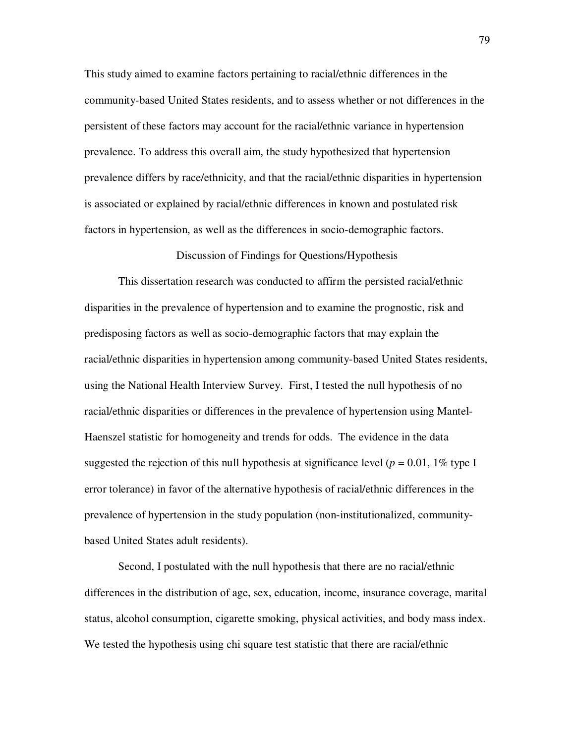This study aimed to examine factors pertaining to racial/ethnic differences in the community-based United States residents, and to assess whether or not differences in the persistent of these factors may account for the racial/ethnic variance in hypertension prevalence. To address this overall aim, the study hypothesized that hypertension prevalence differs by race/ethnicity, and that the racial/ethnic disparities in hypertension is associated or explained by racial/ethnic differences in known and postulated risk factors in hypertension, as well as the differences in socio-demographic factors.

## Discussion of Findings for Questions/Hypothesis

This dissertation research was conducted to affirm the persisted racial/ethnic disparities in the prevalence of hypertension and to examine the prognostic, risk and predisposing factors as well as socio-demographic factors that may explain the racial/ethnic disparities in hypertension among community-based United States residents, using the National Health Interview Survey. First, I tested the null hypothesis of no racial/ethnic disparities or differences in the prevalence of hypertension using Mantel-Haenszel statistic for homogeneity and trends for odds. The evidence in the data suggested the rejection of this null hypothesis at significance level ($p = 0.01$, 1% type I error tolerance) in favor of the alternative hypothesis of racial/ethnic differences in the prevalence of hypertension in the study population (non-institutionalized, community-based United States adult residents).

Second, I postulated with the null hypothesis that there are no racial/ethnic differences in the distribution of age, sex, education, income, insurance coverage, marital status, alcohol consumption, cigarette smoking, physical activities, and body mass index. We tested the hypothesis using chi square test statistic that there are racial/ethnic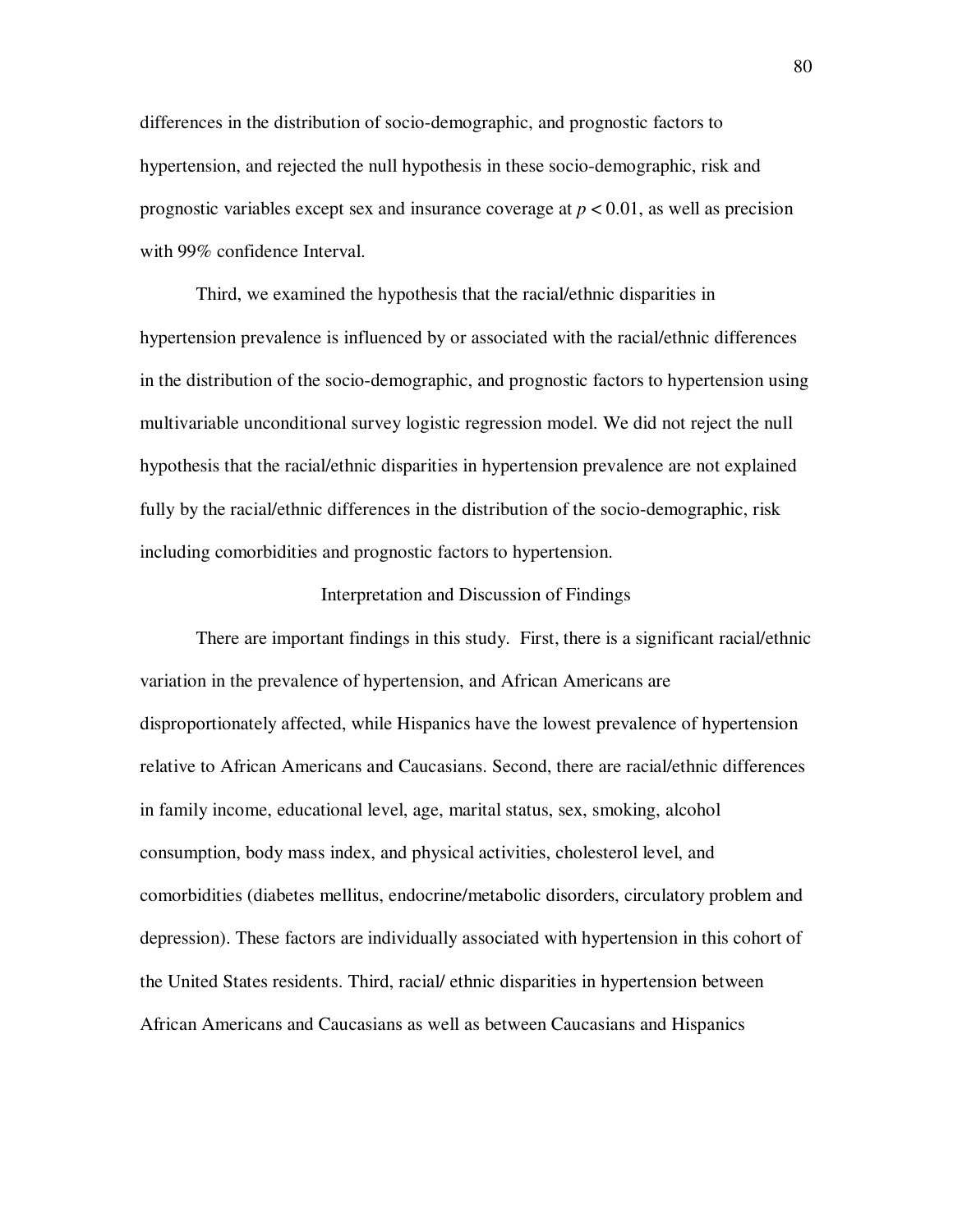differences in the distribution of socio-demographic, and prognostic factors to hypertension, and rejected the null hypothesis in these socio-demographic, risk and prognostic variables except sex and insurance coverage at $p < 0.01$, as well as precision with 99% confidence Interval.

Third, we examined the hypothesis that the racial/ethnic disparities in hypertension prevalence is influenced by or associated with the racial/ethnic differences in the distribution of the socio-demographic, and prognostic factors to hypertension using multivariable unconditional survey logistic regression model. We did not reject the null hypothesis that the racial/ethnic disparities in hypertension prevalence are not explained fully by the racial/ethnic differences in the distribution of the socio-demographic, risk including comorbidities and prognostic factors to hypertension.

## Interpretation and Discussion of Findings

There are important findings in this study. First, there is a significant racial/ethnic variation in the prevalence of hypertension, and African Americans are disproportionately affected, while Hispanics have the lowest prevalence of hypertension relative to African Americans and Caucasians. Second, there are racial/ethnic differences in family income, educational level, age, marital status, sex, smoking, alcohol consumption, body mass index, and physical activities, cholesterol level, and comorbidities (diabetes mellitus, endocrine/metabolic disorders, circulatory problem and depression). These factors are individually associated with hypertension in this cohort of the United States residents. Third, racial/ ethnic disparities in hypertension between African Americans and Caucasians as well as between Caucasians and Hispanics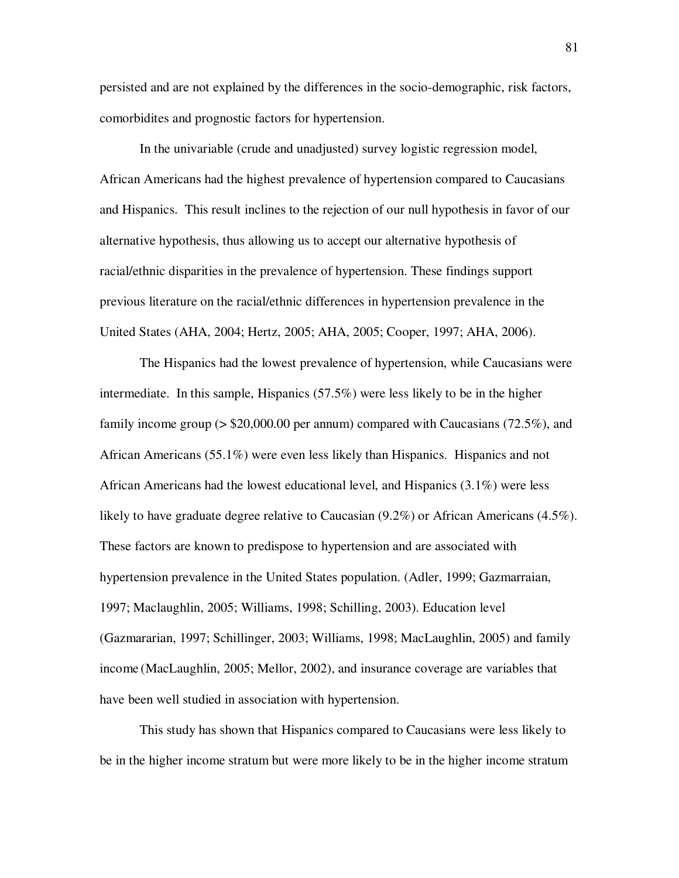persisted and are not explained by the differences in the socio-demographic, risk factors, comorbidites and prognostic factors for hypertension.

In the univariable (crude and unadjusted) survey logistic regression model, African Americans had the highest prevalence of hypertension compared to Caucasians and Hispanics. This result inclines to the rejection of our null hypothesis in favor of our alternative hypothesis, thus allowing us to accept our alternative hypothesis of racial/ethnic disparities in the prevalence of hypertension. These findings support previous literature on the racial/ethnic differences in hypertension prevalence in the United States (AHA, 2004; Hertz, 2005; AHA, 2005; Cooper, 1997; AHA, 2006).

The Hispanics had the lowest prevalence of hypertension, while Caucasians were intermediate. In this sample, Hispanics (57.5%) were less likely to be in the higher family income group (> $20,000.00 per annum) compared with Caucasians (72.5%), and African Americans (55.1%) were even less likely than Hispanics. Hispanics and not African Americans had the lowest educational level, and Hispanics (3.1%) were less likely to have graduate degree relative to Caucasian (9.2%) or African Americans (4.5%). These factors are known to predispose to hypertension and are associated with hypertension prevalence in the United States population. (Adler, 1999; Gazmarraian, 1997; Maclaughlin, 2005; Williams, 1998; Schilling, 2003). Education level (Gazmararian, 1997; Schillinger, 2003; Williams, 1998; MacLaughlin, 2005) and family income (MacLaughlin, 2005; Mellor, 2002), and insurance coverage are variables that have been well studied in association with hypertension.

This study has shown that Hispanics compared to Caucasians were less likely to be in the higher income stratum but were more likely to be in the higher income stratum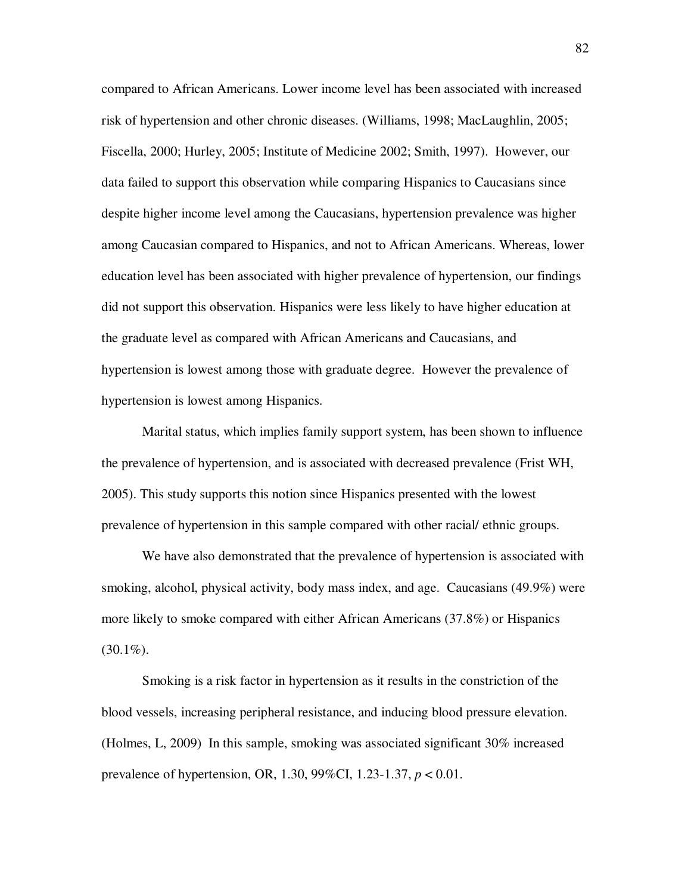compared to African Americans. Lower income level has been associated with increased risk of hypertension and other chronic diseases. (Williams, 1998; MacLaughlin, 2005; Fiscella, 2000; Hurley, 2005; Institute of Medicine 2002; Smith, 1997). However, our data failed to support this observation while comparing Hispanics to Caucasians since despite higher income level among the Caucasians, hypertension prevalence was higher among Caucasian compared to Hispanics, and not to African Americans. Whereas, lower education level has been associated with higher prevalence of hypertension, our findings did not support this observation. Hispanics were less likely to have higher education at the graduate level as compared with African Americans and Caucasians, and hypertension is lowest among those with graduate degree. However the prevalence of hypertension is lowest among Hispanics.

Marital status, which implies family support system, has been shown to influence the prevalence of hypertension, and is associated with decreased prevalence (Frist WH, 2005). This study supports this notion since Hispanics presented with the lowest prevalence of hypertension in this sample compared with other racial/ ethnic groups.

We have also demonstrated that the prevalence of hypertension is associated with smoking, alcohol, physical activity, body mass index, and age. Caucasians (49.9%) were more likely to smoke compared with either African Americans (37.8%) or Hispanics (30.1%).

Smoking is a risk factor in hypertension as it results in the constriction of the blood vessels, increasing peripheral resistance, and inducing blood pressure elevation. (Holmes, L, 2009) In this sample, smoking was associated significant 30% increased prevalence of hypertension, OR, 1.30, 99%CI, 1.23-1.37, $p < 0.01$.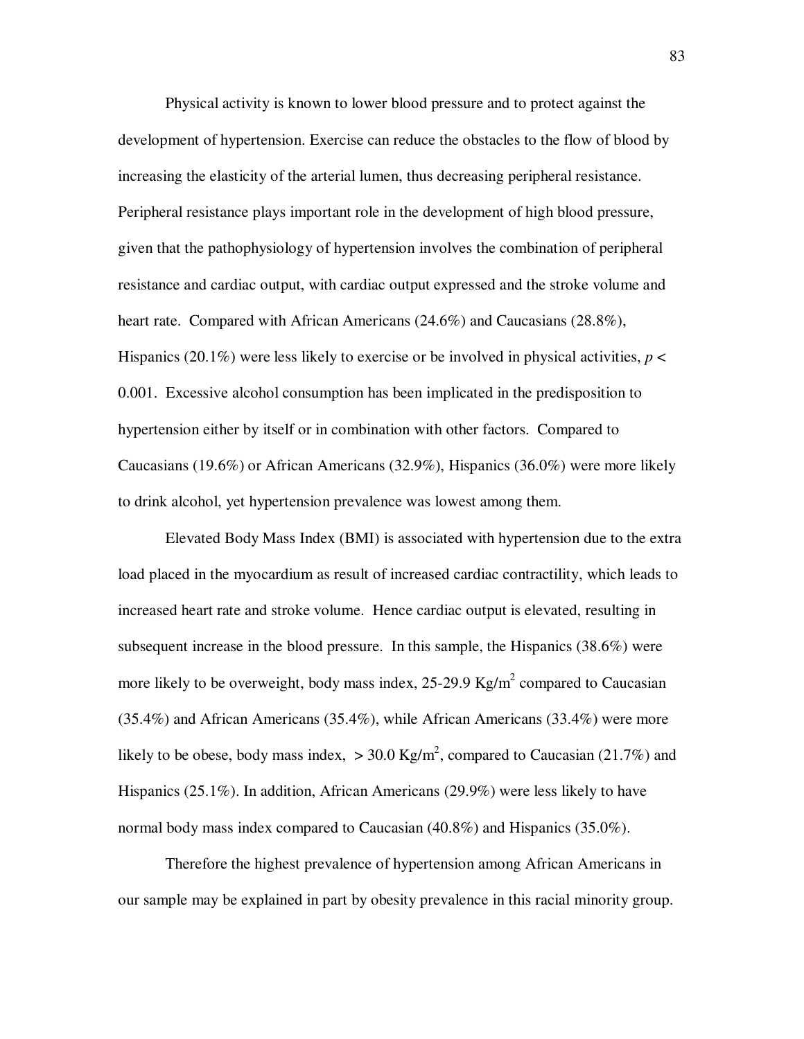Physical activity is known to lower blood pressure and to protect against the development of hypertension. Exercise can reduce the obstacles to the flow of blood by increasing the elasticity of the arterial lumen, thus decreasing peripheral resistance. Peripheral resistance plays important role in the development of high blood pressure, given that the pathophysiology of hypertension involves the combination of peripheral resistance and cardiac output, with cardiac output expressed and the stroke volume and heart rate. Compared with African Americans (24.6%) and Caucasians (28.8%), Hispanics (20.1%) were less likely to exercise or be involved in physical activities, $p < 0.001$. Excessive alcohol consumption has been implicated in the predisposition to hypertension either by itself or in combination with other factors. Compared to Caucasians (19.6%) or African Americans (32.9%), Hispanics (36.0%) were more likely to drink alcohol, yet hypertension prevalence was lowest among them.

Elevated Body Mass Index (BMI) is associated with hypertension due to the extra load placed in the myocardium as result of increased cardiac contractility, which leads to increased heart rate and stroke volume. Hence cardiac output is elevated, resulting in subsequent increase in the blood pressure. In this sample, the Hispanics (38.6%) were more likely to be overweight, body mass index, 25-29.9 Kg/$m^2$ compared to Caucasian (35.4%) and African Americans (35.4%), while African Americans (33.4%) were more likely to be obese, body mass index, $> 30.0$ Kg/$m^2$, compared to Caucasian (21.7%) and Hispanics (25.1%). In addition, African Americans (29.9%) were less likely to have normal body mass index compared to Caucasian (40.8%) and Hispanics (35.0%).

Therefore the highest prevalence of hypertension among African Americans in our sample may be explained in part by obesity prevalence in this racial minority group.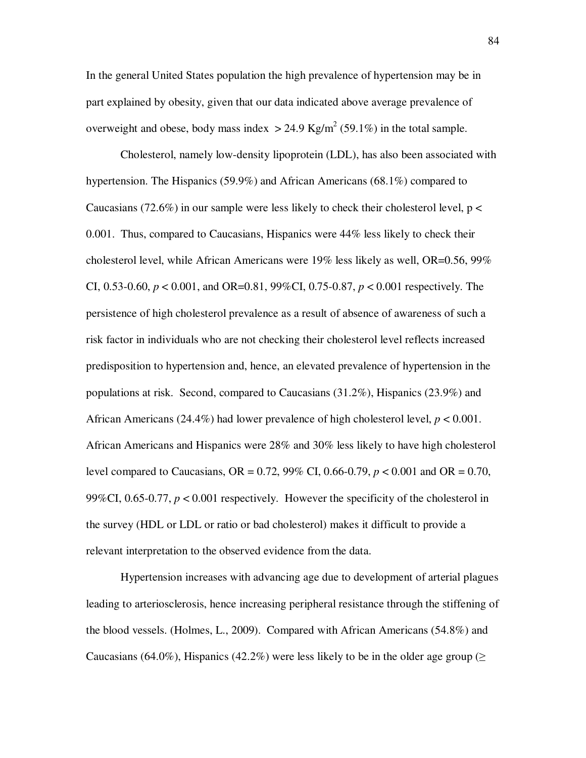In the general United States population the high prevalence of hypertension may be in part explained by obesity, given that our data indicated above average prevalence of overweight and obese, body mass index $> 24.9$ Kg/m$^2$ (59.1%) in the total sample.

Cholesterol, namely low-density lipoprotein (LDL), has also been associated with hypertension. The Hispanics (59.9%) and African Americans (68.1%) compared to Caucasians (72.6%) in our sample were less likely to check their cholesterol level, $p < 0.001$. Thus, compared to Caucasians, Hispanics were 44% less likely to check their cholesterol level, while African Americans were 19% less likely as well, OR=0.56, 99% CI, 0.53-0.60, $p < 0.001$, and OR=0.81, 99%CI, 0.75-0.87, $p < 0.001$ respectively. The persistence of high cholesterol prevalence as a result of absence of awareness of such a risk factor in individuals who are not checking their cholesterol level reflects increased predisposition to hypertension and, hence, an elevated prevalence of hypertension in the populations at risk. Second, compared to Caucasians (31.2%), Hispanics (23.9%) and African Americans (24.4%) had lower prevalence of high cholesterol level, $p < 0.001$. African Americans and Hispanics were 28% and 30% less likely to have high cholesterol level compared to Caucasians, OR = 0.72, 99% CI, 0.66-0.79, $p < 0.001$ and OR = 0.70, 99%CI, 0.65-0.77, $p < 0.001$ respectively. However the specificity of the cholesterol in the survey (HDL or LDL or ratio or bad cholesterol) makes it difficult to provide a relevant interpretation to the observed evidence from the data.

Hypertension increases with advancing age due to development of arterial plagues leading to arteriosclerosis, hence increasing peripheral resistance through the stiffening of the blood vessels. (Holmes, L., 2009). Compared with African Americans (54.8%) and Caucasians (64.0%), Hispanics (42.2%) were less likely to be in the older age group ($\geq$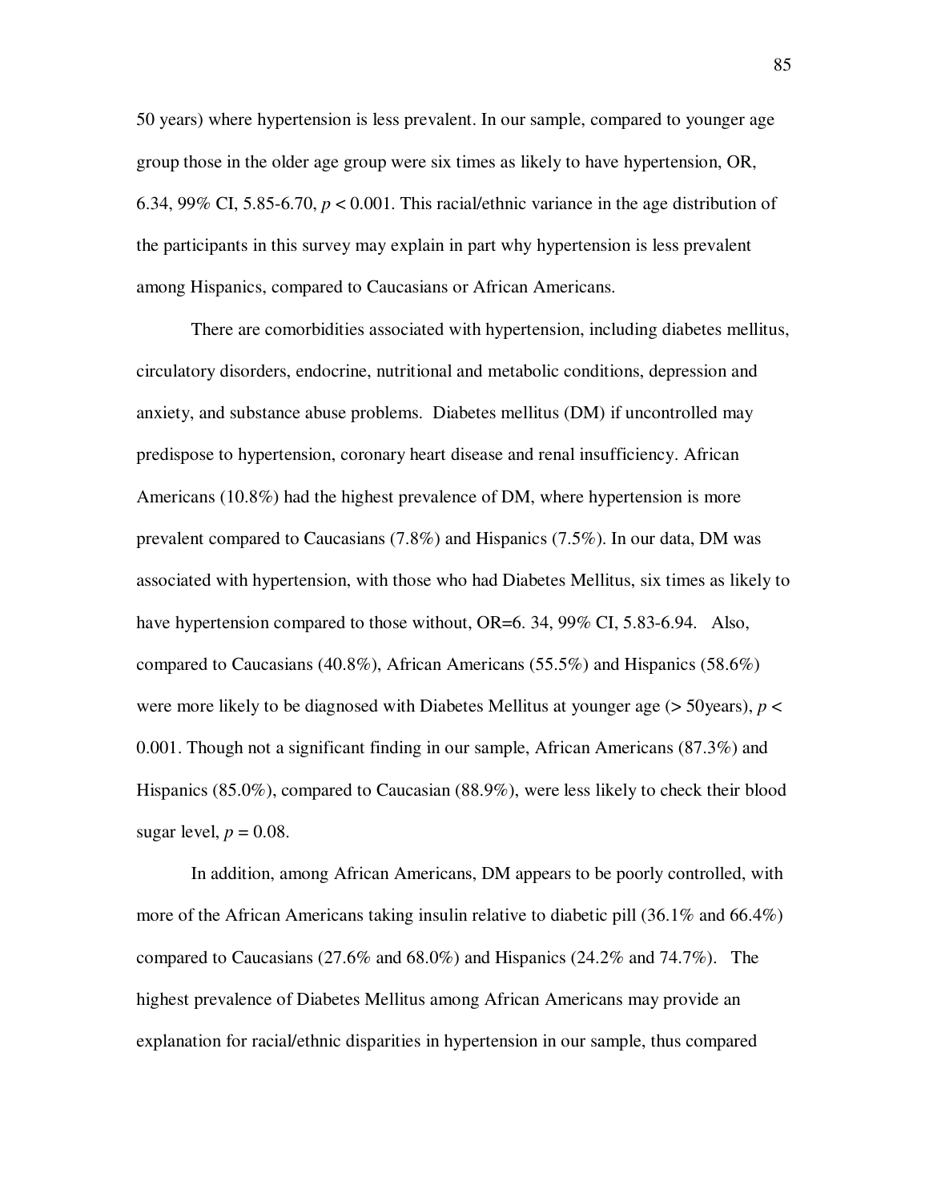50 years) where hypertension is less prevalent. In our sample, compared to younger age group those in the older age group were six times as likely to have hypertension, OR, 6.34, 99% CI, 5.85-6.70, $p < 0.001$. This racial/ethnic variance in the age distribution of the participants in this survey may explain in part why hypertension is less prevalent among Hispanics, compared to Caucasians or African Americans.

There are comorbidities associated with hypertension, including diabetes mellitus, circulatory disorders, endocrine, nutritional and metabolic conditions, depression and anxiety, and substance abuse problems. Diabetes mellitus (DM) if uncontrolled may predispose to hypertension, coronary heart disease and renal insufficiency. African Americans (10.8%) had the highest prevalence of DM, where hypertension is more prevalent compared to Caucasians (7.8%) and Hispanics (7.5%). In our data, DM was associated with hypertension, with those who had Diabetes Mellitus, six times as likely to have hypertension compared to those without, OR=6. 34, 99% CI, 5.83-6.94. Also, compared to Caucasians (40.8%), African Americans (55.5%) and Hispanics (58.6%) were more likely to be diagnosed with Diabetes Mellitus at younger age (> 50years), $p < 0.001$. Though not a significant finding in our sample, African Americans (87.3%) and Hispanics (85.0%), compared to Caucasian (88.9%), were less likely to check their blood sugar level, $p = 0.08$.

In addition, among African Americans, DM appears to be poorly controlled, with more of the African Americans taking insulin relative to diabetic pill (36.1% and 66.4%) compared to Caucasians (27.6% and 68.0%) and Hispanics (24.2% and 74.7%). The highest prevalence of Diabetes Mellitus among African Americans may provide an explanation for racial/ethnic disparities in hypertension in our sample, thus compared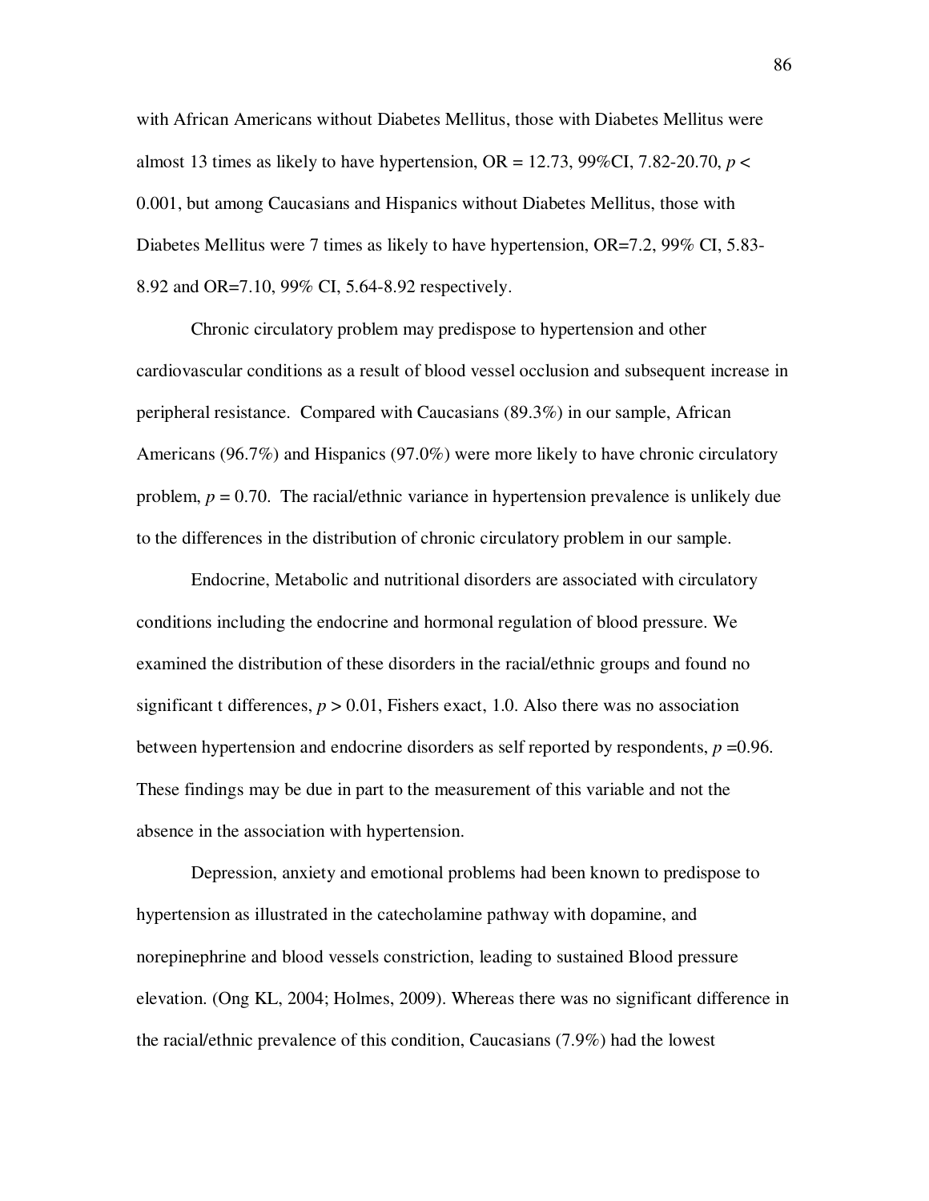with African Americans without Diabetes Mellitus, those with Diabetes Mellitus were almost 13 times as likely to have hypertension, OR = 12.73, 99%CI, 7.82-20.70, $p <$ 0.001, but among Caucasians and Hispanics without Diabetes Mellitus, those with Diabetes Mellitus were 7 times as likely to have hypertension, OR=7.2, 99% CI, 5.83-8.92 and OR=7.10, 99% CI, 5.64-8.92 respectively.

Chronic circulatory problem may predispose to hypertension and other cardiovascular conditions as a result of blood vessel occlusion and subsequent increase in peripheral resistance. Compared with Caucasians (89.3%) in our sample, African Americans (96.7%) and Hispanics (97.0%) were more likely to have chronic circulatory problem, $p = 0.70$. The racial/ethnic variance in hypertension prevalence is unlikely due to the differences in the distribution of chronic circulatory problem in our sample.

Endocrine, Metabolic and nutritional disorders are associated with circulatory conditions including the endocrine and hormonal regulation of blood pressure. We examined the distribution of these disorders in the racial/ethnic groups and found no significant t differences, $p > 0.01$, Fishers exact, 1.0. Also there was no association between hypertension and endocrine disorders as self reported by respondents, $p = 0.96$. These findings may be due in part to the measurement of this variable and not the absence in the association with hypertension.

Depression, anxiety and emotional problems had been known to predispose to hypertension as illustrated in the catecholamine pathway with dopamine, and norepinephrine and blood vessels constriction, leading to sustained Blood pressure elevation. (Ong KL, 2004; Holmes, 2009). Whereas there was no significant difference in the racial/ethnic prevalence of this condition, Caucasians (7.9%) had the lowest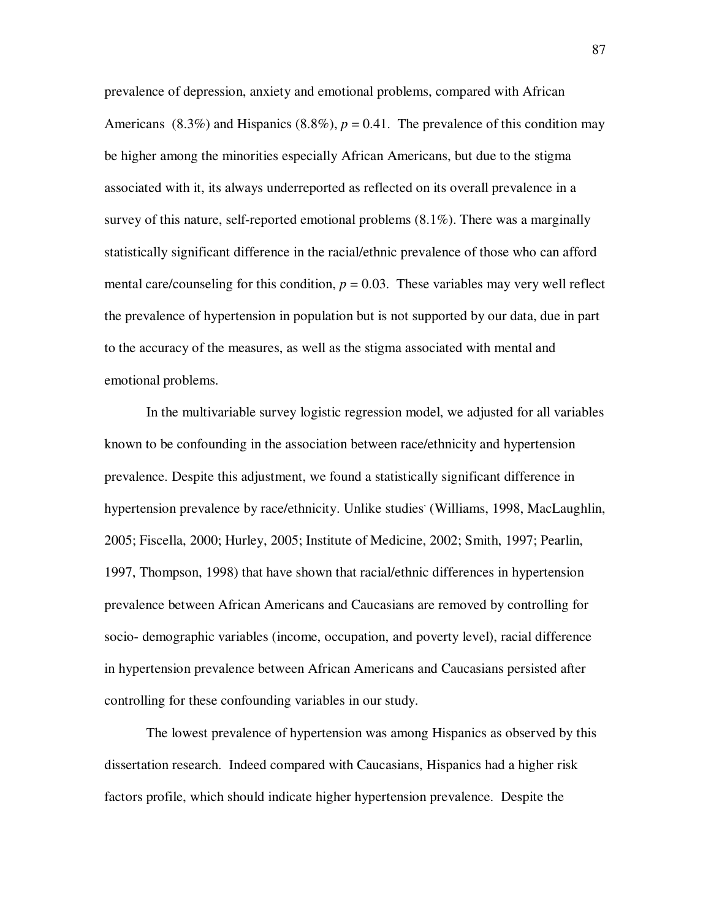prevalence of depression, anxiety and emotional problems, compared with African Americans (8.3%) and Hispanics (8.8%), $p = 0.41$. The prevalence of this condition may be higher among the minorities especially African Americans, but due to the stigma associated with it, its always underreported as reflected on its overall prevalence in a survey of this nature, self-reported emotional problems (8.1%). There was a marginally statistically significant difference in the racial/ethnic prevalence of those who can afford mental care/counseling for this condition, $p = 0.03$. These variables may very well reflect the prevalence of hypertension in population but is not supported by our data, due in part to the accuracy of the measures, as well as the stigma associated with mental and emotional problems.

In the multivariable survey logistic regression model, we adjusted for all variables known to be confounding in the association between race/ethnicity and hypertension prevalence. Despite this adjustment, we found a statistically significant difference in hypertension prevalence by race/ethnicity. Unlike studies' (Williams, 1998, MacLaughlin, 2005; Fiscella, 2000; Hurley, 2005; Institute of Medicine, 2002; Smith, 1997; Pearlin, 1997, Thompson, 1998) that have shown that racial/ethnic differences in hypertension prevalence between African Americans and Caucasians are removed by controlling for socio- demographic variables (income, occupation, and poverty level), racial difference in hypertension prevalence between African Americans and Caucasians persisted after controlling for these confounding variables in our study.

The lowest prevalence of hypertension was among Hispanics as observed by this dissertation research. Indeed compared with Caucasians, Hispanics had a higher risk factors profile, which should indicate higher hypertension prevalence. Despite the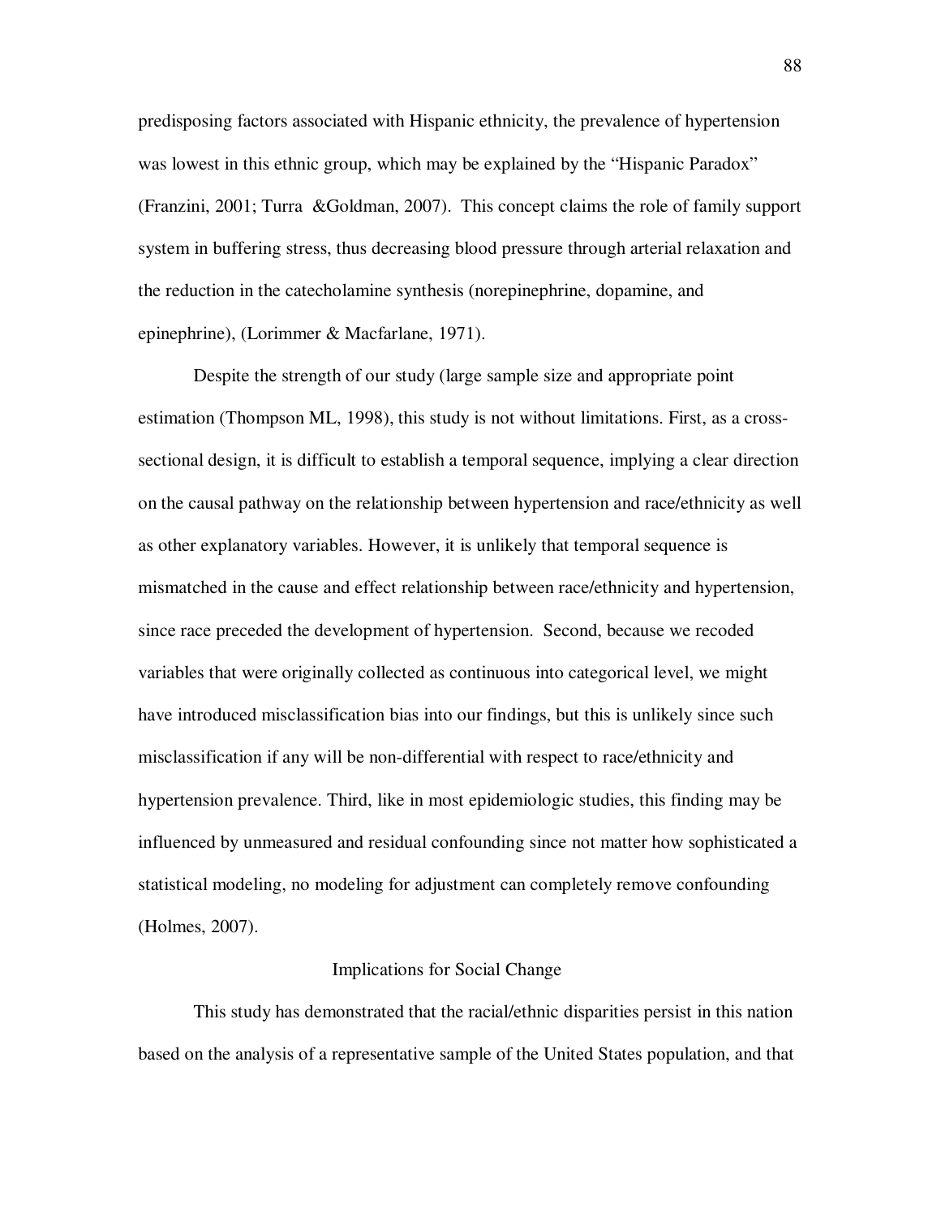predisposing factors associated with Hispanic ethnicity, the prevalence of hypertension was lowest in this ethnic group, which may be explained by the "Hispanic Paradox" (Franzini, 2001; Turra &Goldman, 2007). This concept claims the role of family support system in buffering stress, thus decreasing blood pressure through arterial relaxation and the reduction in the catecholamine synthesis (norepinephrine, dopamine, and epinephrine), (Lorimmer & Macfarlane, 1971).

Despite the strength of our study (large sample size and appropriate point estimation (Thompson ML, 1998), this study is not without limitations. First, as a cross-sectional design, it is difficult to establish a temporal sequence, implying a clear direction on the causal pathway on the relationship between hypertension and race/ethnicity as well as other explanatory variables. However, it is unlikely that temporal sequence is mismatched in the cause and effect relationship between race/ethnicity and hypertension, since race preceded the development of hypertension. Second, because we recoded variables that were originally collected as continuous into categorical level, we might have introduced misclassification bias into our findings, but this is unlikely since such misclassification if any will be non-differential with respect to race/ethnicity and hypertension prevalence. Third, like in most epidemiologic studies, this finding may be influenced by unmeasured and residual confounding since not matter how sophisticated a statistical modeling, no modeling for adjustment can completely remove confounding (Holmes, 2007).

## Implications for Social Change

This study has demonstrated that the racial/ethnic disparities persist in this nation based on the analysis of a representative sample of the United States population, and that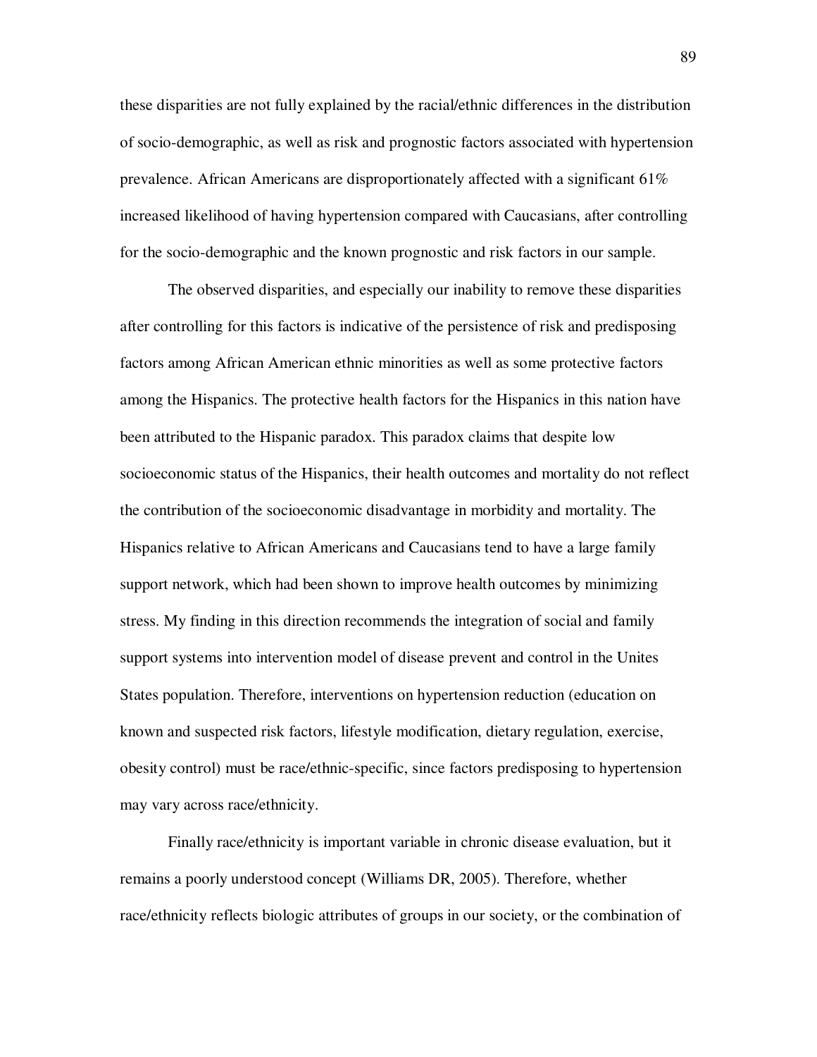these disparities are not fully explained by the racial/ethnic differences in the distribution of socio-demographic, as well as risk and prognostic factors associated with hypertension prevalence. African Americans are disproportionately affected with a significant 61% increased likelihood of having hypertension compared with Caucasians, after controlling for the socio-demographic and the known prognostic and risk factors in our sample.

The observed disparities, and especially our inability to remove these disparities after controlling for this factors is indicative of the persistence of risk and predisposing factors among African American ethnic minorities as well as some protective factors among the Hispanics. The protective health factors for the Hispanics in this nation have been attributed to the Hispanic paradox. This paradox claims that despite low socioeconomic status of the Hispanics, their health outcomes and mortality do not reflect the contribution of the socioeconomic disadvantage in morbidity and mortality. The Hispanics relative to African Americans and Caucasians tend to have a large family support network, which had been shown to improve health outcomes by minimizing stress. My finding in this direction recommends the integration of social and family support systems into intervention model of disease prevent and control in the Unites States population. Therefore, interventions on hypertension reduction (education on known and suspected risk factors, lifestyle modification, dietary regulation, exercise, obesity control) must be race/ethnic-specific, since factors predisposing to hypertension may vary across race/ethnicity.

Finally race/ethnicity is important variable in chronic disease evaluation, but it remains a poorly understood concept (Williams DR, 2005). Therefore, whether race/ethnicity reflects biologic attributes of groups in our society, or the combination of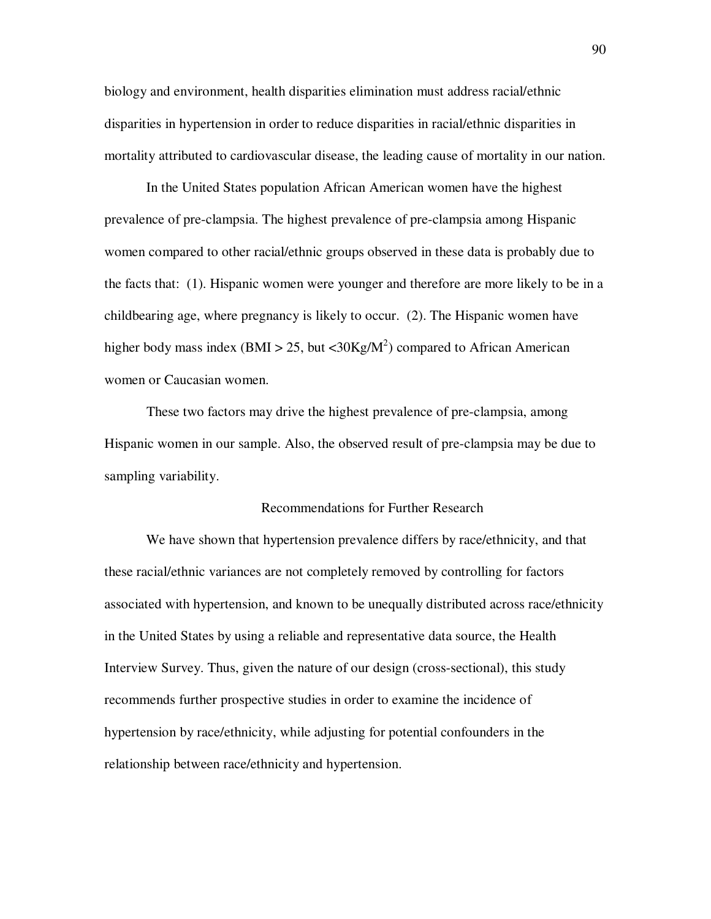biology and environment, health disparities elimination must address racial/ethnic disparities in hypertension in order to reduce disparities in racial/ethnic disparities in mortality attributed to cardiovascular disease, the leading cause of mortality in our nation.

In the United States population African American women have the highest prevalence of pre-clampsia. The highest prevalence of pre-clampsia among Hispanic women compared to other racial/ethnic groups observed in these data is probably due to the facts that: (1). Hispanic women were younger and therefore are more likely to be in a childbearing age, where pregnancy is likely to occur. (2). The Hispanic women have higher body mass index (BMI > 25, but <30Kg/$M^2$) compared to African American women or Caucasian women.

These two factors may drive the highest prevalence of pre-clampsia, among Hispanic women in our sample. Also, the observed result of pre-clampsia may be due to sampling variability.

## Recommendations for Further Research

We have shown that hypertension prevalence differs by race/ethnicity, and that these racial/ethnic variances are not completely removed by controlling for factors associated with hypertension, and known to be unequally distributed across race/ethnicity in the United States by using a reliable and representative data source, the Health Interview Survey. Thus, given the nature of our design (cross-sectional), this study recommends further prospective studies in order to examine the incidence of hypertension by race/ethnicity, while adjusting for potential confounders in the relationship between race/ethnicity and hypertension.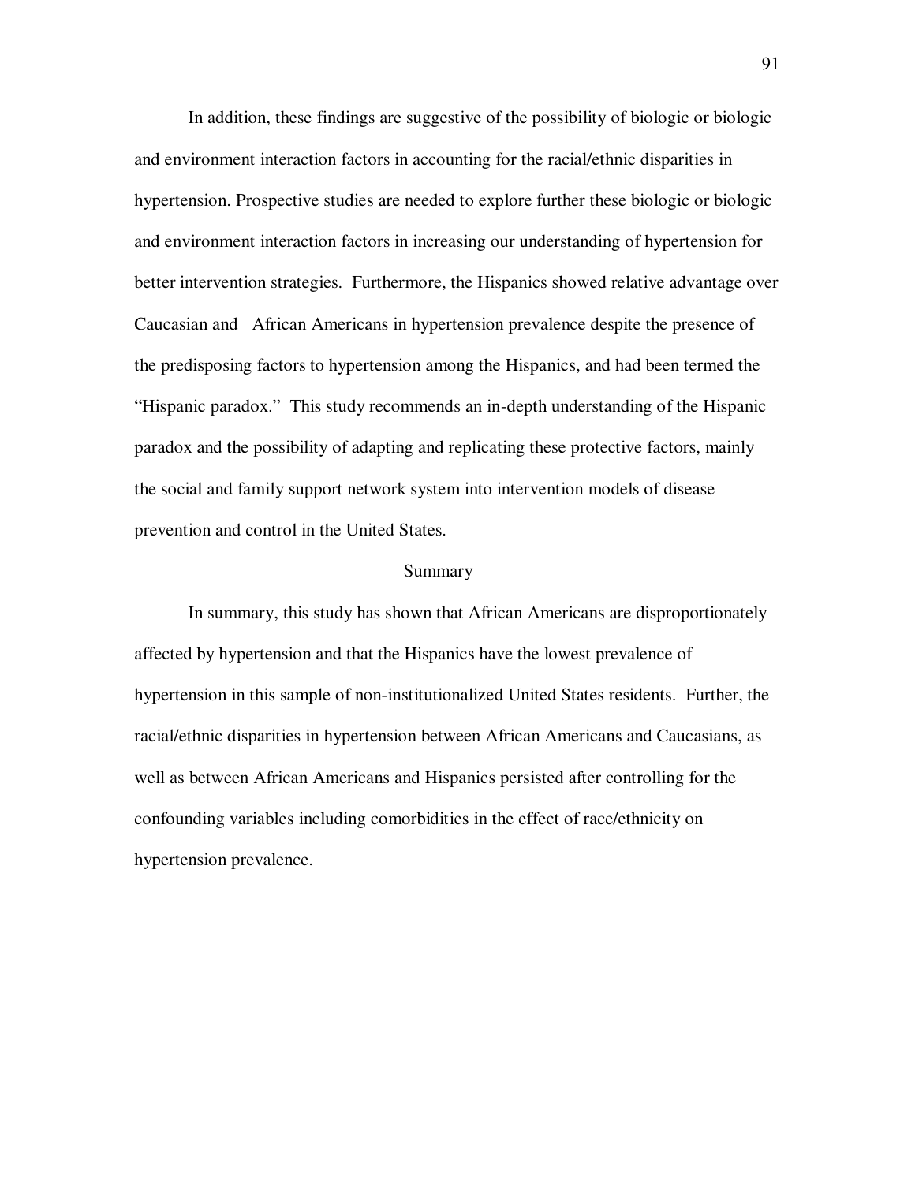In addition, these findings are suggestive of the possibility of biologic or biologic and environment interaction factors in accounting for the racial/ethnic disparities in hypertension. Prospective studies are needed to explore further these biologic or biologic and environment interaction factors in increasing our understanding of hypertension for better intervention strategies. Furthermore, the Hispanics showed relative advantage over Caucasian and African Americans in hypertension prevalence despite the presence of the predisposing factors to hypertension among the Hispanics, and had been termed the "Hispanic paradox." This study recommends an in-depth understanding of the Hispanic paradox and the possibility of adapting and replicating these protective factors, mainly the social and family support network system into intervention models of disease prevention and control in the United States.

## Summary

In summary, this study has shown that African Americans are disproportionately affected by hypertension and that the Hispanics have the lowest prevalence of hypertension in this sample of non-institutionalized United States residents. Further, the racial/ethnic disparities in hypertension between African Americans and Caucasians, as well as between African Americans and Hispanics persisted after controlling for the confounding variables including comorbidities in the effect of race/ethnicity on hypertension prevalence.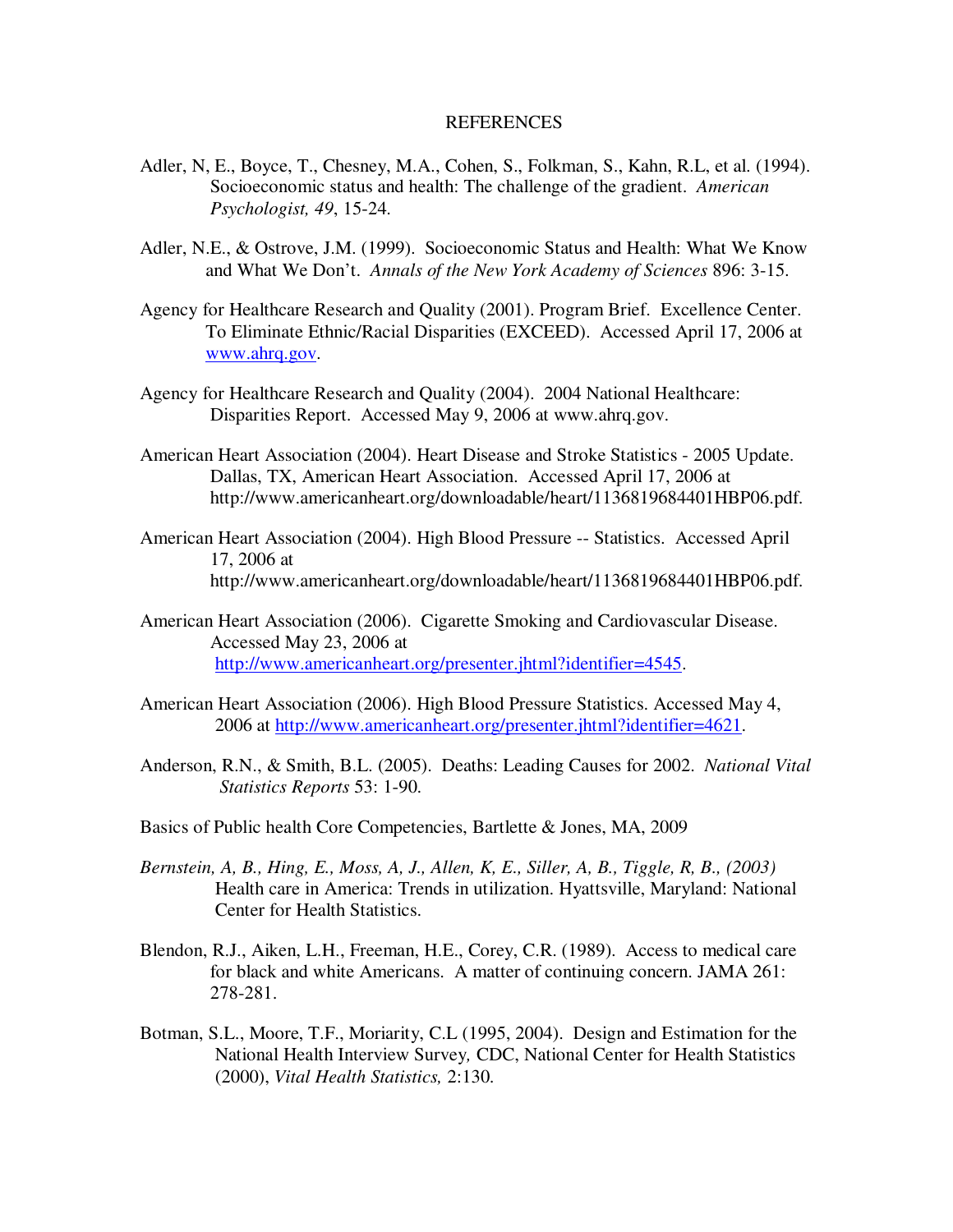# REFERENCES

Adler, N, E., Boyce, T., Chesney, M.A., Cohen, S., Folkman, S., Kahn, R.L, et al. (1994). Socioeconomic status and health: The challenge of the gradient. *American Psychologist, 49*, 15-24.

Adler, N.E., & Ostrove, J.M. (1999). Socioeconomic Status and Health: What We Know and What We Don't. *Annals of the New York Academy of Sciences* 896: 3-15.

Agency for Healthcare Research and Quality (2001). Program Brief. Excellence Center. To Eliminate Ethnic/Racial Disparities (EXCEED). Accessed April 17, 2006 at www.ahrq.gov.

Agency for Healthcare Research and Quality (2004). 2004 National Healthcare: Disparities Report. Accessed May 9, 2006 at www.ahrq.gov.

American Heart Association (2004). Heart Disease and Stroke Statistics - 2005 Update. Dallas, TX, American Heart Association. Accessed April 17, 2006 at http://www.americanheart.org/downloadable/heart/1136819684401HBP06.pdf.

American Heart Association (2004). High Blood Pressure -- Statistics. Accessed April 17, 2006 at http://www.americanheart.org/downloadable/heart/1136819684401HBP06.pdf.

American Heart Association (2006). Cigarette Smoking and Cardiovascular Disease. Accessed May 23, 2006 at http://www.americanheart.org/presenter.jhtml?identifier=4545.

American Heart Association (2006). High Blood Pressure Statistics. Accessed May 4, 2006 at http://www.americanheart.org/presenter.jhtml?identifier=4621.

Anderson, R.N., & Smith, B.L. (2005). Deaths: Leading Causes for 2002. *National Vital Statistics Reports* 53: 1-90.

Basics of Public health Core Competencies, Bartlette & Jones, MA, 2009

*Bernstein, A, B., Hing, E., Moss, A, J., Allen, K, E., Siller, A, B., Tiggle, R, B., (2003)* Health care in America: Trends in utilization. Hyattsville, Maryland: National Center for Health Statistics.

Blendon, R.J., Aiken, L.H., Freeman, H.E., Corey, C.R. (1989). Access to medical care for black and white Americans. A matter of continuing concern. JAMA 261: 278-281.

Botman, S.L., Moore, T.F., Moriarity, C.L (1995, 2004). Design and Estimation for the National Health Interview Survey*,* CDC, National Center for Health Statistics (2000), *Vital Health Statistics,* 2:130.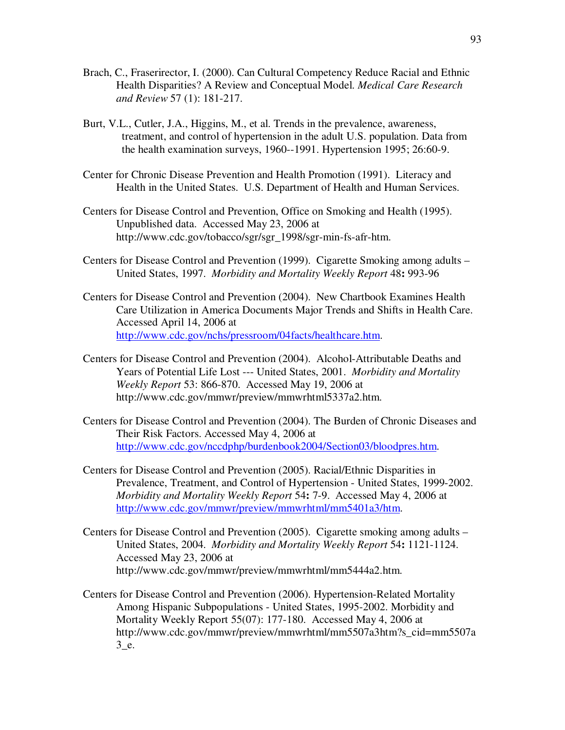Brach, C., Fraserirector, I. (2000). Can Cultural Competency Reduce Racial and Ethnic Health Disparities? A Review and Conceptual Model. *Medical Care Research and Review* 57 (1): 181-217.

Burt, V.L., Cutler, J.A., Higgins, M., et al. Trends in the prevalence, awareness, treatment, and control of hypertension in the adult U.S. population. Data from the health examination surveys, 1960--1991. Hypertension 1995; 26:60-9.

Center for Chronic Disease Prevention and Health Promotion (1991). Literacy and Health in the United States. U.S. Department of Health and Human Services.

Centers for Disease Control and Prevention, Office on Smoking and Health (1995). Unpublished data. Accessed May 23, 2006 at http://www.cdc.gov/tobacco/sgr/sgr_1998/sgr-min-fs-afr-htm.

Centers for Disease Control and Prevention (1999). Cigarette Smoking among adults – United States, 1997. *Morbidity and Mortality Weekly Report* 48**:** 993-96

Centers for Disease Control and Prevention (2004). New Chartbook Examines Health Care Utilization in America Documents Major Trends and Shifts in Health Care. Accessed April 14, 2006 at http://www.cdc.gov/nchs/pressroom/04facts/healthcare.htm.

Centers for Disease Control and Prevention (2004). Alcohol-Attributable Deaths and Years of Potential Life Lost --- United States, 2001. *Morbidity and Mortality Weekly Report* 53: 866-870. Accessed May 19, 2006 at http://www.cdc.gov/mmwr/preview/mmwrhtml5337a2.htm.

Centers for Disease Control and Prevention (2004). The Burden of Chronic Diseases and Their Risk Factors. Accessed May 4, 2006 at http://www.cdc.gov/nccdphp/burdenbook2004/Section03/bloodpres.htm.

Centers for Disease Control and Prevention (2005). Racial/Ethnic Disparities in Prevalence, Treatment, and Control of Hypertension - United States, 1999-2002. *Morbidity and Mortality Weekly Report* 54**:** 7-9. Accessed May 4, 2006 at http://www.cdc.gov/mmwr/preview/mmwrhtml/mm5401a3/htm.

Centers for Disease Control and Prevention (2005). Cigarette smoking among adults – United States, 2004. *Morbidity and Mortality Weekly Report* 54**:** 1121-1124. Accessed May 23, 2006 at http://www.cdc.gov/mmwr/preview/mmwrhtml/mm5444a2.htm.

Centers for Disease Control and Prevention (2006). Hypertension-Related Mortality Among Hispanic Subpopulations - United States, 1995-2002. Morbidity and Mortality Weekly Report 55(07): 177-180. Accessed May 4, 2006 at http://www.cdc.gov/mmwr/preview/mmwrhtml/mm5507a3htm?s_cid=mm5507a3_e.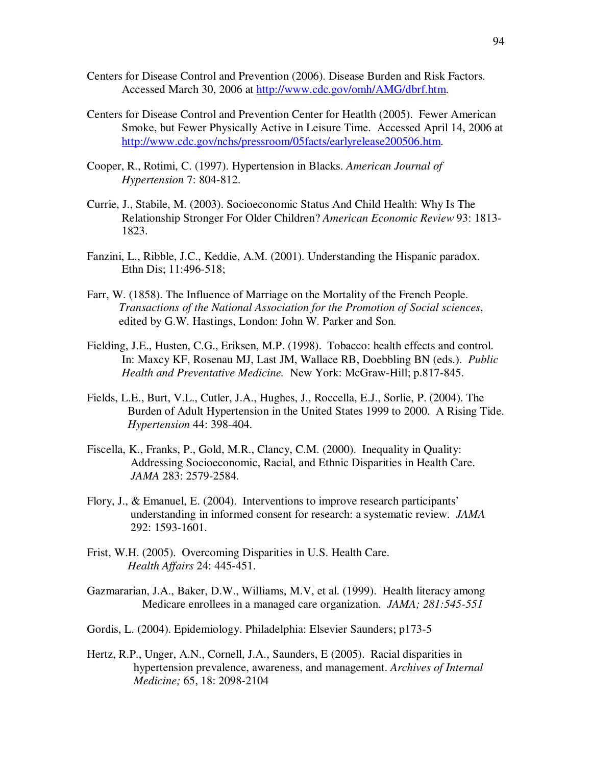Centers for Disease Control and Prevention (2006). Disease Burden and Risk Factors. Accessed March 30, 2006 at http://www.cdc.gov/omh/AMG/dbrf.htm.

Centers for Disease Control and Prevention Center for Heatlth (2005). Fewer American Smoke, but Fewer Physically Active in Leisure Time. Accessed April 14, 2006 at http://www.cdc.gov/nchs/pressroom/05facts/earlyrelease200506.htm.

Cooper, R., Rotimi, C. (1997). Hypertension in Blacks. *American Journal of Hypertension* 7: 804-812.

Currie, J., Stabile, M. (2003). Socioeconomic Status And Child Health: Why Is The Relationship Stronger For Older Children? *American Economic Review* 93: 1813-1823.

Fanzini, L., Ribble, J.C., Keddie, A.M. (2001). Understanding the Hispanic paradox. Ethn Dis; 11:496-518;

Farr, W. (1858). The Influence of Marriage on the Mortality of the French People. *Transactions of the National Association for the Promotion of Social sciences*, edited by G.W. Hastings, London: John W. Parker and Son.

Fielding, J.E., Husten, C.G., Eriksen, M.P. (1998). Tobacco: health effects and control. In: Maxcy KF, Rosenau MJ, Last JM, Wallace RB, Doebbling BN (eds.). *Public Health and Preventative Medicine.* New York: McGraw-Hill; p.817-845.

Fields, L.E., Burt, V.L., Cutler, J.A., Hughes, J., Roccella, E.J., Sorlie, P. (2004). The Burden of Adult Hypertension in the United States 1999 to 2000. A Rising Tide. *Hypertension* 44: 398-404.

Fiscella, K., Franks, P., Gold, M.R., Clancy, C.M. (2000). Inequality in Quality: Addressing Socioeconomic, Racial, and Ethnic Disparities in Health Care. *JAMA* 283: 2579-2584.

Flory, J., & Emanuel, E. (2004). Interventions to improve research participants' understanding in informed consent for research: a systematic review. *JAMA* 292: 1593-1601.

Frist, W.H. (2005). Overcoming Disparities in U.S. Health Care. *Health Affairs* 24: 445-451.

Gazmararian, J.A., Baker, D.W., Williams, M.V, et al. (1999). Health literacy among Medicare enrollees in a managed care organization. *JAMA; 281:545-551*

Gordis, L. (2004). Epidemiology. Philadelphia: Elsevier Saunders; p173-5

Hertz, R.P., Unger, A.N., Cornell, J.A., Saunders, E (2005). Racial disparities in hypertension prevalence, awareness, and management. *Archives of Internal Medicine;* 65, 18: 2098-2104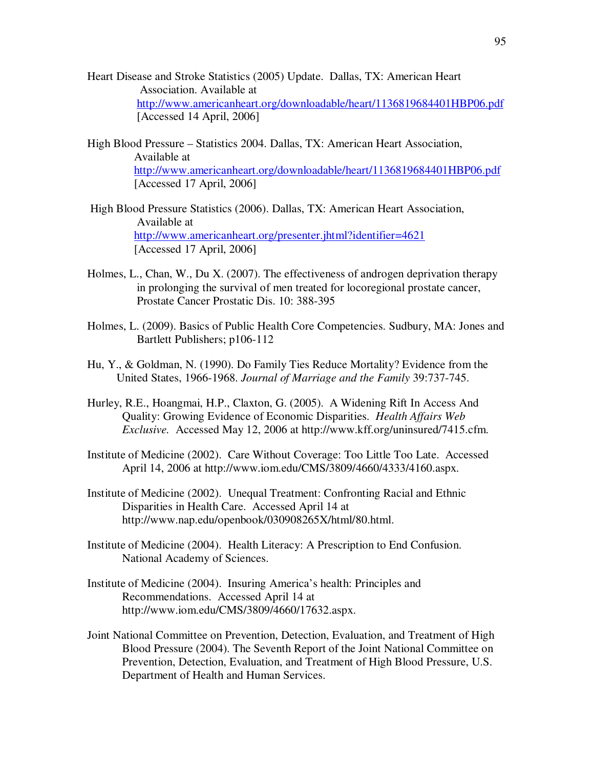Heart Disease and Stroke Statistics (2005) Update. Dallas, TX: American Heart Association. Available at http://www.americanheart.org/downloadable/heart/1136819684401HBP06.pdf [Accessed 14 April, 2006]

High Blood Pressure – Statistics 2004. Dallas, TX: American Heart Association, Available at http://www.americanheart.org/downloadable/heart/1136819684401HBP06.pdf [Accessed 17 April, 2006]

High Blood Pressure Statistics (2006). Dallas, TX: American Heart Association, Available at http://www.americanheart.org/presenter.jhtml?identifier=4621 [Accessed 17 April, 2006]

Holmes, L., Chan, W., Du X. (2007). The effectiveness of androgen deprivation therapy in prolonging the survival of men treated for locoregional prostate cancer, Prostate Cancer Prostatic Dis. 10: 388-395

Holmes, L. (2009). Basics of Public Health Core Competencies. Sudbury, MA: Jones and Bartlett Publishers; p106-112

Hu, Y., & Goldman, N. (1990). Do Family Ties Reduce Mortality? Evidence from the United States, 1966-1968. *Journal of Marriage and the Family* 39:737-745.

Hurley, R.E., Hoangmai, H.P., Claxton, G. (2005). A Widening Rift In Access And Quality: Growing Evidence of Economic Disparities. *Health Affairs Web Exclusive.* Accessed May 12, 2006 at http://www.kff.org/uninsured/7415.cfm.

Institute of Medicine (2002). Care Without Coverage: Too Little Too Late. Accessed April 14, 2006 at http://www.iom.edu/CMS/3809/4660/4333/4160.aspx.

Institute of Medicine (2002). Unequal Treatment: Confronting Racial and Ethnic Disparities in Health Care. Accessed April 14 at http://www.nap.edu/openbook/030908265X/html/80.html.

Institute of Medicine (2004). Health Literacy: A Prescription to End Confusion. National Academy of Sciences.

Institute of Medicine (2004). Insuring America's health: Principles and Recommendations. Accessed April 14 at http://www.iom.edu/CMS/3809/4660/17632.aspx.

Joint National Committee on Prevention, Detection, Evaluation, and Treatment of High Blood Pressure (2004). The Seventh Report of the Joint National Committee on Prevention, Detection, Evaluation, and Treatment of High Blood Pressure, U.S. Department of Health and Human Services.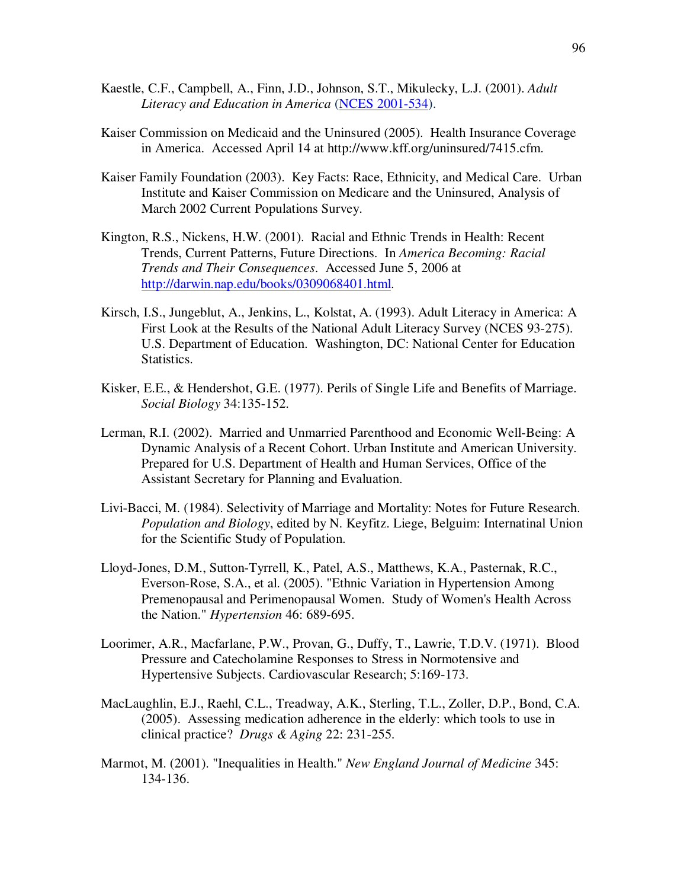Kaestle, C.F., Campbell, A., Finn, J.D., Johnson, S.T., Mikulecky, L.J. (2001). *Adult Literacy and Education in America* (NCES 2001-534).

Kaiser Commission on Medicaid and the Uninsured (2005). Health Insurance Coverage in America. Accessed April 14 at http://www.kff.org/uninsured/7415.cfm.

Kaiser Family Foundation (2003). Key Facts: Race, Ethnicity, and Medical Care. Urban Institute and Kaiser Commission on Medicare and the Uninsured, Analysis of March 2002 Current Populations Survey.

Kington, R.S., Nickens, H.W. (2001). Racial and Ethnic Trends in Health: Recent Trends, Current Patterns, Future Directions. In *America Becoming: Racial Trends and Their Consequences*. Accessed June 5, 2006 at http://darwin.nap.edu/books/0309068401.html.

Kirsch, I.S., Jungeblut, A., Jenkins, L., Kolstat, A. (1993). Adult Literacy in America: A First Look at the Results of the National Adult Literacy Survey (NCES 93-275). U.S. Department of Education. Washington, DC: National Center for Education Statistics.

Kisker, E.E., & Hendershot, G.E. (1977). Perils of Single Life and Benefits of Marriage. *Social Biology* 34:135-152.

Lerman, R.I. (2002). Married and Unmarried Parenthood and Economic Well-Being: A Dynamic Analysis of a Recent Cohort. Urban Institute and American University. Prepared for U.S. Department of Health and Human Services, Office of the Assistant Secretary for Planning and Evaluation.

Livi-Bacci, M. (1984). Selectivity of Marriage and Mortality: Notes for Future Research. *Population and Biology*, edited by N. Keyfitz. Liege, Belguim: Internatinal Union for the Scientific Study of Population.

Lloyd-Jones, D.M., Sutton-Tyrrell, K., Patel, A.S., Matthews, K.A., Pasternak, R.C., Everson-Rose, S.A., et al. (2005). "Ethnic Variation in Hypertension Among Premenopausal and Perimenopausal Women. Study of Women's Health Across the Nation." *Hypertension* 46: 689-695.

Loorimer, A.R., Macfarlane, P.W., Provan, G., Duffy, T., Lawrie, T.D.V. (1971). Blood Pressure and Catecholamine Responses to Stress in Normotensive and Hypertensive Subjects. Cardiovascular Research; 5:169-173.

MacLaughlin, E.J., Raehl, C.L., Treadway, A.K., Sterling, T.L., Zoller, D.P., Bond, C.A. (2005). Assessing medication adherence in the elderly: which tools to use in clinical practice? *Drugs & Aging* 22: 231-255.

Marmot, M. (2001). "Inequalities in Health." *New England Journal of Medicine* 345: 134-136.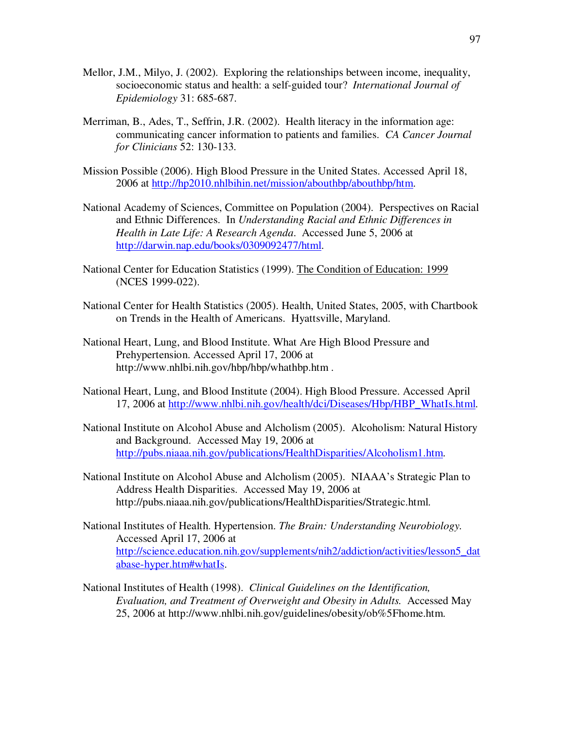Mellor, J.M., Milyo, J. (2002). Exploring the relationships between income, inequality, socioeconomic status and health: a self-guided tour? *International Journal of Epidemiology* 31: 685-687.

Merriman, B., Ades, T., Seffrin, J.R. (2002). Health literacy in the information age: communicating cancer information to patients and families. *CA Cancer Journal for Clinicians* 52: 130-133.

Mission Possible (2006). High Blood Pressure in the United States. Accessed April 18, 2006 at http://hp2010.nhlbihin.net/mission/abouthbp/abouthbp/htm.

National Academy of Sciences, Committee on Population (2004). Perspectives on Racial and Ethnic Differences. In *Understanding Racial and Ethnic Differences in Health in Late Life: A Research Agenda*. Accessed June 5, 2006 at http://darwin.nap.edu/books/0309092477/html.

National Center for Education Statistics (1999). The Condition of Education: 1999 (NCES 1999-022).

National Center for Health Statistics (2005). Health, United States, 2005, with Chartbook on Trends in the Health of Americans. Hyattsville, Maryland.

National Heart, Lung, and Blood Institute. What Are High Blood Pressure and Prehypertension. Accessed April 17, 2006 at http://www.nhlbi.nih.gov/hbp/hbp/whathbp.htm .

National Heart, Lung, and Blood Institute (2004). High Blood Pressure. Accessed April 17, 2006 at http://www.nhlbi.nih.gov/health/dci/Diseases/Hbp/HBP_WhatIs.html.

National Institute on Alcohol Abuse and Alcholism (2005). Alcoholism: Natural History and Background. Accessed May 19, 2006 at http://pubs.niaaa.nih.gov/publications/HealthDisparities/Alcoholism1.htm.

National Institute on Alcohol Abuse and Alcholism (2005). NIAAA's Strategic Plan to Address Health Disparities. Accessed May 19, 2006 at http://pubs.niaaa.nih.gov/publications/HealthDisparities/Strategic.html.

National Institutes of Health. Hypertension. *The Brain: Understanding Neurobiology.* Accessed April 17, 2006 at http://science.education.nih.gov/supplements/nih2/addiction/activities/lesson5_database-hyper.htm#whatIs.

National Institutes of Health (1998). *Clinical Guidelines on the Identification, Evaluation, and Treatment of Overweight and Obesity in Adults.* Accessed May 25, 2006 at http://www.nhlbi.nih.gov/guidelines/obesity/ob%5Fhome.htm.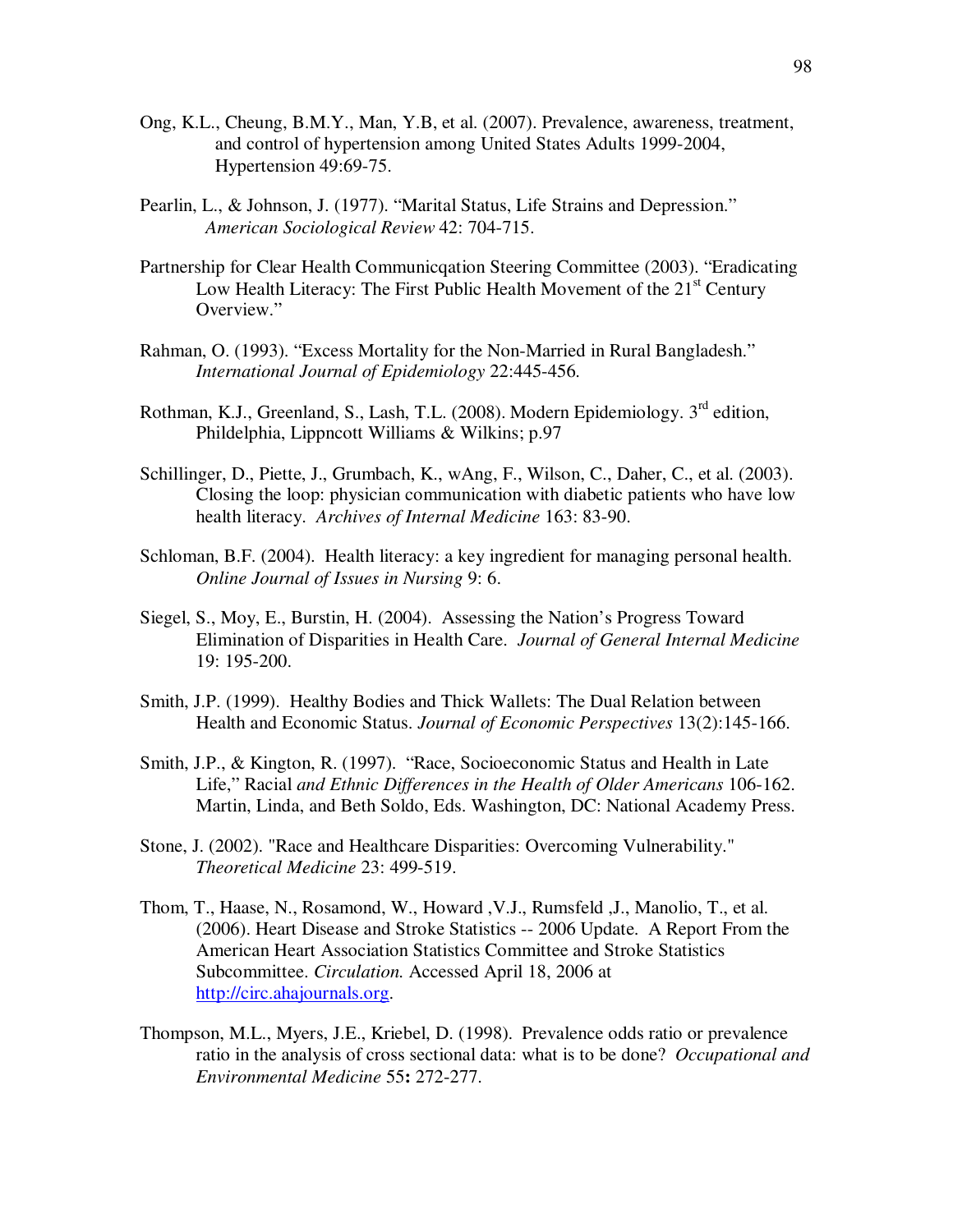Ong, K.L., Cheung, B.M.Y., Man, Y.B, et al. (2007). Prevalence, awareness, treatment, and control of hypertension among United States Adults 1999-2004, Hypertension 49:69-75.

Pearlin, L., & Johnson, J. (1977). "Marital Status, Life Strains and Depression." *American Sociological Review* 42: 704-715.

Partnership for Clear Health Communicqation Steering Committee (2003). "Eradicating Low Health Literacy: The First Public Health Movement of the 21st Century Overview."

Rahman, O. (1993). "Excess Mortality for the Non-Married in Rural Bangladesh." *International Journal of Epidemiology* 22:445-456.

Rothman, K.J., Greenland, S., Lash, T.L. (2008). Modern Epidemiology. 3rd edition, Phildelphia, Lippncott Williams & Wilkins; p.97

Schillinger, D., Piette, J., Grumbach, K., wAng, F., Wilson, C., Daher, C., et al. (2003). Closing the loop: physician communication with diabetic patients who have low health literacy. *Archives of Internal Medicine* 163: 83-90.

Schloman, B.F. (2004). Health literacy: a key ingredient for managing personal health. *Online Journal of Issues in Nursing* 9: 6.

Siegel, S., Moy, E., Burstin, H. (2004). Assessing the Nation's Progress Toward Elimination of Disparities in Health Care. *Journal of General Internal Medicine* 19: 195-200.

Smith, J.P. (1999). Healthy Bodies and Thick Wallets: The Dual Relation between Health and Economic Status. *Journal of Economic Perspectives* 13(2):145-166.

Smith, J.P., & Kington, R. (1997). "Race, Socioeconomic Status and Health in Late Life," Racial *and Ethnic Differences in the Health of Older Americans* 106-162. Martin, Linda, and Beth Soldo, Eds. Washington, DC: National Academy Press.

Stone, J. (2002). "Race and Healthcare Disparities: Overcoming Vulnerability." *Theoretical Medicine* 23: 499-519.

Thom, T., Haase, N., Rosamond, W., Howard ,V.J., Rumsfeld ,J., Manolio, T., et al. (2006). Heart Disease and Stroke Statistics -- 2006 Update. A Report From the American Heart Association Statistics Committee and Stroke Statistics Subcommittee. *Circulation.* Accessed April 18, 2006 at http://circ.ahajournals.org.

Thompson, M.L., Myers, J.E., Kriebel, D. (1998). Prevalence odds ratio or prevalence ratio in the analysis of cross sectional data: what is to be done? *Occupational and Environmental Medicine* 55**:** 272-277.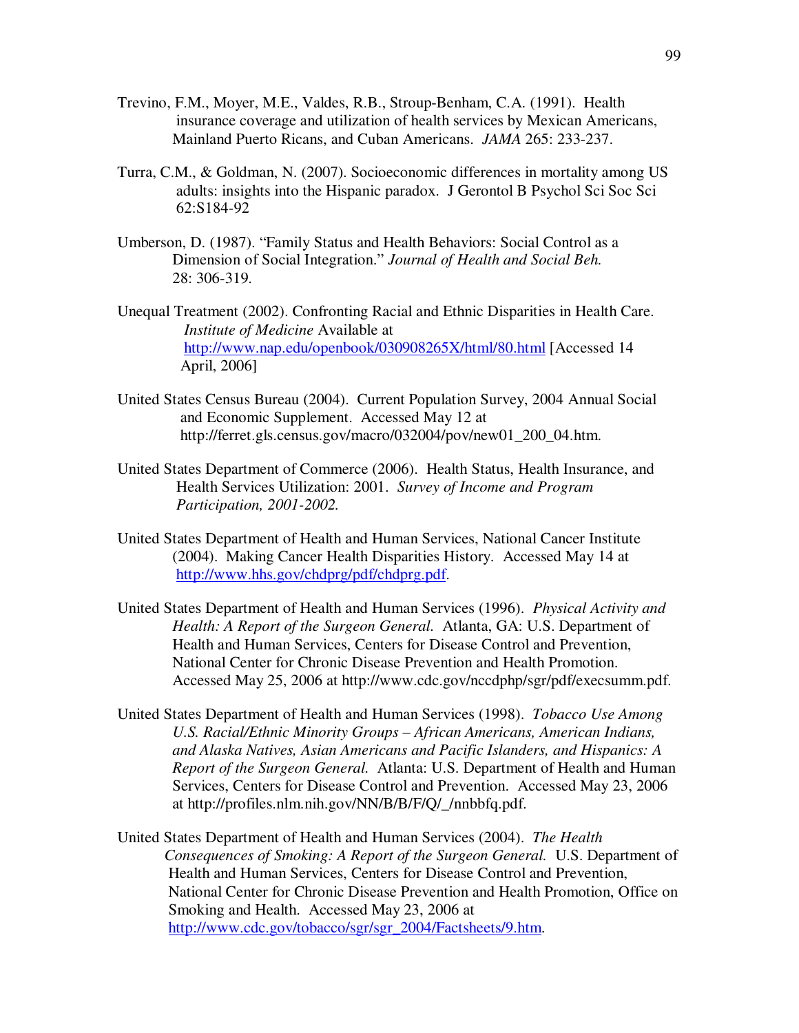Trevino, F.M., Moyer, M.E., Valdes, R.B., Stroup-Benham, C.A. (1991). Health insurance coverage and utilization of health services by Mexican Americans, Mainland Puerto Ricans, and Cuban Americans. *JAMA* 265: 233-237.

Turra, C.M., & Goldman, N. (2007). Socioeconomic differences in mortality among US adults: insights into the Hispanic paradox. J Gerontol B Psychol Sci Soc Sci 62:S184-92

Umberson, D. (1987). "Family Status and Health Behaviors: Social Control as a Dimension of Social Integration." *Journal of Health and Social Beh.* 28: 306-319.

Unequal Treatment (2002). Confronting Racial and Ethnic Disparities in Health Care. *Institute of Medicine* Available at http://www.nap.edu/openbook/030908265X/html/80.html [Accessed 14 April, 2006]

United States Census Bureau (2004). Current Population Survey, 2004 Annual Social and Economic Supplement. Accessed May 12 at http://ferret.gls.census.gov/macro/032004/pov/new01_200_04.htm.

United States Department of Commerce (2006). Health Status, Health Insurance, and Health Services Utilization: 2001. *Survey of Income and Program Participation, 2001-2002.*

United States Department of Health and Human Services, National Cancer Institute (2004). Making Cancer Health Disparities History. Accessed May 14 at http://www.hhs.gov/chdprg/pdf/chdprg.pdf.

United States Department of Health and Human Services (1996). *Physical Activity and Health: A Report of the Surgeon General.* Atlanta, GA: U.S. Department of Health and Human Services, Centers for Disease Control and Prevention, National Center for Chronic Disease Prevention and Health Promotion. Accessed May 25, 2006 at http://www.cdc.gov/nccdphp/sgr/pdf/execsumm.pdf.

United States Department of Health and Human Services (1998). *Tobacco Use Among U.S. Racial/Ethnic Minority Groups – African Americans, American Indians, and Alaska Natives, Asian Americans and Pacific Islanders, and Hispanics: A Report of the Surgeon General.* Atlanta: U.S. Department of Health and Human Services, Centers for Disease Control and Prevention. Accessed May 23, 2006 at http://profiles.nlm.nih.gov/NN/B/B/F/Q/_/nnbbfq.pdf.

United States Department of Health and Human Services (2004). *The Health Consequences of Smoking: A Report of the Surgeon General.* U.S. Department of Health and Human Services, Centers for Disease Control and Prevention, National Center for Chronic Disease Prevention and Health Promotion, Office on Smoking and Health. Accessed May 23, 2006 at http://www.cdc.gov/tobacco/sgr/sgr_2004/Factsheets/9.htm.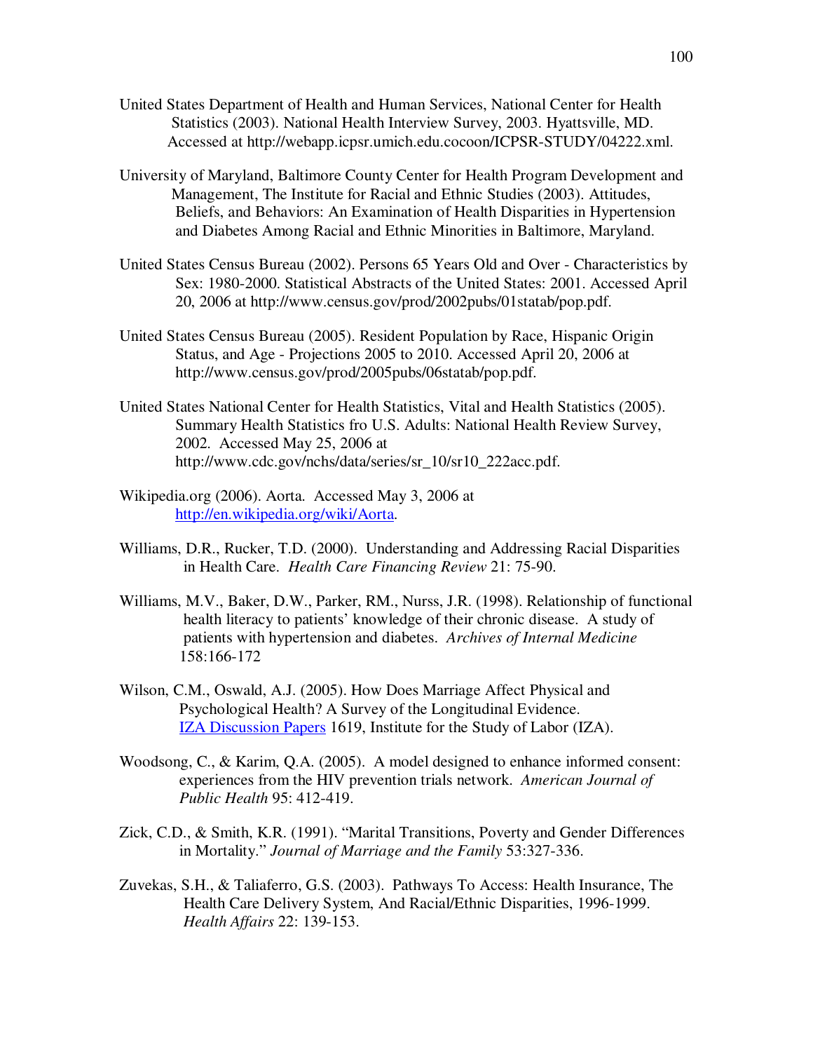United States Department of Health and Human Services, National Center for Health Statistics (2003). National Health Interview Survey, 2003. Hyattsville, MD. Accessed at http://webapp.icpsr.umich.edu.cocoon/ICPSR-STUDY/04222.xml.

University of Maryland, Baltimore County Center for Health Program Development and Management, The Institute for Racial and Ethnic Studies (2003). Attitudes, Beliefs, and Behaviors: An Examination of Health Disparities in Hypertension and Diabetes Among Racial and Ethnic Minorities in Baltimore, Maryland.

United States Census Bureau (2002). Persons 65 Years Old and Over - Characteristics by Sex: 1980-2000. Statistical Abstracts of the United States: 2001. Accessed April 20, 2006 at http://www.census.gov/prod/2002pubs/01statab/pop.pdf.

United States Census Bureau (2005). Resident Population by Race, Hispanic Origin Status, and Age - Projections 2005 to 2010. Accessed April 20, 2006 at http://www.census.gov/prod/2005pubs/06statab/pop.pdf.

United States National Center for Health Statistics, Vital and Health Statistics (2005). Summary Health Statistics fro U.S. Adults: National Health Review Survey, 2002. Accessed May 25, 2006 at http://www.cdc.gov/nchs/data/series/sr_10/sr10_222acc.pdf.

Wikipedia.org (2006). Aorta. Accessed May 3, 2006 at http://en.wikipedia.org/wiki/Aorta.

Williams, D.R., Rucker, T.D. (2000). Understanding and Addressing Racial Disparities in Health Care. *Health Care Financing Review* 21: 75-90.

Williams, M.V., Baker, D.W., Parker, RM., Nurss, J.R. (1998). Relationship of functional health literacy to patients' knowledge of their chronic disease. A study of patients with hypertension and diabetes. *Archives of Internal Medicine* 158:166-172

Wilson, C.M., Oswald, A.J. (2005). How Does Marriage Affect Physical and Psychological Health? A Survey of the Longitudinal Evidence. IZA Discussion Papers 1619, Institute for the Study of Labor (IZA).

Woodsong, C., & Karim, Q.A. (2005). A model designed to enhance informed consent: experiences from the HIV prevention trials network. *American Journal of Public Health* 95: 412-419.

Zick, C.D., & Smith, K.R. (1991). "Marital Transitions, Poverty and Gender Differences in Mortality." *Journal of Marriage and the Family* 53:327-336.

Zuvekas, S.H., & Taliaferro, G.S. (2003). Pathways To Access: Health Insurance, The Health Care Delivery System, And Racial/Ethnic Disparities, 1996-1999. *Health Affairs* 22: 139-153.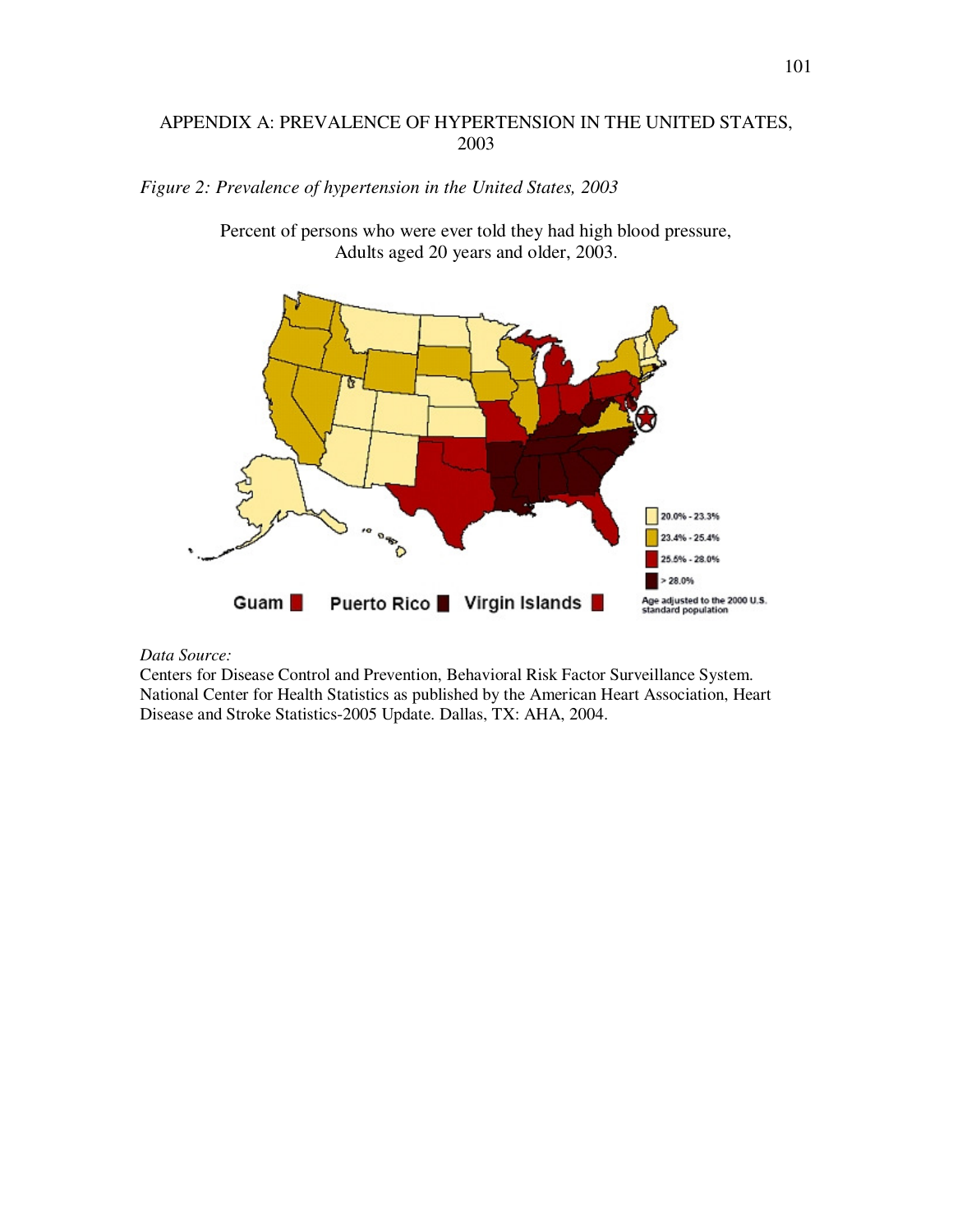# APPENDIX A: PREVALENCE OF HYPERTENSION IN THE UNITED STATES, 2003

*Figure 2: Prevalence of hypertension in the United States, 2003*

Percent of persons who were ever told they had high blood pressure,
Adults aged 20 years and older, 2003.

*Data Source:*

Centers for Disease Control and Prevention, Behavioral Risk Factor Surveillance System. National Center for Health Statistics as published by the American Heart Association, Heart Disease and Stroke Statistics-2005 Update. Dallas, TX: AHA, 2004.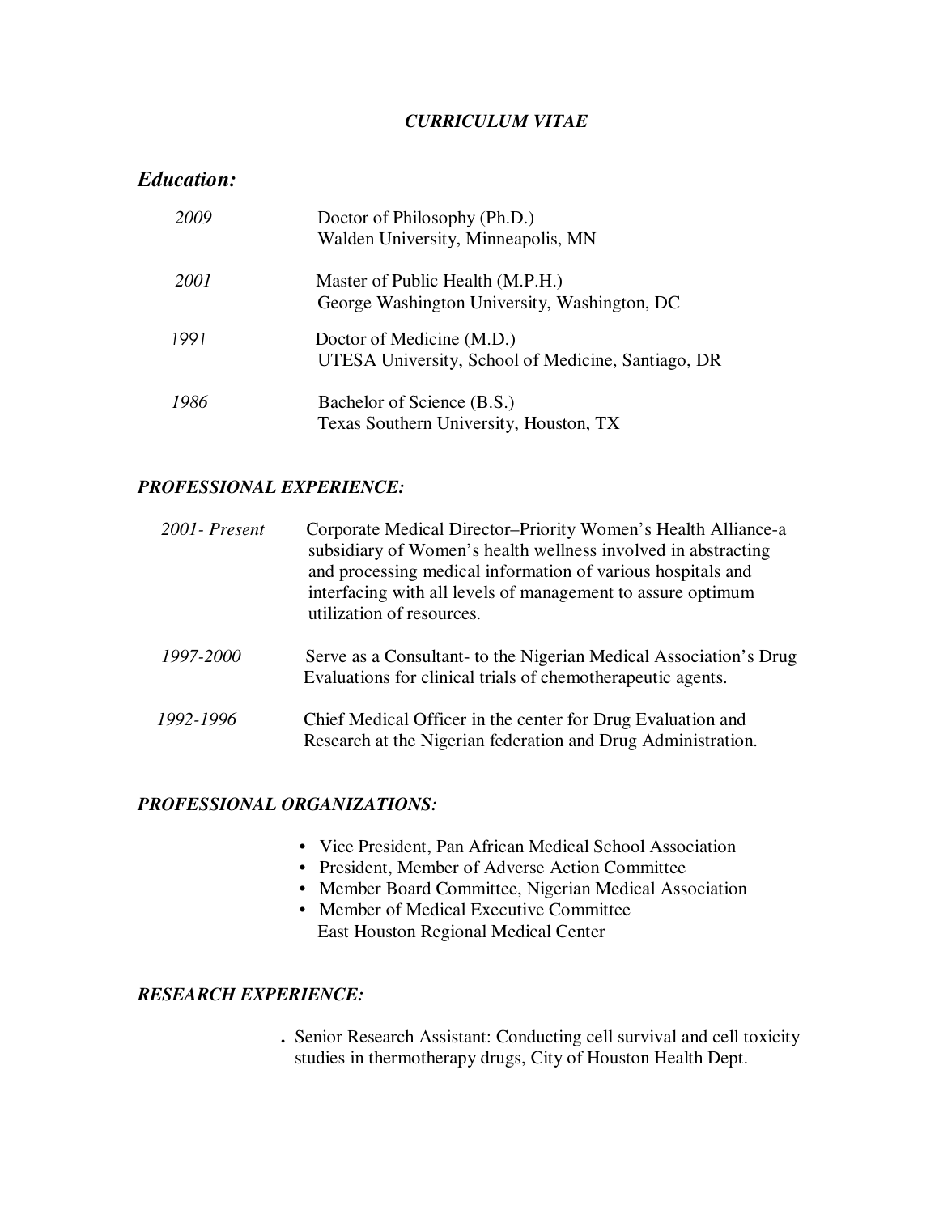*CURRICULUM VITAE*

## *Education:*

*2009* Doctor of Philosophy (Ph.D.)
Walden University, Minneapolis, MN

*2001* Master of Public Health (M.P.H.)
George Washington University, Washington, DC

*1991* Doctor of Medicine (M.D.)
UTESA University, School of Medicine, Santiago, DR

*1986* Bachelor of Science (B.S.)
Texas Southern University, Houston, TX

### *PROFESSIONAL EXPERIENCE:*

*2001- Present* Corporate Medical Director–Priority Women's Health Alliance-a subsidiary of Women's health wellness involved in abstracting and processing medical information of various hospitals and interfacing with all levels of management to assure optimum utilization of resources.

*1997-2000* Serve as a Consultant- to the Nigerian Medical Association's Drug Evaluations for clinical trials of chemotherapeutic agents.

*1992-1996* Chief Medical Officer in the center for Drug Evaluation and Research at the Nigerian federation and Drug Administration.

### *PROFESSIONAL ORGANIZATIONS:*

- Vice President, Pan African Medical School Association
- President, Member of Adverse Action Committee
- Member Board Committee, Nigerian Medical Association
- Member of Medical Executive Committee
  East Houston Regional Medical Center

### *RESEARCH EXPERIENCE:*

- Senior Research Assistant: Conducting cell survival and cell toxicity studies in thermotherapy drugs, City of Houston Health Dept.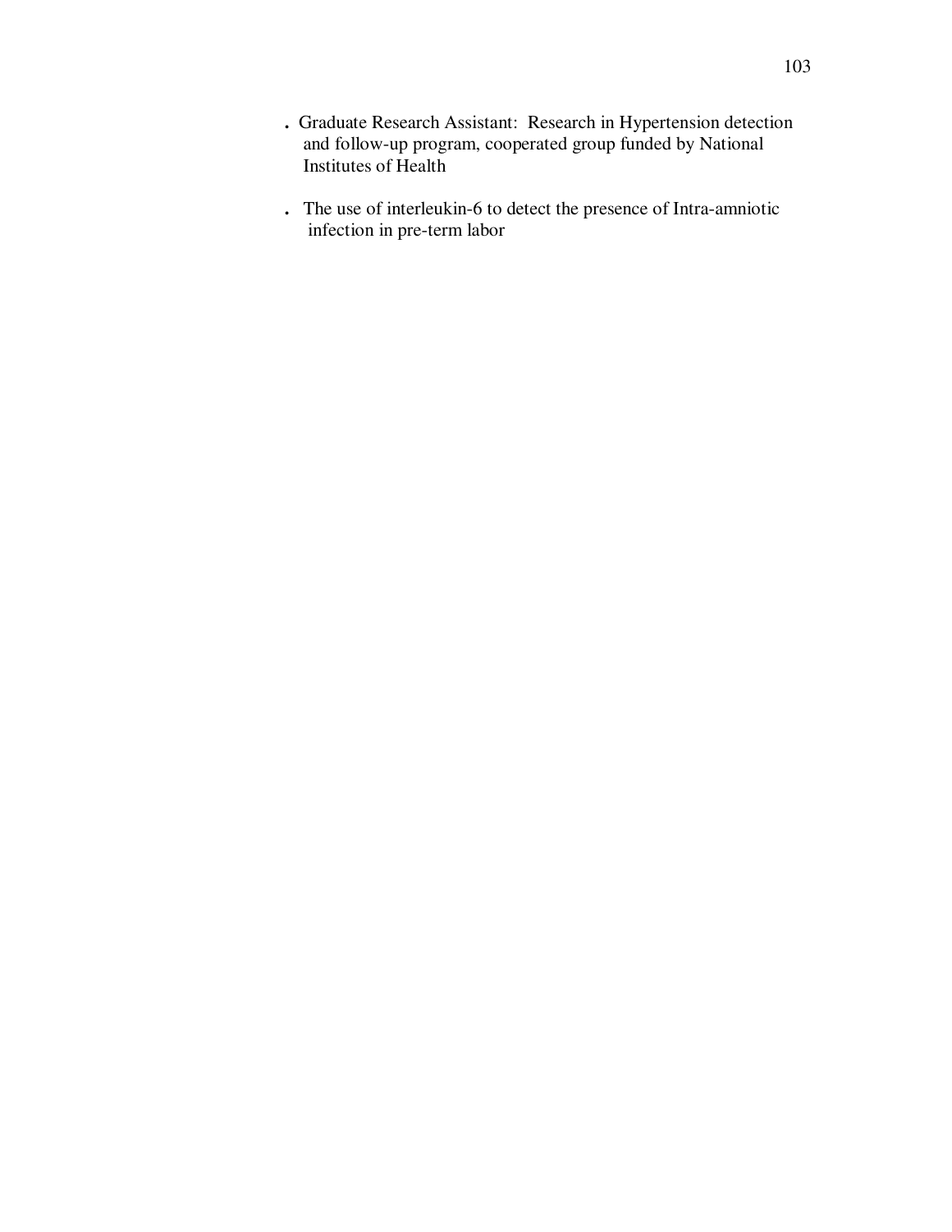- Graduate Research Assistant: Research in Hypertension detection and follow-up program, cooperated group funded by National Institutes of Health

- The use of interleukin-6 to detect the presence of Intra-amniotic infection in pre-term labor